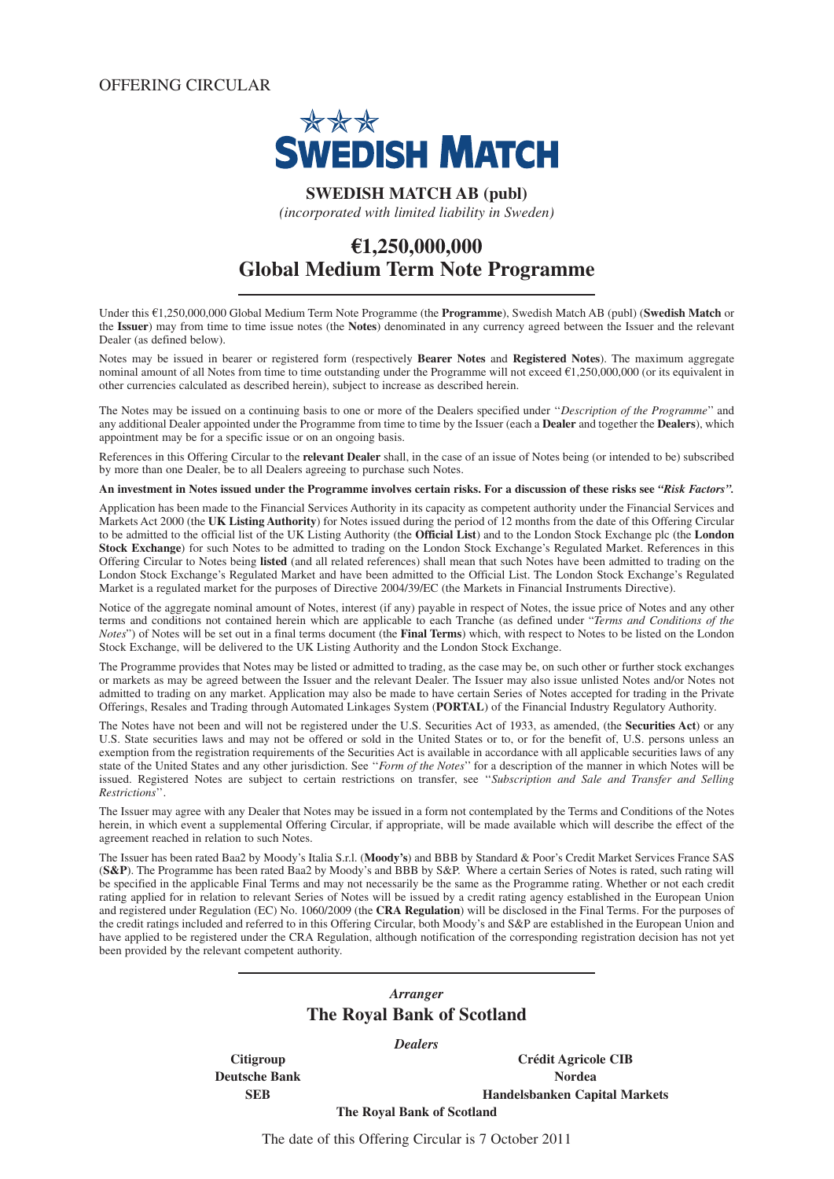OFFERING CIRCULAR

SWEDISH MATCH

# SWEDISH MATCH AB (publ)

*(incorporated with limited liability in Sweden)*

# €1,250,000,000
# Global Medium Term Note Programme

Under this €1,250,000,000 Global Medium Term Note Programme (the **Programme**), Swedish Match AB (publ) (**Swedish Match** or the **Issuer**) may from time to time issue notes (the **Notes**) denominated in any currency agreed between the Issuer and the relevant Dealer (as defined below).

Notes may be issued in bearer or registered form (respectively **Bearer Notes** and **Registered Notes**). The maximum aggregate nominal amount of all Notes from time to time outstanding under the Programme will not exceed €1,250,000,000 (or its equivalent in other currencies calculated as described herein), subject to increase as described herein.

The Notes may be issued on a continuing basis to one or more of the Dealers specified under "*Description of the Programme*" and any additional Dealer appointed under the Programme from time to time by the Issuer (each a **Dealer** and together the **Dealers**), which appointment may be for a specific issue or on an ongoing basis.

References in this Offering Circular to the **relevant Dealer** shall, in the case of an issue of Notes being (or intended to be) subscribed by more than one Dealer, be to all Dealers agreeing to purchase such Notes.

**An investment in Notes issued under the Programme involves certain risks. For a discussion of these risks see *"Risk Factors".***

Application has been made to the Financial Services Authority in its capacity as competent authority under the Financial Services and Markets Act 2000 (the **UK Listing Authority**) for Notes issued during the period of 12 months from the date of this Offering Circular to be admitted to the official list of the UK Listing Authority (the **Official List**) and to the London Stock Exchange plc (the **London Stock Exchange**) for such Notes to be admitted to trading on the London Stock Exchange's Regulated Market. References in this Offering Circular to Notes being **listed** (and all related references) shall mean that such Notes have been admitted to trading on the London Stock Exchange's Regulated Market and have been admitted to the Official List. The London Stock Exchange's Regulated Market is a regulated market for the purposes of Directive 2004/39/EC (the Markets in Financial Instruments Directive).

Notice of the aggregate nominal amount of Notes, interest (if any) payable in respect of Notes, the issue price of Notes and any other terms and conditions not contained herein which are applicable to each Tranche (as defined under "*Terms and Conditions of the Notes*") of Notes will be set out in a final terms document (the **Final Terms**) which, with respect to Notes to be listed on the London Stock Exchange, will be delivered to the UK Listing Authority and the London Stock Exchange.

The Programme provides that Notes may be listed or admitted to trading, as the case may be, on such other or further stock exchanges or markets as may be agreed between the Issuer and the relevant Dealer. The Issuer may also issue unlisted Notes and/or Notes not admitted to trading on any market. Application may also be made to have certain Series of Notes accepted for trading in the Private Offerings, Resales and Trading through Automated Linkages System (**PORTAL**) of the Financial Industry Regulatory Authority.

The Notes have not been and will not be registered under the U.S. Securities Act of 1933, as amended, (the **Securities Act**) or any U.S. State securities laws and may not be offered or sold in the United States or to, or for the benefit of, U.S. persons unless an exemption from the registration requirements of the Securities Act is available in accordance with all applicable securities laws of any state of the United States and any other jurisdiction. See "*Form of the Notes*" for a description of the manner in which Notes will be issued. Registered Notes are subject to certain restrictions on transfer, see "*Subscription and Sale and Transfer and Selling Restrictions*".

The Issuer may agree with any Dealer that Notes may be issued in a form not contemplated by the Terms and Conditions of the Notes herein, in which event a supplemental Offering Circular, if appropriate, will be made available which will describe the effect of the agreement reached in relation to such Notes.

The Issuer has been rated Baa2 by Moody's Italia S.r.l. (**Moody's**) and BBB by Standard & Poor's Credit Market Services France SAS (**S&P**). The Programme has been rated Baa2 by Moody's and BBB by S&P. Where a certain Series of Notes is rated, such rating will be specified in the applicable Final Terms and may not necessarily be the same as the Programme rating. Whether or not each credit rating applied for in relation to relevant Series of Notes will be issued by a credit rating agency established in the European Union and registered under Regulation (EC) No. 1060/2009 (the **CRA Regulation**) will be disclosed in the Final Terms. For the purposes of the credit ratings included and referred to in this Offering Circular, both Moody's and S&P are established in the European Union and have applied to be registered under the CRA Regulation, although notification of the corresponding registration decision has not yet been provided by the relevant competent authority.

***Arranger***

**The Royal Bank of Scotland**

***Dealers***

**Citigroup**
**Crédit Agricole CIB**
**Deutsche Bank**
**Nordea**
**SEB**
**Handelsbanken Capital Markets**
**The Royal Bank of Scotland**

The date of this Offering Circular is 7 October 2011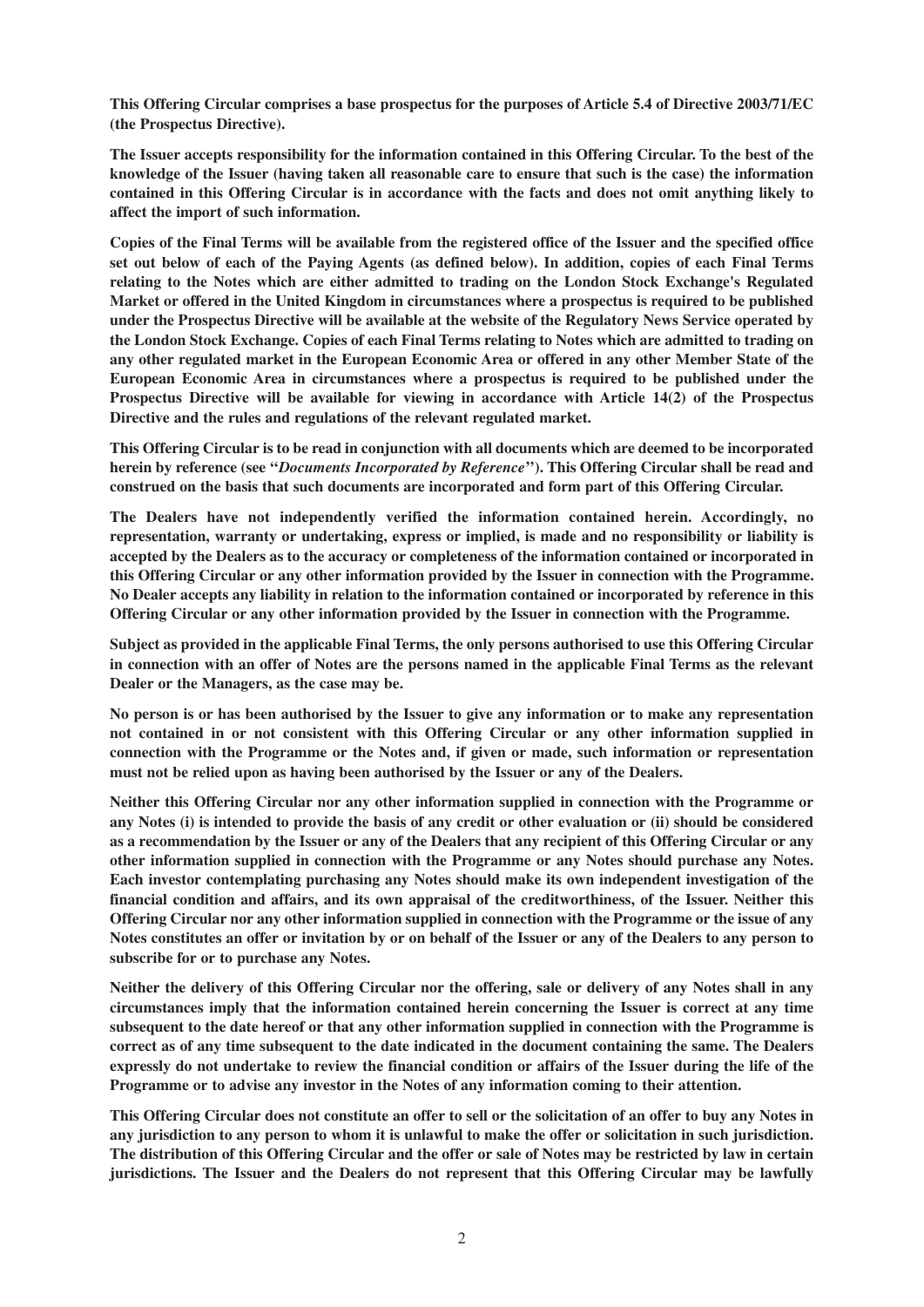**This Offering Circular comprises a base prospectus for the purposes of Article 5.4 of Directive 2003/71/EC (the Prospectus Directive).**

**The Issuer accepts responsibility for the information contained in this Offering Circular. To the best of the knowledge of the Issuer (having taken all reasonable care to ensure that such is the case) the information contained in this Offering Circular is in accordance with the facts and does not omit anything likely to affect the import of such information.**

**Copies of the Final Terms will be available from the registered office of the Issuer and the specified office set out below of each of the Paying Agents (as defined below). In addition, copies of each Final Terms relating to the Notes which are either admitted to trading on the London Stock Exchange's Regulated Market or offered in the United Kingdom in circumstances where a prospectus is required to be published under the Prospectus Directive will be available at the website of the Regulatory News Service operated by the London Stock Exchange. Copies of each Final Terms relating to Notes which are admitted to trading on any other regulated market in the European Economic Area or offered in any other Member State of the European Economic Area in circumstances where a prospectus is required to be published under the Prospectus Directive will be available for viewing in accordance with Article 14(2) of the Prospectus Directive and the rules and regulations of the relevant regulated market.**

**This Offering Circular is to be read in conjunction with all documents which are deemed to be incorporated herein by reference (see "*Documents Incorporated by Reference*"). This Offering Circular shall be read and construed on the basis that such documents are incorporated and form part of this Offering Circular.**

**The Dealers have not independently verified the information contained herein. Accordingly, no representation, warranty or undertaking, express or implied, is made and no responsibility or liability is accepted by the Dealers as to the accuracy or completeness of the information contained or incorporated in this Offering Circular or any other information provided by the Issuer in connection with the Programme. No Dealer accepts any liability in relation to the information contained or incorporated by reference in this Offering Circular or any other information provided by the Issuer in connection with the Programme.**

**Subject as provided in the applicable Final Terms, the only persons authorised to use this Offering Circular in connection with an offer of Notes are the persons named in the applicable Final Terms as the relevant Dealer or the Managers, as the case may be.**

**No person is or has been authorised by the Issuer to give any information or to make any representation not contained in or not consistent with this Offering Circular or any other information supplied in connection with the Programme or the Notes and, if given or made, such information or representation must not be relied upon as having been authorised by the Issuer or any of the Dealers.**

**Neither this Offering Circular nor any other information supplied in connection with the Programme or any Notes (i) is intended to provide the basis of any credit or other evaluation or (ii) should be considered as a recommendation by the Issuer or any of the Dealers that any recipient of this Offering Circular or any other information supplied in connection with the Programme or any Notes should purchase any Notes. Each investor contemplating purchasing any Notes should make its own independent investigation of the financial condition and affairs, and its own appraisal of the creditworthiness, of the Issuer. Neither this Offering Circular nor any other information supplied in connection with the Programme or the issue of any Notes constitutes an offer or invitation by or on behalf of the Issuer or any of the Dealers to any person to subscribe for or to purchase any Notes.**

**Neither the delivery of this Offering Circular nor the offering, sale or delivery of any Notes shall in any circumstances imply that the information contained herein concerning the Issuer is correct at any time subsequent to the date hereof or that any other information supplied in connection with the Programme is correct as of any time subsequent to the date indicated in the document containing the same. The Dealers expressly do not undertake to review the financial condition or affairs of the Issuer during the life of the Programme or to advise any investor in the Notes of any information coming to their attention.**

**This Offering Circular does not constitute an offer to sell or the solicitation of an offer to buy any Notes in any jurisdiction to any person to whom it is unlawful to make the offer or solicitation in such jurisdiction. The distribution of this Offering Circular and the offer or sale of Notes may be restricted by law in certain jurisdictions. The Issuer and the Dealers do not represent that this Offering Circular may be lawfully**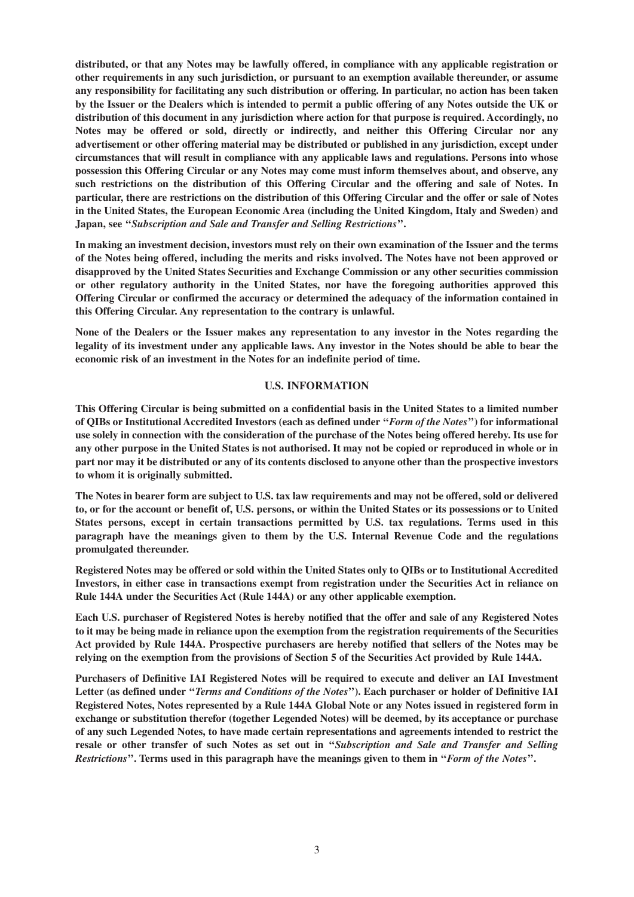**distributed, or that any Notes may be lawfully offered, in compliance with any applicable registration or other requirements in any such jurisdiction, or pursuant to an exemption available thereunder, or assume any responsibility for facilitating any such distribution or offering. In particular, no action has been taken by the Issuer or the Dealers which is intended to permit a public offering of any Notes outside the UK or distribution of this document in any jurisdiction where action for that purpose is required. Accordingly, no Notes may be offered or sold, directly or indirectly, and neither this Offering Circular nor any advertisement or other offering material may be distributed or published in any jurisdiction, except under circumstances that will result in compliance with any applicable laws and regulations. Persons into whose possession this Offering Circular or any Notes may come must inform themselves about, and observe, any such restrictions on the distribution of this Offering Circular and the offering and sale of Notes. In particular, there are restrictions on the distribution of this Offering Circular and the offer or sale of Notes in the United States, the European Economic Area (including the United Kingdom, Italy and Sweden) and Japan, see "*Subscription and Sale and Transfer and Selling Restrictions*".**

**In making an investment decision, investors must rely on their own examination of the Issuer and the terms of the Notes being offered, including the merits and risks involved. The Notes have not been approved or disapproved by the United States Securities and Exchange Commission or any other securities commission or other regulatory authority in the United States, nor have the foregoing authorities approved this Offering Circular or confirmed the accuracy or determined the adequacy of the information contained in this Offering Circular. Any representation to the contrary is unlawful.**

**None of the Dealers or the Issuer makes any representation to any investor in the Notes regarding the legality of its investment under any applicable laws. Any investor in the Notes should be able to bear the economic risk of an investment in the Notes for an indefinite period of time.**

## U.S. INFORMATION

**This Offering Circular is being submitted on a confidential basis in the United States to a limited number of QIBs or Institutional Accredited Investors (each as defined under "*Form of the Notes*") for informational use solely in connection with the consideration of the purchase of the Notes being offered hereby. Its use for any other purpose in the United States is not authorised. It may not be copied or reproduced in whole or in part nor may it be distributed or any of its contents disclosed to anyone other than the prospective investors to whom it is originally submitted.**

**The Notes in bearer form are subject to U.S. tax law requirements and may not be offered, sold or delivered to, or for the account or benefit of, U.S. persons, or within the United States or its possessions or to United States persons, except in certain transactions permitted by U.S. tax regulations. Terms used in this paragraph have the meanings given to them by the U.S. Internal Revenue Code and the regulations promulgated thereunder.**

**Registered Notes may be offered or sold within the United States only to QIBs or to Institutional Accredited Investors, in either case in transactions exempt from registration under the Securities Act in reliance on Rule 144A under the Securities Act (Rule 144A) or any other applicable exemption.**

**Each U.S. purchaser of Registered Notes is hereby notified that the offer and sale of any Registered Notes to it may be being made in reliance upon the exemption from the registration requirements of the Securities Act provided by Rule 144A. Prospective purchasers are hereby notified that sellers of the Notes may be relying on the exemption from the provisions of Section 5 of the Securities Act provided by Rule 144A.**

**Purchasers of Definitive IAI Registered Notes will be required to execute and deliver an IAI Investment Letter (as defined under "*Terms and Conditions of the Notes*"). Each purchaser or holder of Definitive IAI Registered Notes, Notes represented by a Rule 144A Global Note or any Notes issued in registered form in exchange or substitution therefor (together Legended Notes) will be deemed, by its acceptance or purchase of any such Legended Notes, to have made certain representations and agreements intended to restrict the resale or other transfer of such Notes as set out in "*Subscription and Sale and Transfer and Selling Restrictions*". Terms used in this paragraph have the meanings given to them in "*Form of the Notes*".**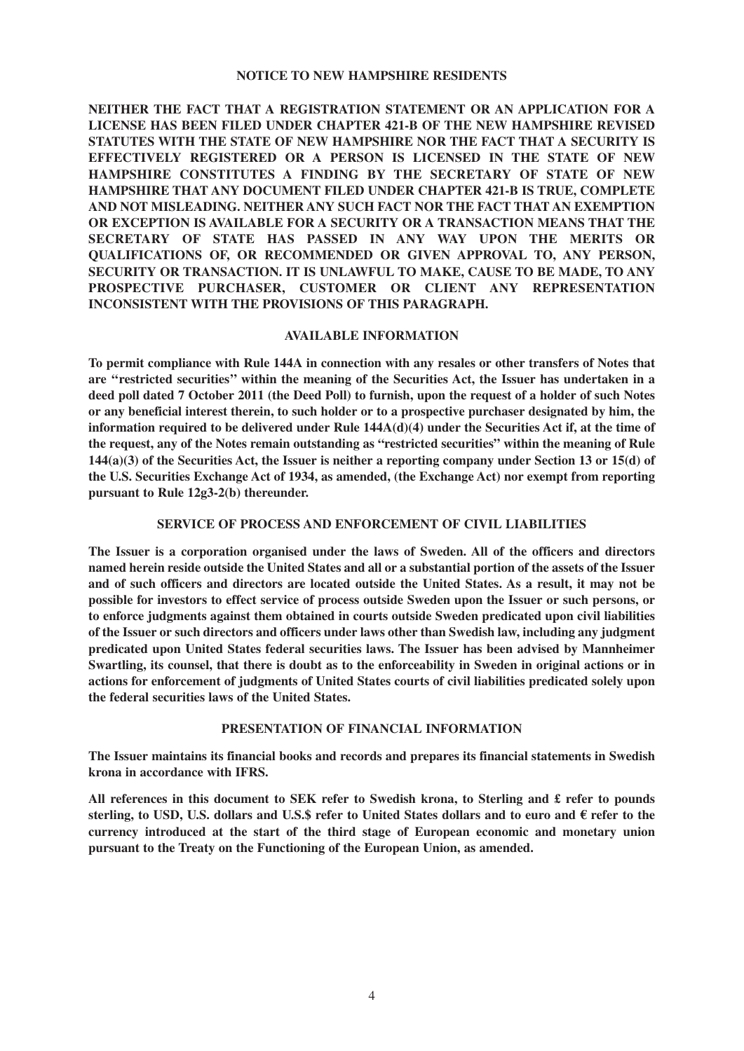## NOTICE TO NEW HAMPSHIRE RESIDENTS

**NEITHER THE FACT THAT A REGISTRATION STATEMENT OR AN APPLICATION FOR A LICENSE HAS BEEN FILED UNDER CHAPTER 421-B OF THE NEW HAMPSHIRE REVISED STATUTES WITH THE STATE OF NEW HAMPSHIRE NOR THE FACT THAT A SECURITY IS EFFECTIVELY REGISTERED OR A PERSON IS LICENSED IN THE STATE OF NEW HAMPSHIRE CONSTITUTES A FINDING BY THE SECRETARY OF STATE OF NEW HAMPSHIRE THAT ANY DOCUMENT FILED UNDER CHAPTER 421-B IS TRUE, COMPLETE AND NOT MISLEADING. NEITHER ANY SUCH FACT NOR THE FACT THAT AN EXEMPTION OR EXCEPTION IS AVAILABLE FOR A SECURITY OR A TRANSACTION MEANS THAT THE SECRETARY OF STATE HAS PASSED IN ANY WAY UPON THE MERITS OR QUALIFICATIONS OF, OR RECOMMENDED OR GIVEN APPROVAL TO, ANY PERSON, SECURITY OR TRANSACTION. IT IS UNLAWFUL TO MAKE, CAUSE TO BE MADE, TO ANY PROSPECTIVE PURCHASER, CUSTOMER OR CLIENT ANY REPRESENTATION INCONSISTENT WITH THE PROVISIONS OF THIS PARAGRAPH.**

## AVAILABLE INFORMATION

**To permit compliance with Rule 144A in connection with any resales or other transfers of Notes that are "restricted securities" within the meaning of the Securities Act, the Issuer has undertaken in a deed poll dated 7 October 2011 (the Deed Poll) to furnish, upon the request of a holder of such Notes or any beneficial interest therein, to such holder or to a prospective purchaser designated by him, the information required to be delivered under Rule 144A(d)(4) under the Securities Act if, at the time of the request, any of the Notes remain outstanding as "restricted securities" within the meaning of Rule 144(a)(3) of the Securities Act, the Issuer is neither a reporting company under Section 13 or 15(d) of the U.S. Securities Exchange Act of 1934, as amended, (the Exchange Act) nor exempt from reporting pursuant to Rule 12g3-2(b) thereunder.**

## SERVICE OF PROCESS AND ENFORCEMENT OF CIVIL LIABILITIES

**The Issuer is a corporation organised under the laws of Sweden. All of the officers and directors named herein reside outside the United States and all or a substantial portion of the assets of the Issuer and of such officers and directors are located outside the United States. As a result, it may not be possible for investors to effect service of process outside Sweden upon the Issuer or such persons, or to enforce judgments against them obtained in courts outside Sweden predicated upon civil liabilities of the Issuer or such directors and officers under laws other than Swedish law, including any judgment predicated upon United States federal securities laws. The Issuer has been advised by Mannheimer Swartling, its counsel, that there is doubt as to the enforceability in Sweden in original actions or in actions for enforcement of judgments of United States courts of civil liabilities predicated solely upon the federal securities laws of the United States.**

## PRESENTATION OF FINANCIAL INFORMATION

**The Issuer maintains its financial books and records and prepares its financial statements in Swedish krona in accordance with IFRS.**

**All references in this document to SEK refer to Swedish krona, to Sterling and £ refer to pounds sterling, to USD, U.S. dollars and U.S.$ refer to United States dollars and to euro and € refer to the currency introduced at the start of the third stage of European economic and monetary union pursuant to the Treaty on the Functioning of the European Union, as amended.**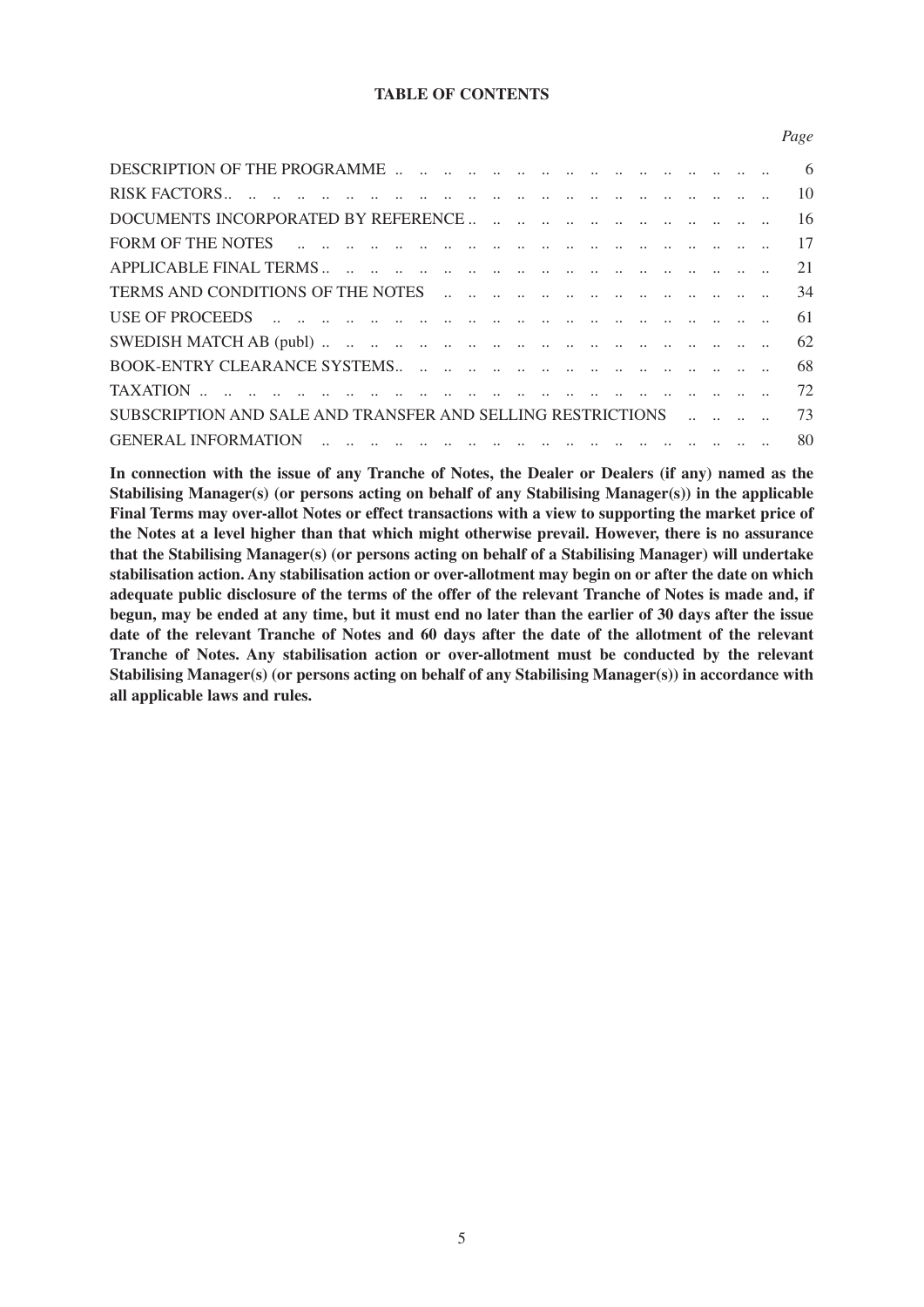# TABLE OF CONTENTS

| | *Page* |
|---|---|
| DESCRIPTION OF THE PROGRAMME | 6 |
| RISK FACTORS | 10 |
| DOCUMENTS INCORPORATED BY REFERENCE | 16 |
| FORM OF THE NOTES | 17 |
| APPLICABLE FINAL TERMS | 21 |
| TERMS AND CONDITIONS OF THE NOTES | 34 |
| USE OF PROCEEDS | 61 |
| SWEDISH MATCH AB (publ) | 62 |
| BOOK-ENTRY CLEARANCE SYSTEMS | 68 |
| TAXATION | 72 |
| SUBSCRIPTION AND SALE AND TRANSFER AND SELLING RESTRICTIONS | 73 |
| GENERAL INFORMATION | 80 |

**In connection with the issue of any Tranche of Notes, the Dealer or Dealers (if any) named as the Stabilising Manager(s) (or persons acting on behalf of any Stabilising Manager(s)) in the applicable Final Terms may over-allot Notes or effect transactions with a view to supporting the market price of the Notes at a level higher than that which might otherwise prevail. However, there is no assurance that the Stabilising Manager(s) (or persons acting on behalf of a Stabilising Manager) will undertake stabilisation action. Any stabilisation action or over-allotment may begin on or after the date on which adequate public disclosure of the terms of the offer of the relevant Tranche of Notes is made and, if begun, may be ended at any time, but it must end no later than the earlier of 30 days after the issue date of the relevant Tranche of Notes and 60 days after the date of the allotment of the relevant Tranche of Notes. Any stabilisation action or over-allotment must be conducted by the relevant Stabilising Manager(s) (or persons acting on behalf of any Stabilising Manager(s)) in accordance with all applicable laws and rules.**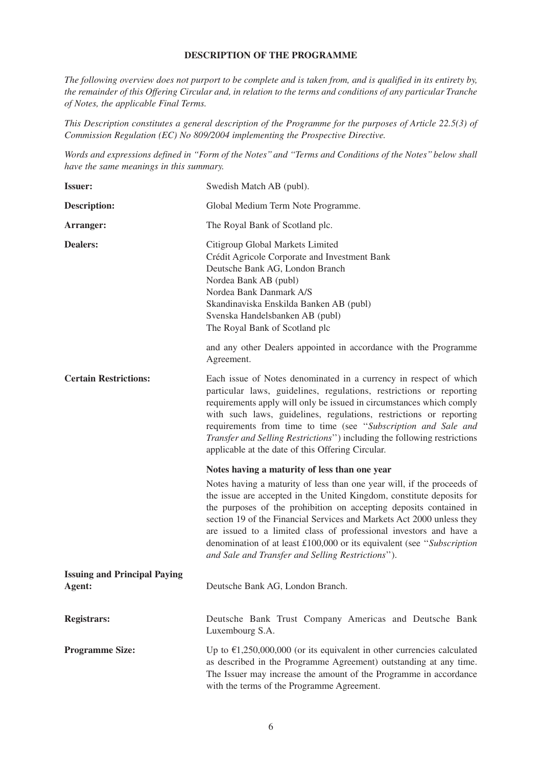## DESCRIPTION OF THE PROGRAMME

*The following overview does not purport to be complete and is taken from, and is qualified in its entirety by, the remainder of this Offering Circular and, in relation to the terms and conditions of any particular Tranche of Notes, the applicable Final Terms.*

*This Description constitutes a general description of the Programme for the purposes of Article 22.5(3) of Commission Regulation (EC) No 809/2004 implementing the Prospective Directive.*

*Words and expressions defined in "Form of the Notes" and "Terms and Conditions of the Notes" below shall have the same meanings in this summary.*

| | |
|---|---|
| **Issuer:** | Swedish Match AB (publ). |
| **Description:** | Global Medium Term Note Programme. |
| **Arranger:** | The Royal Bank of Scotland plc. |
| **Dealers:** | Citigroup Global Markets Limited<br>Crédit Agricole Corporate and Investment Bank<br>Deutsche Bank AG, London Branch<br>Nordea Bank AB (publ)<br>Nordea Bank Danmark A/S<br>Skandinaviska Enskilda Banken AB (publ)<br>Svenska Handelsbanken AB (publ)<br>The Royal Bank of Scotland plc<br><br>and any other Dealers appointed in accordance with the Programme Agreement. |
| **Certain Restrictions:** | Each issue of Notes denominated in a currency in respect of which particular laws, guidelines, regulations, restrictions or reporting requirements apply will only be issued in circumstances which comply with such laws, guidelines, regulations, restrictions or reporting requirements from time to time (see "*Subscription and Sale and Transfer and Selling Restrictions*") including the following restrictions applicable at the date of this Offering Circular.<br><br>**Notes having a maturity of less than one year**<br><br>Notes having a maturity of less than one year will, if the proceeds of the issue are accepted in the United Kingdom, constitute deposits for the purposes of the prohibition on accepting deposits contained in section 19 of the Financial Services and Markets Act 2000 unless they are issued to a limited class of professional investors and have a denomination of at least £100,000 or its equivalent (see "*Subscription and Sale and Transfer and Selling Restrictions*"). |
| **Issuing and Principal Paying Agent:** | Deutsche Bank AG, London Branch. |
| **Registrars:** | Deutsche Bank Trust Company Americas and Deutsche Bank Luxembourg S.A. |
| **Programme Size:** | Up to €1,250,000,000 (or its equivalent in other currencies calculated as described in the Programme Agreement) outstanding at any time. The Issuer may increase the amount of the Programme in accordance with the terms of the Programme Agreement. |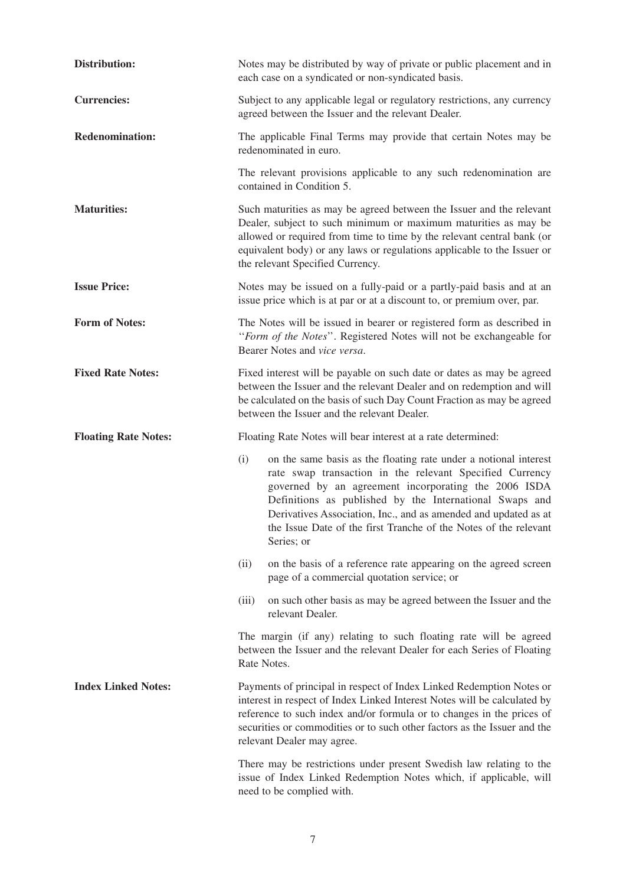**Distribution:** Notes may be distributed by way of private or public placement and in each case on a syndicated or non-syndicated basis.

**Currencies:** Subject to any applicable legal or regulatory restrictions, any currency agreed between the Issuer and the relevant Dealer.

**Redenomination:** The applicable Final Terms may provide that certain Notes may be redenominated in euro.

The relevant provisions applicable to any such redenomination are contained in Condition 5.

**Maturities:** Such maturities as may be agreed between the Issuer and the relevant Dealer, subject to such minimum or maximum maturities as may be allowed or required from time to time by the relevant central bank (or equivalent body) or any laws or regulations applicable to the Issuer or the relevant Specified Currency.

**Issue Price:** Notes may be issued on a fully-paid or a partly-paid basis and at an issue price which is at par or at a discount to, or premium over, par.

**Form of Notes:** The Notes will be issued in bearer or registered form as described in "*Form of the Notes*". Registered Notes will not be exchangeable for Bearer Notes and *vice versa*.

**Fixed Rate Notes:** Fixed interest will be payable on such date or dates as may be agreed between the Issuer and the relevant Dealer and on redemption and will be calculated on the basis of such Day Count Fraction as may be agreed between the Issuer and the relevant Dealer.

**Floating Rate Notes:** Floating Rate Notes will bear interest at a rate determined:

(i) on the same basis as the floating rate under a notional interest rate swap transaction in the relevant Specified Currency governed by an agreement incorporating the 2006 ISDA Definitions as published by the International Swaps and Derivatives Association, Inc., and as amended and updated as at the Issue Date of the first Tranche of the Notes of the relevant Series; or

(ii) on the basis of a reference rate appearing on the agreed screen page of a commercial quotation service; or

(iii) on such other basis as may be agreed between the Issuer and the relevant Dealer.

The margin (if any) relating to such floating rate will be agreed between the Issuer and the relevant Dealer for each Series of Floating Rate Notes.

**Index Linked Notes:** Payments of principal in respect of Index Linked Redemption Notes or interest in respect of Index Linked Interest Notes will be calculated by reference to such index and/or formula or to changes in the prices of securities or commodities or to such other factors as the Issuer and the relevant Dealer may agree.

There may be restrictions under present Swedish law relating to the issue of Index Linked Redemption Notes which, if applicable, will need to be complied with.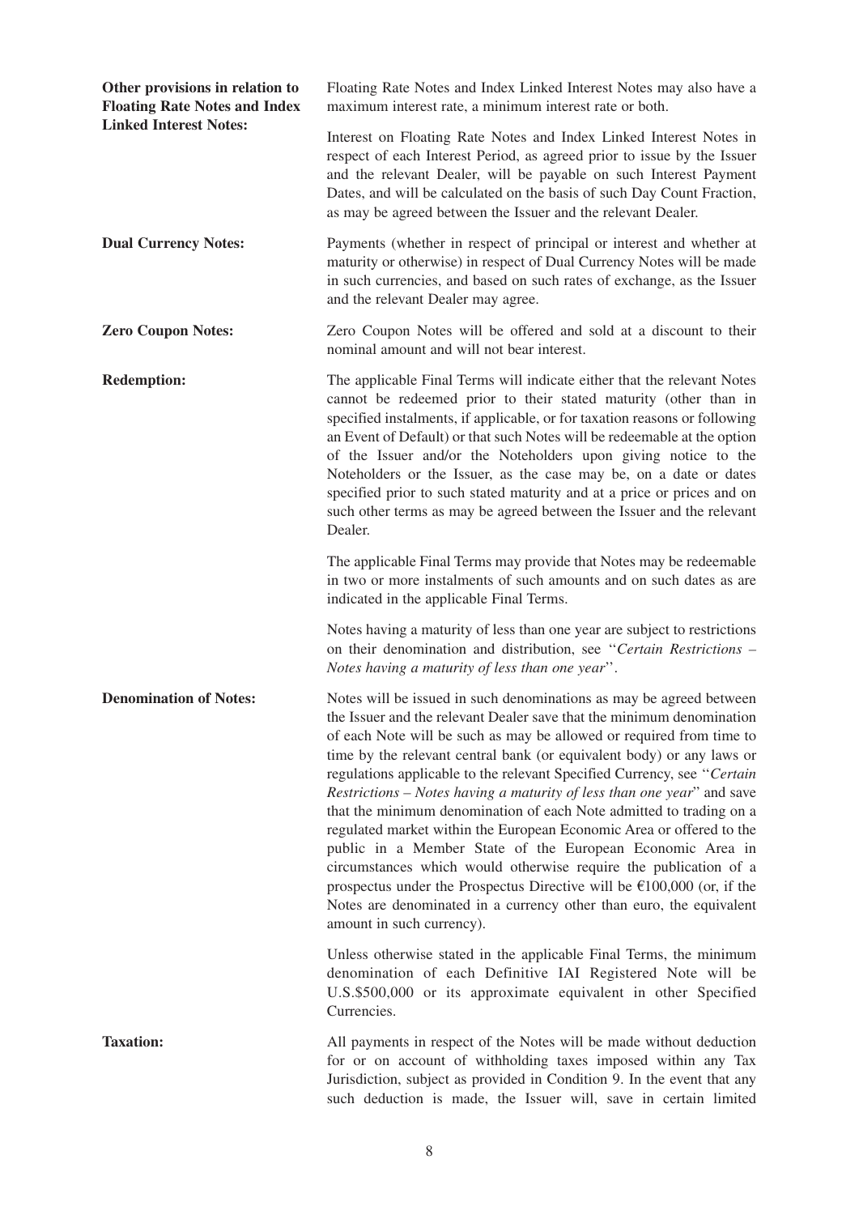**Other provisions in relation to Floating Rate Notes and Index Linked Interest Notes:**

Floating Rate Notes and Index Linked Interest Notes may also have a maximum interest rate, a minimum interest rate or both.

Interest on Floating Rate Notes and Index Linked Interest Notes in respect of each Interest Period, as agreed prior to issue by the Issuer and the relevant Dealer, will be payable on such Interest Payment Dates, and will be calculated on the basis of such Day Count Fraction, as may be agreed between the Issuer and the relevant Dealer.

**Dual Currency Notes:**

Payments (whether in respect of principal or interest and whether at maturity or otherwise) in respect of Dual Currency Notes will be made in such currencies, and based on such rates of exchange, as the Issuer and the relevant Dealer may agree.

**Zero Coupon Notes:**

Zero Coupon Notes will be offered and sold at a discount to their nominal amount and will not bear interest.

**Redemption:**

The applicable Final Terms will indicate either that the relevant Notes cannot be redeemed prior to their stated maturity (other than in specified instalments, if applicable, or for taxation reasons or following an Event of Default) or that such Notes will be redeemable at the option of the Issuer and/or the Noteholders upon giving notice to the Noteholders or the Issuer, as the case may be, on a date or dates specified prior to such stated maturity and at a price or prices and on such other terms as may be agreed between the Issuer and the relevant Dealer.

The applicable Final Terms may provide that Notes may be redeemable in two or more instalments of such amounts and on such dates as are indicated in the applicable Final Terms.

Notes having a maturity of less than one year are subject to restrictions on their denomination and distribution, see "*Certain Restrictions – Notes having a maturity of less than one year*".

**Denomination of Notes:**

Notes will be issued in such denominations as may be agreed between the Issuer and the relevant Dealer save that the minimum denomination of each Note will be such as may be allowed or required from time to time by the relevant central bank (or equivalent body) or any laws or regulations applicable to the relevant Specified Currency, see "*Certain Restrictions – Notes having a maturity of less than one year*" and save that the minimum denomination of each Note admitted to trading on a regulated market within the European Economic Area or offered to the public in a Member State of the European Economic Area in circumstances which would otherwise require the publication of a prospectus under the Prospectus Directive will be €100,000 (or, if the Notes are denominated in a currency other than euro, the equivalent amount in such currency).

Unless otherwise stated in the applicable Final Terms, the minimum denomination of each Definitive IAI Registered Note will be U.S.$500,000 or its approximate equivalent in other Specified Currencies.

**Taxation:**

All payments in respect of the Notes will be made without deduction for or on account of withholding taxes imposed within any Tax Jurisdiction, subject as provided in Condition 9. In the event that any such deduction is made, the Issuer will, save in certain limited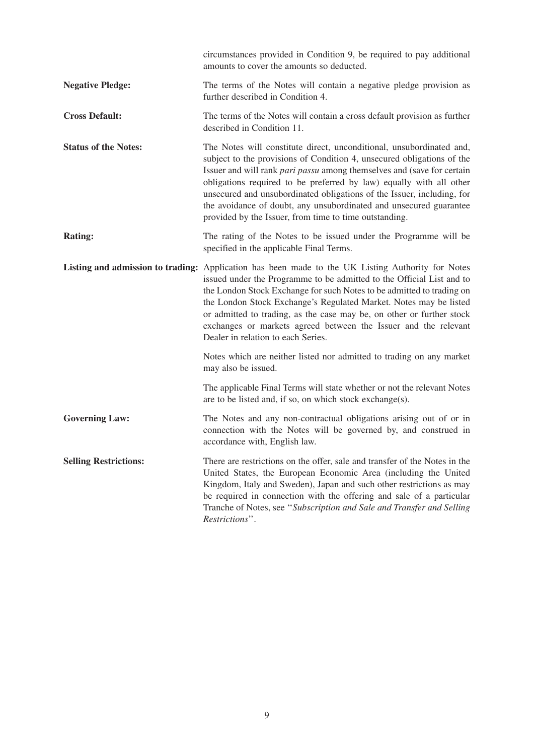circumstances provided in Condition 9, be required to pay additional amounts to cover the amounts so deducted.

| | |
|---|---|
| **Negative Pledge:** | The terms of the Notes will contain a negative pledge provision as further described in Condition 4. |
| **Cross Default:** | The terms of the Notes will contain a cross default provision as further described in Condition 11. |
| **Status of the Notes:** | The Notes will constitute direct, unconditional, unsubordinated and, subject to the provisions of Condition 4, unsecured obligations of the Issuer and will rank *pari passu* among themselves and (save for certain obligations required to be preferred by law) equally with all other unsecured and unsubordinated obligations of the Issuer, including, for the avoidance of doubt, any unsubordinated and unsecured guarantee provided by the Issuer, from time to time outstanding. |
| **Rating:** | The rating of the Notes to be issued under the Programme will be specified in the applicable Final Terms. |
| **Listing and admission to trading:** | Application has been made to the UK Listing Authority for Notes issued under the Programme to be admitted to the Official List and to the London Stock Exchange for such Notes to be admitted to trading on the London Stock Exchange's Regulated Market. Notes may be listed or admitted to trading, as the case may be, on other or further stock exchanges or markets agreed between the Issuer and the relevant Dealer in relation to each Series.<br><br>Notes which are neither listed nor admitted to trading on any market may also be issued.<br><br>The applicable Final Terms will state whether or not the relevant Notes are to be listed and, if so, on which stock exchange(s). |
| **Governing Law:** | The Notes and any non-contractual obligations arising out of or in connection with the Notes will be governed by, and construed in accordance with, English law. |
| **Selling Restrictions:** | There are restrictions on the offer, sale and transfer of the Notes in the United States, the European Economic Area (including the United Kingdom, Italy and Sweden), Japan and such other restrictions as may be required in connection with the offering and sale of a particular Tranche of Notes, see "*Subscription and Sale and Transfer and Selling Restrictions*". |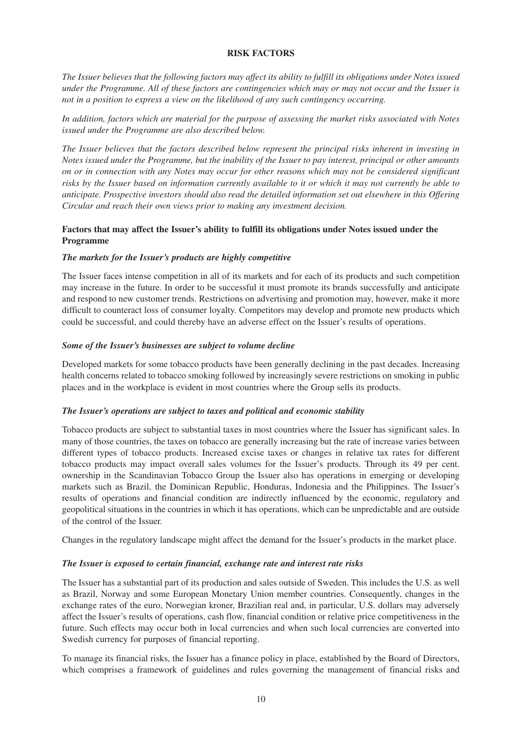# RISK FACTORS

*The Issuer believes that the following factors may affect its ability to fulfill its obligations under Notes issued under the Programme. All of these factors are contingencies which may or may not occur and the Issuer is not in a position to express a view on the likelihood of any such contingency occurring.*

*In addition, factors which are material for the purpose of assessing the market risks associated with Notes issued under the Programme are also described below.*

*The Issuer believes that the factors described below represent the principal risks inherent in investing in Notes issued under the Programme, but the inability of the Issuer to pay interest, principal or other amounts on or in connection with any Notes may occur for other reasons which may not be considered significant risks by the Issuer based on information currently available to it or which it may not currently be able to anticipate. Prospective investors should also read the detailed information set out elsewhere in this Offering Circular and reach their own views prior to making any investment decision.*

## Factors that may affect the Issuer's ability to fulfill its obligations under Notes issued under the Programme

### *The markets for the Issuer's products are highly competitive*

The Issuer faces intense competition in all of its markets and for each of its products and such competition may increase in the future. In order to be successful it must promote its brands successfully and anticipate and respond to new customer trends. Restrictions on advertising and promotion may, however, make it more difficult to counteract loss of consumer loyalty. Competitors may develop and promote new products which could be successful, and could thereby have an adverse effect on the Issuer's results of operations.

### *Some of the Issuer's businesses are subject to volume decline*

Developed markets for some tobacco products have been generally declining in the past decades. Increasing health concerns related to tobacco smoking followed by increasingly severe restrictions on smoking in public places and in the workplace is evident in most countries where the Group sells its products.

### *The Issuer's operations are subject to taxes and political and economic stability*

Tobacco products are subject to substantial taxes in most countries where the Issuer has significant sales. In many of those countries, the taxes on tobacco are generally increasing but the rate of increase varies between different types of tobacco products. Increased excise taxes or changes in relative tax rates for different tobacco products may impact overall sales volumes for the Issuer's products. Through its 49 per cent. ownership in the Scandinavian Tobacco Group the Issuer also has operations in emerging or developing markets such as Brazil, the Dominican Republic, Honduras, Indonesia and the Philippines. The Issuer's results of operations and financial condition are indirectly influenced by the economic, regulatory and geopolitical situations in the countries in which it has operations, which can be unpredictable and are outside of the control of the Issuer.

Changes in the regulatory landscape might affect the demand for the Issuer's products in the market place.

### *The Issuer is exposed to certain financial, exchange rate and interest rate risks*

The Issuer has a substantial part of its production and sales outside of Sweden. This includes the U.S. as well as Brazil, Norway and some European Monetary Union member countries. Consequently, changes in the exchange rates of the euro, Norwegian kroner, Brazilian real and, in particular, U.S. dollars may adversely affect the Issuer's results of operations, cash flow, financial condition or relative price competitiveness in the future. Such effects may occur both in local currencies and when such local currencies are converted into Swedish currency for purposes of financial reporting.

To manage its financial risks, the Issuer has a finance policy in place, established by the Board of Directors, which comprises a framework of guidelines and rules governing the management of financial risks and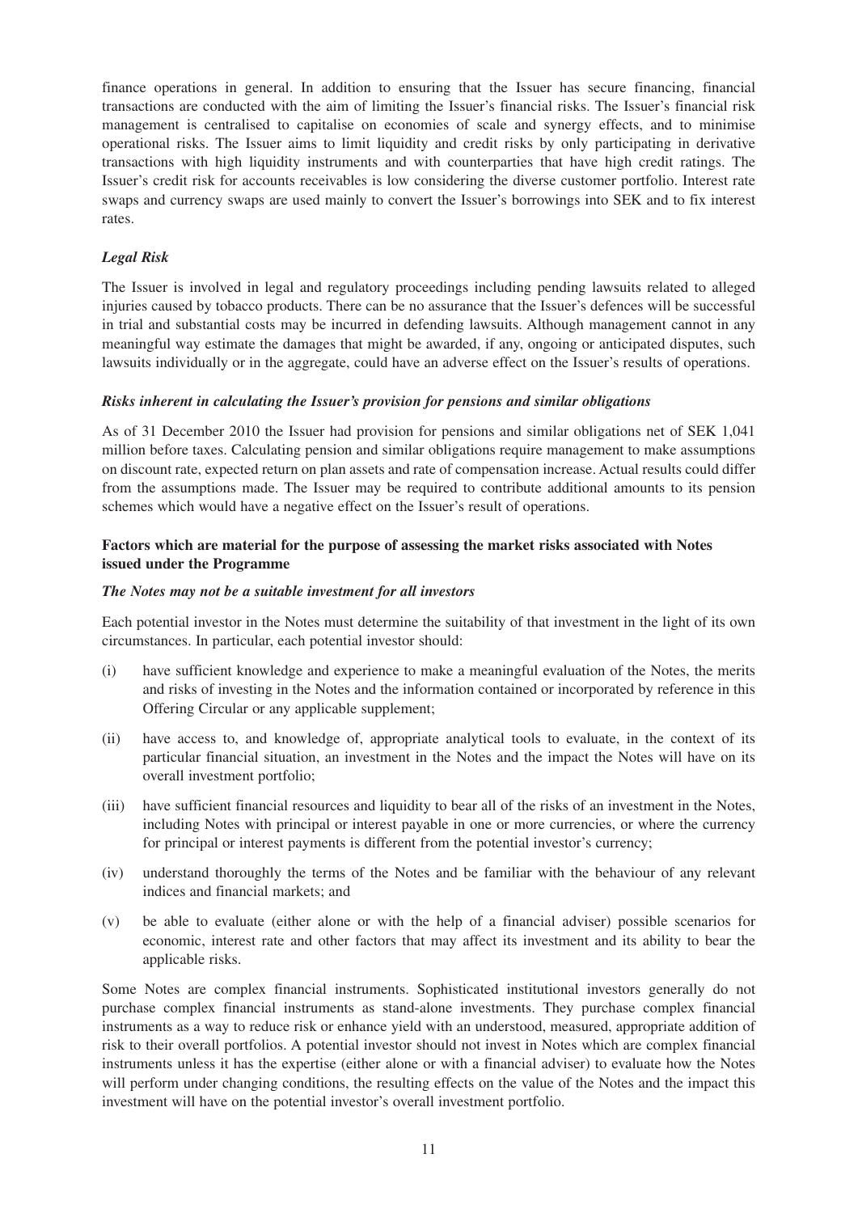finance operations in general. In addition to ensuring that the Issuer has secure financing, financial transactions are conducted with the aim of limiting the Issuer's financial risks. The Issuer's financial risk management is centralised to capitalise on economies of scale and synergy effects, and to minimise operational risks. The Issuer aims to limit liquidity and credit risks by only participating in derivative transactions with high liquidity instruments and with counterparties that have high credit ratings. The Issuer's credit risk for accounts receivables is low considering the diverse customer portfolio. Interest rate swaps and currency swaps are used mainly to convert the Issuer's borrowings into SEK and to fix interest rates.

### *Legal Risk*

The Issuer is involved in legal and regulatory proceedings including pending lawsuits related to alleged injuries caused by tobacco products. There can be no assurance that the Issuer's defences will be successful in trial and substantial costs may be incurred in defending lawsuits. Although management cannot in any meaningful way estimate the damages that might be awarded, if any, ongoing or anticipated disputes, such lawsuits individually or in the aggregate, could have an adverse effect on the Issuer's results of operations.

### *Risks inherent in calculating the Issuer's provision for pensions and similar obligations*

As of 31 December 2010 the Issuer had provision for pensions and similar obligations net of SEK 1,041 million before taxes. Calculating pension and similar obligations require management to make assumptions on discount rate, expected return on plan assets and rate of compensation increase. Actual results could differ from the assumptions made. The Issuer may be required to contribute additional amounts to its pension schemes which would have a negative effect on the Issuer's result of operations.

## **Factors which are material for the purpose of assessing the market risks associated with Notes issued under the Programme**

### *The Notes may not be a suitable investment for all investors*

Each potential investor in the Notes must determine the suitability of that investment in the light of its own circumstances. In particular, each potential investor should:

(i) have sufficient knowledge and experience to make a meaningful evaluation of the Notes, the merits and risks of investing in the Notes and the information contained or incorporated by reference in this Offering Circular or any applicable supplement;

(ii) have access to, and knowledge of, appropriate analytical tools to evaluate, in the context of its particular financial situation, an investment in the Notes and the impact the Notes will have on its overall investment portfolio;

(iii) have sufficient financial resources and liquidity to bear all of the risks of an investment in the Notes, including Notes with principal or interest payable in one or more currencies, or where the currency for principal or interest payments is different from the potential investor's currency;

(iv) understand thoroughly the terms of the Notes and be familiar with the behaviour of any relevant indices and financial markets; and

(v) be able to evaluate (either alone or with the help of a financial adviser) possible scenarios for economic, interest rate and other factors that may affect its investment and its ability to bear the applicable risks.

Some Notes are complex financial instruments. Sophisticated institutional investors generally do not purchase complex financial instruments as stand-alone investments. They purchase complex financial instruments as a way to reduce risk or enhance yield with an understood, measured, appropriate addition of risk to their overall portfolios. A potential investor should not invest in Notes which are complex financial instruments unless it has the expertise (either alone or with a financial adviser) to evaluate how the Notes will perform under changing conditions, the resulting effects on the value of the Notes and the impact this investment will have on the potential investor's overall investment portfolio.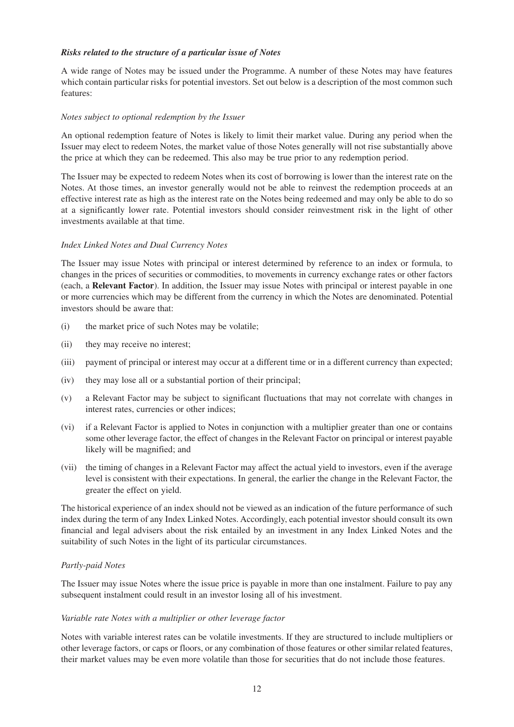### *Risks related to the structure of a particular issue of Notes*

A wide range of Notes may be issued under the Programme. A number of these Notes may have features which contain particular risks for potential investors. Set out below is a description of the most common such features:

#### *Notes subject to optional redemption by the Issuer*

An optional redemption feature of Notes is likely to limit their market value. During any period when the Issuer may elect to redeem Notes, the market value of those Notes generally will not rise substantially above the price at which they can be redeemed. This also may be true prior to any redemption period.

The Issuer may be expected to redeem Notes when its cost of borrowing is lower than the interest rate on the Notes. At those times, an investor generally would not be able to reinvest the redemption proceeds at an effective interest rate as high as the interest rate on the Notes being redeemed and may only be able to do so at a significantly lower rate. Potential investors should consider reinvestment risk in the light of other investments available at that time.

#### *Index Linked Notes and Dual Currency Notes*

The Issuer may issue Notes with principal or interest determined by reference to an index or formula, to changes in the prices of securities or commodities, to movements in currency exchange rates or other factors (each, a **Relevant Factor**). In addition, the Issuer may issue Notes with principal or interest payable in one or more currencies which may be different from the currency in which the Notes are denominated. Potential investors should be aware that:

(i) the market price of such Notes may be volatile;

(ii) they may receive no interest;

(iii) payment of principal or interest may occur at a different time or in a different currency than expected;

(iv) they may lose all or a substantial portion of their principal;

(v) a Relevant Factor may be subject to significant fluctuations that may not correlate with changes in interest rates, currencies or other indices;

(vi) if a Relevant Factor is applied to Notes in conjunction with a multiplier greater than one or contains some other leverage factor, the effect of changes in the Relevant Factor on principal or interest payable likely will be magnified; and

(vii) the timing of changes in a Relevant Factor may affect the actual yield to investors, even if the average level is consistent with their expectations. In general, the earlier the change in the Relevant Factor, the greater the effect on yield.

The historical experience of an index should not be viewed as an indication of the future performance of such index during the term of any Index Linked Notes. Accordingly, each potential investor should consult its own financial and legal advisers about the risk entailed by an investment in any Index Linked Notes and the suitability of such Notes in the light of its particular circumstances.

#### *Partly-paid Notes*

The Issuer may issue Notes where the issue price is payable in more than one instalment. Failure to pay any subsequent instalment could result in an investor losing all of his investment.

#### *Variable rate Notes with a multiplier or other leverage factor*

Notes with variable interest rates can be volatile investments. If they are structured to include multipliers or other leverage factors, or caps or floors, or any combination of those features or other similar related features, their market values may be even more volatile than those for securities that do not include those features.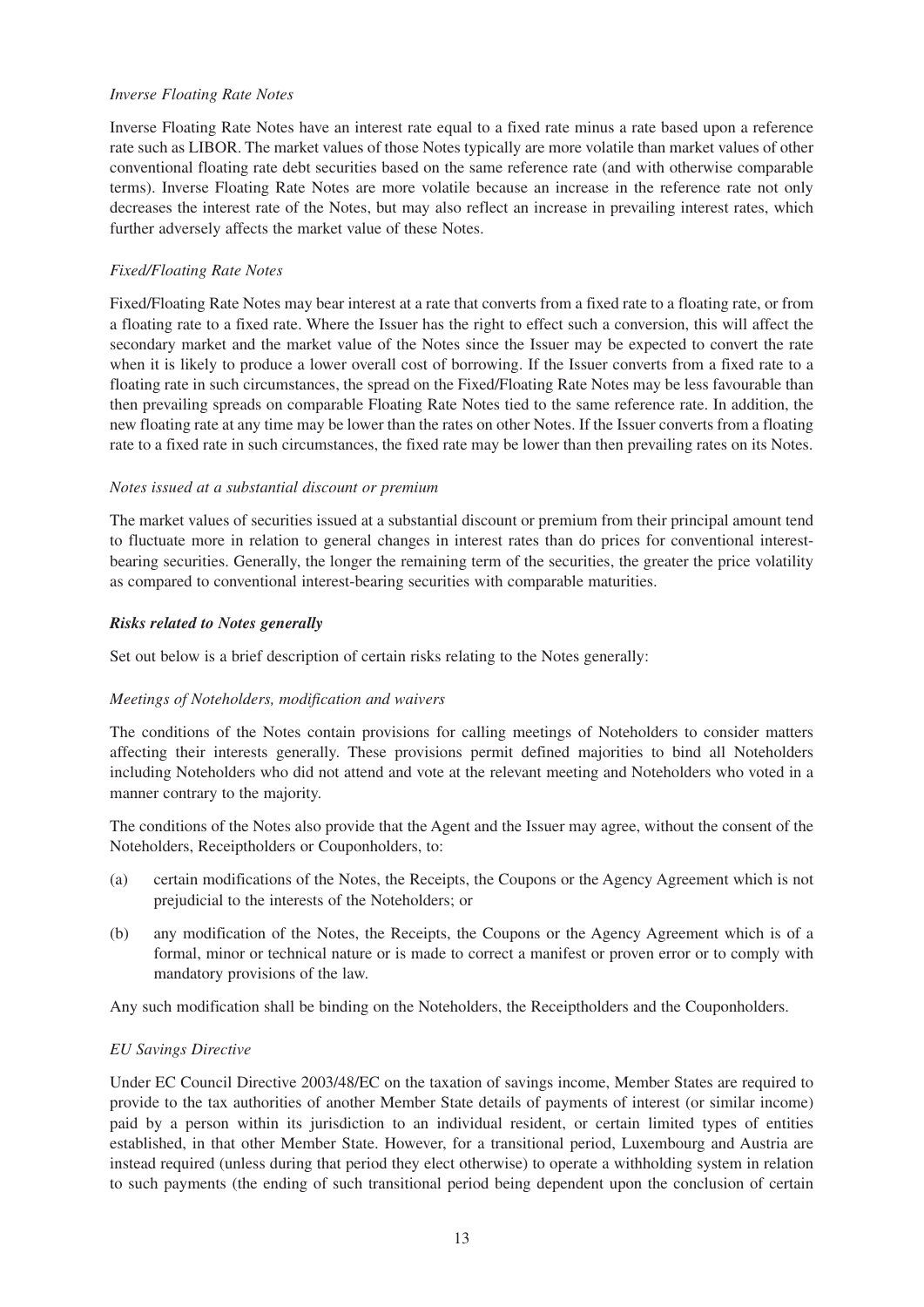*Inverse Floating Rate Notes*

Inverse Floating Rate Notes have an interest rate equal to a fixed rate minus a rate based upon a reference rate such as LIBOR. The market values of those Notes typically are more volatile than market values of other conventional floating rate debt securities based on the same reference rate (and with otherwise comparable terms). Inverse Floating Rate Notes are more volatile because an increase in the reference rate not only decreases the interest rate of the Notes, but may also reflect an increase in prevailing interest rates, which further adversely affects the market value of these Notes.

*Fixed/Floating Rate Notes*

Fixed/Floating Rate Notes may bear interest at a rate that converts from a fixed rate to a floating rate, or from a floating rate to a fixed rate. Where the Issuer has the right to effect such a conversion, this will affect the secondary market and the market value of the Notes since the Issuer may be expected to convert the rate when it is likely to produce a lower overall cost of borrowing. If the Issuer converts from a fixed rate to a floating rate in such circumstances, the spread on the Fixed/Floating Rate Notes may be less favourable than then prevailing spreads on comparable Floating Rate Notes tied to the same reference rate. In addition, the new floating rate at any time may be lower than the rates on other Notes. If the Issuer converts from a floating rate to a fixed rate in such circumstances, the fixed rate may be lower than then prevailing rates on its Notes.

*Notes issued at a substantial discount or premium*

The market values of securities issued at a substantial discount or premium from their principal amount tend to fluctuate more in relation to general changes in interest rates than do prices for conventional interest-bearing securities. Generally, the longer the remaining term of the securities, the greater the price volatility as compared to conventional interest-bearing securities with comparable maturities.

***Risks related to Notes generally***

Set out below is a brief description of certain risks relating to the Notes generally:

*Meetings of Noteholders, modification and waivers*

The conditions of the Notes contain provisions for calling meetings of Noteholders to consider matters affecting their interests generally. These provisions permit defined majorities to bind all Noteholders including Noteholders who did not attend and vote at the relevant meeting and Noteholders who voted in a manner contrary to the majority.

The conditions of the Notes also provide that the Agent and the Issuer may agree, without the consent of the Noteholders, Receiptholders or Couponholders, to:

(a) certain modifications of the Notes, the Receipts, the Coupons or the Agency Agreement which is not prejudicial to the interests of the Noteholders; or

(b) any modification of the Notes, the Receipts, the Coupons or the Agency Agreement which is of a formal, minor or technical nature or is made to correct a manifest or proven error or to comply with mandatory provisions of the law.

Any such modification shall be binding on the Noteholders, the Receiptholders and the Couponholders.

*EU Savings Directive*

Under EC Council Directive 2003/48/EC on the taxation of savings income, Member States are required to provide to the tax authorities of another Member State details of payments of interest (or similar income) paid by a person within its jurisdiction to an individual resident, or certain limited types of entities established, in that other Member State. However, for a transitional period, Luxembourg and Austria are instead required (unless during that period they elect otherwise) to operate a withholding system in relation to such payments (the ending of such transitional period being dependent upon the conclusion of certain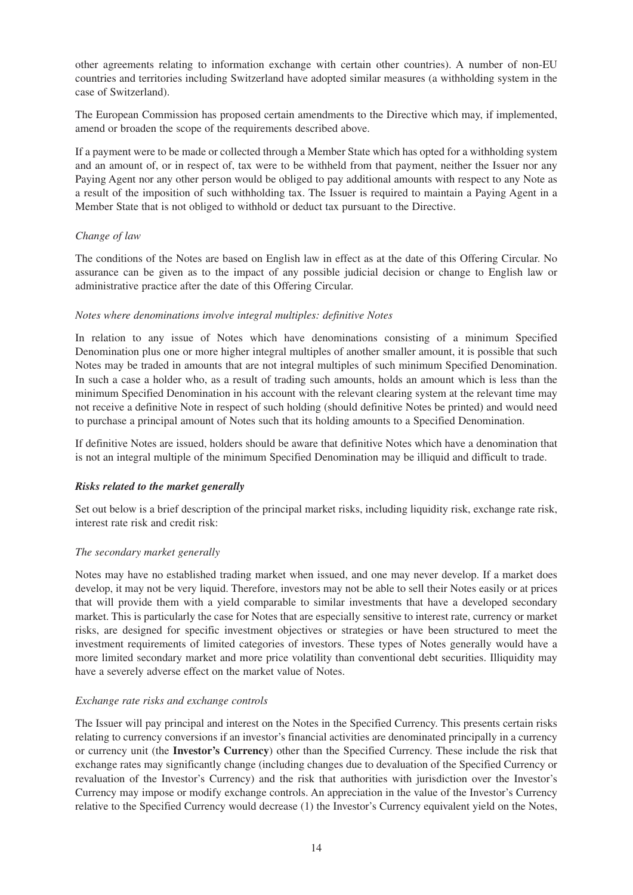other agreements relating to information exchange with certain other countries). A number of non-EU countries and territories including Switzerland have adopted similar measures (a withholding system in the case of Switzerland).

The European Commission has proposed certain amendments to the Directive which may, if implemented, amend or broaden the scope of the requirements described above.

If a payment were to be made or collected through a Member State which has opted for a withholding system and an amount of, or in respect of, tax were to be withheld from that payment, neither the Issuer nor any Paying Agent nor any other person would be obliged to pay additional amounts with respect to any Note as a result of the imposition of such withholding tax. The Issuer is required to maintain a Paying Agent in a Member State that is not obliged to withhold or deduct tax pursuant to the Directive.

*Change of law*

The conditions of the Notes are based on English law in effect as at the date of this Offering Circular. No assurance can be given as to the impact of any possible judicial decision or change to English law or administrative practice after the date of this Offering Circular.

*Notes where denominations involve integral multiples: definitive Notes*

In relation to any issue of Notes which have denominations consisting of a minimum Specified Denomination plus one or more higher integral multiples of another smaller amount, it is possible that such Notes may be traded in amounts that are not integral multiples of such minimum Specified Denomination. In such a case a holder who, as a result of trading such amounts, holds an amount which is less than the minimum Specified Denomination in his account with the relevant clearing system at the relevant time may not receive a definitive Note in respect of such holding (should definitive Notes be printed) and would need to purchase a principal amount of Notes such that its holding amounts to a Specified Denomination.

If definitive Notes are issued, holders should be aware that definitive Notes which have a denomination that is not an integral multiple of the minimum Specified Denomination may be illiquid and difficult to trade.

***Risks related to the market generally***

Set out below is a brief description of the principal market risks, including liquidity risk, exchange rate risk, interest rate risk and credit risk:

*The secondary market generally*

Notes may have no established trading market when issued, and one may never develop. If a market does develop, it may not be very liquid. Therefore, investors may not be able to sell their Notes easily or at prices that will provide them with a yield comparable to similar investments that have a developed secondary market. This is particularly the case for Notes that are especially sensitive to interest rate, currency or market risks, are designed for specific investment objectives or strategies or have been structured to meet the investment requirements of limited categories of investors. These types of Notes generally would have a more limited secondary market and more price volatility than conventional debt securities. Illiquidity may have a severely adverse effect on the market value of Notes.

*Exchange rate risks and exchange controls*

The Issuer will pay principal and interest on the Notes in the Specified Currency. This presents certain risks relating to currency conversions if an investor's financial activities are denominated principally in a currency or currency unit (the **Investor's Currency**) other than the Specified Currency. These include the risk that exchange rates may significantly change (including changes due to devaluation of the Specified Currency or revaluation of the Investor's Currency) and the risk that authorities with jurisdiction over the Investor's Currency may impose or modify exchange controls. An appreciation in the value of the Investor's Currency relative to the Specified Currency would decrease (1) the Investor's Currency equivalent yield on the Notes,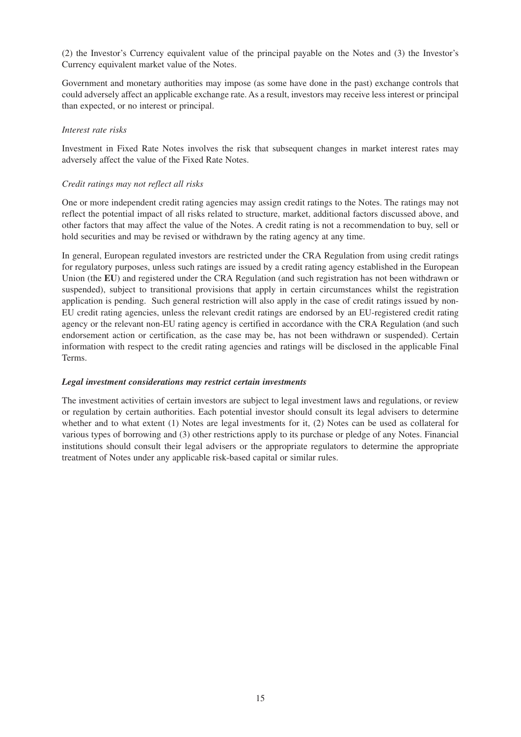(2) the Investor's Currency equivalent value of the principal payable on the Notes and (3) the Investor's Currency equivalent market value of the Notes.

Government and monetary authorities may impose (as some have done in the past) exchange controls that could adversely affect an applicable exchange rate. As a result, investors may receive less interest or principal than expected, or no interest or principal.

*Interest rate risks*

Investment in Fixed Rate Notes involves the risk that subsequent changes in market interest rates may adversely affect the value of the Fixed Rate Notes.

*Credit ratings may not reflect all risks*

One or more independent credit rating agencies may assign credit ratings to the Notes. The ratings may not reflect the potential impact of all risks related to structure, market, additional factors discussed above, and other factors that may affect the value of the Notes. A credit rating is not a recommendation to buy, sell or hold securities and may be revised or withdrawn by the rating agency at any time.

In general, European regulated investors are restricted under the CRA Regulation from using credit ratings for regulatory purposes, unless such ratings are issued by a credit rating agency established in the European Union (the **EU**) and registered under the CRA Regulation (and such registration has not been withdrawn or suspended), subject to transitional provisions that apply in certain circumstances whilst the registration application is pending. Such general restriction will also apply in the case of credit ratings issued by non-EU credit rating agencies, unless the relevant credit ratings are endorsed by an EU-registered credit rating agency or the relevant non-EU rating agency is certified in accordance with the CRA Regulation (and such endorsement action or certification, as the case may be, has not been withdrawn or suspended). Certain information with respect to the credit rating agencies and ratings will be disclosed in the applicable Final Terms.

***Legal investment considerations may restrict certain investments***

The investment activities of certain investors are subject to legal investment laws and regulations, or review or regulation by certain authorities. Each potential investor should consult its legal advisers to determine whether and to what extent (1) Notes are legal investments for it, (2) Notes can be used as collateral for various types of borrowing and (3) other restrictions apply to its purchase or pledge of any Notes. Financial institutions should consult their legal advisers or the appropriate regulators to determine the appropriate treatment of Notes under any applicable risk-based capital or similar rules.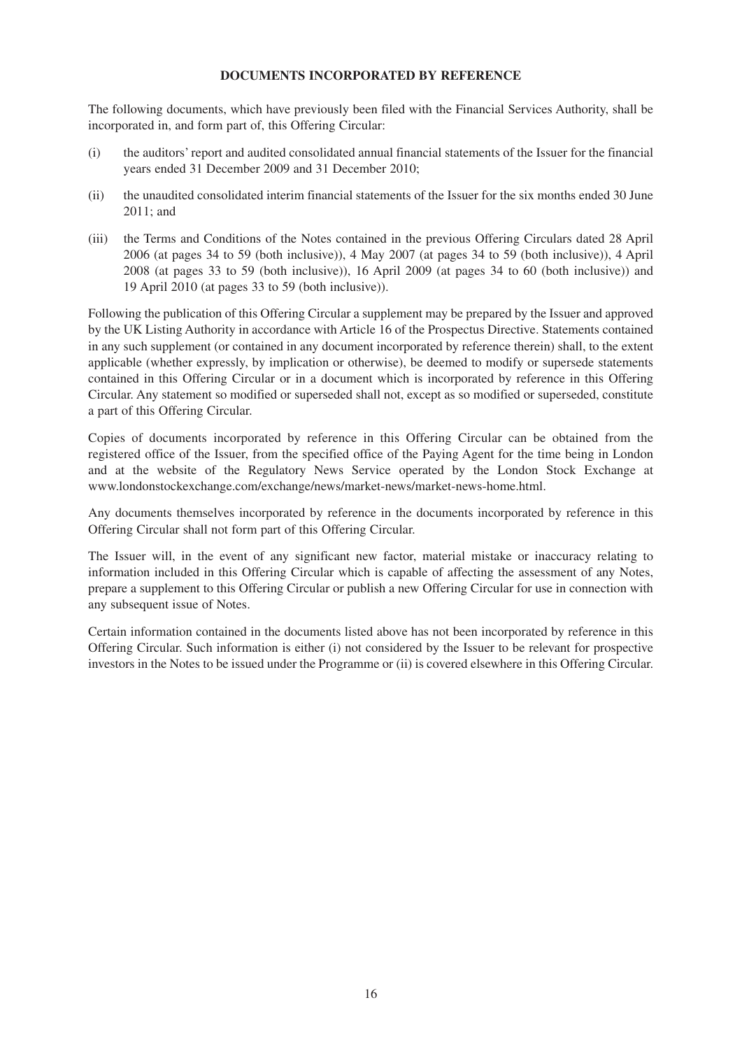## DOCUMENTS INCORPORATED BY REFERENCE

The following documents, which have previously been filed with the Financial Services Authority, shall be incorporated in, and form part of, this Offering Circular:

(i) the auditors' report and audited consolidated annual financial statements of the Issuer for the financial years ended 31 December 2009 and 31 December 2010;

(ii) the unaudited consolidated interim financial statements of the Issuer for the six months ended 30 June 2011; and

(iii) the Terms and Conditions of the Notes contained in the previous Offering Circulars dated 28 April 2006 (at pages 34 to 59 (both inclusive)), 4 May 2007 (at pages 34 to 59 (both inclusive)), 4 April 2008 (at pages 33 to 59 (both inclusive)), 16 April 2009 (at pages 34 to 60 (both inclusive)) and 19 April 2010 (at pages 33 to 59 (both inclusive)).

Following the publication of this Offering Circular a supplement may be prepared by the Issuer and approved by the UK Listing Authority in accordance with Article 16 of the Prospectus Directive. Statements contained in any such supplement (or contained in any document incorporated by reference therein) shall, to the extent applicable (whether expressly, by implication or otherwise), be deemed to modify or supersede statements contained in this Offering Circular or in a document which is incorporated by reference in this Offering Circular. Any statement so modified or superseded shall not, except as so modified or superseded, constitute a part of this Offering Circular.

Copies of documents incorporated by reference in this Offering Circular can be obtained from the registered office of the Issuer, from the specified office of the Paying Agent for the time being in London and at the website of the Regulatory News Service operated by the London Stock Exchange at www.londonstockexchange.com/exchange/news/market-news/market-news-home.html.

Any documents themselves incorporated by reference in the documents incorporated by reference in this Offering Circular shall not form part of this Offering Circular.

The Issuer will, in the event of any significant new factor, material mistake or inaccuracy relating to information included in this Offering Circular which is capable of affecting the assessment of any Notes, prepare a supplement to this Offering Circular or publish a new Offering Circular for use in connection with any subsequent issue of Notes.

Certain information contained in the documents listed above has not been incorporated by reference in this Offering Circular. Such information is either (i) not considered by the Issuer to be relevant for prospective investors in the Notes to be issued under the Programme or (ii) is covered elsewhere in this Offering Circular.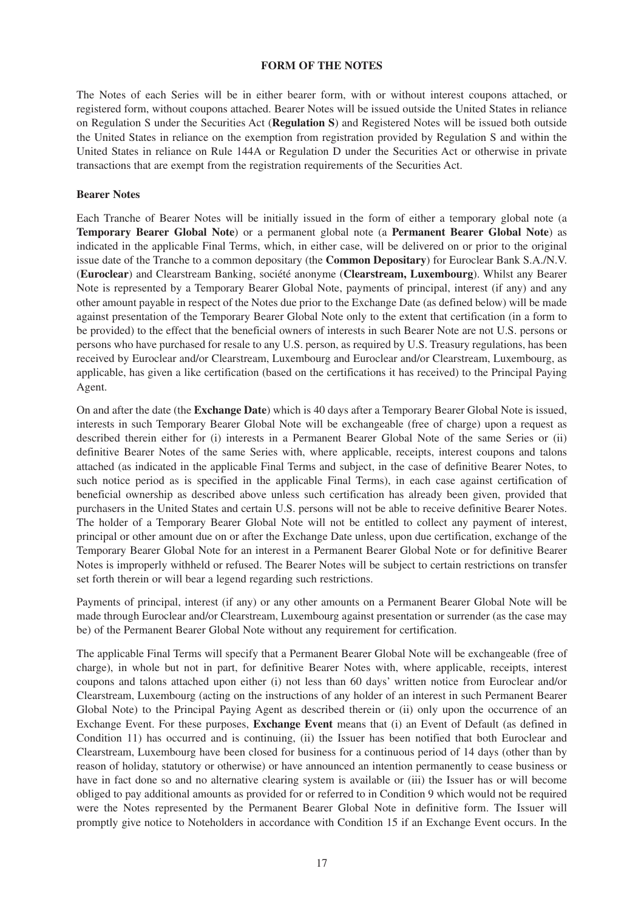## FORM OF THE NOTES

The Notes of each Series will be in either bearer form, with or without interest coupons attached, or registered form, without coupons attached. Bearer Notes will be issued outside the United States in reliance on Regulation S under the Securities Act (**Regulation S**) and Registered Notes will be issued both outside the United States in reliance on the exemption from registration provided by Regulation S and within the United States in reliance on Rule 144A or Regulation D under the Securities Act or otherwise in private transactions that are exempt from the registration requirements of the Securities Act.

### Bearer Notes

Each Tranche of Bearer Notes will be initially issued in the form of either a temporary global note (a **Temporary Bearer Global Note**) or a permanent global note (a **Permanent Bearer Global Note**) as indicated in the applicable Final Terms, which, in either case, will be delivered on or prior to the original issue date of the Tranche to a common depositary (the **Common Depositary**) for Euroclear Bank S.A./N.V. (**Euroclear**) and Clearstream Banking, société anonyme (**Clearstream, Luxembourg**). Whilst any Bearer Note is represented by a Temporary Bearer Global Note, payments of principal, interest (if any) and any other amount payable in respect of the Notes due prior to the Exchange Date (as defined below) will be made against presentation of the Temporary Bearer Global Note only to the extent that certification (in a form to be provided) to the effect that the beneficial owners of interests in such Bearer Note are not U.S. persons or persons who have purchased for resale to any U.S. person, as required by U.S. Treasury regulations, has been received by Euroclear and/or Clearstream, Luxembourg and Euroclear and/or Clearstream, Luxembourg, as applicable, has given a like certification (based on the certifications it has received) to the Principal Paying Agent.

On and after the date (the **Exchange Date**) which is 40 days after a Temporary Bearer Global Note is issued, interests in such Temporary Bearer Global Note will be exchangeable (free of charge) upon a request as described therein either for (i) interests in a Permanent Bearer Global Note of the same Series or (ii) definitive Bearer Notes of the same Series with, where applicable, receipts, interest coupons and talons attached (as indicated in the applicable Final Terms and subject, in the case of definitive Bearer Notes, to such notice period as is specified in the applicable Final Terms), in each case against certification of beneficial ownership as described above unless such certification has already been given, provided that purchasers in the United States and certain U.S. persons will not be able to receive definitive Bearer Notes. The holder of a Temporary Bearer Global Note will not be entitled to collect any payment of interest, principal or other amount due on or after the Exchange Date unless, upon due certification, exchange of the Temporary Bearer Global Note for an interest in a Permanent Bearer Global Note or for definitive Bearer Notes is improperly withheld or refused. The Bearer Notes will be subject to certain restrictions on transfer set forth therein or will bear a legend regarding such restrictions.

Payments of principal, interest (if any) or any other amounts on a Permanent Bearer Global Note will be made through Euroclear and/or Clearstream, Luxembourg against presentation or surrender (as the case may be) of the Permanent Bearer Global Note without any requirement for certification.

The applicable Final Terms will specify that a Permanent Bearer Global Note will be exchangeable (free of charge), in whole but not in part, for definitive Bearer Notes with, where applicable, receipts, interest coupons and talons attached upon either (i) not less than 60 days' written notice from Euroclear and/or Clearstream, Luxembourg (acting on the instructions of any holder of an interest in such Permanent Bearer Global Note) to the Principal Paying Agent as described therein or (ii) only upon the occurrence of an Exchange Event. For these purposes, **Exchange Event** means that (i) an Event of Default (as defined in Condition 11) has occurred and is continuing, (ii) the Issuer has been notified that both Euroclear and Clearstream, Luxembourg have been closed for business for a continuous period of 14 days (other than by reason of holiday, statutory or otherwise) or have announced an intention permanently to cease business or have in fact done so and no alternative clearing system is available or (iii) the Issuer has or will become obliged to pay additional amounts as provided for or referred to in Condition 9 which would not be required were the Notes represented by the Permanent Bearer Global Note in definitive form. The Issuer will promptly give notice to Noteholders in accordance with Condition 15 if an Exchange Event occurs. In the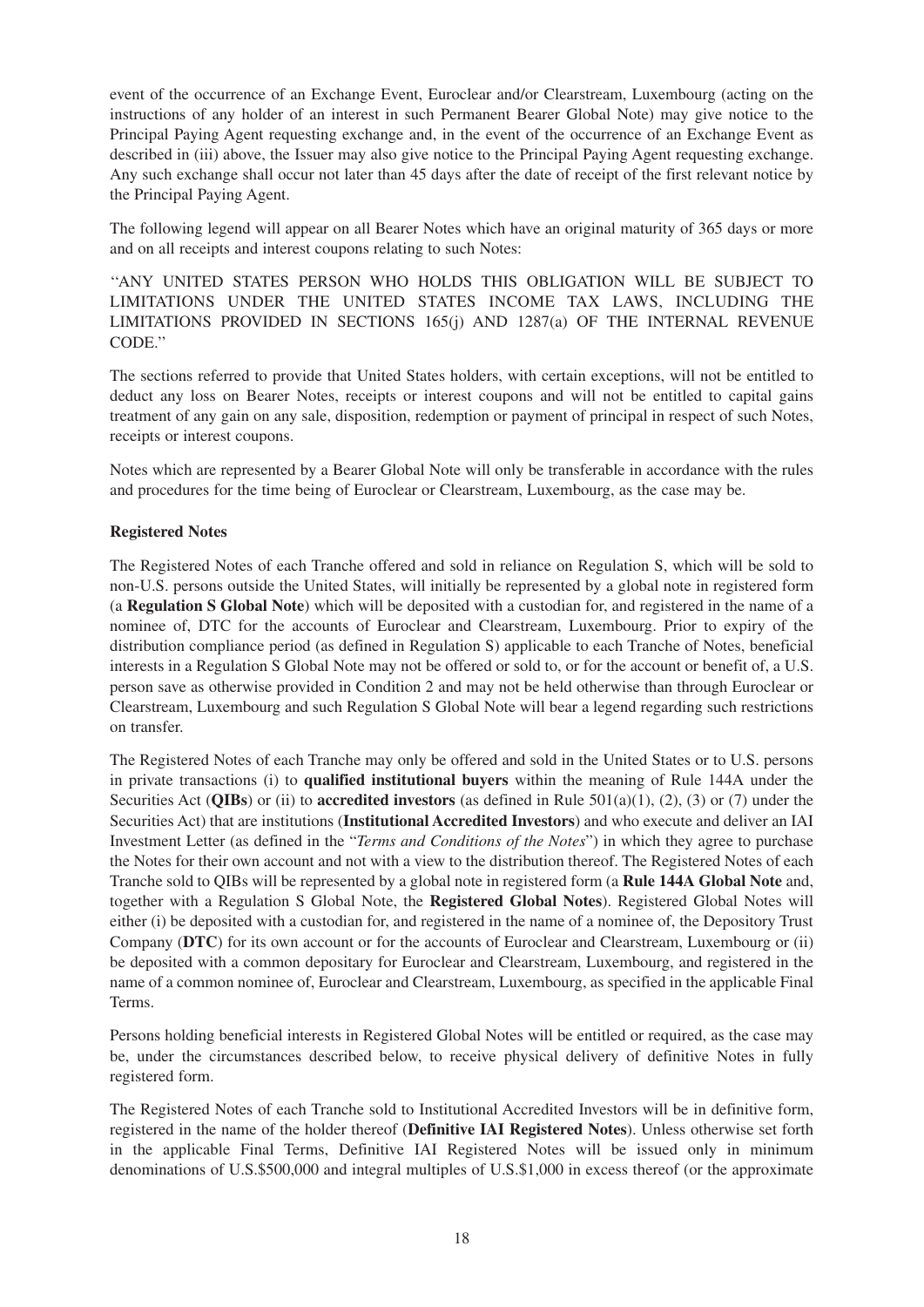event of the occurrence of an Exchange Event, Euroclear and/or Clearstream, Luxembourg (acting on the instructions of any holder of an interest in such Permanent Bearer Global Note) may give notice to the Principal Paying Agent requesting exchange and, in the event of the occurrence of an Exchange Event as described in (iii) above, the Issuer may also give notice to the Principal Paying Agent requesting exchange. Any such exchange shall occur not later than 45 days after the date of receipt of the first relevant notice by the Principal Paying Agent.

The following legend will appear on all Bearer Notes which have an original maturity of 365 days or more and on all receipts and interest coupons relating to such Notes:

"ANY UNITED STATES PERSON WHO HOLDS THIS OBLIGATION WILL BE SUBJECT TO LIMITATIONS UNDER THE UNITED STATES INCOME TAX LAWS, INCLUDING THE LIMITATIONS PROVIDED IN SECTIONS 165(j) AND 1287(a) OF THE INTERNAL REVENUE CODE."

The sections referred to provide that United States holders, with certain exceptions, will not be entitled to deduct any loss on Bearer Notes, receipts or interest coupons and will not be entitled to capital gains treatment of any gain on any sale, disposition, redemption or payment of principal in respect of such Notes, receipts or interest coupons.

Notes which are represented by a Bearer Global Note will only be transferable in accordance with the rules and procedures for the time being of Euroclear or Clearstream, Luxembourg, as the case may be.

**Registered Notes**

The Registered Notes of each Tranche offered and sold in reliance on Regulation S, which will be sold to non-U.S. persons outside the United States, will initially be represented by a global note in registered form (a **Regulation S Global Note**) which will be deposited with a custodian for, and registered in the name of a nominee of, DTC for the accounts of Euroclear and Clearstream, Luxembourg. Prior to expiry of the distribution compliance period (as defined in Regulation S) applicable to each Tranche of Notes, beneficial interests in a Regulation S Global Note may not be offered or sold to, or for the account or benefit of, a U.S. person save as otherwise provided in Condition 2 and may not be held otherwise than through Euroclear or Clearstream, Luxembourg and such Regulation S Global Note will bear a legend regarding such restrictions on transfer.

The Registered Notes of each Tranche may only be offered and sold in the United States or to U.S. persons in private transactions (i) to **qualified institutional buyers** within the meaning of Rule 144A under the Securities Act (**QIBs**) or (ii) to **accredited investors** (as defined in Rule 501(a)(1), (2), (3) or (7) under the Securities Act) that are institutions (**Institutional Accredited Investors**) and who execute and deliver an IAI Investment Letter (as defined in the "*Terms and Conditions of the Notes*") in which they agree to purchase the Notes for their own account and not with a view to the distribution thereof. The Registered Notes of each Tranche sold to QIBs will be represented by a global note in registered form (a **Rule 144A Global Note** and, together with a Regulation S Global Note, the **Registered Global Notes**). Registered Global Notes will either (i) be deposited with a custodian for, and registered in the name of a nominee of, the Depository Trust Company (**DTC**) for its own account or for the accounts of Euroclear and Clearstream, Luxembourg or (ii) be deposited with a common depositary for Euroclear and Clearstream, Luxembourg, and registered in the name of a common nominee of, Euroclear and Clearstream, Luxembourg, as specified in the applicable Final Terms.

Persons holding beneficial interests in Registered Global Notes will be entitled or required, as the case may be, under the circumstances described below, to receive physical delivery of definitive Notes in fully registered form.

The Registered Notes of each Tranche sold to Institutional Accredited Investors will be in definitive form, registered in the name of the holder thereof (**Definitive IAI Registered Notes**). Unless otherwise set forth in the applicable Final Terms, Definitive IAI Registered Notes will be issued only in minimum denominations of U.S.$500,000 and integral multiples of U.S.$1,000 in excess thereof (or the approximate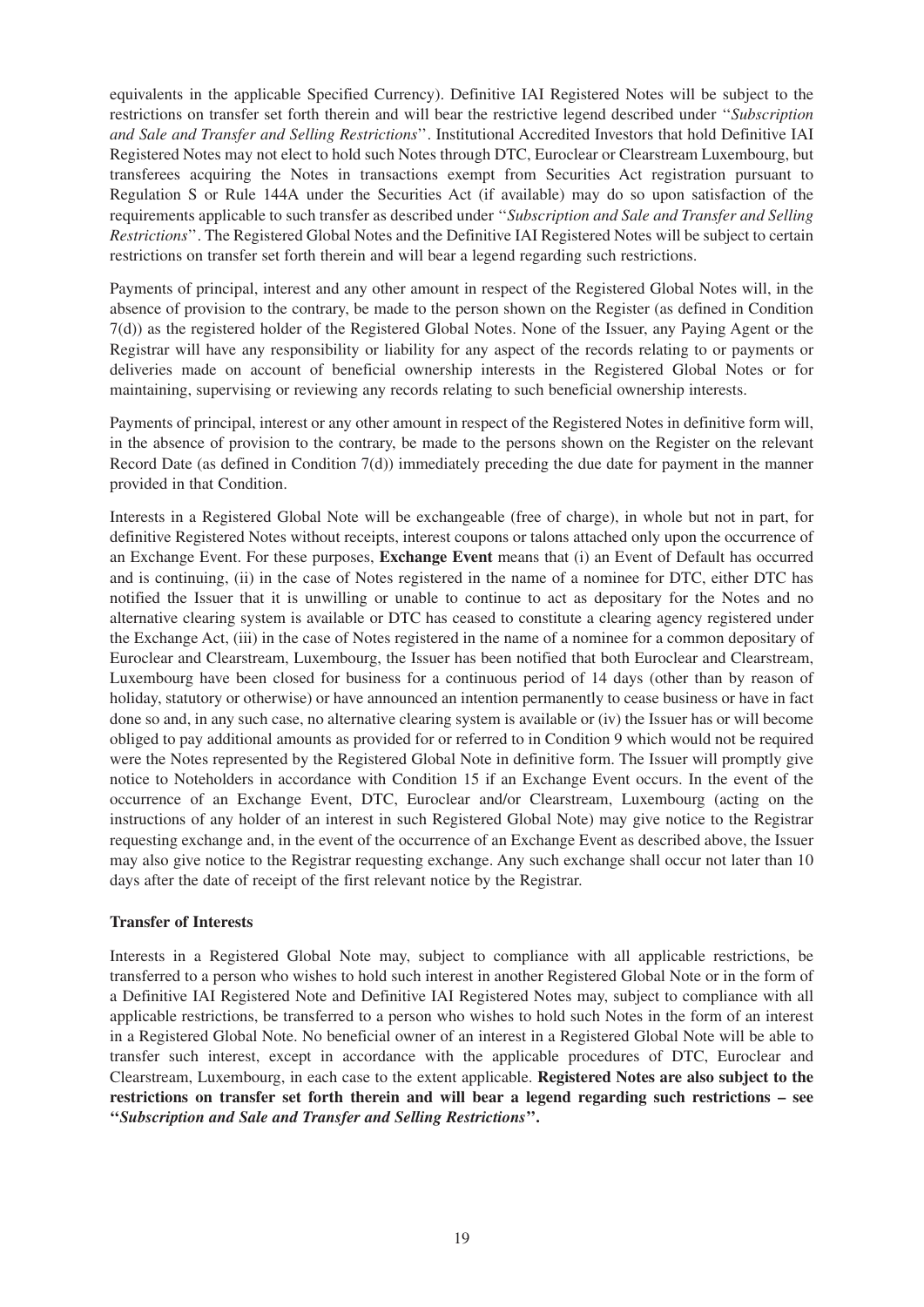equivalents in the applicable Specified Currency). Definitive IAI Registered Notes will be subject to the restrictions on transfer set forth therein and will bear the restrictive legend described under ''*Subscription and Sale and Transfer and Selling Restrictions*''. Institutional Accredited Investors that hold Definitive IAI Registered Notes may not elect to hold such Notes through DTC, Euroclear or Clearstream Luxembourg, but transferees acquiring the Notes in transactions exempt from Securities Act registration pursuant to Regulation S or Rule 144A under the Securities Act (if available) may do so upon satisfaction of the requirements applicable to such transfer as described under ''*Subscription and Sale and Transfer and Selling Restrictions*''. The Registered Global Notes and the Definitive IAI Registered Notes will be subject to certain restrictions on transfer set forth therein and will bear a legend regarding such restrictions.

Payments of principal, interest and any other amount in respect of the Registered Global Notes will, in the absence of provision to the contrary, be made to the person shown on the Register (as defined in Condition 7(d)) as the registered holder of the Registered Global Notes. None of the Issuer, any Paying Agent or the Registrar will have any responsibility or liability for any aspect of the records relating to or payments or deliveries made on account of beneficial ownership interests in the Registered Global Notes or for maintaining, supervising or reviewing any records relating to such beneficial ownership interests.

Payments of principal, interest or any other amount in respect of the Registered Notes in definitive form will, in the absence of provision to the contrary, be made to the persons shown on the Register on the relevant Record Date (as defined in Condition 7(d)) immediately preceding the due date for payment in the manner provided in that Condition.

Interests in a Registered Global Note will be exchangeable (free of charge), in whole but not in part, for definitive Registered Notes without receipts, interest coupons or talons attached only upon the occurrence of an Exchange Event. For these purposes, **Exchange Event** means that (i) an Event of Default has occurred and is continuing, (ii) in the case of Notes registered in the name of a nominee for DTC, either DTC has notified the Issuer that it is unwilling or unable to continue to act as depositary for the Notes and no alternative clearing system is available or DTC has ceased to constitute a clearing agency registered under the Exchange Act, (iii) in the case of Notes registered in the name of a nominee for a common depositary of Euroclear and Clearstream, Luxembourg, the Issuer has been notified that both Euroclear and Clearstream, Luxembourg have been closed for business for a continuous period of 14 days (other than by reason of holiday, statutory or otherwise) or have announced an intention permanently to cease business or have in fact done so and, in any such case, no alternative clearing system is available or (iv) the Issuer has or will become obliged to pay additional amounts as provided for or referred to in Condition 9 which would not be required were the Notes represented by the Registered Global Note in definitive form. The Issuer will promptly give notice to Noteholders in accordance with Condition 15 if an Exchange Event occurs. In the event of the occurrence of an Exchange Event, DTC, Euroclear and/or Clearstream, Luxembourg (acting on the instructions of any holder of an interest in such Registered Global Note) may give notice to the Registrar requesting exchange and, in the event of the occurrence of an Exchange Event as described above, the Issuer may also give notice to the Registrar requesting exchange. Any such exchange shall occur not later than 10 days after the date of receipt of the first relevant notice by the Registrar.

**Transfer of Interests**

Interests in a Registered Global Note may, subject to compliance with all applicable restrictions, be transferred to a person who wishes to hold such interest in another Registered Global Note or in the form of a Definitive IAI Registered Note and Definitive IAI Registered Notes may, subject to compliance with all applicable restrictions, be transferred to a person who wishes to hold such Notes in the form of an interest in a Registered Global Note. No beneficial owner of an interest in a Registered Global Note will be able to transfer such interest, except in accordance with the applicable procedures of DTC, Euroclear and Clearstream, Luxembourg, in each case to the extent applicable. **Registered Notes are also subject to the restrictions on transfer set forth therein and will bear a legend regarding such restrictions – see ''*Subscription and Sale and Transfer and Selling Restrictions*''.**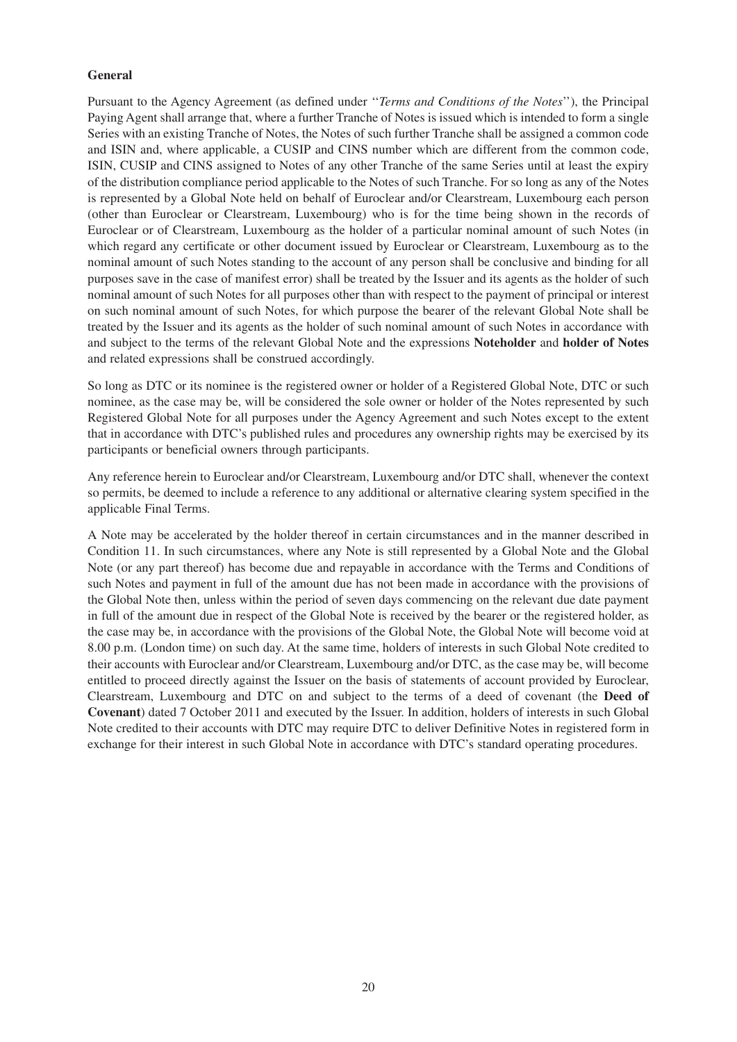**General**

Pursuant to the Agency Agreement (as defined under ''*Terms and Conditions of the Notes*''), the Principal Paying Agent shall arrange that, where a further Tranche of Notes is issued which is intended to form a single Series with an existing Tranche of Notes, the Notes of such further Tranche shall be assigned a common code and ISIN and, where applicable, a CUSIP and CINS number which are different from the common code, ISIN, CUSIP and CINS assigned to Notes of any other Tranche of the same Series until at least the expiry of the distribution compliance period applicable to the Notes of such Tranche. For so long as any of the Notes is represented by a Global Note held on behalf of Euroclear and/or Clearstream, Luxembourg each person (other than Euroclear or Clearstream, Luxembourg) who is for the time being shown in the records of Euroclear or of Clearstream, Luxembourg as the holder of a particular nominal amount of such Notes (in which regard any certificate or other document issued by Euroclear or Clearstream, Luxembourg as to the nominal amount of such Notes standing to the account of any person shall be conclusive and binding for all purposes save in the case of manifest error) shall be treated by the Issuer and its agents as the holder of such nominal amount of such Notes for all purposes other than with respect to the payment of principal or interest on such nominal amount of such Notes, for which purpose the bearer of the relevant Global Note shall be treated by the Issuer and its agents as the holder of such nominal amount of such Notes in accordance with and subject to the terms of the relevant Global Note and the expressions **Noteholder** and **holder of Notes** and related expressions shall be construed accordingly.

So long as DTC or its nominee is the registered owner or holder of a Registered Global Note, DTC or such nominee, as the case may be, will be considered the sole owner or holder of the Notes represented by such Registered Global Note for all purposes under the Agency Agreement and such Notes except to the extent that in accordance with DTC's published rules and procedures any ownership rights may be exercised by its participants or beneficial owners through participants.

Any reference herein to Euroclear and/or Clearstream, Luxembourg and/or DTC shall, whenever the context so permits, be deemed to include a reference to any additional or alternative clearing system specified in the applicable Final Terms.

A Note may be accelerated by the holder thereof in certain circumstances and in the manner described in Condition 11. In such circumstances, where any Note is still represented by a Global Note and the Global Note (or any part thereof) has become due and repayable in accordance with the Terms and Conditions of such Notes and payment in full of the amount due has not been made in accordance with the provisions of the Global Note then, unless within the period of seven days commencing on the relevant due date payment in full of the amount due in respect of the Global Note is received by the bearer or the registered holder, as the case may be, in accordance with the provisions of the Global Note, the Global Note will become void at 8.00 p.m. (London time) on such day. At the same time, holders of interests in such Global Note credited to their accounts with Euroclear and/or Clearstream, Luxembourg and/or DTC, as the case may be, will become entitled to proceed directly against the Issuer on the basis of statements of account provided by Euroclear, Clearstream, Luxembourg and DTC on and subject to the terms of a deed of covenant (the **Deed of Covenant**) dated 7 October 2011 and executed by the Issuer. In addition, holders of interests in such Global Note credited to their accounts with DTC may require DTC to deliver Definitive Notes in registered form in exchange for their interest in such Global Note in accordance with DTC's standard operating procedures.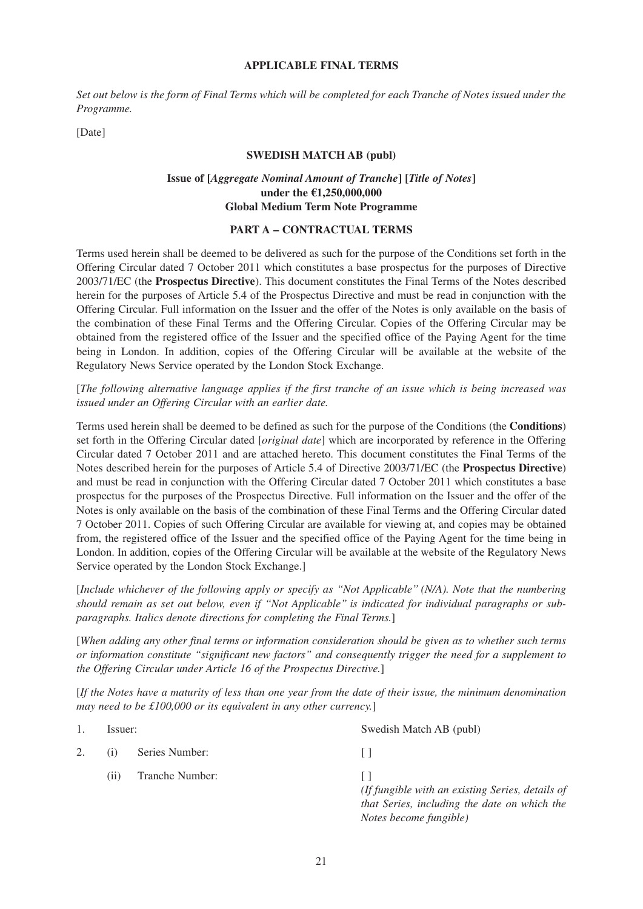**APPLICABLE FINAL TERMS**

*Set out below is the form of Final Terms which will be completed for each Tranche of Notes issued under the Programme.*

[Date]

**SWEDISH MATCH AB (publ)**

**Issue of [*Aggregate Nominal Amount of Tranche*] [*Title of Notes*]
under the €1,250,000,000
Global Medium Term Note Programme**

**PART A – CONTRACTUAL TERMS**

Terms used herein shall be deemed to be delivered as such for the purpose of the Conditions set forth in the Offering Circular dated 7 October 2011 which constitutes a base prospectus for the purposes of Directive 2003/71/EC (the **Prospectus Directive**). This document constitutes the Final Terms of the Notes described herein for the purposes of Article 5.4 of the Prospectus Directive and must be read in conjunction with the Offering Circular. Full information on the Issuer and the offer of the Notes is only available on the basis of the combination of these Final Terms and the Offering Circular. Copies of the Offering Circular may be obtained from the registered office of the Issuer and the specified office of the Paying Agent for the time being in London. In addition, copies of the Offering Circular will be available at the website of the Regulatory News Service operated by the London Stock Exchange.

[*The following alternative language applies if the first tranche of an issue which is being increased was issued under an Offering Circular with an earlier date.*

Terms used herein shall be deemed to be defined as such for the purpose of the Conditions (the **Conditions**) set forth in the Offering Circular dated [*original date*] which are incorporated by reference in the Offering Circular dated 7 October 2011 and are attached hereto. This document constitutes the Final Terms of the Notes described herein for the purposes of Article 5.4 of Directive 2003/71/EC (the **Prospectus Directive**) and must be read in conjunction with the Offering Circular dated 7 October 2011 which constitutes a base prospectus for the purposes of the Prospectus Directive. Full information on the Issuer and the offer of the Notes is only available on the basis of the combination of these Final Terms and the Offering Circular dated 7 October 2011. Copies of such Offering Circular are available for viewing at, and copies may be obtained from, the registered office of the Issuer and the specified office of the Paying Agent for the time being in London. In addition, copies of the Offering Circular will be available at the website of the Regulatory News Service operated by the London Stock Exchange.]

[*Include whichever of the following apply or specify as "Not Applicable" (N/A). Note that the numbering should remain as set out below, even if "Not Applicable" is indicated for individual paragraphs or sub-paragraphs. Italics denote directions for completing the Final Terms.*]

[*When adding any other final terms or information consideration should be given as to whether such terms or information constitute "significant new factors" and consequently trigger the need for a supplement to the Offering Circular under Article 16 of the Prospectus Directive.*]

[*If the Notes have a maturity of less than one year from the date of their issue, the minimum denomination may need to be £100,000 or its equivalent in any other currency.*]

| | | | |
|---|---|---|---|
| 1. | Issuer: | | Swedish Match AB (publ) |
| 2. | (i) | Series Number: | [ ] |
| | (ii) | Tranche Number: | [ ]<br>*(If fungible with an existing Series, details of that Series, including the date on which the Notes become fungible)* |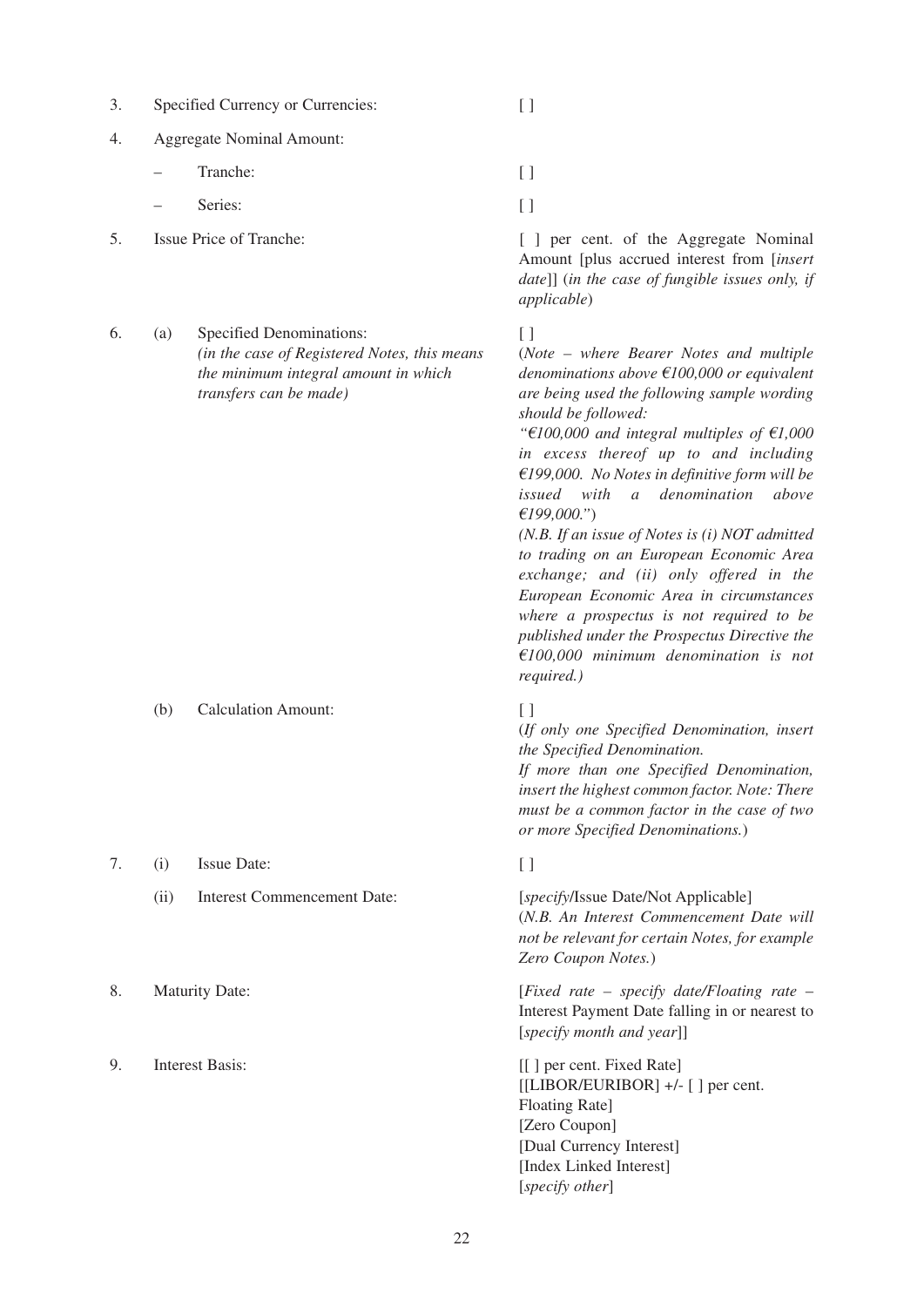| | | | |
|---|---|---|---|
| 3. | Specified Currency or Currencies: | | [ ] |
| 4. | Aggregate Nominal Amount: | | |
| | – | Tranche: | [ ] |
| | – | Series: | [ ] |
| 5. | Issue Price of Tranche: | | [ ] per cent. of the Aggregate Nominal Amount [plus accrued interest from [*insert date*]] (*in the case of fungible issues only, if applicable*) |
| 6. | (a) | Specified Denominations: *(in the case of Registered Notes, this means the minimum integral amount in which transfers can be made)* | [ ] (*Note – where Bearer Notes and multiple denominations above €100,000 or equivalent are being used the following sample wording should be followed: "€100,000 and integral multiples of €1,000 in excess thereof up to and including €199,000. No Notes in definitive form will be issued with a denomination above €199,000."*) *(N.B. If an issue of Notes is (i) NOT admitted to trading on an European Economic Area exchange; and (ii) only offered in the European Economic Area in circumstances where a prospectus is not required to be published under the Prospectus Directive the €100,000 minimum denomination is not required.)* |
| | (b) | Calculation Amount: | [ ] (*If only one Specified Denomination, insert the Specified Denomination. If more than one Specified Denomination, insert the highest common factor. Note: There must be a common factor in the case of two or more Specified Denominations.*) |
| 7. | (i) | Issue Date: | [ ] |
| | (ii) | Interest Commencement Date: | [*specify*/Issue Date/Not Applicable] (*N.B. An Interest Commencement Date will not be relevant for certain Notes, for example Zero Coupon Notes.*) |
| 8. | Maturity Date: | | [*Fixed rate – specify date/Floating rate –* Interest Payment Date falling in or nearest to [*specify month and year*]] |
| 9. | Interest Basis: | | [[ ] per cent. Fixed Rate]<br>[[LIBOR/EURIBOR] +/- [ ] per cent. Floating Rate]<br>[Zero Coupon]<br>[Dual Currency Interest]<br>[Index Linked Interest]<br>[*specify other*] |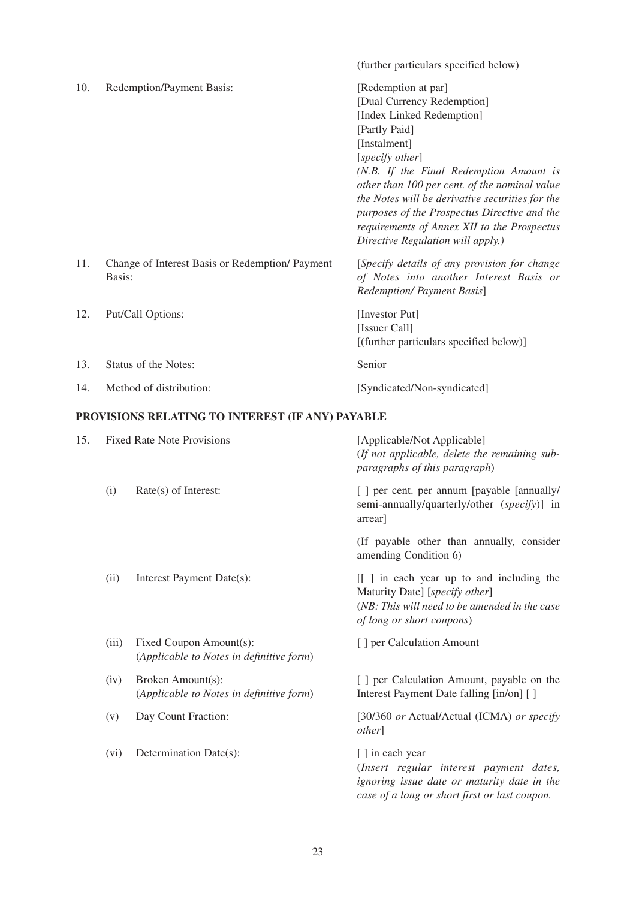(further particulars specified below)

| | | |
|---|---|---|
| 10. | Redemption/Payment Basis: | [Redemption at par]<br>[Dual Currency Redemption]<br>[Index Linked Redemption]<br>[Partly Paid]<br>[Instalment]<br>[*specify other*]<br>*(N.B. If the Final Redemption Amount is other than 100 per cent. of the nominal value the Notes will be derivative securities for the purposes of the Prospectus Directive and the requirements of Annex XII to the Prospectus Directive Regulation will apply.)* |
| 11. | Change of Interest Basis or Redemption/ Payment Basis: | [*Specify details of any provision for change of Notes into another Interest Basis or Redemption/ Payment Basis*] |
| 12. | Put/Call Options: | [Investor Put]<br>[Issuer Call]<br>[(further particulars specified below)] |
| 13. | Status of the Notes: | Senior |
| 14. | Method of distribution: | [Syndicated/Non-syndicated] |

**PROVISIONS RELATING TO INTEREST (IF ANY) PAYABLE**

| | | | |
|---|---|---|---|
| 15. | Fixed Rate Note Provisions | | [Applicable/Not Applicable]<br>(*If not applicable, delete the remaining sub-paragraphs of this paragraph*) |
| | (i) | Rate(s) of Interest: | [ ] per cent. per annum [payable [annually/ semi-annually/quarterly/other (*specify*)] in arrear]<br><br>(If payable other than annually, consider amending Condition 6) |
| | (ii) | Interest Payment Date(s): | [[ ] in each year up to and including the Maturity Date] [*specify other*]<br>(*NB: This will need to be amended in the case of long or short coupons*) |
| | (iii) | Fixed Coupon Amount(s):<br>(*Applicable to Notes in definitive form*) | [ ] per Calculation Amount |
| | (iv) | Broken Amount(s):<br>(*Applicable to Notes in definitive form*) | [ ] per Calculation Amount, payable on the Interest Payment Date falling [in/on] [ ] |
| | (v) | Day Count Fraction: | [30/360 *or* Actual/Actual (ICMA) *or specify other*] |
| | (vi) | Determination Date(s): | [ ] in each year<br>(*Insert regular interest payment dates, ignoring issue date or maturity date in the case of a long or short first or last coupon.* |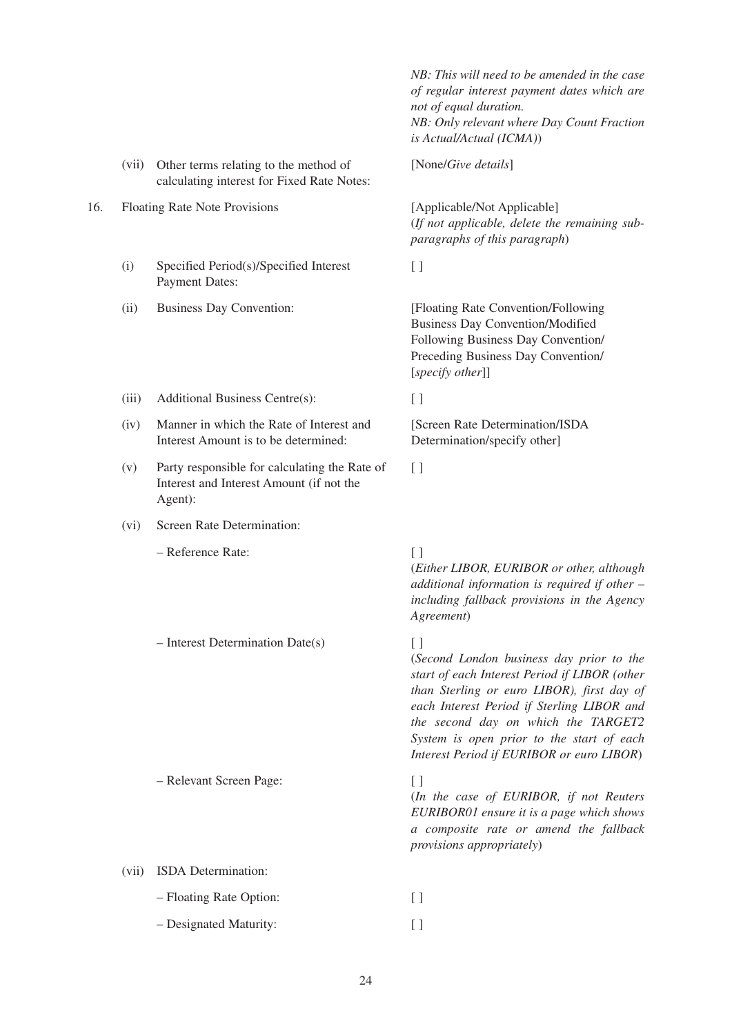| | | | |
|---|---|---|---|
| | | | *NB: This will need to be amended in the case of regular interest payment dates which are not of equal duration.* *NB: Only relevant where Day Count Fraction is Actual/Actual (ICMA)*) |
| | (vii) | Other terms relating to the method of calculating interest for Fixed Rate Notes: | [None/*Give details*] |
| 16. | Floating Rate Note Provisions | | [Applicable/Not Applicable] (*If not applicable, delete the remaining sub-paragraphs of this paragraph*) |
| | (i) | Specified Period(s)/Specified Interest Payment Dates: | [ ] |
| | (ii) | Business Day Convention: | [Floating Rate Convention/Following Business Day Convention/Modified Following Business Day Convention/ Preceding Business Day Convention/ [*specify other*]] |
| | (iii) | Additional Business Centre(s): | [ ] |
| | (iv) | Manner in which the Rate of Interest and Interest Amount is to be determined: | [Screen Rate Determination/ISDA Determination/specify other] |
| | (v) | Party responsible for calculating the Rate of Interest and Interest Amount (if not the Agent): | [ ] |
| | (vi) | Screen Rate Determination: | |
| | | – Reference Rate: | [ ] (*Either LIBOR, EURIBOR or other, although additional information is required if other – including fallback provisions in the Agency Agreement*) |
| | | – Interest Determination Date(s) | [ ] (*Second London business day prior to the start of each Interest Period if LIBOR (other than Sterling or euro LIBOR), first day of each Interest Period if Sterling LIBOR and the second day on which the TARGET2 System is open prior to the start of each Interest Period if EURIBOR or euro LIBOR*) |
| | | – Relevant Screen Page: | [ ] (*In the case of EURIBOR, if not Reuters EURIBOR01 ensure it is a page which shows a composite rate or amend the fallback provisions appropriately*) |
| | (vii) | ISDA Determination: | |
| | | – Floating Rate Option: | [ ] |
| | | – Designated Maturity: | [ ] |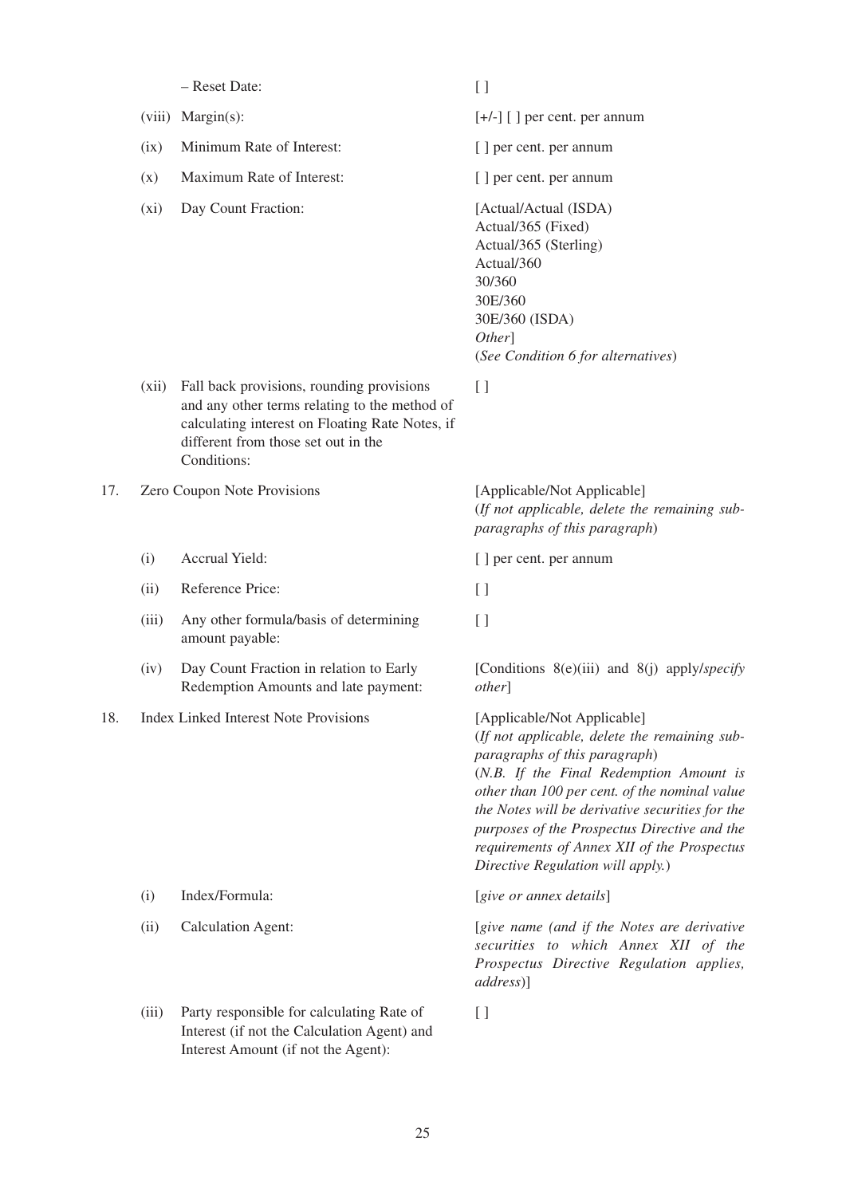| | | | |
|---|---|---|---|
| | | – Reset Date: | [ ] |
| | (viii) | Margin(s): | [+/-] [ ] per cent. per annum |
| | (ix) | Minimum Rate of Interest: | [ ] per cent. per annum |
| | (x) | Maximum Rate of Interest: | [ ] per cent. per annum |
| | (xi) | Day Count Fraction: | [Actual/Actual (ISDA)<br>Actual/365 (Fixed)<br>Actual/365 (Sterling)<br>Actual/360<br>30/360<br>30E/360<br>30E/360 (ISDA)<br>*Other*]<br>(*See Condition 6 for alternatives*) |
| | (xii) | Fall back provisions, rounding provisions and any other terms relating to the method of calculating interest on Floating Rate Notes, if different from those set out in the Conditions: | [ ] |
| 17. | Zero Coupon Note Provisions | | [Applicable/Not Applicable]<br>(*If not applicable, delete the remaining sub-paragraphs of this paragraph*) |
| | (i) | Accrual Yield: | [ ] per cent. per annum |
| | (ii) | Reference Price: | [ ] |
| | (iii) | Any other formula/basis of determining amount payable: | [ ] |
| | (iv) | Day Count Fraction in relation to Early Redemption Amounts and late payment: | [Conditions 8(e)(iii) and 8(j) apply/*specify other*] |
| 18. | Index Linked Interest Note Provisions | | [Applicable/Not Applicable]<br>(*If not applicable, delete the remaining sub-paragraphs of this paragraph*)<br>(*N.B. If the Final Redemption Amount is other than 100 per cent. of the nominal value the Notes will be derivative securities for the purposes of the Prospectus Directive and the requirements of Annex XII of the Prospectus Directive Regulation will apply.*) |
| | (i) | Index/Formula: | [*give or annex details*] |
| | (ii) | Calculation Agent: | [*give name (and if the Notes are derivative securities to which Annex XII of the Prospectus Directive Regulation applies, address*)] |
| | (iii) | Party responsible for calculating Rate of Interest (if not the Calculation Agent) and Interest Amount (if not the Agent): | [ ] |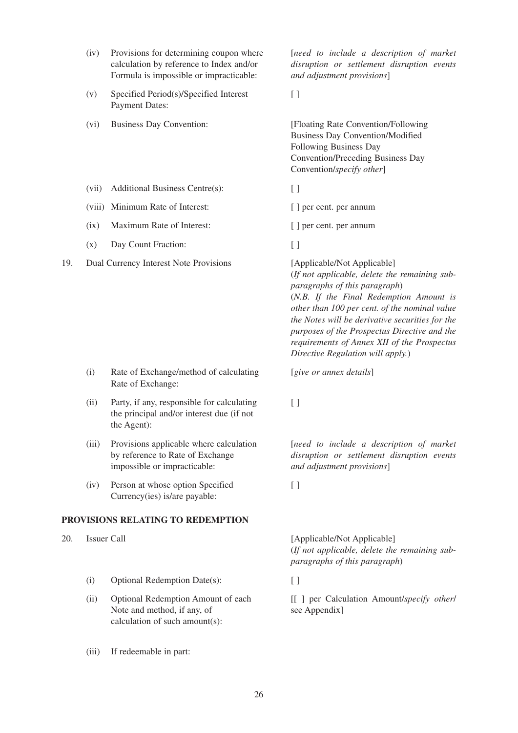| | | | |
|---|---|---|---|
| | (iv) | Provisions for determining coupon where calculation by reference to Index and/or Formula is impossible or impracticable: | [*need to include a description of market disruption or settlement disruption events and adjustment provisions*] |
| | (v) | Specified Period(s)/Specified Interest Payment Dates: | [ ] |
| | (vi) | Business Day Convention: | [Floating Rate Convention/Following Business Day Convention/Modified Following Business Day Convention/Preceding Business Day Convention/*specify other*] |
| | (vii) | Additional Business Centre(s): | [ ] |
| | (viii) | Minimum Rate of Interest: | [ ] per cent. per annum |
| | (ix) | Maximum Rate of Interest: | [ ] per cent. per annum |
| | (x) | Day Count Fraction: | [ ] |
| 19. | Dual Currency Interest Note Provisions | | [Applicable/Not Applicable] (*If not applicable, delete the remaining sub-paragraphs of this paragraph*) (*N.B. If the Final Redemption Amount is other than 100 per cent. of the nominal value the Notes will be derivative securities for the purposes of the Prospectus Directive and the requirements of Annex XII of the Prospectus Directive Regulation will apply.*) |
| | (i) | Rate of Exchange/method of calculating Rate of Exchange: | [*give or annex details*] |
| | (ii) | Party, if any, responsible for calculating the principal and/or interest due (if not the Agent): | [ ] |
| | (iii) | Provisions applicable where calculation by reference to Rate of Exchange impossible or impracticable: | [*need to include a description of market disruption or settlement disruption events and adjustment provisions*] |
| | (iv) | Person at whose option Specified Currency(ies) is/are payable: | [ ] |

**PROVISIONS RELATING TO REDEMPTION**

| | | | |
|---|---|---|---|
| 20. | Issuer Call | | [Applicable/Not Applicable] (*If not applicable, delete the remaining sub-paragraphs of this paragraph*) |
| | (i) | Optional Redemption Date(s): | [ ] |
| | (ii) | Optional Redemption Amount of each Note and method, if any, of calculation of such amount(s): | [[ ] per Calculation Amount/*specify other*/ see Appendix] |
| | (iii) | If redeemable in part: | |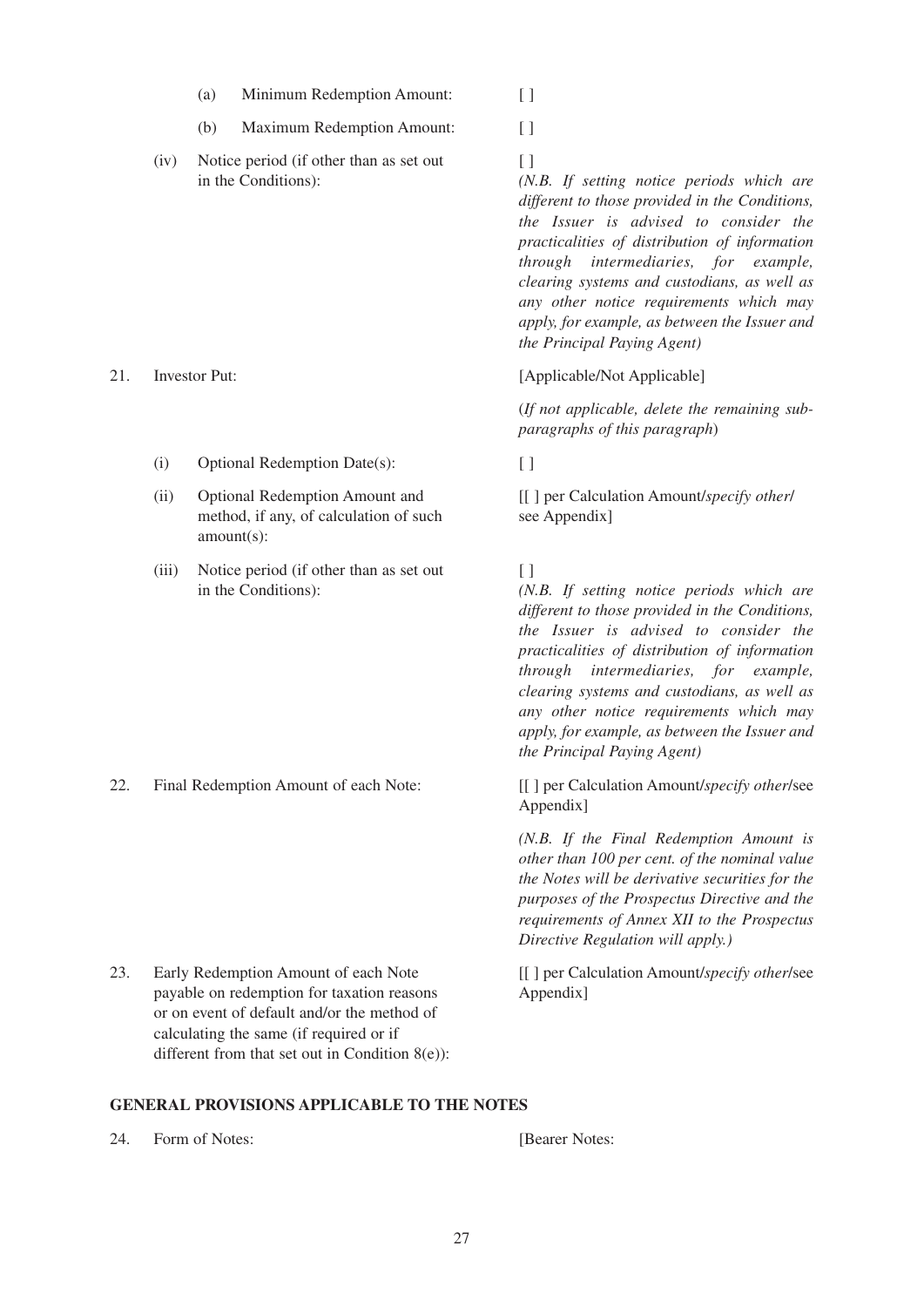| | | |
|---|---|---|
| | (a) Minimum Redemption Amount: | [ ] |
| | (b) Maximum Redemption Amount: | [ ] |
| | (iv) Notice period (if other than as set out in the Conditions): | [ ] *(N.B. If setting notice periods which are different to those provided in the Conditions, the Issuer is advised to consider the practicalities of distribution of information through intermediaries, for example, clearing systems and custodians, as well as any other notice requirements which may apply, for example, as between the Issuer and the Principal Paying Agent)* |
| 21. | Investor Put: | [Applicable/Not Applicable] (*If not applicable, delete the remaining sub-paragraphs of this paragraph*) |
| | (i) Optional Redemption Date(s): | [ ] |
| | (ii) Optional Redemption Amount and method, if any, of calculation of such amount(s): | [[ ] per Calculation Amount/*specify other*/ see Appendix] |
| | (iii) Notice period (if other than as set out in the Conditions): | [ ] *(N.B. If setting notice periods which are different to those provided in the Conditions, the Issuer is advised to consider the practicalities of distribution of information through intermediaries, for example, clearing systems and custodians, as well as any other notice requirements which may apply, for example, as between the Issuer and the Principal Paying Agent)* |
| 22. | Final Redemption Amount of each Note: | [[ ] per Calculation Amount/*specify other*/see Appendix] *(N.B. If the Final Redemption Amount is other than 100 per cent. of the nominal value the Notes will be derivative securities for the purposes of the Prospectus Directive and the requirements of Annex XII to the Prospectus Directive Regulation will apply.)* |
| 23. | Early Redemption Amount of each Note payable on redemption for taxation reasons or on event of default and/or the method of calculating the same (if required or if different from that set out in Condition 8(e)): | [[ ] per Calculation Amount/*specify other*/see Appendix] |

## GENERAL PROVISIONS APPLICABLE TO THE NOTES

| | | |
|---|---|---|
| 24. | Form of Notes: | [Bearer Notes: |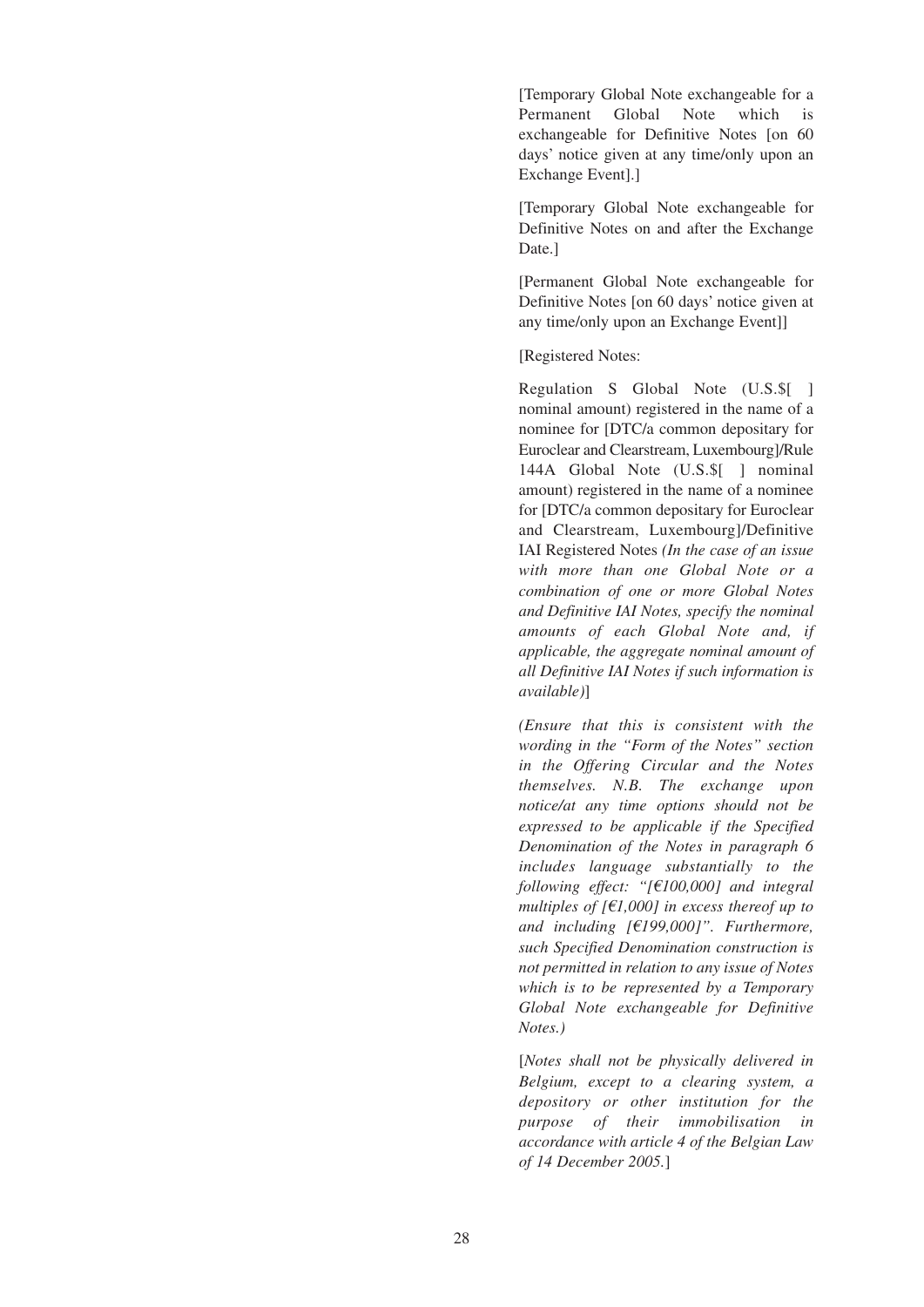[Temporary Global Note exchangeable for a Permanent Global Note which is exchangeable for Definitive Notes [on 60 days' notice given at any time/only upon an Exchange Event].]

[Temporary Global Note exchangeable for Definitive Notes on and after the Exchange Date.]

[Permanent Global Note exchangeable for Definitive Notes [on 60 days' notice given at any time/only upon an Exchange Event]]

[Registered Notes:

Regulation S Global Note (U.S.$[ ] nominal amount) registered in the name of a nominee for [DTC/a common depositary for Euroclear and Clearstream, Luxembourg]/Rule 144A Global Note (U.S.$[ ] nominal amount) registered in the name of a nominee for [DTC/a common depositary for Euroclear and Clearstream, Luxembourg]/Definitive IAI Registered Notes *(In the case of an issue with more than one Global Note or a combination of one or more Global Notes and Definitive IAI Notes, specify the nominal amounts of each Global Note and, if applicable, the aggregate nominal amount of all Definitive IAI Notes if such information is available)*]

*(Ensure that this is consistent with the wording in the "Form of the Notes" section in the Offering Circular and the Notes themselves. N.B. The exchange upon notice/at any time options should not be expressed to be applicable if the Specified Denomination of the Notes in paragraph 6 includes language substantially to the following effect: "[€100,000] and integral multiples of [€1,000] in excess thereof up to and including [€199,000]". Furthermore, such Specified Denomination construction is not permitted in relation to any issue of Notes which is to be represented by a Temporary Global Note exchangeable for Definitive Notes.)*

[*Notes shall not be physically delivered in Belgium, except to a clearing system, a depository or other institution for the purpose of their immobilisation in accordance with article 4 of the Belgian Law of 14 December 2005.*]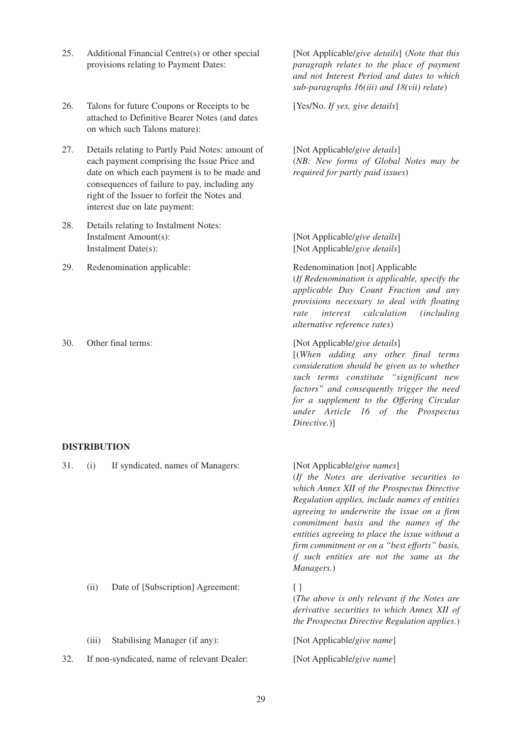| | | |
|---|---|---|
| 25. | Additional Financial Centre(s) or other special provisions relating to Payment Dates: | [Not Applicable/*give details*] (*Note that this paragraph relates to the place of payment and not Interest Period and dates to which sub-paragraphs 16(iii) and 18(vii) relate*) |
| 26. | Talons for future Coupons or Receipts to be attached to Definitive Bearer Notes (and dates on which such Talons mature): | [Yes/No. *If yes, give details*] |
| 27. | Details relating to Partly Paid Notes: amount of each payment comprising the Issue Price and date on which each payment is to be made and consequences of failure to pay, including any right of the Issuer to forfeit the Notes and interest due on late payment: | [Not Applicable/*give details*] (*NB: New forms of Global Notes may be required for partly paid issues*) |
| 28. | Details relating to Instalment Notes: | |
| | Instalment Amount(s): | [Not Applicable/*give details*] |
| | Instalment Date(s): | [Not Applicable/*give details*] |
| 29. | Redenomination applicable: | Redenomination [not] Applicable (*If Redenomination is applicable, specify the applicable Day Count Fraction and any provisions necessary to deal with floating rate interest calculation (including alternative reference rates*) |
| 30. | Other final terms: | [Not Applicable/*give details*] [(*When adding any other final terms consideration should be given as to whether such terms constitute "significant new factors" and consequently trigger the need for a supplement to the Offering Circular under Article 16 of the Prospectus Directive.*)] |

**DISTRIBUTION**

| | | |
|---|---|---|
| 31. | (i) If syndicated, names of Managers: | [Not Applicable/*give names*] (*If the Notes are derivative securities to which Annex XII of the Prospectus Directive Regulation applies, include names of entities agreeing to underwrite the issue on a firm commitment basis and the names of the entities agreeing to place the issue without a firm commitment or on a "best efforts" basis, if such entities are not the same as the Managers.*) |
| | (ii) Date of [Subscription] Agreement: | [ ] (*The above is only relevant if the Notes are derivative securities to which Annex XII of the Prospectus Directive Regulation applies.*) |
| | (iii) Stabilising Manager (if any): | [Not Applicable/*give name*] |
| 32. | If non-syndicated, name of relevant Dealer: | [Not Applicable/*give name*] |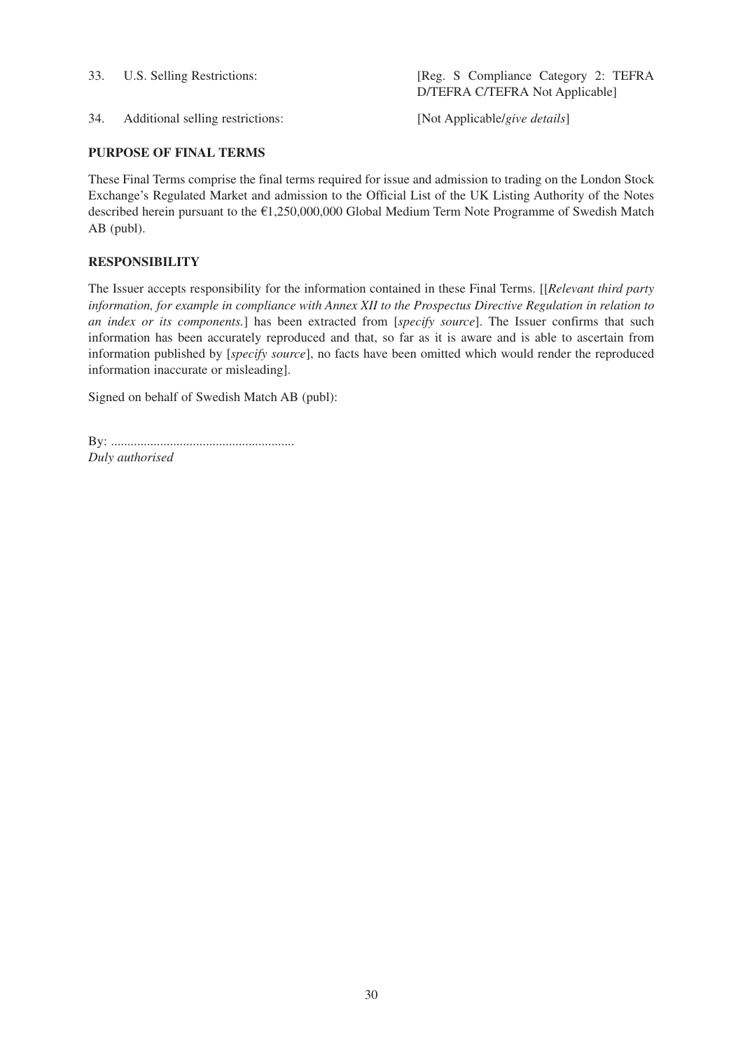| | | |
|---|---|---|
| 33. | U.S. Selling Restrictions: | [Reg. S Compliance Category 2: TEFRA D/TEFRA C/TEFRA Not Applicable] |
| 34. | Additional selling restrictions: | [Not Applicable/*give details*] |

**PURPOSE OF FINAL TERMS**

These Final Terms comprise the final terms required for issue and admission to trading on the London Stock Exchange's Regulated Market and admission to the Official List of the UK Listing Authority of the Notes described herein pursuant to the €1,250,000,000 Global Medium Term Note Programme of Swedish Match AB (publ).

**RESPONSIBILITY**

The Issuer accepts responsibility for the information contained in these Final Terms. [[*Relevant third party information, for example in compliance with Annex XII to the Prospectus Directive Regulation in relation to an index or its components.*] has been extracted from [*specify source*]. The Issuer confirms that such information has been accurately reproduced and that, so far as it is aware and is able to ascertain from information published by [*specify source*], no facts have been omitted which would render the reproduced information inaccurate or misleading].

Signed on behalf of Swedish Match AB (publ):

By: ........................................................
*Duly authorised*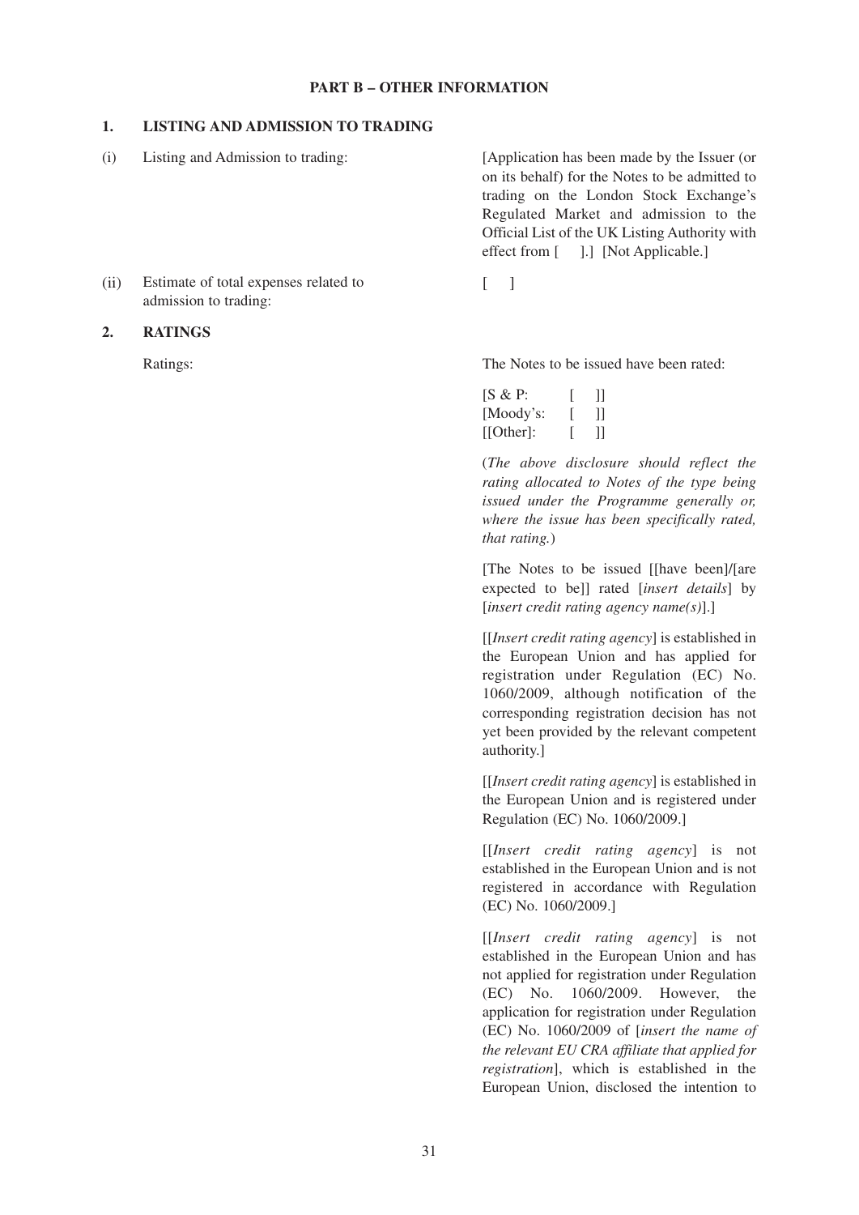## PART B – OTHER INFORMATION

### 1. LISTING AND ADMISSION TO TRADING

| | | |
|---|---|---|
| (i) | Listing and Admission to trading: | [Application has been made by the Issuer (or on its behalf) for the Notes to be admitted to trading on the London Stock Exchange's Regulated Market and admission to the Official List of the UK Listing Authority with effect from [ ].] [Not Applicable.] |
| (ii) | Estimate of total expenses related to admission to trading: | [ ] |

### 2. RATINGS

Ratings: The Notes to be issued have been rated:

[S & P: [ ]]
[Moody's: [ ]]
[[Other]: [ ]]

(*The above disclosure should reflect the rating allocated to Notes of the type being issued under the Programme generally or, where the issue has been specifically rated, that rating.*)

[The Notes to be issued [[have been]/[are expected to be]] rated [*insert details*] by [*insert credit rating agency name(s)*].]

[[*Insert credit rating agency*] is established in the European Union and has applied for registration under Regulation (EC) No. 1060/2009, although notification of the corresponding registration decision has not yet been provided by the relevant competent authority.]

[[*Insert credit rating agency*] is established in the European Union and is registered under Regulation (EC) No. 1060/2009.]

[[*Insert credit rating agency*] is not established in the European Union and is not registered in accordance with Regulation (EC) No. 1060/2009.]

[[*Insert credit rating agency*] is not established in the European Union and has not applied for registration under Regulation (EC) No. 1060/2009. However, the application for registration under Regulation (EC) No. 1060/2009 of [*insert the name of the relevant EU CRA affiliate that applied for registration*], which is established in the European Union, disclosed the intention to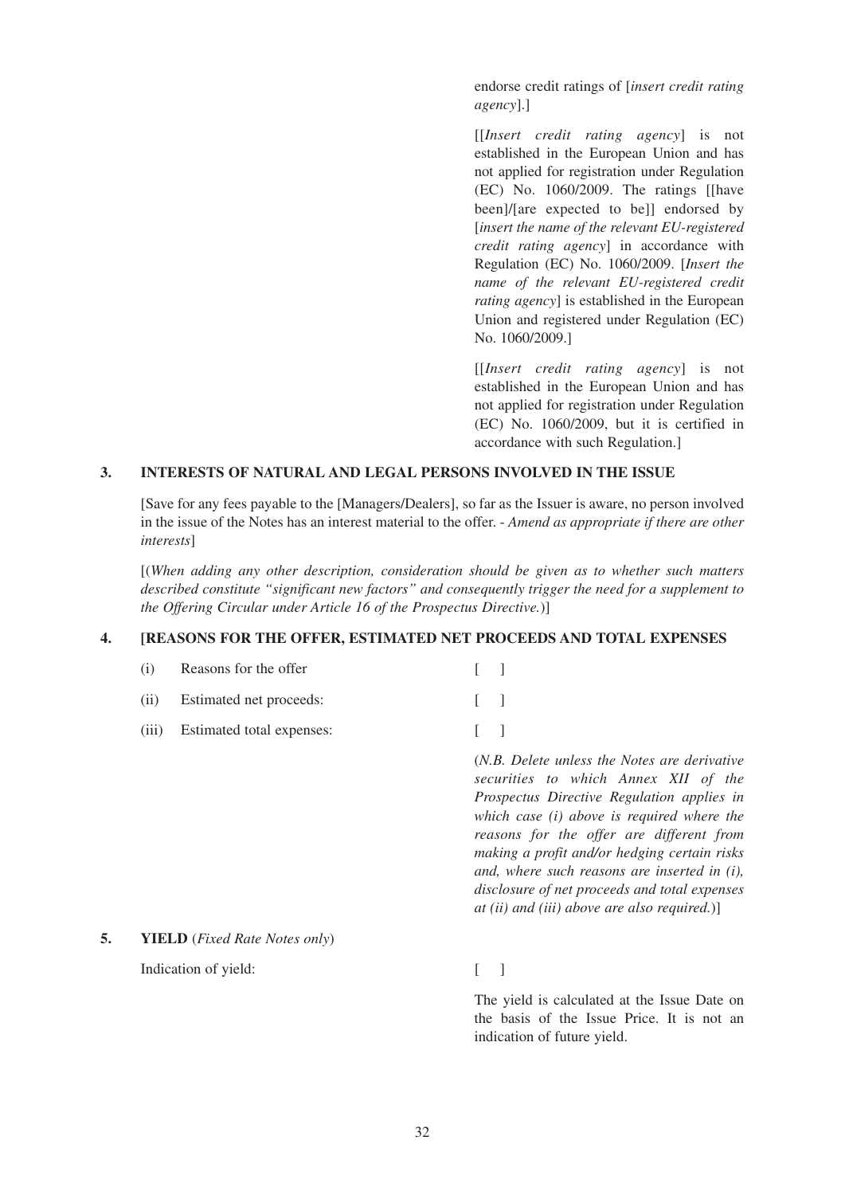endorse credit ratings of [*insert credit rating agency*].]

[[*Insert credit rating agency*] is not established in the European Union and has not applied for registration under Regulation (EC) No. 1060/2009. The ratings [[have been]/[are expected to be]] endorsed by [*insert the name of the relevant EU-registered credit rating agency*] in accordance with Regulation (EC) No. 1060/2009. [*Insert the name of the relevant EU-registered credit rating agency*] is established in the European Union and registered under Regulation (EC) No. 1060/2009.]

[[*Insert credit rating agency*] is not established in the European Union and has not applied for registration under Regulation (EC) No. 1060/2009, but it is certified in accordance with such Regulation.]

## 3. INTERESTS OF NATURAL AND LEGAL PERSONS INVOLVED IN THE ISSUE

[Save for any fees payable to the [Managers/Dealers], so far as the Issuer is aware, no person involved in the issue of the Notes has an interest material to the offer. - *Amend as appropriate if there are other interests*]

[(*When adding any other description, consideration should be given as to whether such matters described constitute "significant new factors" and consequently trigger the need for a supplement to the Offering Circular under Article 16 of the Prospectus Directive.*)]

## 4. [REASONS FOR THE OFFER, ESTIMATED NET PROCEEDS AND TOTAL EXPENSES

| | | |
|---|---|---|
| (i) | Reasons for the offer | [ ] |
| (ii) | Estimated net proceeds: | [ ] |
| (iii) | Estimated total expenses: | [ ] |

(*N.B. Delete unless the Notes are derivative securities to which Annex XII of the Prospectus Directive Regulation applies in which case (i) above is required where the reasons for the offer are different from making a profit and/or hedging certain risks and, where such reasons are inserted in (i), disclosure of net proceeds and total expenses at (ii) and (iii) above are also required.*)]

## 5. YIELD (*Fixed Rate Notes only*)

Indication of yield: [ ]

The yield is calculated at the Issue Date on the basis of the Issue Price. It is not an indication of future yield.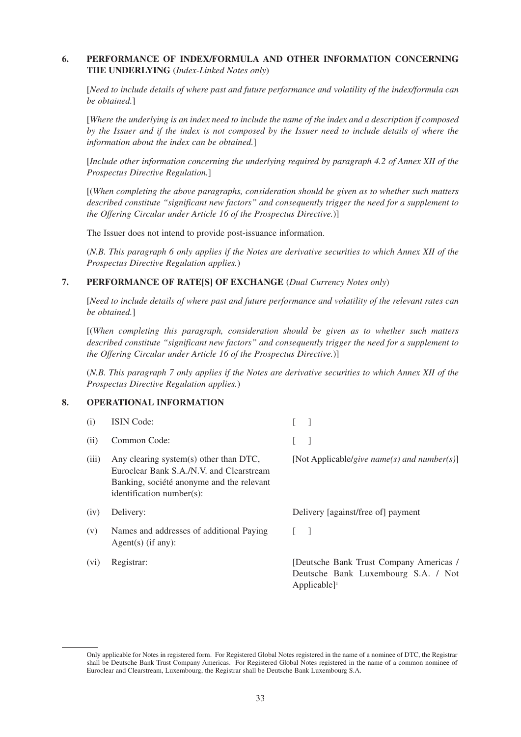## 6. PERFORMANCE OF INDEX/FORMULA AND OTHER INFORMATION CONCERNING THE UNDERLYING (*Index-Linked Notes only*)

[*Need to include details of where past and future performance and volatility of the index/formula can be obtained.*]

[*Where the underlying is an index need to include the name of the index and a description if composed by the Issuer and if the index is not composed by the Issuer need to include details of where the information about the index can be obtained.*]

[*Include other information concerning the underlying required by paragraph 4.2 of Annex XII of the Prospectus Directive Regulation.*]

[(*When completing the above paragraphs, consideration should be given as to whether such matters described constitute "significant new factors" and consequently trigger the need for a supplement to the Offering Circular under Article 16 of the Prospectus Directive.*)]

The Issuer does not intend to provide post-issuance information.

(*N.B. This paragraph 6 only applies if the Notes are derivative securities to which Annex XII of the Prospectus Directive Regulation applies.*)

## 7. PERFORMANCE OF RATE[S] OF EXCHANGE (*Dual Currency Notes only*)

[*Need to include details of where past and future performance and volatility of the relevant rates can be obtained.*]

[(*When completing this paragraph, consideration should be given as to whether such matters described constitute "significant new factors" and consequently trigger the need for a supplement to the Offering Circular under Article 16 of the Prospectus Directive.*)]

(*N.B. This paragraph 7 only applies if the Notes are derivative securities to which Annex XII of the Prospectus Directive Regulation applies.*)

## 8. OPERATIONAL INFORMATION

| | | |
|---|---|---|
| (i) | ISIN Code: | [ ] |
| (ii) | Common Code: | [ ] |
| (iii) | Any clearing system(s) other than DTC, Euroclear Bank S.A./N.V. and Clearstream Banking, société anonyme and the relevant identification number(s): | [Not Applicable/*give name(s) and number(s)*] |
| (iv) | Delivery: | Delivery [against/free of] payment |
| (v) | Names and addresses of additional Paying Agent(s) (if any): | [ ] |
| (vi) | Registrar: | [Deutsche Bank Trust Company Americas / Deutsche Bank Luxembourg S.A. / Not Applicable][1] |

[1] Only applicable for Notes in registered form. For Registered Global Notes registered in the name of a nominee of DTC, the Registrar shall be Deutsche Bank Trust Company Americas. For Registered Global Notes registered in the name of a common nominee of Euroclear and Clearstream, Luxembourg, the Registrar shall be Deutsche Bank Luxembourg S.A.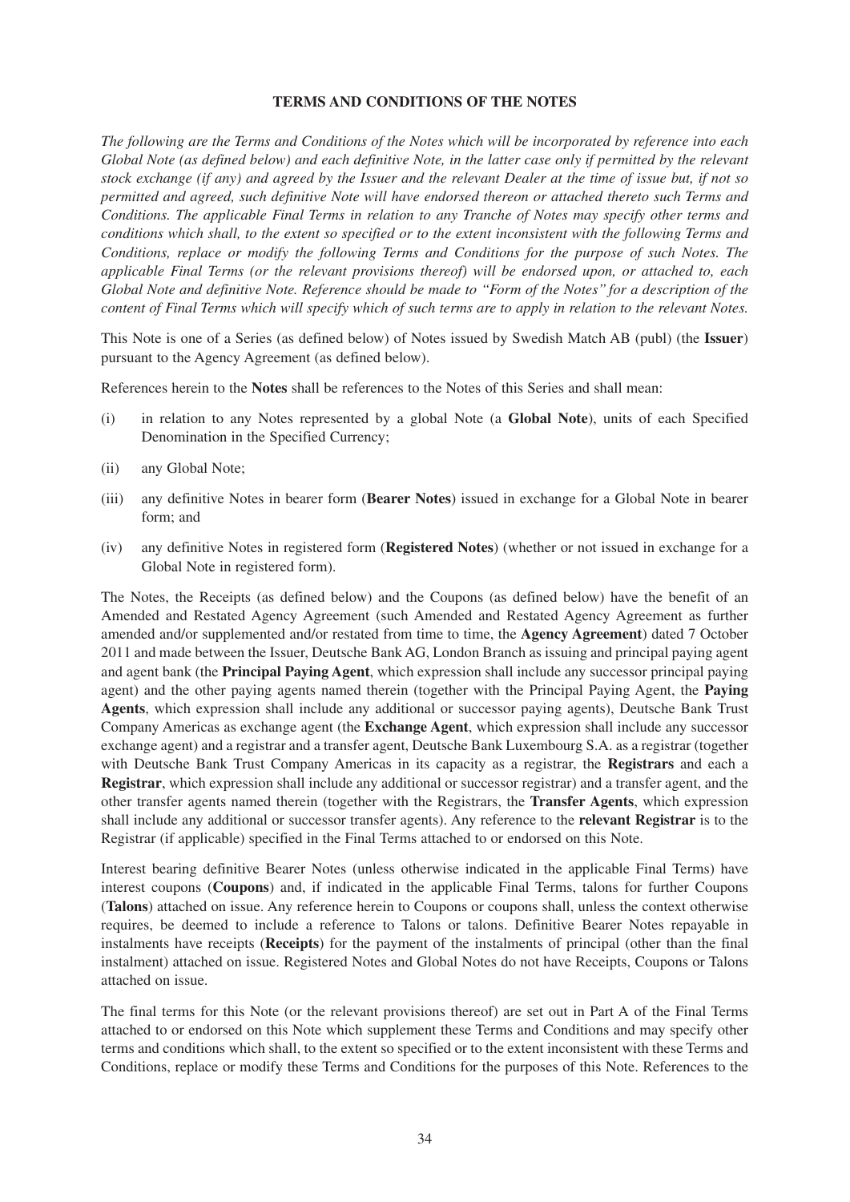## TERMS AND CONDITIONS OF THE NOTES

*The following are the Terms and Conditions of the Notes which will be incorporated by reference into each Global Note (as defined below) and each definitive Note, in the latter case only if permitted by the relevant stock exchange (if any) and agreed by the Issuer and the relevant Dealer at the time of issue but, if not so permitted and agreed, such definitive Note will have endorsed thereon or attached thereto such Terms and Conditions. The applicable Final Terms in relation to any Tranche of Notes may specify other terms and conditions which shall, to the extent so specified or to the extent inconsistent with the following Terms and Conditions, replace or modify the following Terms and Conditions for the purpose of such Notes. The applicable Final Terms (or the relevant provisions thereof) will be endorsed upon, or attached to, each Global Note and definitive Note. Reference should be made to "Form of the Notes" for a description of the content of Final Terms which will specify which of such terms are to apply in relation to the relevant Notes.*

This Note is one of a Series (as defined below) of Notes issued by Swedish Match AB (publ) (the **Issuer**) pursuant to the Agency Agreement (as defined below).

References herein to the **Notes** shall be references to the Notes of this Series and shall mean:

(i) in relation to any Notes represented by a global Note (a **Global Note**), units of each Specified Denomination in the Specified Currency;

(ii) any Global Note;

(iii) any definitive Notes in bearer form (**Bearer Notes**) issued in exchange for a Global Note in bearer form; and

(iv) any definitive Notes in registered form (**Registered Notes**) (whether or not issued in exchange for a Global Note in registered form).

The Notes, the Receipts (as defined below) and the Coupons (as defined below) have the benefit of an Amended and Restated Agency Agreement (such Amended and Restated Agency Agreement as further amended and/or supplemented and/or restated from time to time, the **Agency Agreement**) dated 7 October 2011 and made between the Issuer, Deutsche Bank AG, London Branch as issuing and principal paying agent and agent bank (the **Principal Paying Agent**, which expression shall include any successor principal paying agent) and the other paying agents named therein (together with the Principal Paying Agent, the **Paying Agents**, which expression shall include any additional or successor paying agents), Deutsche Bank Trust Company Americas as exchange agent (the **Exchange Agent**, which expression shall include any successor exchange agent) and a registrar and a transfer agent, Deutsche Bank Luxembourg S.A. as a registrar (together with Deutsche Bank Trust Company Americas in its capacity as a registrar, the **Registrars** and each a **Registrar**, which expression shall include any additional or successor registrar) and a transfer agent, and the other transfer agents named therein (together with the Registrars, the **Transfer Agents**, which expression shall include any additional or successor transfer agents). Any reference to the **relevant Registrar** is to the Registrar (if applicable) specified in the Final Terms attached to or endorsed on this Note.

Interest bearing definitive Bearer Notes (unless otherwise indicated in the applicable Final Terms) have interest coupons (**Coupons**) and, if indicated in the applicable Final Terms, talons for further Coupons (**Talons**) attached on issue. Any reference herein to Coupons or coupons shall, unless the context otherwise requires, be deemed to include a reference to Talons or talons. Definitive Bearer Notes repayable in instalments have receipts (**Receipts**) for the payment of the instalments of principal (other than the final instalment) attached on issue. Registered Notes and Global Notes do not have Receipts, Coupons or Talons attached on issue.

The final terms for this Note (or the relevant provisions thereof) are set out in Part A of the Final Terms attached to or endorsed on this Note which supplement these Terms and Conditions and may specify other terms and conditions which shall, to the extent so specified or to the extent inconsistent with these Terms and Conditions, replace or modify these Terms and Conditions for the purposes of this Note. References to the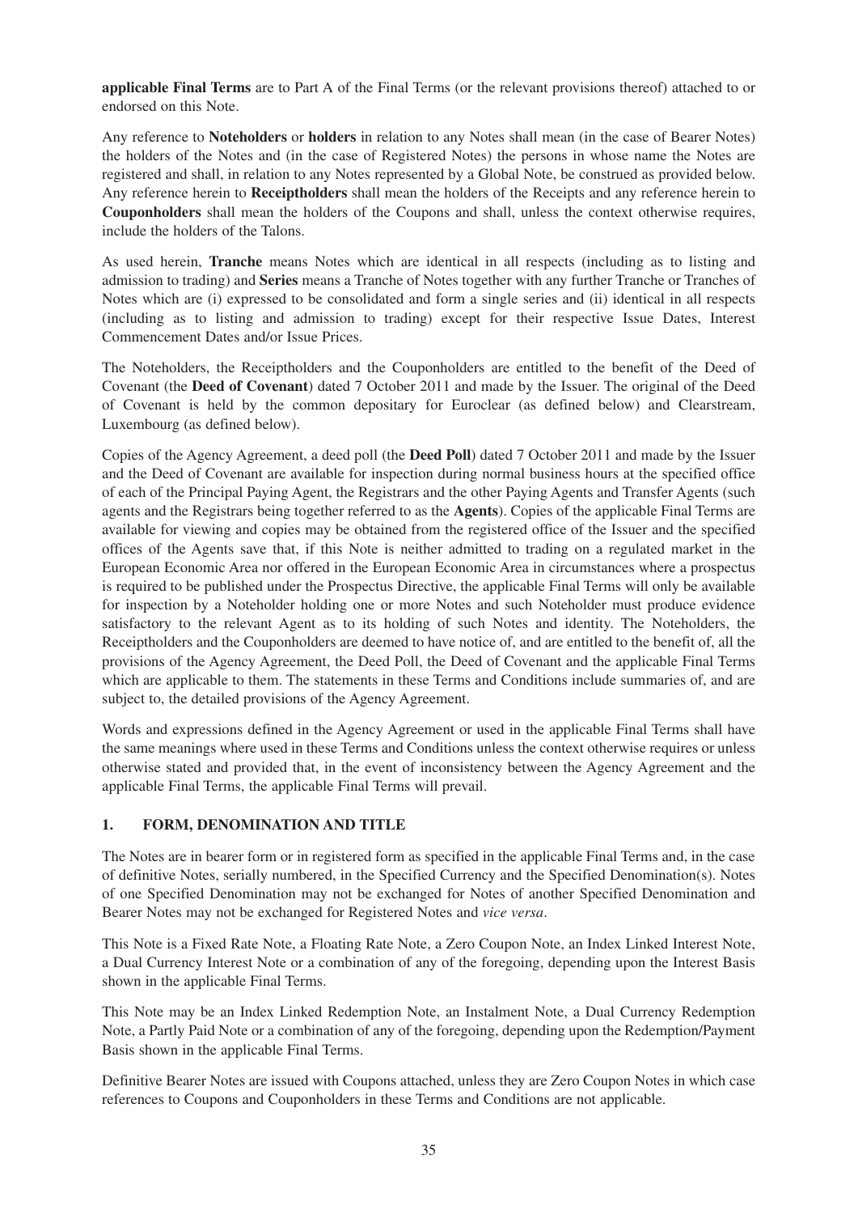**applicable Final Terms** are to Part A of the Final Terms (or the relevant provisions thereof) attached to or endorsed on this Note.

Any reference to **Noteholders** or **holders** in relation to any Notes shall mean (in the case of Bearer Notes) the holders of the Notes and (in the case of Registered Notes) the persons in whose name the Notes are registered and shall, in relation to any Notes represented by a Global Note, be construed as provided below. Any reference herein to **Receiptholders** shall mean the holders of the Receipts and any reference herein to **Couponholders** shall mean the holders of the Coupons and shall, unless the context otherwise requires, include the holders of the Talons.

As used herein, **Tranche** means Notes which are identical in all respects (including as to listing and admission to trading) and **Series** means a Tranche of Notes together with any further Tranche or Tranches of Notes which are (i) expressed to be consolidated and form a single series and (ii) identical in all respects (including as to listing and admission to trading) except for their respective Issue Dates, Interest Commencement Dates and/or Issue Prices.

The Noteholders, the Receiptholders and the Couponholders are entitled to the benefit of the Deed of Covenant (the **Deed of Covenant**) dated 7 October 2011 and made by the Issuer. The original of the Deed of Covenant is held by the common depositary for Euroclear (as defined below) and Clearstream, Luxembourg (as defined below).

Copies of the Agency Agreement, a deed poll (the **Deed Poll**) dated 7 October 2011 and made by the Issuer and the Deed of Covenant are available for inspection during normal business hours at the specified office of each of the Principal Paying Agent, the Registrars and the other Paying Agents and Transfer Agents (such agents and the Registrars being together referred to as the **Agents**). Copies of the applicable Final Terms are available for viewing and copies may be obtained from the registered office of the Issuer and the specified offices of the Agents save that, if this Note is neither admitted to trading on a regulated market in the European Economic Area nor offered in the European Economic Area in circumstances where a prospectus is required to be published under the Prospectus Directive, the applicable Final Terms will only be available for inspection by a Noteholder holding one or more Notes and such Noteholder must produce evidence satisfactory to the relevant Agent as to its holding of such Notes and identity. The Noteholders, the Receiptholders and the Couponholders are deemed to have notice of, and are entitled to the benefit of, all the provisions of the Agency Agreement, the Deed Poll, the Deed of Covenant and the applicable Final Terms which are applicable to them. The statements in these Terms and Conditions include summaries of, and are subject to, the detailed provisions of the Agency Agreement.

Words and expressions defined in the Agency Agreement or used in the applicable Final Terms shall have the same meanings where used in these Terms and Conditions unless the context otherwise requires or unless otherwise stated and provided that, in the event of inconsistency between the Agency Agreement and the applicable Final Terms, the applicable Final Terms will prevail.

## 1. FORM, DENOMINATION AND TITLE

The Notes are in bearer form or in registered form as specified in the applicable Final Terms and, in the case of definitive Notes, serially numbered, in the Specified Currency and the Specified Denomination(s). Notes of one Specified Denomination may not be exchanged for Notes of another Specified Denomination and Bearer Notes may not be exchanged for Registered Notes and *vice versa*.

This Note is a Fixed Rate Note, a Floating Rate Note, a Zero Coupon Note, an Index Linked Interest Note, a Dual Currency Interest Note or a combination of any of the foregoing, depending upon the Interest Basis shown in the applicable Final Terms.

This Note may be an Index Linked Redemption Note, an Instalment Note, a Dual Currency Redemption Note, a Partly Paid Note or a combination of any of the foregoing, depending upon the Redemption/Payment Basis shown in the applicable Final Terms.

Definitive Bearer Notes are issued with Coupons attached, unless they are Zero Coupon Notes in which case references to Coupons and Couponholders in these Terms and Conditions are not applicable.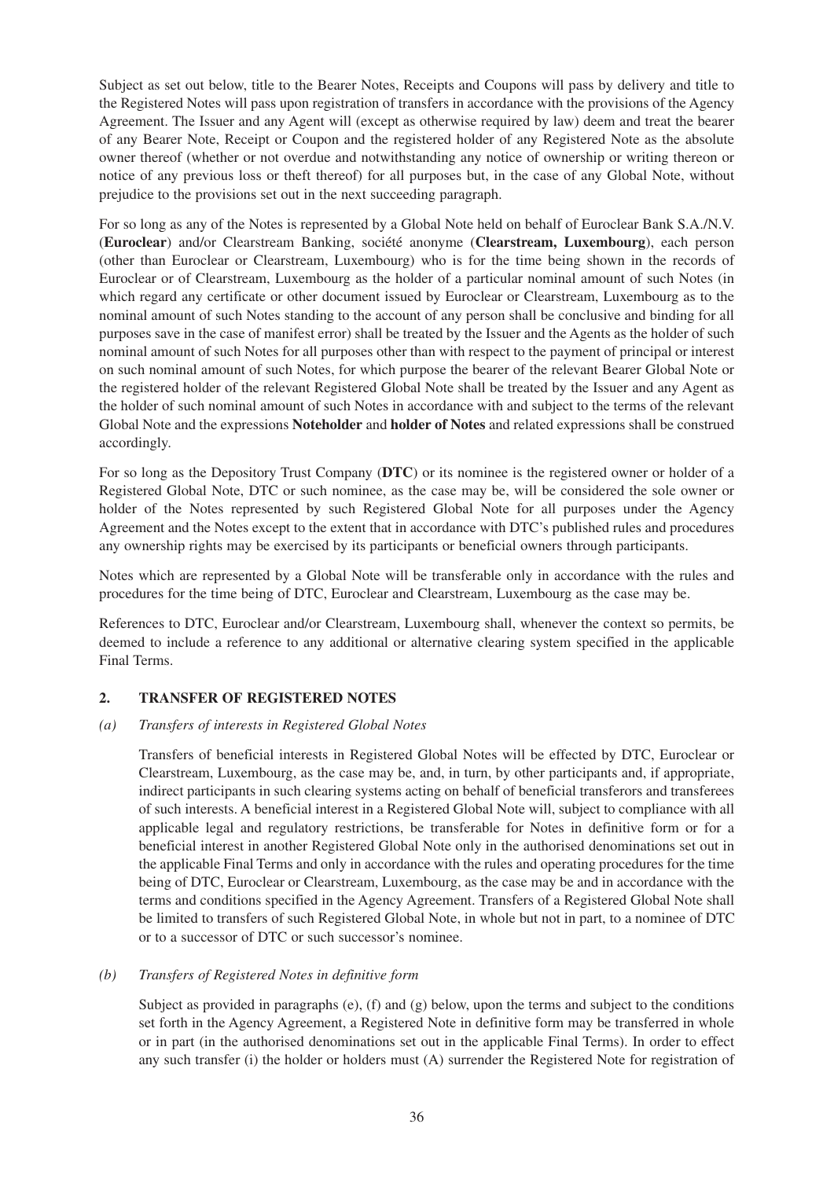Subject as set out below, title to the Bearer Notes, Receipts and Coupons will pass by delivery and title to the Registered Notes will pass upon registration of transfers in accordance with the provisions of the Agency Agreement. The Issuer and any Agent will (except as otherwise required by law) deem and treat the bearer of any Bearer Note, Receipt or Coupon and the registered holder of any Registered Note as the absolute owner thereof (whether or not overdue and notwithstanding any notice of ownership or writing thereon or notice of any previous loss or theft thereof) for all purposes but, in the case of any Global Note, without prejudice to the provisions set out in the next succeeding paragraph.

For so long as any of the Notes is represented by a Global Note held on behalf of Euroclear Bank S.A./N.V. (**Euroclear**) and/or Clearstream Banking, société anonyme (**Clearstream, Luxembourg**), each person (other than Euroclear or Clearstream, Luxembourg) who is for the time being shown in the records of Euroclear or of Clearstream, Luxembourg as the holder of a particular nominal amount of such Notes (in which regard any certificate or other document issued by Euroclear or Clearstream, Luxembourg as to the nominal amount of such Notes standing to the account of any person shall be conclusive and binding for all purposes save in the case of manifest error) shall be treated by the Issuer and the Agents as the holder of such nominal amount of such Notes for all purposes other than with respect to the payment of principal or interest on such nominal amount of such Notes, for which purpose the bearer of the relevant Bearer Global Note or the registered holder of the relevant Registered Global Note shall be treated by the Issuer and any Agent as the holder of such nominal amount of such Notes in accordance with and subject to the terms of the relevant Global Note and the expressions **Noteholder** and **holder of Notes** and related expressions shall be construed accordingly.

For so long as the Depository Trust Company (**DTC**) or its nominee is the registered owner or holder of a Registered Global Note, DTC or such nominee, as the case may be, will be considered the sole owner or holder of the Notes represented by such Registered Global Note for all purposes under the Agency Agreement and the Notes except to the extent that in accordance with DTC's published rules and procedures any ownership rights may be exercised by its participants or beneficial owners through participants.

Notes which are represented by a Global Note will be transferable only in accordance with the rules and procedures for the time being of DTC, Euroclear and Clearstream, Luxembourg as the case may be.

References to DTC, Euroclear and/or Clearstream, Luxembourg shall, whenever the context so permits, be deemed to include a reference to any additional or alternative clearing system specified in the applicable Final Terms.

## 2. TRANSFER OF REGISTERED NOTES

*(a) Transfers of interests in Registered Global Notes*

Transfers of beneficial interests in Registered Global Notes will be effected by DTC, Euroclear or Clearstream, Luxembourg, as the case may be, and, in turn, by other participants and, if appropriate, indirect participants in such clearing systems acting on behalf of beneficial transferors and transferees of such interests. A beneficial interest in a Registered Global Note will, subject to compliance with all applicable legal and regulatory restrictions, be transferable for Notes in definitive form or for a beneficial interest in another Registered Global Note only in the authorised denominations set out in the applicable Final Terms and only in accordance with the rules and operating procedures for the time being of DTC, Euroclear or Clearstream, Luxembourg, as the case may be and in accordance with the terms and conditions specified in the Agency Agreement. Transfers of a Registered Global Note shall be limited to transfers of such Registered Global Note, in whole but not in part, to a nominee of DTC or to a successor of DTC or such successor's nominee.

*(b) Transfers of Registered Notes in definitive form*

Subject as provided in paragraphs (e), (f) and (g) below, upon the terms and subject to the conditions set forth in the Agency Agreement, a Registered Note in definitive form may be transferred in whole or in part (in the authorised denominations set out in the applicable Final Terms). In order to effect any such transfer (i) the holder or holders must (A) surrender the Registered Note for registration of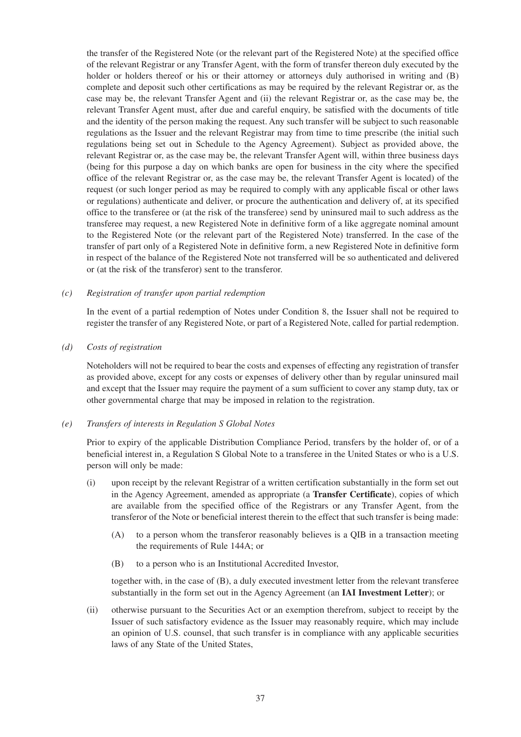the transfer of the Registered Note (or the relevant part of the Registered Note) at the specified office of the relevant Registrar or any Transfer Agent, with the form of transfer thereon duly executed by the holder or holders thereof or his or their attorney or attorneys duly authorised in writing and (B) complete and deposit such other certifications as may be required by the relevant Registrar or, as the case may be, the relevant Transfer Agent and (ii) the relevant Registrar or, as the case may be, the relevant Transfer Agent must, after due and careful enquiry, be satisfied with the documents of title and the identity of the person making the request. Any such transfer will be subject to such reasonable regulations as the Issuer and the relevant Registrar may from time to time prescribe (the initial such regulations being set out in Schedule to the Agency Agreement). Subject as provided above, the relevant Registrar or, as the case may be, the relevant Transfer Agent will, within three business days (being for this purpose a day on which banks are open for business in the city where the specified office of the relevant Registrar or, as the case may be, the relevant Transfer Agent is located) of the request (or such longer period as may be required to comply with any applicable fiscal or other laws or regulations) authenticate and deliver, or procure the authentication and delivery of, at its specified office to the transferee or (at the risk of the transferee) send by uninsured mail to such address as the transferee may request, a new Registered Note in definitive form of a like aggregate nominal amount to the Registered Note (or the relevant part of the Registered Note) transferred. In the case of the transfer of part only of a Registered Note in definitive form, a new Registered Note in definitive form in respect of the balance of the Registered Note not transferred will be so authenticated and delivered or (at the risk of the transferor) sent to the transferor.

*(c) Registration of transfer upon partial redemption*

In the event of a partial redemption of Notes under Condition 8, the Issuer shall not be required to register the transfer of any Registered Note, or part of a Registered Note, called for partial redemption.

*(d) Costs of registration*

Noteholders will not be required to bear the costs and expenses of effecting any registration of transfer as provided above, except for any costs or expenses of delivery other than by regular uninsured mail and except that the Issuer may require the payment of a sum sufficient to cover any stamp duty, tax or other governmental charge that may be imposed in relation to the registration.

*(e) Transfers of interests in Regulation S Global Notes*

Prior to expiry of the applicable Distribution Compliance Period, transfers by the holder of, or of a beneficial interest in, a Regulation S Global Note to a transferee in the United States or who is a U.S. person will only be made:

(i) upon receipt by the relevant Registrar of a written certification substantially in the form set out in the Agency Agreement, amended as appropriate (a **Transfer Certificate**), copies of which are available from the specified office of the Registrars or any Transfer Agent, from the transferor of the Note or beneficial interest therein to the effect that such transfer is being made:

   (A) to a person whom the transferor reasonably believes is a QIB in a transaction meeting the requirements of Rule 144A; or

   (B) to a person who is an Institutional Accredited Investor,

   together with, in the case of (B), a duly executed investment letter from the relevant transferee substantially in the form set out in the Agency Agreement (an **IAI Investment Letter**); or

(ii) otherwise pursuant to the Securities Act or an exemption therefrom, subject to receipt by the Issuer of such satisfactory evidence as the Issuer may reasonably require, which may include an opinion of U.S. counsel, that such transfer is in compliance with any applicable securities laws of any State of the United States,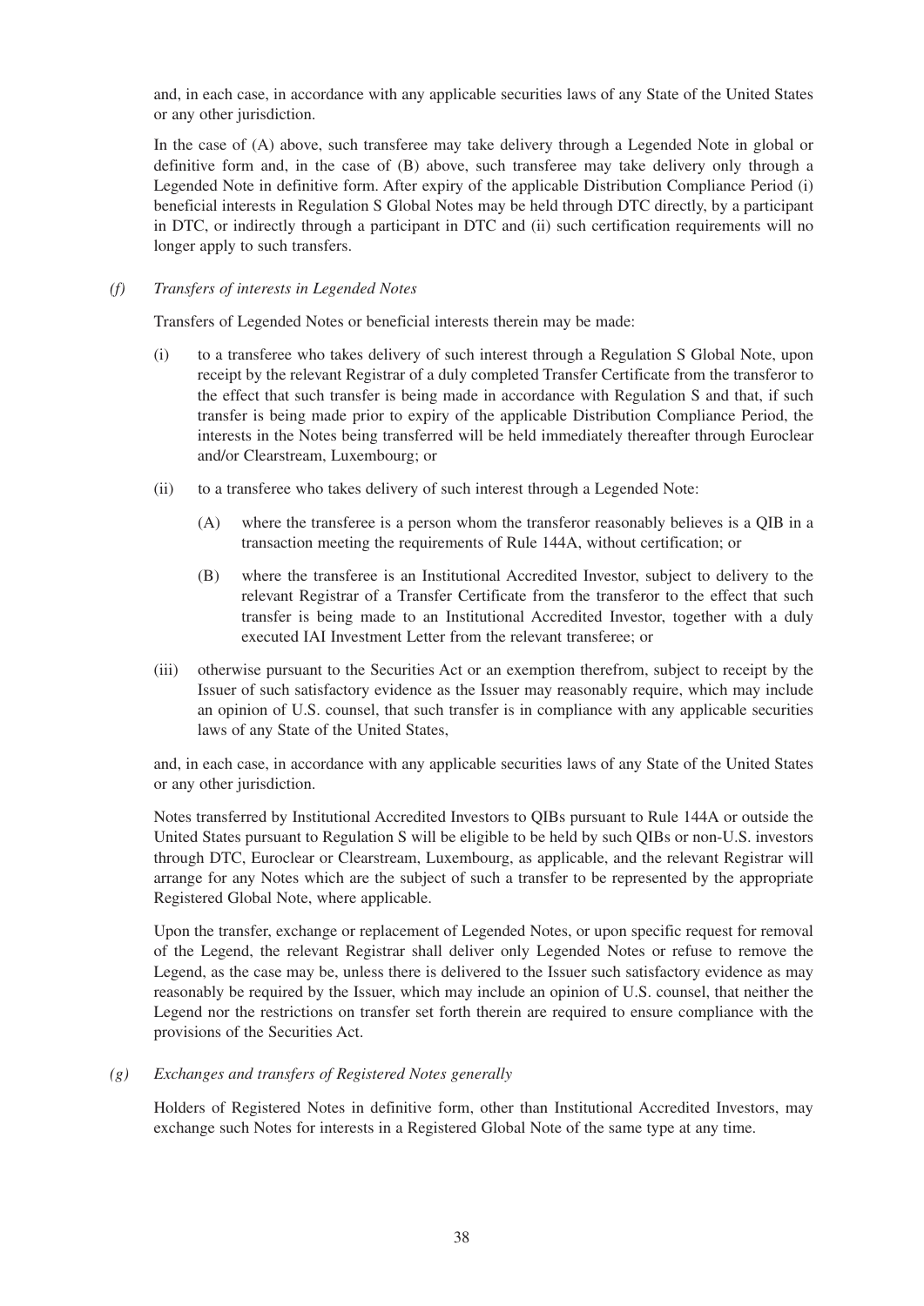and, in each case, in accordance with any applicable securities laws of any State of the United States or any other jurisdiction.

In the case of (A) above, such transferee may take delivery through a Legended Note in global or definitive form and, in the case of (B) above, such transferee may take delivery only through a Legended Note in definitive form. After expiry of the applicable Distribution Compliance Period (i) beneficial interests in Regulation S Global Notes may be held through DTC directly, by a participant in DTC, or indirectly through a participant in DTC and (ii) such certification requirements will no longer apply to such transfers.

*(f) Transfers of interests in Legended Notes*

Transfers of Legended Notes or beneficial interests therein may be made:

(i) to a transferee who takes delivery of such interest through a Regulation S Global Note, upon receipt by the relevant Registrar of a duly completed Transfer Certificate from the transferor to the effect that such transfer is being made in accordance with Regulation S and that, if such transfer is being made prior to expiry of the applicable Distribution Compliance Period, the interests in the Notes being transferred will be held immediately thereafter through Euroclear and/or Clearstream, Luxembourg; or

(ii) to a transferee who takes delivery of such interest through a Legended Note:

  (A) where the transferee is a person whom the transferor reasonably believes is a QIB in a transaction meeting the requirements of Rule 144A, without certification; or

  (B) where the transferee is an Institutional Accredited Investor, subject to delivery to the relevant Registrar of a Transfer Certificate from the transferor to the effect that such transfer is being made to an Institutional Accredited Investor, together with a duly executed IAI Investment Letter from the relevant transferee; or

(iii) otherwise pursuant to the Securities Act or an exemption therefrom, subject to receipt by the Issuer of such satisfactory evidence as the Issuer may reasonably require, which may include an opinion of U.S. counsel, that such transfer is in compliance with any applicable securities laws of any State of the United States,

and, in each case, in accordance with any applicable securities laws of any State of the United States or any other jurisdiction.

Notes transferred by Institutional Accredited Investors to QIBs pursuant to Rule 144A or outside the United States pursuant to Regulation S will be eligible to be held by such QIBs or non-U.S. investors through DTC, Euroclear or Clearstream, Luxembourg, as applicable, and the relevant Registrar will arrange for any Notes which are the subject of such a transfer to be represented by the appropriate Registered Global Note, where applicable.

Upon the transfer, exchange or replacement of Legended Notes, or upon specific request for removal of the Legend, the relevant Registrar shall deliver only Legended Notes or refuse to remove the Legend, as the case may be, unless there is delivered to the Issuer such satisfactory evidence as may reasonably be required by the Issuer, which may include an opinion of U.S. counsel, that neither the Legend nor the restrictions on transfer set forth therein are required to ensure compliance with the provisions of the Securities Act.

*(g) Exchanges and transfers of Registered Notes generally*

Holders of Registered Notes in definitive form, other than Institutional Accredited Investors, may exchange such Notes for interests in a Registered Global Note of the same type at any time.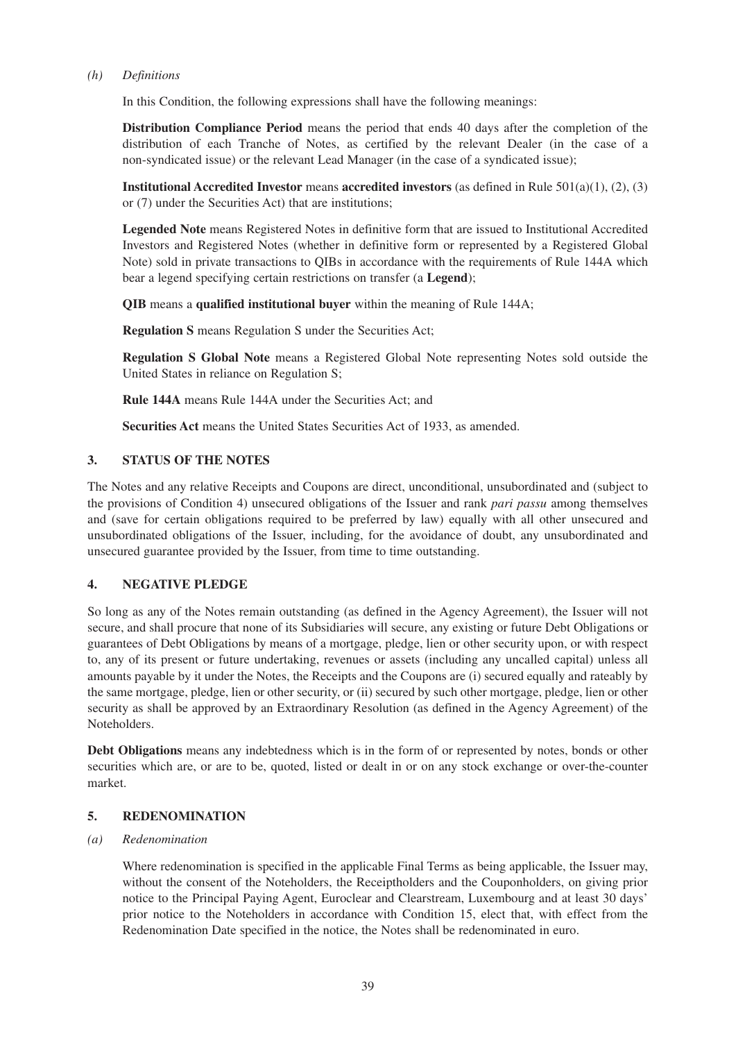*(h) Definitions*

In this Condition, the following expressions shall have the following meanings:

**Distribution Compliance Period** means the period that ends 40 days after the completion of the distribution of each Tranche of Notes, as certified by the relevant Dealer (in the case of a non-syndicated issue) or the relevant Lead Manager (in the case of a syndicated issue);

**Institutional Accredited Investor** means **accredited investors** (as defined in Rule 501(a)(1), (2), (3) or (7) under the Securities Act) that are institutions;

**Legended Note** means Registered Notes in definitive form that are issued to Institutional Accredited Investors and Registered Notes (whether in definitive form or represented by a Registered Global Note) sold in private transactions to QIBs in accordance with the requirements of Rule 144A which bear a legend specifying certain restrictions on transfer (a **Legend**);

**QIB** means a **qualified institutional buyer** within the meaning of Rule 144A;

**Regulation S** means Regulation S under the Securities Act;

**Regulation S Global Note** means a Registered Global Note representing Notes sold outside the United States in reliance on Regulation S;

**Rule 144A** means Rule 144A under the Securities Act; and

**Securities Act** means the United States Securities Act of 1933, as amended.

## 3. STATUS OF THE NOTES

The Notes and any relative Receipts and Coupons are direct, unconditional, unsubordinated and (subject to the provisions of Condition 4) unsecured obligations of the Issuer and rank *pari passu* among themselves and (save for certain obligations required to be preferred by law) equally with all other unsecured and unsubordinated obligations of the Issuer, including, for the avoidance of doubt, any unsubordinated and unsecured guarantee provided by the Issuer, from time to time outstanding.

## 4. NEGATIVE PLEDGE

So long as any of the Notes remain outstanding (as defined in the Agency Agreement), the Issuer will not secure, and shall procure that none of its Subsidiaries will secure, any existing or future Debt Obligations or guarantees of Debt Obligations by means of a mortgage, pledge, lien or other security upon, or with respect to, any of its present or future undertaking, revenues or assets (including any uncalled capital) unless all amounts payable by it under the Notes, the Receipts and the Coupons are (i) secured equally and rateably by the same mortgage, pledge, lien or other security, or (ii) secured by such other mortgage, pledge, lien or other security as shall be approved by an Extraordinary Resolution (as defined in the Agency Agreement) of the Noteholders.

**Debt Obligations** means any indebtedness which is in the form of or represented by notes, bonds or other securities which are, or are to be, quoted, listed or dealt in or on any stock exchange or over-the-counter market.

## 5. REDENOMINATION

*(a) Redenomination*

Where redenomination is specified in the applicable Final Terms as being applicable, the Issuer may, without the consent of the Noteholders, the Receiptholders and the Couponholders, on giving prior notice to the Principal Paying Agent, Euroclear and Clearstream, Luxembourg and at least 30 days' prior notice to the Noteholders in accordance with Condition 15, elect that, with effect from the Redenomination Date specified in the notice, the Notes shall be redenominated in euro.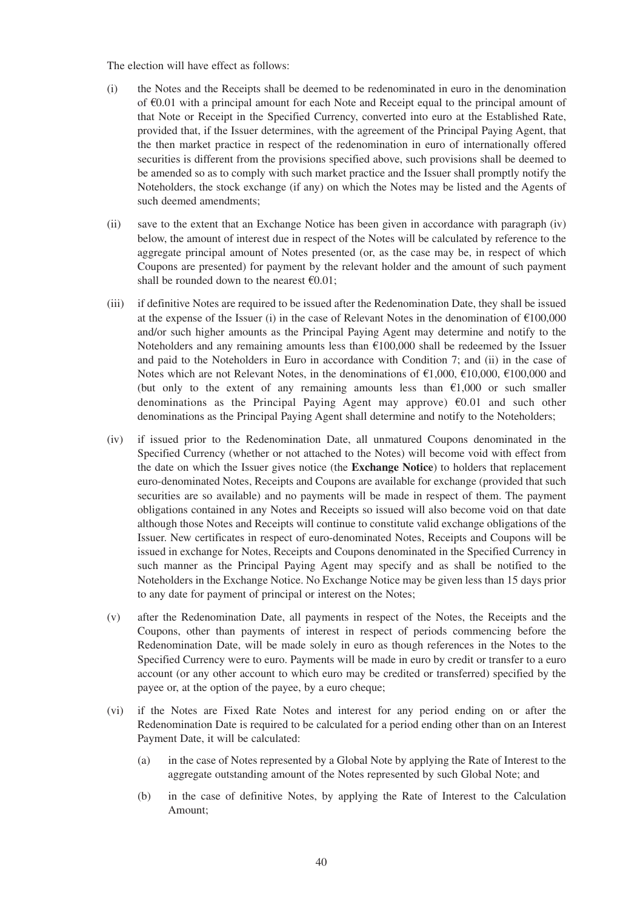The election will have effect as follows:

(i) the Notes and the Receipts shall be deemed to be redenominated in euro in the denomination of €0.01 with a principal amount for each Note and Receipt equal to the principal amount of that Note or Receipt in the Specified Currency, converted into euro at the Established Rate, provided that, if the Issuer determines, with the agreement of the Principal Paying Agent, that the then market practice in respect of the redenomination in euro of internationally offered securities is different from the provisions specified above, such provisions shall be deemed to be amended so as to comply with such market practice and the Issuer shall promptly notify the Noteholders, the stock exchange (if any) on which the Notes may be listed and the Agents of such deemed amendments;

(ii) save to the extent that an Exchange Notice has been given in accordance with paragraph (iv) below, the amount of interest due in respect of the Notes will be calculated by reference to the aggregate principal amount of Notes presented (or, as the case may be, in respect of which Coupons are presented) for payment by the relevant holder and the amount of such payment shall be rounded down to the nearest €0.01;

(iii) if definitive Notes are required to be issued after the Redenomination Date, they shall be issued at the expense of the Issuer (i) in the case of Relevant Notes in the denomination of €100,000 and/or such higher amounts as the Principal Paying Agent may determine and notify to the Noteholders and any remaining amounts less than €100,000 shall be redeemed by the Issuer and paid to the Noteholders in Euro in accordance with Condition 7; and (ii) in the case of Notes which are not Relevant Notes, in the denominations of €1,000, €10,000, €100,000 and (but only to the extent of any remaining amounts less than €1,000 or such smaller denominations as the Principal Paying Agent may approve) €0.01 and such other denominations as the Principal Paying Agent shall determine and notify to the Noteholders;

(iv) if issued prior to the Redenomination Date, all unmatured Coupons denominated in the Specified Currency (whether or not attached to the Notes) will become void with effect from the date on which the Issuer gives notice (the **Exchange Notice**) to holders that replacement euro-denominated Notes, Receipts and Coupons are available for exchange (provided that such securities are so available) and no payments will be made in respect of them. The payment obligations contained in any Notes and Receipts so issued will also become void on that date although those Notes and Receipts will continue to constitute valid exchange obligations of the Issuer. New certificates in respect of euro-denominated Notes, Receipts and Coupons will be issued in exchange for Notes, Receipts and Coupons denominated in the Specified Currency in such manner as the Principal Paying Agent may specify and as shall be notified to the Noteholders in the Exchange Notice. No Exchange Notice may be given less than 15 days prior to any date for payment of principal or interest on the Notes;

(v) after the Redenomination Date, all payments in respect of the Notes, the Receipts and the Coupons, other than payments of interest in respect of periods commencing before the Redenomination Date, will be made solely in euro as though references in the Notes to the Specified Currency were to euro. Payments will be made in euro by credit or transfer to a euro account (or any other account to which euro may be credited or transferred) specified by the payee or, at the option of the payee, by a euro cheque;

(vi) if the Notes are Fixed Rate Notes and interest for any period ending on or after the Redenomination Date is required to be calculated for a period ending other than on an Interest Payment Date, it will be calculated:

    (a) in the case of Notes represented by a Global Note by applying the Rate of Interest to the aggregate outstanding amount of the Notes represented by such Global Note; and

    (b) in the case of definitive Notes, by applying the Rate of Interest to the Calculation Amount;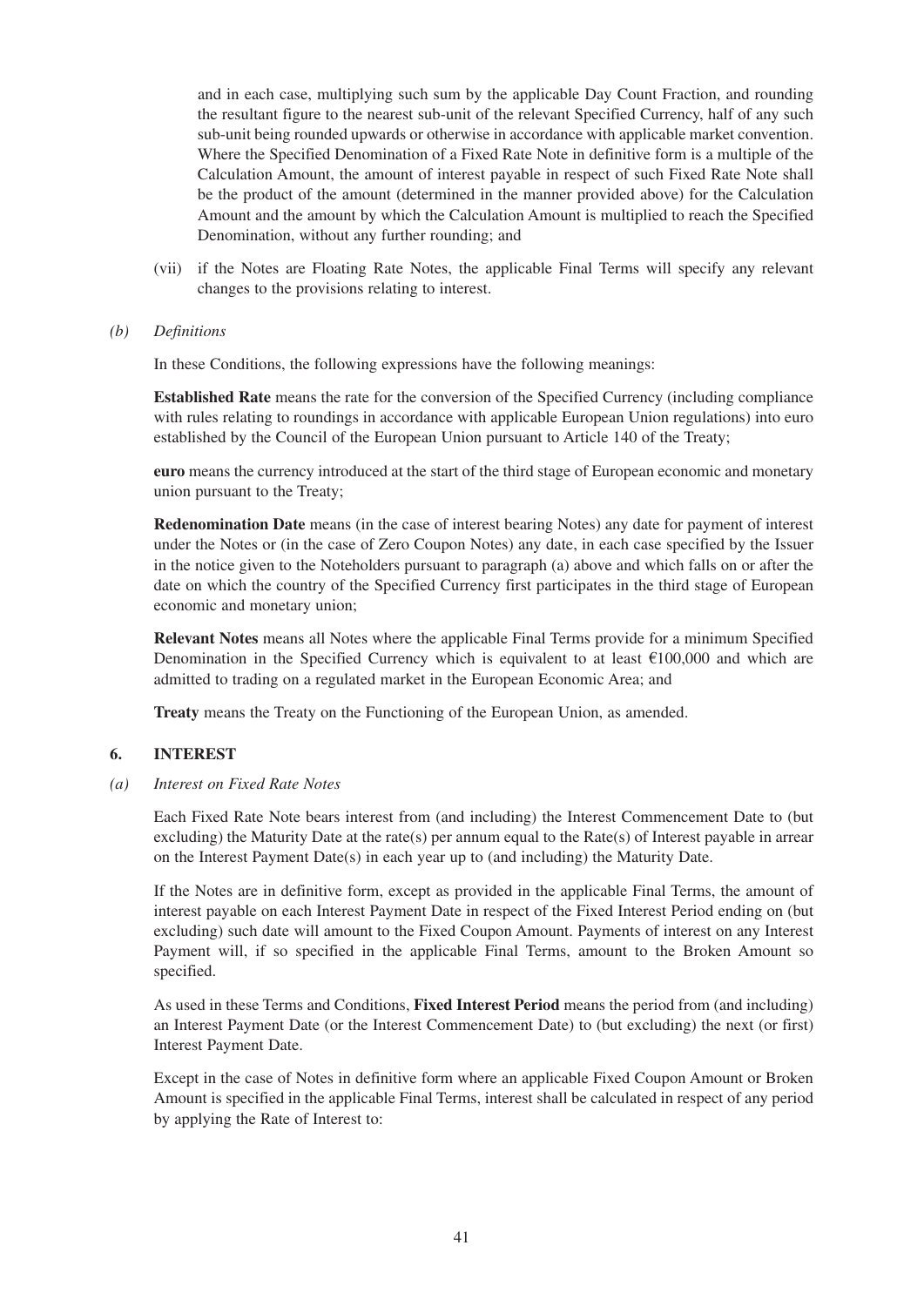and in each case, multiplying such sum by the applicable Day Count Fraction, and rounding the resultant figure to the nearest sub-unit of the relevant Specified Currency, half of any such sub-unit being rounded upwards or otherwise in accordance with applicable market convention. Where the Specified Denomination of a Fixed Rate Note in definitive form is a multiple of the Calculation Amount, the amount of interest payable in respect of such Fixed Rate Note shall be the product of the amount (determined in the manner provided above) for the Calculation Amount and the amount by which the Calculation Amount is multiplied to reach the Specified Denomination, without any further rounding; and

(vii) if the Notes are Floating Rate Notes, the applicable Final Terms will specify any relevant changes to the provisions relating to interest.

*(b) Definitions*

In these Conditions, the following expressions have the following meanings:

**Established Rate** means the rate for the conversion of the Specified Currency (including compliance with rules relating to roundings in accordance with applicable European Union regulations) into euro established by the Council of the European Union pursuant to Article 140 of the Treaty;

**euro** means the currency introduced at the start of the third stage of European economic and monetary union pursuant to the Treaty;

**Redenomination Date** means (in the case of interest bearing Notes) any date for payment of interest under the Notes or (in the case of Zero Coupon Notes) any date, in each case specified by the Issuer in the notice given to the Noteholders pursuant to paragraph (a) above and which falls on or after the date on which the country of the Specified Currency first participates in the third stage of European economic and monetary union;

**Relevant Notes** means all Notes where the applicable Final Terms provide for a minimum Specified Denomination in the Specified Currency which is equivalent to at least €100,000 and which are admitted to trading on a regulated market in the European Economic Area; and

**Treaty** means the Treaty on the Functioning of the European Union, as amended.

## 6. INTEREST

*(a) Interest on Fixed Rate Notes*

Each Fixed Rate Note bears interest from (and including) the Interest Commencement Date to (but excluding) the Maturity Date at the rate(s) per annum equal to the Rate(s) of Interest payable in arrear on the Interest Payment Date(s) in each year up to (and including) the Maturity Date.

If the Notes are in definitive form, except as provided in the applicable Final Terms, the amount of interest payable on each Interest Payment Date in respect of the Fixed Interest Period ending on (but excluding) such date will amount to the Fixed Coupon Amount. Payments of interest on any Interest Payment will, if so specified in the applicable Final Terms, amount to the Broken Amount so specified.

As used in these Terms and Conditions, **Fixed Interest Period** means the period from (and including) an Interest Payment Date (or the Interest Commencement Date) to (but excluding) the next (or first) Interest Payment Date.

Except in the case of Notes in definitive form where an applicable Fixed Coupon Amount or Broken Amount is specified in the applicable Final Terms, interest shall be calculated in respect of any period by applying the Rate of Interest to: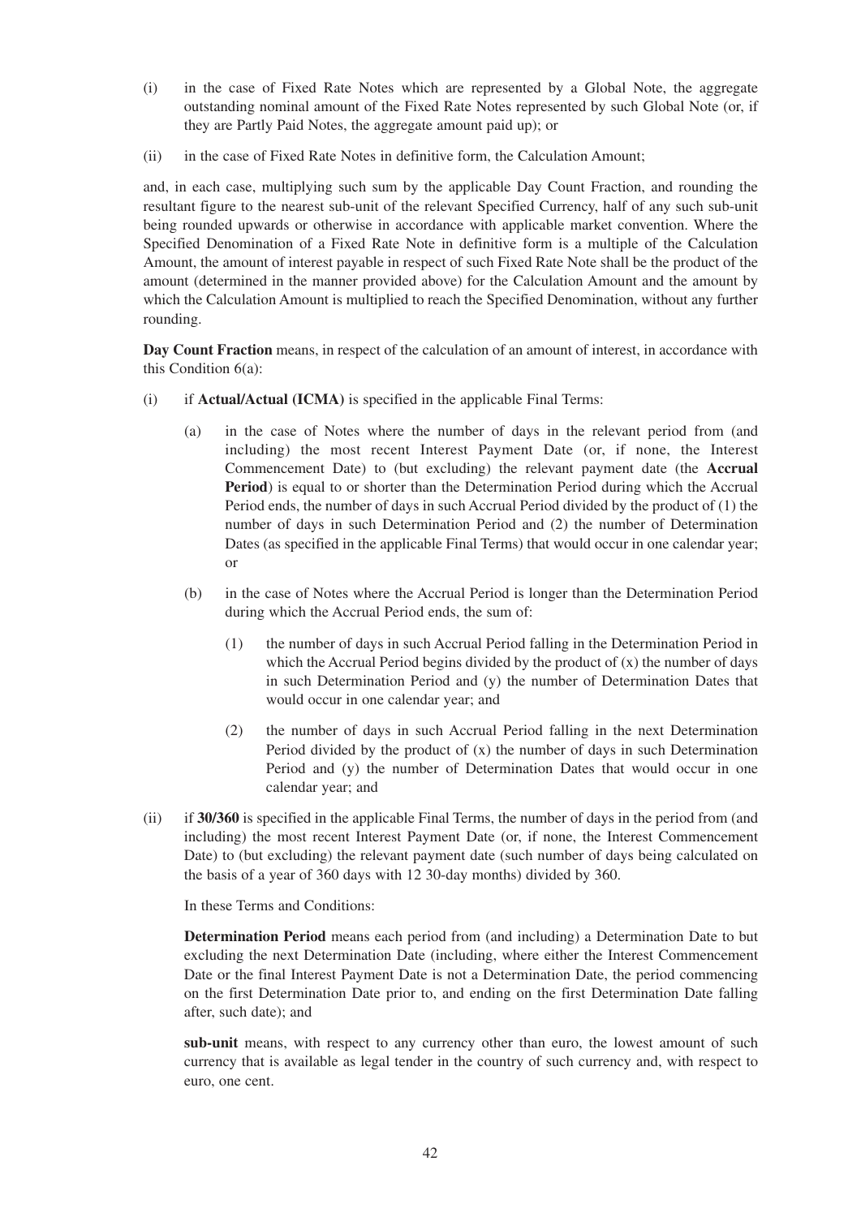(i) in the case of Fixed Rate Notes which are represented by a Global Note, the aggregate outstanding nominal amount of the Fixed Rate Notes represented by such Global Note (or, if they are Partly Paid Notes, the aggregate amount paid up); or

(ii) in the case of Fixed Rate Notes in definitive form, the Calculation Amount;

and, in each case, multiplying such sum by the applicable Day Count Fraction, and rounding the resultant figure to the nearest sub-unit of the relevant Specified Currency, half of any such sub-unit being rounded upwards or otherwise in accordance with applicable market convention. Where the Specified Denomination of a Fixed Rate Note in definitive form is a multiple of the Calculation Amount, the amount of interest payable in respect of such Fixed Rate Note shall be the product of the amount (determined in the manner provided above) for the Calculation Amount and the amount by which the Calculation Amount is multiplied to reach the Specified Denomination, without any further rounding.

**Day Count Fraction** means, in respect of the calculation of an amount of interest, in accordance with this Condition 6(a):

(i) if **Actual/Actual (ICMA)** is specified in the applicable Final Terms:

   (a) in the case of Notes where the number of days in the relevant period from (and including) the most recent Interest Payment Date (or, if none, the Interest Commencement Date) to (but excluding) the relevant payment date (the **Accrual Period**) is equal to or shorter than the Determination Period during which the Accrual Period ends, the number of days in such Accrual Period divided by the product of (1) the number of days in such Determination Period and (2) the number of Determination Dates (as specified in the applicable Final Terms) that would occur in one calendar year; or

   (b) in the case of Notes where the Accrual Period is longer than the Determination Period during which the Accrual Period ends, the sum of:

      (1) the number of days in such Accrual Period falling in the Determination Period in which the Accrual Period begins divided by the product of (x) the number of days in such Determination Period and (y) the number of Determination Dates that would occur in one calendar year; and

      (2) the number of days in such Accrual Period falling in the next Determination Period divided by the product of (x) the number of days in such Determination Period and (y) the number of Determination Dates that would occur in one calendar year; and

(ii) if **30/360** is specified in the applicable Final Terms, the number of days in the period from (and including) the most recent Interest Payment Date (or, if none, the Interest Commencement Date) to (but excluding) the relevant payment date (such number of days being calculated on the basis of a year of 360 days with 12 30-day months) divided by 360.

   In these Terms and Conditions:

   **Determination Period** means each period from (and including) a Determination Date to but excluding the next Determination Date (including, where either the Interest Commencement Date or the final Interest Payment Date is not a Determination Date, the period commencing on the first Determination Date prior to, and ending on the first Determination Date falling after, such date); and

   **sub-unit** means, with respect to any currency other than euro, the lowest amount of such currency that is available as legal tender in the country of such currency and, with respect to euro, one cent.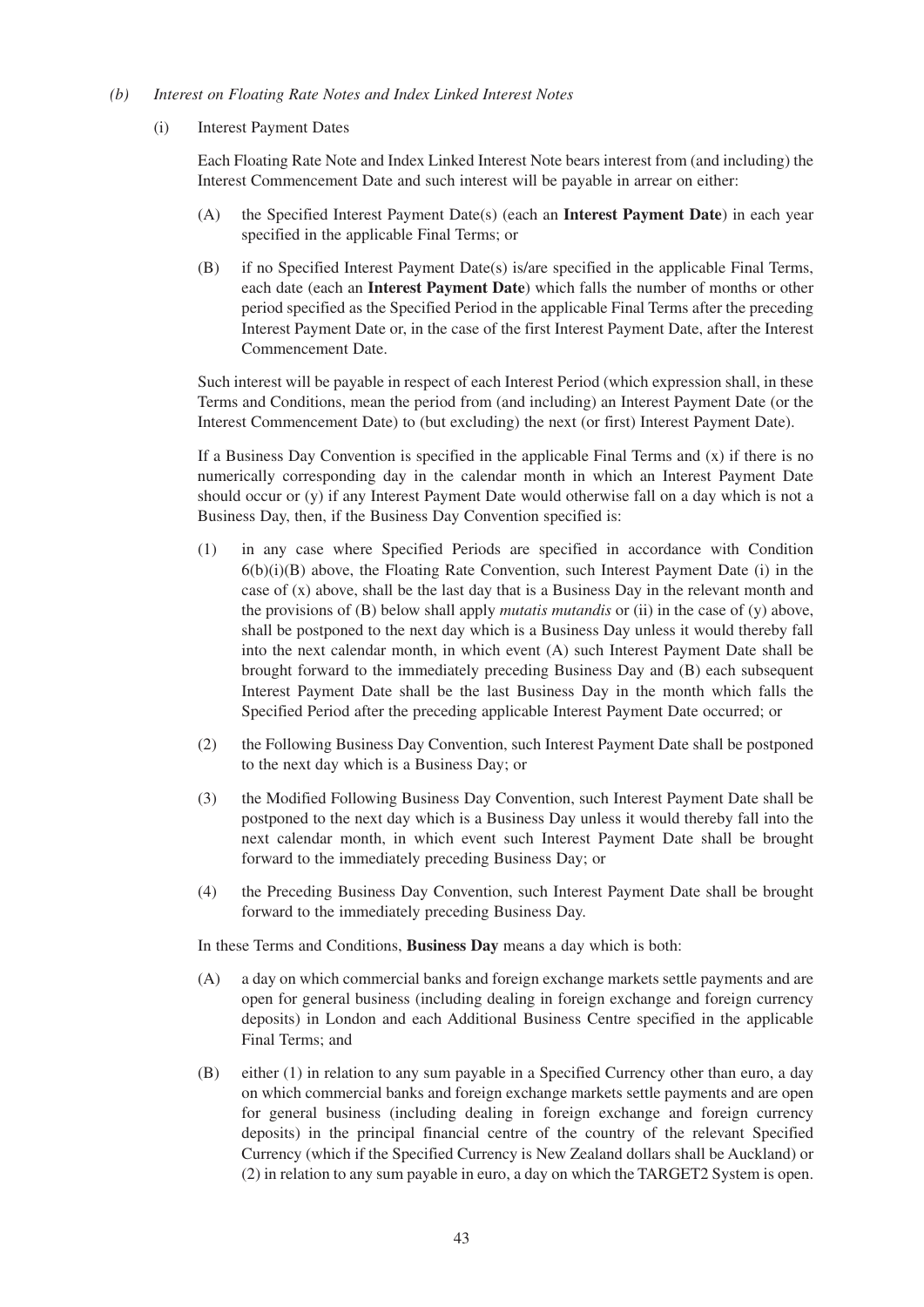*(b) Interest on Floating Rate Notes and Index Linked Interest Notes*

(i) Interest Payment Dates

Each Floating Rate Note and Index Linked Interest Note bears interest from (and including) the Interest Commencement Date and such interest will be payable in arrear on either:

(A) the Specified Interest Payment Date(s) (each an **Interest Payment Date**) in each year specified in the applicable Final Terms; or

(B) if no Specified Interest Payment Date(s) is/are specified in the applicable Final Terms, each date (each an **Interest Payment Date**) which falls the number of months or other period specified as the Specified Period in the applicable Final Terms after the preceding Interest Payment Date or, in the case of the first Interest Payment Date, after the Interest Commencement Date.

Such interest will be payable in respect of each Interest Period (which expression shall, in these Terms and Conditions, mean the period from (and including) an Interest Payment Date (or the Interest Commencement Date) to (but excluding) the next (or first) Interest Payment Date).

If a Business Day Convention is specified in the applicable Final Terms and (x) if there is no numerically corresponding day in the calendar month in which an Interest Payment Date should occur or (y) if any Interest Payment Date would otherwise fall on a day which is not a Business Day, then, if the Business Day Convention specified is:

(1) in any case where Specified Periods are specified in accordance with Condition 6(b)(i)(B) above, the Floating Rate Convention, such Interest Payment Date (i) in the case of (x) above, shall be the last day that is a Business Day in the relevant month and the provisions of (B) below shall apply *mutatis mutandis* or (ii) in the case of (y) above, shall be postponed to the next day which is a Business Day unless it would thereby fall into the next calendar month, in which event (A) such Interest Payment Date shall be brought forward to the immediately preceding Business Day and (B) each subsequent Interest Payment Date shall be the last Business Day in the month which falls the Specified Period after the preceding applicable Interest Payment Date occurred; or

(2) the Following Business Day Convention, such Interest Payment Date shall be postponed to the next day which is a Business Day; or

(3) the Modified Following Business Day Convention, such Interest Payment Date shall be postponed to the next day which is a Business Day unless it would thereby fall into the next calendar month, in which event such Interest Payment Date shall be brought forward to the immediately preceding Business Day; or

(4) the Preceding Business Day Convention, such Interest Payment Date shall be brought forward to the immediately preceding Business Day.

In these Terms and Conditions, **Business Day** means a day which is both:

(A) a day on which commercial banks and foreign exchange markets settle payments and are open for general business (including dealing in foreign exchange and foreign currency deposits) in London and each Additional Business Centre specified in the applicable Final Terms; and

(B) either (1) in relation to any sum payable in a Specified Currency other than euro, a day on which commercial banks and foreign exchange markets settle payments and are open for general business (including dealing in foreign exchange and foreign currency deposits) in the principal financial centre of the country of the relevant Specified Currency (which if the Specified Currency is New Zealand dollars shall be Auckland) or (2) in relation to any sum payable in euro, a day on which the TARGET2 System is open.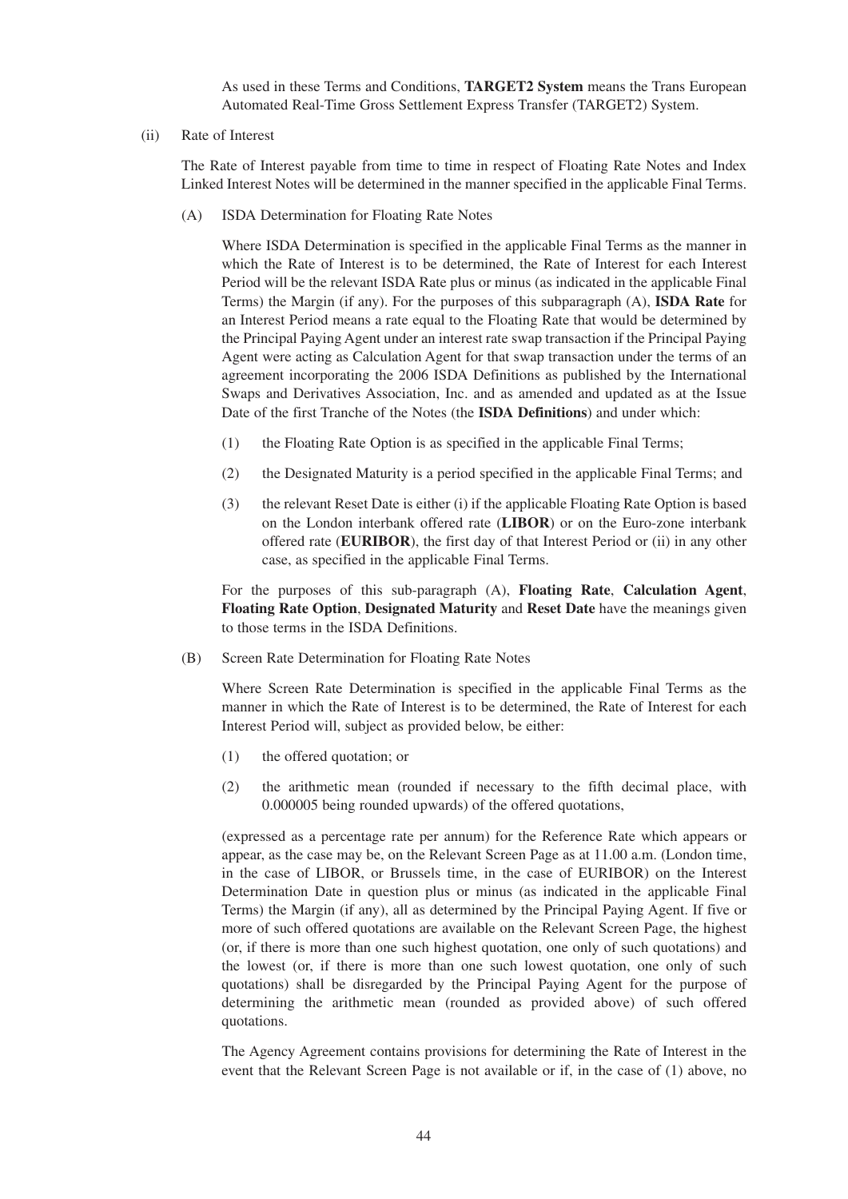As used in these Terms and Conditions, **TARGET2 System** means the Trans European Automated Real-Time Gross Settlement Express Transfer (TARGET2) System.

(ii) Rate of Interest

The Rate of Interest payable from time to time in respect of Floating Rate Notes and Index Linked Interest Notes will be determined in the manner specified in the applicable Final Terms.

(A) ISDA Determination for Floating Rate Notes

Where ISDA Determination is specified in the applicable Final Terms as the manner in which the Rate of Interest is to be determined, the Rate of Interest for each Interest Period will be the relevant ISDA Rate plus or minus (as indicated in the applicable Final Terms) the Margin (if any). For the purposes of this subparagraph (A), **ISDA Rate** for an Interest Period means a rate equal to the Floating Rate that would be determined by the Principal Paying Agent under an interest rate swap transaction if the Principal Paying Agent were acting as Calculation Agent for that swap transaction under the terms of an agreement incorporating the 2006 ISDA Definitions as published by the International Swaps and Derivatives Association, Inc. and as amended and updated as at the Issue Date of the first Tranche of the Notes (the **ISDA Definitions**) and under which:

(1) the Floating Rate Option is as specified in the applicable Final Terms;

(2) the Designated Maturity is a period specified in the applicable Final Terms; and

(3) the relevant Reset Date is either (i) if the applicable Floating Rate Option is based on the London interbank offered rate (**LIBOR**) or on the Euro-zone interbank offered rate (**EURIBOR**), the first day of that Interest Period or (ii) in any other case, as specified in the applicable Final Terms.

For the purposes of this sub-paragraph (A), **Floating Rate**, **Calculation Agent**, **Floating Rate Option**, **Designated Maturity** and **Reset Date** have the meanings given to those terms in the ISDA Definitions.

(B) Screen Rate Determination for Floating Rate Notes

Where Screen Rate Determination is specified in the applicable Final Terms as the manner in which the Rate of Interest is to be determined, the Rate of Interest for each Interest Period will, subject as provided below, be either:

(1) the offered quotation; or

(2) the arithmetic mean (rounded if necessary to the fifth decimal place, with 0.000005 being rounded upwards) of the offered quotations,

(expressed as a percentage rate per annum) for the Reference Rate which appears or appear, as the case may be, on the Relevant Screen Page as at 11.00 a.m. (London time, in the case of LIBOR, or Brussels time, in the case of EURIBOR) on the Interest Determination Date in question plus or minus (as indicated in the applicable Final Terms) the Margin (if any), all as determined by the Principal Paying Agent. If five or more of such offered quotations are available on the Relevant Screen Page, the highest (or, if there is more than one such highest quotation, one only of such quotations) and the lowest (or, if there is more than one such lowest quotation, one only of such quotations) shall be disregarded by the Principal Paying Agent for the purpose of determining the arithmetic mean (rounded as provided above) of such offered quotations.

The Agency Agreement contains provisions for determining the Rate of Interest in the event that the Relevant Screen Page is not available or if, in the case of (1) above, no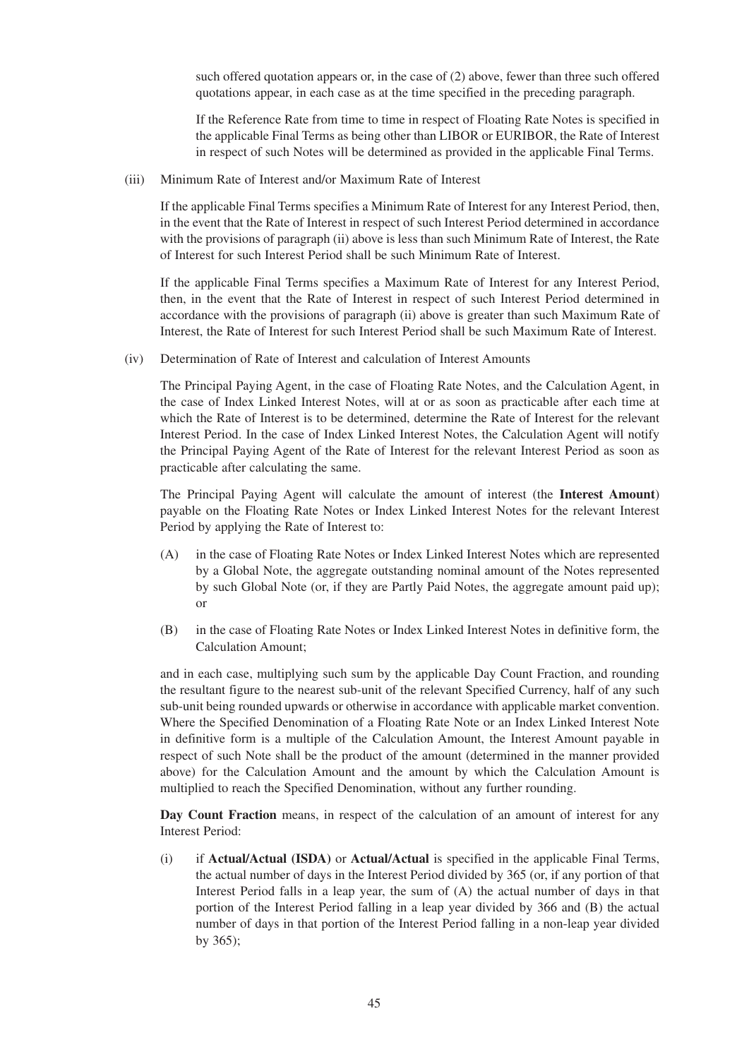such offered quotation appears or, in the case of (2) above, fewer than three such offered quotations appear, in each case as at the time specified in the preceding paragraph.

If the Reference Rate from time to time in respect of Floating Rate Notes is specified in the applicable Final Terms as being other than LIBOR or EURIBOR, the Rate of Interest in respect of such Notes will be determined as provided in the applicable Final Terms.

(iii) Minimum Rate of Interest and/or Maximum Rate of Interest

If the applicable Final Terms specifies a Minimum Rate of Interest for any Interest Period, then, in the event that the Rate of Interest in respect of such Interest Period determined in accordance with the provisions of paragraph (ii) above is less than such Minimum Rate of Interest, the Rate of Interest for such Interest Period shall be such Minimum Rate of Interest.

If the applicable Final Terms specifies a Maximum Rate of Interest for any Interest Period, then, in the event that the Rate of Interest in respect of such Interest Period determined in accordance with the provisions of paragraph (ii) above is greater than such Maximum Rate of Interest, the Rate of Interest for such Interest Period shall be such Maximum Rate of Interest.

(iv) Determination of Rate of Interest and calculation of Interest Amounts

The Principal Paying Agent, in the case of Floating Rate Notes, and the Calculation Agent, in the case of Index Linked Interest Notes, will at or as soon as practicable after each time at which the Rate of Interest is to be determined, determine the Rate of Interest for the relevant Interest Period. In the case of Index Linked Interest Notes, the Calculation Agent will notify the Principal Paying Agent of the Rate of Interest for the relevant Interest Period as soon as practicable after calculating the same.

The Principal Paying Agent will calculate the amount of interest (the **Interest Amount**) payable on the Floating Rate Notes or Index Linked Interest Notes for the relevant Interest Period by applying the Rate of Interest to:

(A) in the case of Floating Rate Notes or Index Linked Interest Notes which are represented by a Global Note, the aggregate outstanding nominal amount of the Notes represented by such Global Note (or, if they are Partly Paid Notes, the aggregate amount paid up); or

(B) in the case of Floating Rate Notes or Index Linked Interest Notes in definitive form, the Calculation Amount;

and in each case, multiplying such sum by the applicable Day Count Fraction, and rounding the resultant figure to the nearest sub-unit of the relevant Specified Currency, half of any such sub-unit being rounded upwards or otherwise in accordance with applicable market convention. Where the Specified Denomination of a Floating Rate Note or an Index Linked Interest Note in definitive form is a multiple of the Calculation Amount, the Interest Amount payable in respect of such Note shall be the product of the amount (determined in the manner provided above) for the Calculation Amount and the amount by which the Calculation Amount is multiplied to reach the Specified Denomination, without any further rounding.

**Day Count Fraction** means, in respect of the calculation of an amount of interest for any Interest Period:

(i) if **Actual/Actual (ISDA)** or **Actual/Actual** is specified in the applicable Final Terms, the actual number of days in the Interest Period divided by 365 (or, if any portion of that Interest Period falls in a leap year, the sum of (A) the actual number of days in that portion of the Interest Period falling in a leap year divided by 366 and (B) the actual number of days in that portion of the Interest Period falling in a non-leap year divided by 365);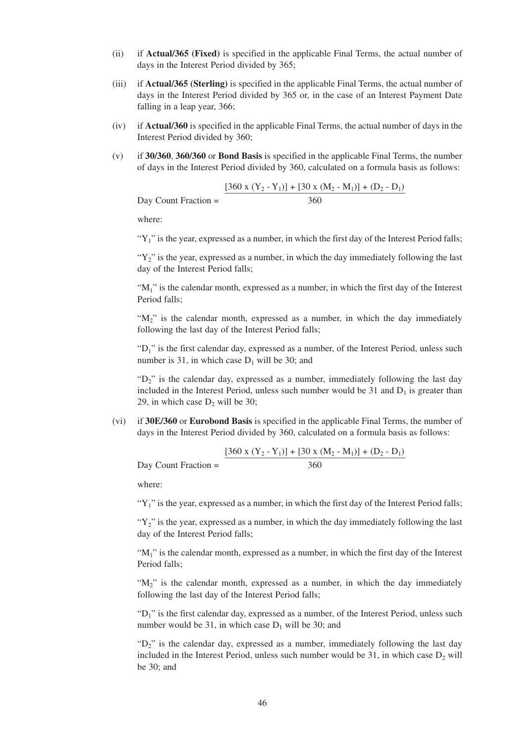(ii) if **Actual/365 (Fixed)** is specified in the applicable Final Terms, the actual number of days in the Interest Period divided by 365;

(iii) if **Actual/365 (Sterling)** is specified in the applicable Final Terms, the actual number of days in the Interest Period divided by 365 or, in the case of an Interest Payment Date falling in a leap year, 366;

(iv) if **Actual/360** is specified in the applicable Final Terms, the actual number of days in the Interest Period divided by 360;

(v) if **30/360**, **360/360** or **Bond Basis** is specified in the applicable Final Terms, the number of days in the Interest Period divided by 360, calculated on a formula basis as follows:

$$\text{Day Count Fraction} = \frac{[360 \times (Y_2 - Y_1)] + [30 \times (M_2 - M_1)] + (D_2 - D_1)}{360}$$

where:

"$Y_1$" is the year, expressed as a number, in which the first day of the Interest Period falls;

"$Y_2$" is the year, expressed as a number, in which the day immediately following the last day of the Interest Period falls;

"$M_1$" is the calendar month, expressed as a number, in which the first day of the Interest Period falls;

"$M_2$" is the calendar month, expressed as a number, in which the day immediately following the last day of the Interest Period falls;

"$D_1$" is the first calendar day, expressed as a number, of the Interest Period, unless such number is 31, in which case $D_1$ will be 30; and

"$D_2$" is the calendar day, expressed as a number, immediately following the last day included in the Interest Period, unless such number would be 31 and $D_1$ is greater than 29, in which case $D_2$ will be 30;

(vi) if **30E/360** or **Eurobond Basis** is specified in the applicable Final Terms, the number of days in the Interest Period divided by 360, calculated on a formula basis as follows:

$$\text{Day Count Fraction} = \frac{[360 \times (Y_2 - Y_1)] + [30 \times (M_2 - M_1)] + (D_2 - D_1)}{360}$$

where:

"$Y_1$" is the year, expressed as a number, in which the first day of the Interest Period falls;

"$Y_2$" is the year, expressed as a number, in which the day immediately following the last day of the Interest Period falls;

"$M_1$" is the calendar month, expressed as a number, in which the first day of the Interest Period falls;

"$M_2$" is the calendar month, expressed as a number, in which the day immediately following the last day of the Interest Period falls;

"$D_1$" is the first calendar day, expressed as a number, of the Interest Period, unless such number would be 31, in which case $D_1$ will be 30; and

"$D_2$" is the calendar day, expressed as a number, immediately following the last day included in the Interest Period, unless such number would be 31, in which case $D_2$ will be 30; and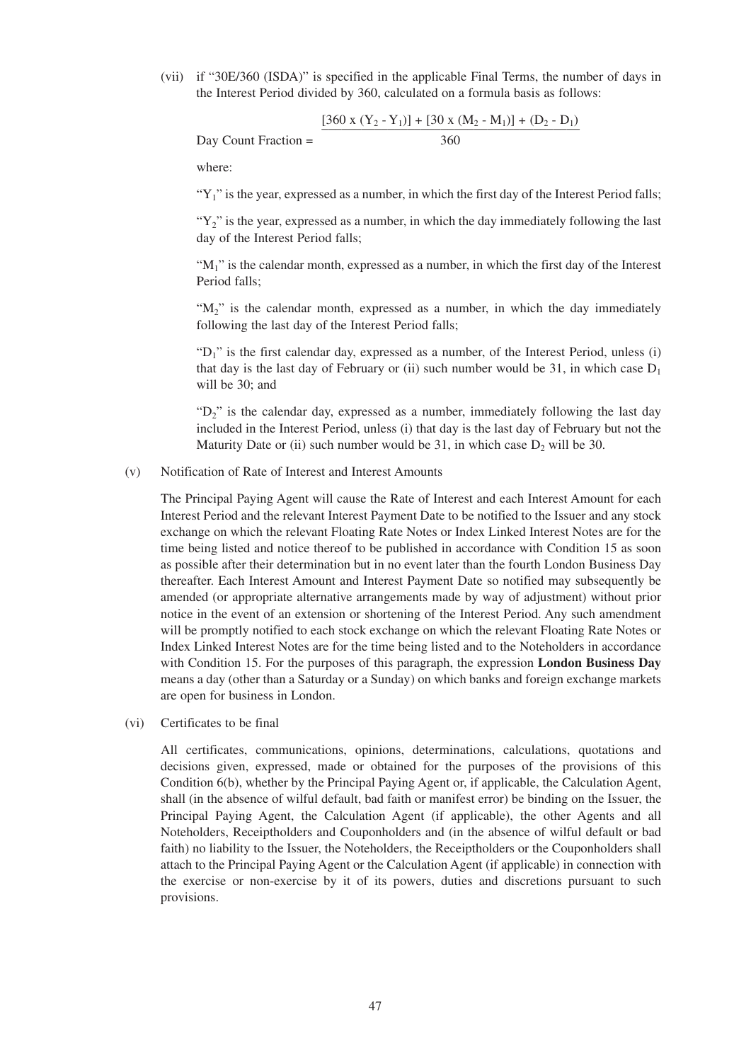(vii) if "30E/360 (ISDA)" is specified in the applicable Final Terms, the number of days in the Interest Period divided by 360, calculated on a formula basis as follows:

$$\text{Day Count Fraction} = \frac{[360 \times (Y_2 - Y_1)] + [30 \times (M_2 - M_1)] + (D_2 - D_1)}{360}$$

where:

"$Y_1$" is the year, expressed as a number, in which the first day of the Interest Period falls;

"$Y_2$" is the year, expressed as a number, in which the day immediately following the last day of the Interest Period falls;

"$M_1$" is the calendar month, expressed as a number, in which the first day of the Interest Period falls;

"$M_2$" is the calendar month, expressed as a number, in which the day immediately following the last day of the Interest Period falls;

"$D_1$" is the first calendar day, expressed as a number, of the Interest Period, unless (i) that day is the last day of February or (ii) such number would be 31, in which case $D_1$ will be 30; and

"$D_2$" is the calendar day, expressed as a number, immediately following the last day included in the Interest Period, unless (i) that day is the last day of February but not the Maturity Date or (ii) such number would be 31, in which case $D_2$ will be 30.

(v) Notification of Rate of Interest and Interest Amounts

The Principal Paying Agent will cause the Rate of Interest and each Interest Amount for each Interest Period and the relevant Interest Payment Date to be notified to the Issuer and any stock exchange on which the relevant Floating Rate Notes or Index Linked Interest Notes are for the time being listed and notice thereof to be published in accordance with Condition 15 as soon as possible after their determination but in no event later than the fourth London Business Day thereafter. Each Interest Amount and Interest Payment Date so notified may subsequently be amended (or appropriate alternative arrangements made by way of adjustment) without prior notice in the event of an extension or shortening of the Interest Period. Any such amendment will be promptly notified to each stock exchange on which the relevant Floating Rate Notes or Index Linked Interest Notes are for the time being listed and to the Noteholders in accordance with Condition 15. For the purposes of this paragraph, the expression **London Business Day** means a day (other than a Saturday or a Sunday) on which banks and foreign exchange markets are open for business in London.

(vi) Certificates to be final

All certificates, communications, opinions, determinations, calculations, quotations and decisions given, expressed, made or obtained for the purposes of the provisions of this Condition 6(b), whether by the Principal Paying Agent or, if applicable, the Calculation Agent, shall (in the absence of wilful default, bad faith or manifest error) be binding on the Issuer, the Principal Paying Agent, the Calculation Agent (if applicable), the other Agents and all Noteholders, Receiptholders and Couponholders and (in the absence of wilful default or bad faith) no liability to the Issuer, the Noteholders, the Receiptholders or the Couponholders shall attach to the Principal Paying Agent or the Calculation Agent (if applicable) in connection with the exercise or non-exercise by it of its powers, duties and discretions pursuant to such provisions.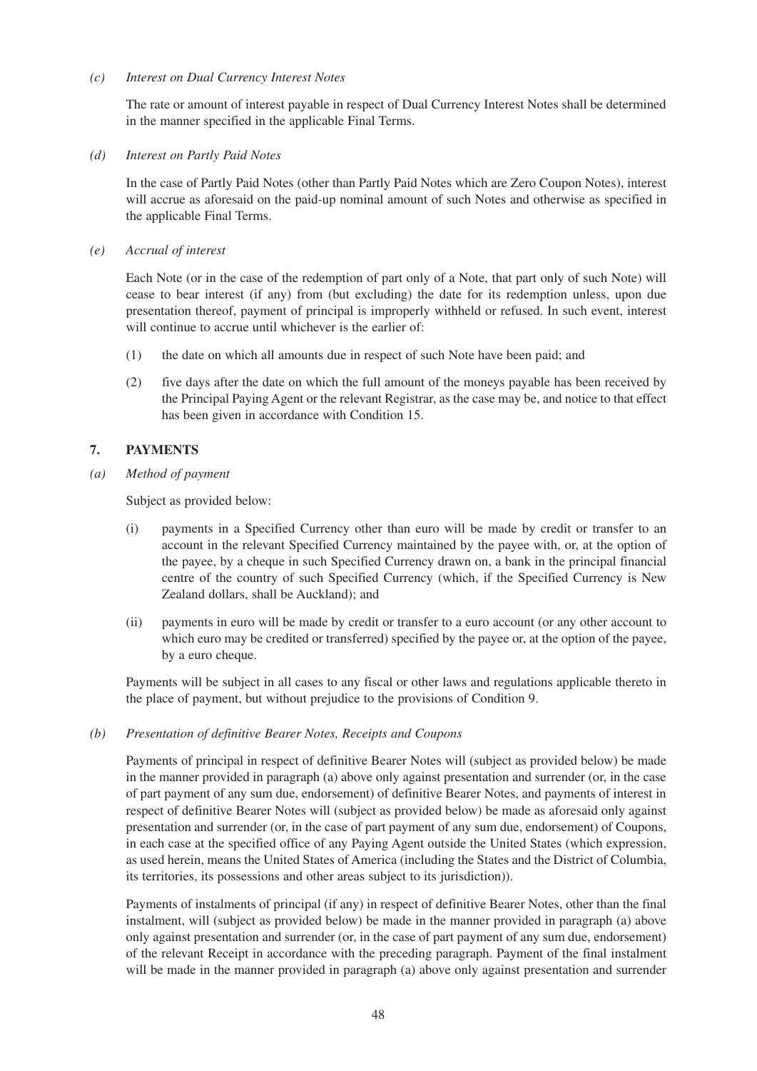*(c) Interest on Dual Currency Interest Notes*

The rate or amount of interest payable in respect of Dual Currency Interest Notes shall be determined in the manner specified in the applicable Final Terms.

*(d) Interest on Partly Paid Notes*

In the case of Partly Paid Notes (other than Partly Paid Notes which are Zero Coupon Notes), interest will accrue as aforesaid on the paid-up nominal amount of such Notes and otherwise as specified in the applicable Final Terms.

*(e) Accrual of interest*

Each Note (or in the case of the redemption of part only of a Note, that part only of such Note) will cease to bear interest (if any) from (but excluding) the date for its redemption unless, upon due presentation thereof, payment of principal is improperly withheld or refused. In such event, interest will continue to accrue until whichever is the earlier of:

(1) the date on which all amounts due in respect of such Note have been paid; and

(2) five days after the date on which the full amount of the moneys payable has been received by the Principal Paying Agent or the relevant Registrar, as the case may be, and notice to that effect has been given in accordance with Condition 15.

## 7. PAYMENTS

*(a) Method of payment*

Subject as provided below:

(i) payments in a Specified Currency other than euro will be made by credit or transfer to an account in the relevant Specified Currency maintained by the payee with, or, at the option of the payee, by a cheque in such Specified Currency drawn on, a bank in the principal financial centre of the country of such Specified Currency (which, if the Specified Currency is New Zealand dollars, shall be Auckland); and

(ii) payments in euro will be made by credit or transfer to a euro account (or any other account to which euro may be credited or transferred) specified by the payee or, at the option of the payee, by a euro cheque.

Payments will be subject in all cases to any fiscal or other laws and regulations applicable thereto in the place of payment, but without prejudice to the provisions of Condition 9.

*(b) Presentation of definitive Bearer Notes, Receipts and Coupons*

Payments of principal in respect of definitive Bearer Notes will (subject as provided below) be made in the manner provided in paragraph (a) above only against presentation and surrender (or, in the case of part payment of any sum due, endorsement) of definitive Bearer Notes, and payments of interest in respect of definitive Bearer Notes will (subject as provided below) be made as aforesaid only against presentation and surrender (or, in the case of part payment of any sum due, endorsement) of Coupons, in each case at the specified office of any Paying Agent outside the United States (which expression, as used herein, means the United States of America (including the States and the District of Columbia, its territories, its possessions and other areas subject to its jurisdiction)).

Payments of instalments of principal (if any) in respect of definitive Bearer Notes, other than the final instalment, will (subject as provided below) be made in the manner provided in paragraph (a) above only against presentation and surrender (or, in the case of part payment of any sum due, endorsement) of the relevant Receipt in accordance with the preceding paragraph. Payment of the final instalment will be made in the manner provided in paragraph (a) above only against presentation and surrender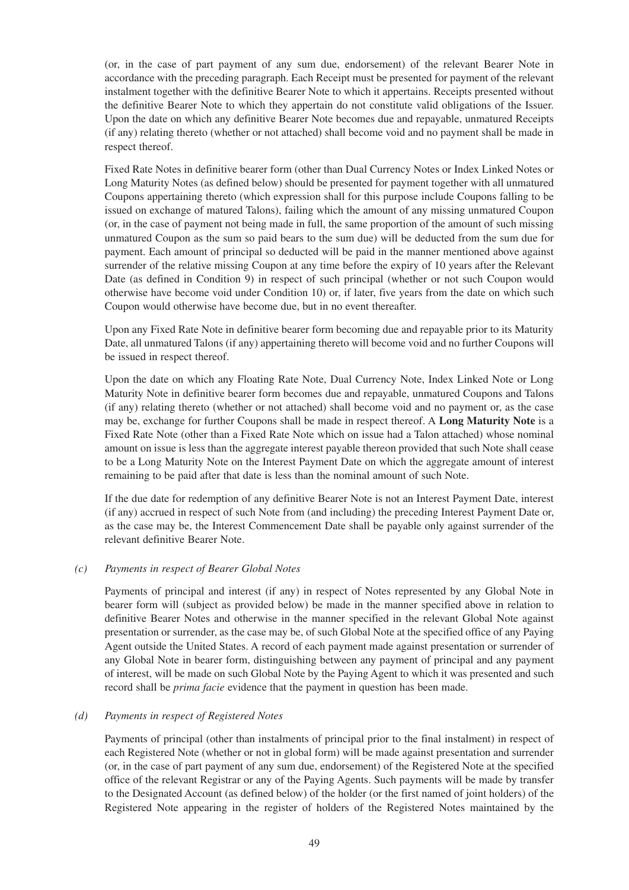(or, in the case of part payment of any sum due, endorsement) of the relevant Bearer Note in accordance with the preceding paragraph. Each Receipt must be presented for payment of the relevant instalment together with the definitive Bearer Note to which it appertains. Receipts presented without the definitive Bearer Note to which they appertain do not constitute valid obligations of the Issuer. Upon the date on which any definitive Bearer Note becomes due and repayable, unmatured Receipts (if any) relating thereto (whether or not attached) shall become void and no payment shall be made in respect thereof.

Fixed Rate Notes in definitive bearer form (other than Dual Currency Notes or Index Linked Notes or Long Maturity Notes (as defined below) should be presented for payment together with all unmatured Coupons appertaining thereto (which expression shall for this purpose include Coupons falling to be issued on exchange of matured Talons), failing which the amount of any missing unmatured Coupon (or, in the case of payment not being made in full, the same proportion of the amount of such missing unmatured Coupon as the sum so paid bears to the sum due) will be deducted from the sum due for payment. Each amount of principal so deducted will be paid in the manner mentioned above against surrender of the relative missing Coupon at any time before the expiry of 10 years after the Relevant Date (as defined in Condition 9) in respect of such principal (whether or not such Coupon would otherwise have become void under Condition 10) or, if later, five years from the date on which such Coupon would otherwise have become due, but in no event thereafter.

Upon any Fixed Rate Note in definitive bearer form becoming due and repayable prior to its Maturity Date, all unmatured Talons (if any) appertaining thereto will become void and no further Coupons will be issued in respect thereof.

Upon the date on which any Floating Rate Note, Dual Currency Note, Index Linked Note or Long Maturity Note in definitive bearer form becomes due and repayable, unmatured Coupons and Talons (if any) relating thereto (whether or not attached) shall become void and no payment or, as the case may be, exchange for further Coupons shall be made in respect thereof. A **Long Maturity Note** is a Fixed Rate Note (other than a Fixed Rate Note which on issue had a Talon attached) whose nominal amount on issue is less than the aggregate interest payable thereon provided that such Note shall cease to be a Long Maturity Note on the Interest Payment Date on which the aggregate amount of interest remaining to be paid after that date is less than the nominal amount of such Note.

If the due date for redemption of any definitive Bearer Note is not an Interest Payment Date, interest (if any) accrued in respect of such Note from (and including) the preceding Interest Payment Date or, as the case may be, the Interest Commencement Date shall be payable only against surrender of the relevant definitive Bearer Note.

*(c) Payments in respect of Bearer Global Notes*

Payments of principal and interest (if any) in respect of Notes represented by any Global Note in bearer form will (subject as provided below) be made in the manner specified above in relation to definitive Bearer Notes and otherwise in the manner specified in the relevant Global Note against presentation or surrender, as the case may be, of such Global Note at the specified office of any Paying Agent outside the United States. A record of each payment made against presentation or surrender of any Global Note in bearer form, distinguishing between any payment of principal and any payment of interest, will be made on such Global Note by the Paying Agent to which it was presented and such record shall be *prima facie* evidence that the payment in question has been made.

*(d) Payments in respect of Registered Notes*

Payments of principal (other than instalments of principal prior to the final instalment) in respect of each Registered Note (whether or not in global form) will be made against presentation and surrender (or, in the case of part payment of any sum due, endorsement) of the Registered Note at the specified office of the relevant Registrar or any of the Paying Agents. Such payments will be made by transfer to the Designated Account (as defined below) of the holder (or the first named of joint holders) of the Registered Note appearing in the register of holders of the Registered Notes maintained by the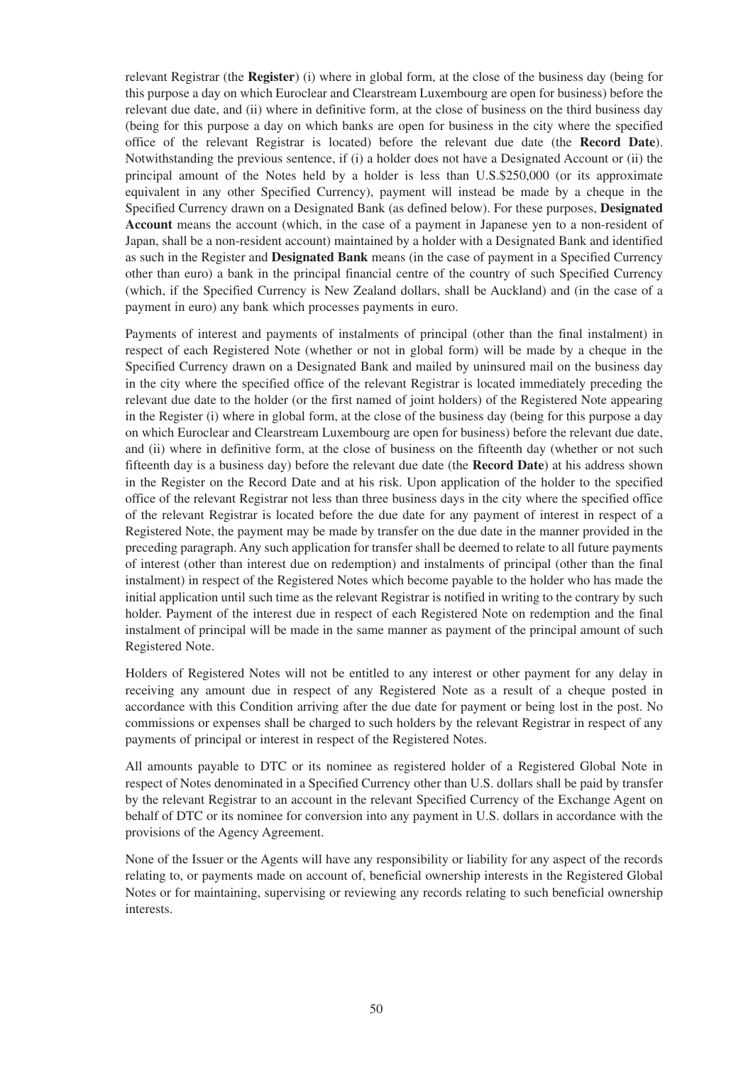relevant Registrar (the **Register**) (i) where in global form, at the close of the business day (being for this purpose a day on which Euroclear and Clearstream Luxembourg are open for business) before the relevant due date, and (ii) where in definitive form, at the close of business on the third business day (being for this purpose a day on which banks are open for business in the city where the specified office of the relevant Registrar is located) before the relevant due date (the **Record Date**). Notwithstanding the previous sentence, if (i) a holder does not have a Designated Account or (ii) the principal amount of the Notes held by a holder is less than U.S.$250,000 (or its approximate equivalent in any other Specified Currency), payment will instead be made by a cheque in the Specified Currency drawn on a Designated Bank (as defined below). For these purposes, **Designated Account** means the account (which, in the case of a payment in Japanese yen to a non-resident of Japan, shall be a non-resident account) maintained by a holder with a Designated Bank and identified as such in the Register and **Designated Bank** means (in the case of payment in a Specified Currency other than euro) a bank in the principal financial centre of the country of such Specified Currency (which, if the Specified Currency is New Zealand dollars, shall be Auckland) and (in the case of a payment in euro) any bank which processes payments in euro.

Payments of interest and payments of instalments of principal (other than the final instalment) in respect of each Registered Note (whether or not in global form) will be made by a cheque in the Specified Currency drawn on a Designated Bank and mailed by uninsured mail on the business day in the city where the specified office of the relevant Registrar is located immediately preceding the relevant due date to the holder (or the first named of joint holders) of the Registered Note appearing in the Register (i) where in global form, at the close of the business day (being for this purpose a day on which Euroclear and Clearstream Luxembourg are open for business) before the relevant due date, and (ii) where in definitive form, at the close of business on the fifteenth day (whether or not such fifteenth day is a business day) before the relevant due date (the **Record Date**) at his address shown in the Register on the Record Date and at his risk. Upon application of the holder to the specified office of the relevant Registrar not less than three business days in the city where the specified office of the relevant Registrar is located before the due date for any payment of interest in respect of a Registered Note, the payment may be made by transfer on the due date in the manner provided in the preceding paragraph. Any such application for transfer shall be deemed to relate to all future payments of interest (other than interest due on redemption) and instalments of principal (other than the final instalment) in respect of the Registered Notes which become payable to the holder who has made the initial application until such time as the relevant Registrar is notified in writing to the contrary by such holder. Payment of the interest due in respect of each Registered Note on redemption and the final instalment of principal will be made in the same manner as payment of the principal amount of such Registered Note.

Holders of Registered Notes will not be entitled to any interest or other payment for any delay in receiving any amount due in respect of any Registered Note as a result of a cheque posted in accordance with this Condition arriving after the due date for payment or being lost in the post. No commissions or expenses shall be charged to such holders by the relevant Registrar in respect of any payments of principal or interest in respect of the Registered Notes.

All amounts payable to DTC or its nominee as registered holder of a Registered Global Note in respect of Notes denominated in a Specified Currency other than U.S. dollars shall be paid by transfer by the relevant Registrar to an account in the relevant Specified Currency of the Exchange Agent on behalf of DTC or its nominee for conversion into any payment in U.S. dollars in accordance with the provisions of the Agency Agreement.

None of the Issuer or the Agents will have any responsibility or liability for any aspect of the records relating to, or payments made on account of, beneficial ownership interests in the Registered Global Notes or for maintaining, supervising or reviewing any records relating to such beneficial ownership interests.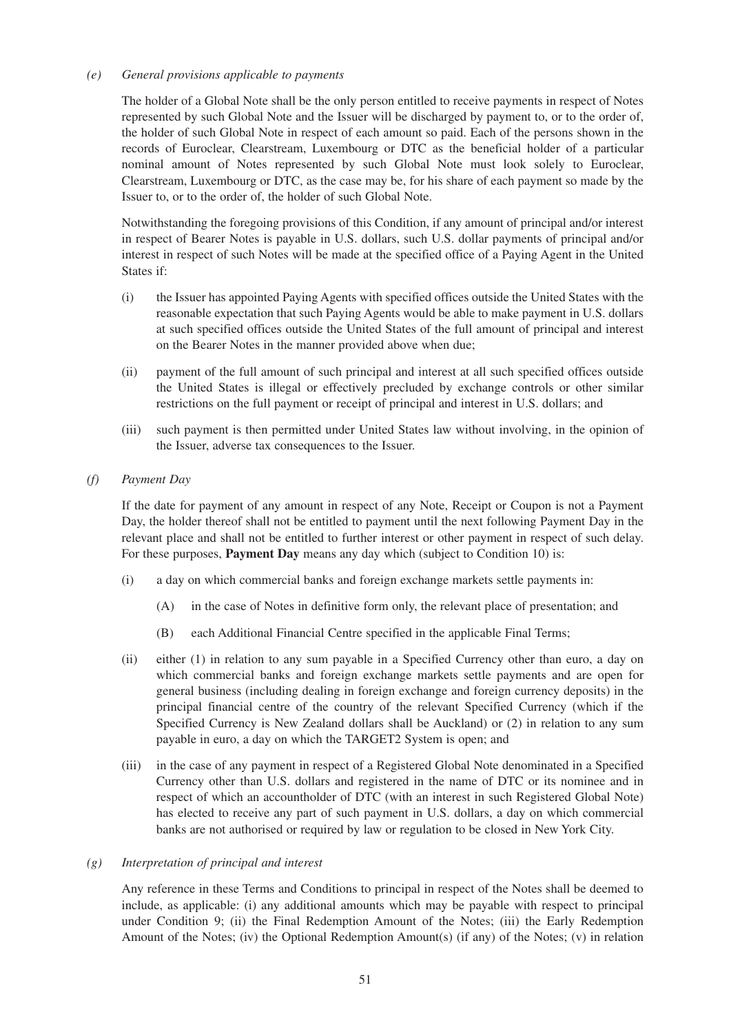*(e) General provisions applicable to payments*

The holder of a Global Note shall be the only person entitled to receive payments in respect of Notes represented by such Global Note and the Issuer will be discharged by payment to, or to the order of, the holder of such Global Note in respect of each amount so paid. Each of the persons shown in the records of Euroclear, Clearstream, Luxembourg or DTC as the beneficial holder of a particular nominal amount of Notes represented by such Global Note must look solely to Euroclear, Clearstream, Luxembourg or DTC, as the case may be, for his share of each payment so made by the Issuer to, or to the order of, the holder of such Global Note.

Notwithstanding the foregoing provisions of this Condition, if any amount of principal and/or interest in respect of Bearer Notes is payable in U.S. dollars, such U.S. dollar payments of principal and/or interest in respect of such Notes will be made at the specified office of a Paying Agent in the United States if:

(i) the Issuer has appointed Paying Agents with specified offices outside the United States with the reasonable expectation that such Paying Agents would be able to make payment in U.S. dollars at such specified offices outside the United States of the full amount of principal and interest on the Bearer Notes in the manner provided above when due;

(ii) payment of the full amount of such principal and interest at all such specified offices outside the United States is illegal or effectively precluded by exchange controls or other similar restrictions on the full payment or receipt of principal and interest in U.S. dollars; and

(iii) such payment is then permitted under United States law without involving, in the opinion of the Issuer, adverse tax consequences to the Issuer.

*(f) Payment Day*

If the date for payment of any amount in respect of any Note, Receipt or Coupon is not a Payment Day, the holder thereof shall not be entitled to payment until the next following Payment Day in the relevant place and shall not be entitled to further interest or other payment in respect of such delay. For these purposes, **Payment Day** means any day which (subject to Condition 10) is:

(i) a day on which commercial banks and foreign exchange markets settle payments in:

  (A) in the case of Notes in definitive form only, the relevant place of presentation; and

  (B) each Additional Financial Centre specified in the applicable Final Terms;

(ii) either (1) in relation to any sum payable in a Specified Currency other than euro, a day on which commercial banks and foreign exchange markets settle payments and are open for general business (including dealing in foreign exchange and foreign currency deposits) in the principal financial centre of the country of the relevant Specified Currency (which if the Specified Currency is New Zealand dollars shall be Auckland) or (2) in relation to any sum payable in euro, a day on which the TARGET2 System is open; and

(iii) in the case of any payment in respect of a Registered Global Note denominated in a Specified Currency other than U.S. dollars and registered in the name of DTC or its nominee and in respect of which an accountholder of DTC (with an interest in such Registered Global Note) has elected to receive any part of such payment in U.S. dollars, a day on which commercial banks are not authorised or required by law or regulation to be closed in New York City.

*(g) Interpretation of principal and interest*

Any reference in these Terms and Conditions to principal in respect of the Notes shall be deemed to include, as applicable: (i) any additional amounts which may be payable with respect to principal under Condition 9; (ii) the Final Redemption Amount of the Notes; (iii) the Early Redemption Amount of the Notes; (iv) the Optional Redemption Amount(s) (if any) of the Notes; (v) in relation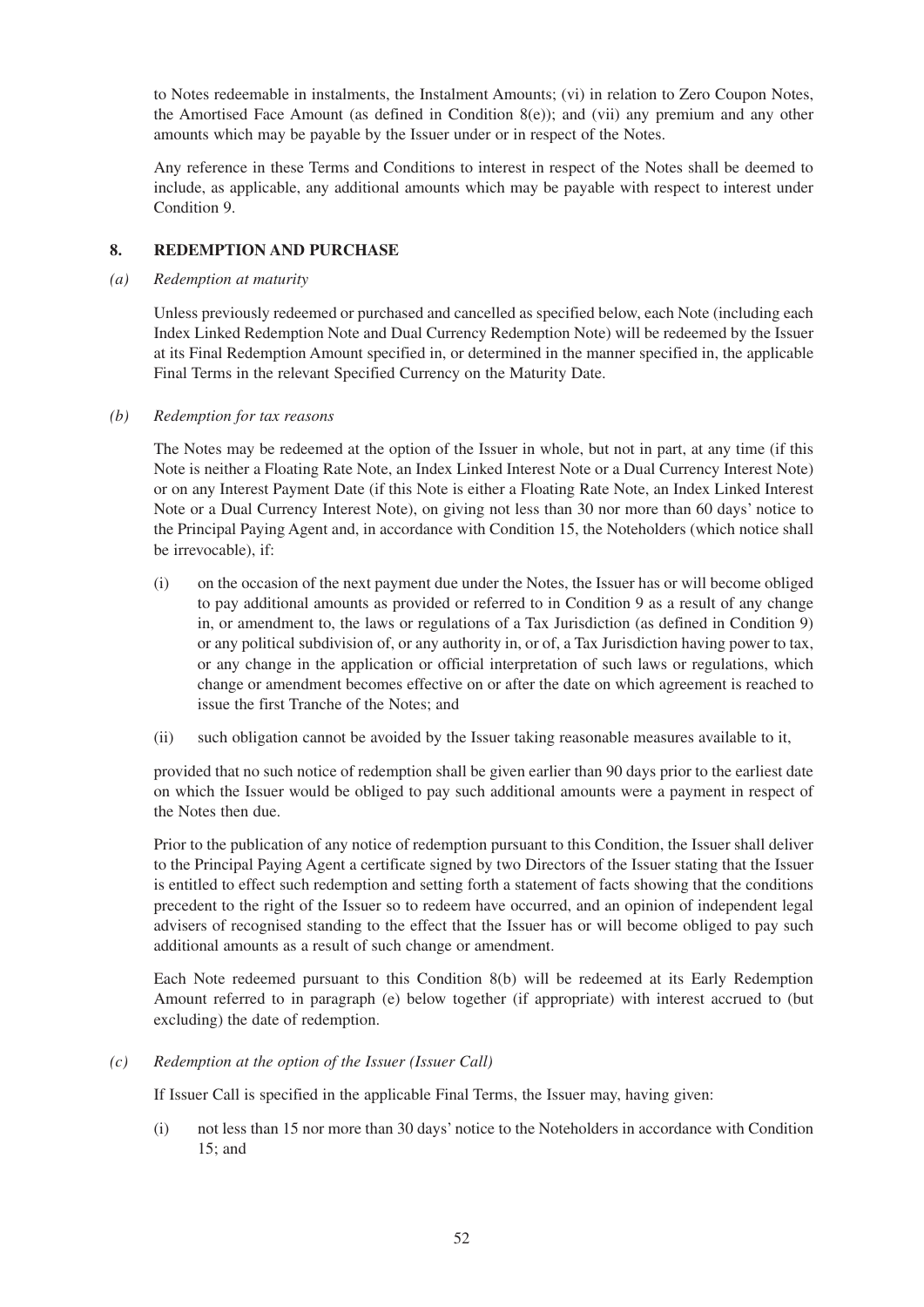to Notes redeemable in instalments, the Instalment Amounts; (vi) in relation to Zero Coupon Notes, the Amortised Face Amount (as defined in Condition 8(e)); and (vii) any premium and any other amounts which may be payable by the Issuer under or in respect of the Notes.

Any reference in these Terms and Conditions to interest in respect of the Notes shall be deemed to include, as applicable, any additional amounts which may be payable with respect to interest under Condition 9.

## 8. REDEMPTION AND PURCHASE

*(a) Redemption at maturity*

Unless previously redeemed or purchased and cancelled as specified below, each Note (including each Index Linked Redemption Note and Dual Currency Redemption Note) will be redeemed by the Issuer at its Final Redemption Amount specified in, or determined in the manner specified in, the applicable Final Terms in the relevant Specified Currency on the Maturity Date.

*(b) Redemption for tax reasons*

The Notes may be redeemed at the option of the Issuer in whole, but not in part, at any time (if this Note is neither a Floating Rate Note, an Index Linked Interest Note or a Dual Currency Interest Note) or on any Interest Payment Date (if this Note is either a Floating Rate Note, an Index Linked Interest Note or a Dual Currency Interest Note), on giving not less than 30 nor more than 60 days' notice to the Principal Paying Agent and, in accordance with Condition 15, the Noteholders (which notice shall be irrevocable), if:

(i) on the occasion of the next payment due under the Notes, the Issuer has or will become obliged to pay additional amounts as provided or referred to in Condition 9 as a result of any change in, or amendment to, the laws or regulations of a Tax Jurisdiction (as defined in Condition 9) or any political subdivision of, or any authority in, or of, a Tax Jurisdiction having power to tax, or any change in the application or official interpretation of such laws or regulations, which change or amendment becomes effective on or after the date on which agreement is reached to issue the first Tranche of the Notes; and

(ii) such obligation cannot be avoided by the Issuer taking reasonable measures available to it,

provided that no such notice of redemption shall be given earlier than 90 days prior to the earliest date on which the Issuer would be obliged to pay such additional amounts were a payment in respect of the Notes then due.

Prior to the publication of any notice of redemption pursuant to this Condition, the Issuer shall deliver to the Principal Paying Agent a certificate signed by two Directors of the Issuer stating that the Issuer is entitled to effect such redemption and setting forth a statement of facts showing that the conditions precedent to the right of the Issuer so to redeem have occurred, and an opinion of independent legal advisers of recognised standing to the effect that the Issuer has or will become obliged to pay such additional amounts as a result of such change or amendment.

Each Note redeemed pursuant to this Condition 8(b) will be redeemed at its Early Redemption Amount referred to in paragraph (e) below together (if appropriate) with interest accrued to (but excluding) the date of redemption.

*(c) Redemption at the option of the Issuer (Issuer Call)*

If Issuer Call is specified in the applicable Final Terms, the Issuer may, having given:

(i) not less than 15 nor more than 30 days' notice to the Noteholders in accordance with Condition 15; and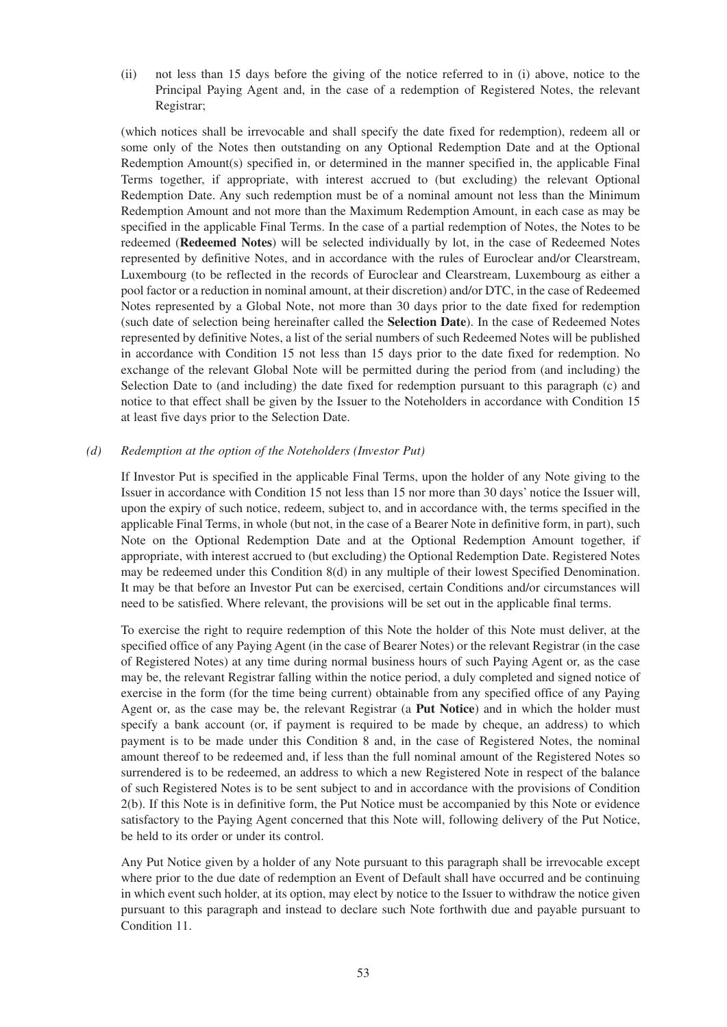(ii) not less than 15 days before the giving of the notice referred to in (i) above, notice to the Principal Paying Agent and, in the case of a redemption of Registered Notes, the relevant Registrar;

(which notices shall be irrevocable and shall specify the date fixed for redemption), redeem all or some only of the Notes then outstanding on any Optional Redemption Date and at the Optional Redemption Amount(s) specified in, or determined in the manner specified in, the applicable Final Terms together, if appropriate, with interest accrued to (but excluding) the relevant Optional Redemption Date. Any such redemption must be of a nominal amount not less than the Minimum Redemption Amount and not more than the Maximum Redemption Amount, in each case as may be specified in the applicable Final Terms. In the case of a partial redemption of Notes, the Notes to be redeemed (**Redeemed Notes**) will be selected individually by lot, in the case of Redeemed Notes represented by definitive Notes, and in accordance with the rules of Euroclear and/or Clearstream, Luxembourg (to be reflected in the records of Euroclear and Clearstream, Luxembourg as either a pool factor or a reduction in nominal amount, at their discretion) and/or DTC, in the case of Redeemed Notes represented by a Global Note, not more than 30 days prior to the date fixed for redemption (such date of selection being hereinafter called the **Selection Date**). In the case of Redeemed Notes represented by definitive Notes, a list of the serial numbers of such Redeemed Notes will be published in accordance with Condition 15 not less than 15 days prior to the date fixed for redemption. No exchange of the relevant Global Note will be permitted during the period from (and including) the Selection Date to (and including) the date fixed for redemption pursuant to this paragraph (c) and notice to that effect shall be given by the Issuer to the Noteholders in accordance with Condition 15 at least five days prior to the Selection Date.

*(d) Redemption at the option of the Noteholders (Investor Put)*

If Investor Put is specified in the applicable Final Terms, upon the holder of any Note giving to the Issuer in accordance with Condition 15 not less than 15 nor more than 30 days' notice the Issuer will, upon the expiry of such notice, redeem, subject to, and in accordance with, the terms specified in the applicable Final Terms, in whole (but not, in the case of a Bearer Note in definitive form, in part), such Note on the Optional Redemption Date and at the Optional Redemption Amount together, if appropriate, with interest accrued to (but excluding) the Optional Redemption Date. Registered Notes may be redeemed under this Condition 8(d) in any multiple of their lowest Specified Denomination. It may be that before an Investor Put can be exercised, certain Conditions and/or circumstances will need to be satisfied. Where relevant, the provisions will be set out in the applicable final terms.

To exercise the right to require redemption of this Note the holder of this Note must deliver, at the specified office of any Paying Agent (in the case of Bearer Notes) or the relevant Registrar (in the case of Registered Notes) at any time during normal business hours of such Paying Agent or, as the case may be, the relevant Registrar falling within the notice period, a duly completed and signed notice of exercise in the form (for the time being current) obtainable from any specified office of any Paying Agent or, as the case may be, the relevant Registrar (a **Put Notice**) and in which the holder must specify a bank account (or, if payment is required to be made by cheque, an address) to which payment is to be made under this Condition 8 and, in the case of Registered Notes, the nominal amount thereof to be redeemed and, if less than the full nominal amount of the Registered Notes so surrendered is to be redeemed, an address to which a new Registered Note in respect of the balance of such Registered Notes is to be sent subject to and in accordance with the provisions of Condition 2(b). If this Note is in definitive form, the Put Notice must be accompanied by this Note or evidence satisfactory to the Paying Agent concerned that this Note will, following delivery of the Put Notice, be held to its order or under its control.

Any Put Notice given by a holder of any Note pursuant to this paragraph shall be irrevocable except where prior to the due date of redemption an Event of Default shall have occurred and be continuing in which event such holder, at its option, may elect by notice to the Issuer to withdraw the notice given pursuant to this paragraph and instead to declare such Note forthwith due and payable pursuant to Condition 11.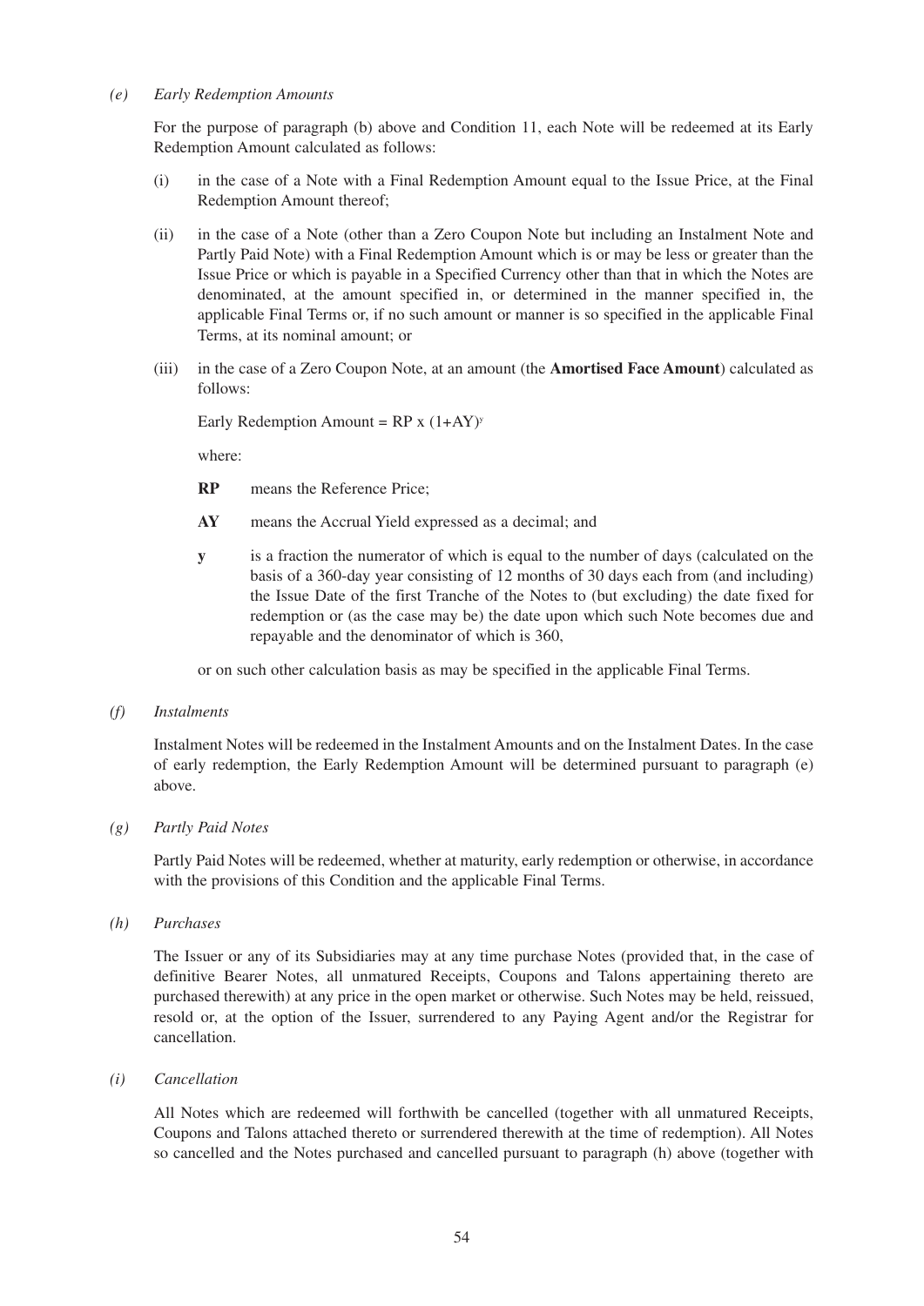*(e) Early Redemption Amounts*

For the purpose of paragraph (b) above and Condition 11, each Note will be redeemed at its Early Redemption Amount calculated as follows:

(i) in the case of a Note with a Final Redemption Amount equal to the Issue Price, at the Final Redemption Amount thereof;

(ii) in the case of a Note (other than a Zero Coupon Note but including an Instalment Note and Partly Paid Note) with a Final Redemption Amount which is or may be less or greater than the Issue Price or which is payable in a Specified Currency other than that in which the Notes are denominated, at the amount specified in, or determined in the manner specified in, the applicable Final Terms or, if no such amount or manner is so specified in the applicable Final Terms, at its nominal amount; or

(iii) in the case of a Zero Coupon Note, at an amount (the **Amortised Face Amount**) calculated as follows:

Early Redemption Amount = $RP \times (1+AY)^y$

where:

**RP** means the Reference Price;

**AY** means the Accrual Yield expressed as a decimal; and

**y** is a fraction the numerator of which is equal to the number of days (calculated on the basis of a 360-day year consisting of 12 months of 30 days each from (and including) the Issue Date of the first Tranche of the Notes to (but excluding) the date fixed for redemption or (as the case may be) the date upon which such Note becomes due and repayable and the denominator of which is 360,

or on such other calculation basis as may be specified in the applicable Final Terms.

*(f) Instalments*

Instalment Notes will be redeemed in the Instalment Amounts and on the Instalment Dates. In the case of early redemption, the Early Redemption Amount will be determined pursuant to paragraph (e) above.

*(g) Partly Paid Notes*

Partly Paid Notes will be redeemed, whether at maturity, early redemption or otherwise, in accordance with the provisions of this Condition and the applicable Final Terms.

*(h) Purchases*

The Issuer or any of its Subsidiaries may at any time purchase Notes (provided that, in the case of definitive Bearer Notes, all unmatured Receipts, Coupons and Talons appertaining thereto are purchased therewith) at any price in the open market or otherwise. Such Notes may be held, reissued, resold or, at the option of the Issuer, surrendered to any Paying Agent and/or the Registrar for cancellation.

*(i) Cancellation*

All Notes which are redeemed will forthwith be cancelled (together with all unmatured Receipts, Coupons and Talons attached thereto or surrendered therewith at the time of redemption). All Notes so cancelled and the Notes purchased and cancelled pursuant to paragraph (h) above (together with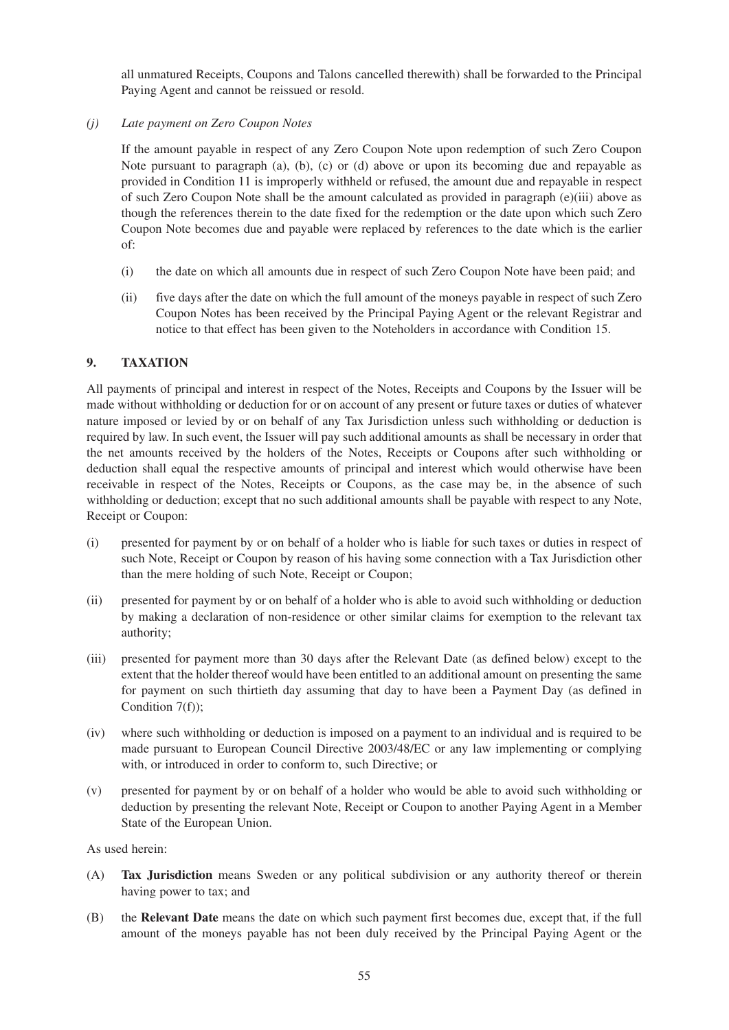all unmatured Receipts, Coupons and Talons cancelled therewith) shall be forwarded to the Principal Paying Agent and cannot be reissued or resold.

*(j) Late payment on Zero Coupon Notes*

If the amount payable in respect of any Zero Coupon Note upon redemption of such Zero Coupon Note pursuant to paragraph (a), (b), (c) or (d) above or upon its becoming due and repayable as provided in Condition 11 is improperly withheld or refused, the amount due and repayable in respect of such Zero Coupon Note shall be the amount calculated as provided in paragraph (e)(iii) above as though the references therein to the date fixed for the redemption or the date upon which such Zero Coupon Note becomes due and payable were replaced by references to the date which is the earlier of:

(i) the date on which all amounts due in respect of such Zero Coupon Note have been paid; and

(ii) five days after the date on which the full amount of the moneys payable in respect of such Zero Coupon Notes has been received by the Principal Paying Agent or the relevant Registrar and notice to that effect has been given to the Noteholders in accordance with Condition 15.

## 9. TAXATION

All payments of principal and interest in respect of the Notes, Receipts and Coupons by the Issuer will be made without withholding or deduction for or on account of any present or future taxes or duties of whatever nature imposed or levied by or on behalf of any Tax Jurisdiction unless such withholding or deduction is required by law. In such event, the Issuer will pay such additional amounts as shall be necessary in order that the net amounts received by the holders of the Notes, Receipts or Coupons after such withholding or deduction shall equal the respective amounts of principal and interest which would otherwise have been receivable in respect of the Notes, Receipts or Coupons, as the case may be, in the absence of such withholding or deduction; except that no such additional amounts shall be payable with respect to any Note, Receipt or Coupon:

(i) presented for payment by or on behalf of a holder who is liable for such taxes or duties in respect of such Note, Receipt or Coupon by reason of his having some connection with a Tax Jurisdiction other than the mere holding of such Note, Receipt or Coupon;

(ii) presented for payment by or on behalf of a holder who is able to avoid such withholding or deduction by making a declaration of non-residence or other similar claims for exemption to the relevant tax authority;

(iii) presented for payment more than 30 days after the Relevant Date (as defined below) except to the extent that the holder thereof would have been entitled to an additional amount on presenting the same for payment on such thirtieth day assuming that day to have been a Payment Day (as defined in Condition 7(f));

(iv) where such withholding or deduction is imposed on a payment to an individual and is required to be made pursuant to European Council Directive 2003/48/EC or any law implementing or complying with, or introduced in order to conform to, such Directive; or

(v) presented for payment by or on behalf of a holder who would be able to avoid such withholding or deduction by presenting the relevant Note, Receipt or Coupon to another Paying Agent in a Member State of the European Union.

As used herein:

(A) **Tax Jurisdiction** means Sweden or any political subdivision or any authority thereof or therein having power to tax; and

(B) the **Relevant Date** means the date on which such payment first becomes due, except that, if the full amount of the moneys payable has not been duly received by the Principal Paying Agent or the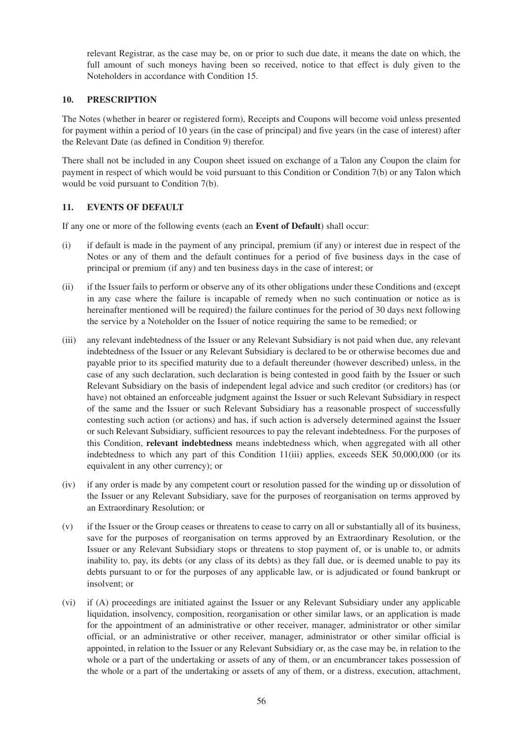relevant Registrar, as the case may be, on or prior to such due date, it means the date on which, the full amount of such moneys having been so received, notice to that effect is duly given to the Noteholders in accordance with Condition 15.

## 10. PRESCRIPTION

The Notes (whether in bearer or registered form), Receipts and Coupons will become void unless presented for payment within a period of 10 years (in the case of principal) and five years (in the case of interest) after the Relevant Date (as defined in Condition 9) therefor.

There shall not be included in any Coupon sheet issued on exchange of a Talon any Coupon the claim for payment in respect of which would be void pursuant to this Condition or Condition 7(b) or any Talon which would be void pursuant to Condition 7(b).

## 11. EVENTS OF DEFAULT

If any one or more of the following events (each an **Event of Default**) shall occur:

(i) if default is made in the payment of any principal, premium (if any) or interest due in respect of the Notes or any of them and the default continues for a period of five business days in the case of principal or premium (if any) and ten business days in the case of interest; or

(ii) if the Issuer fails to perform or observe any of its other obligations under these Conditions and (except in any case where the failure is incapable of remedy when no such continuation or notice as is hereinafter mentioned will be required) the failure continues for the period of 30 days next following the service by a Noteholder on the Issuer of notice requiring the same to be remedied; or

(iii) any relevant indebtedness of the Issuer or any Relevant Subsidiary is not paid when due, any relevant indebtedness of the Issuer or any Relevant Subsidiary is declared to be or otherwise becomes due and payable prior to its specified maturity due to a default thereunder (however described) unless, in the case of any such declaration, such declaration is being contested in good faith by the Issuer or such Relevant Subsidiary on the basis of independent legal advice and such creditor (or creditors) has (or have) not obtained an enforceable judgment against the Issuer or such Relevant Subsidiary in respect of the same and the Issuer or such Relevant Subsidiary has a reasonable prospect of successfully contesting such action (or actions) and has, if such action is adversely determined against the Issuer or such Relevant Subsidiary, sufficient resources to pay the relevant indebtedness. For the purposes of this Condition, **relevant indebtedness** means indebtedness which, when aggregated with all other indebtedness to which any part of this Condition 11(iii) applies, exceeds SEK 50,000,000 (or its equivalent in any other currency); or

(iv) if any order is made by any competent court or resolution passed for the winding up or dissolution of the Issuer or any Relevant Subsidiary, save for the purposes of reorganisation on terms approved by an Extraordinary Resolution; or

(v) if the Issuer or the Group ceases or threatens to cease to carry on all or substantially all of its business, save for the purposes of reorganisation on terms approved by an Extraordinary Resolution, or the Issuer or any Relevant Subsidiary stops or threatens to stop payment of, or is unable to, or admits inability to, pay, its debts (or any class of its debts) as they fall due, or is deemed unable to pay its debts pursuant to or for the purposes of any applicable law, or is adjudicated or found bankrupt or insolvent; or

(vi) if (A) proceedings are initiated against the Issuer or any Relevant Subsidiary under any applicable liquidation, insolvency, composition, reorganisation or other similar laws, or an application is made for the appointment of an administrative or other receiver, manager, administrator or other similar official, or an administrative or other receiver, manager, administrator or other similar official is appointed, in relation to the Issuer or any Relevant Subsidiary or, as the case may be, in relation to the whole or a part of the undertaking or assets of any of them, or an encumbrancer takes possession of the whole or a part of the undertaking or assets of any of them, or a distress, execution, attachment,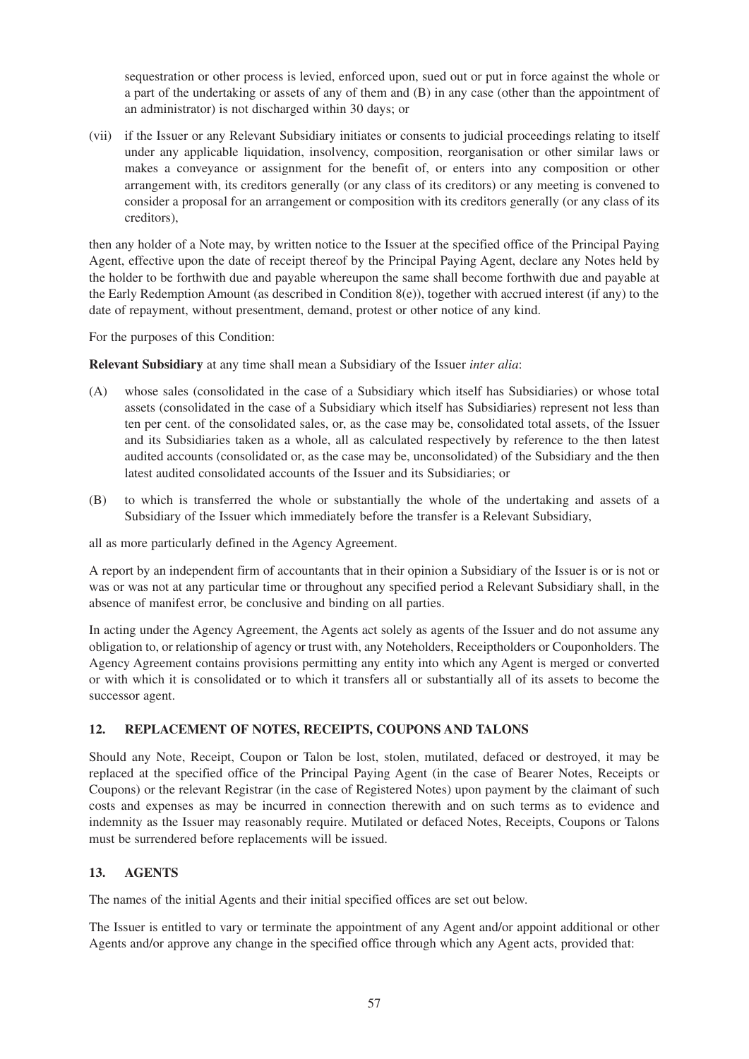sequestration or other process is levied, enforced upon, sued out or put in force against the whole or a part of the undertaking or assets of any of them and (B) in any case (other than the appointment of an administrator) is not discharged within 30 days; or

(vii) if the Issuer or any Relevant Subsidiary initiates or consents to judicial proceedings relating to itself under any applicable liquidation, insolvency, composition, reorganisation or other similar laws or makes a conveyance or assignment for the benefit of, or enters into any composition or other arrangement with, its creditors generally (or any class of its creditors) or any meeting is convened to consider a proposal for an arrangement or composition with its creditors generally (or any class of its creditors),

then any holder of a Note may, by written notice to the Issuer at the specified office of the Principal Paying Agent, effective upon the date of receipt thereof by the Principal Paying Agent, declare any Notes held by the holder to be forthwith due and payable whereupon the same shall become forthwith due and payable at the Early Redemption Amount (as described in Condition 8(e)), together with accrued interest (if any) to the date of repayment, without presentment, demand, protest or other notice of any kind.

For the purposes of this Condition:

**Relevant Subsidiary** at any time shall mean a Subsidiary of the Issuer *inter alia*:

(A) whose sales (consolidated in the case of a Subsidiary which itself has Subsidiaries) or whose total assets (consolidated in the case of a Subsidiary which itself has Subsidiaries) represent not less than ten per cent. of the consolidated sales, or, as the case may be, consolidated total assets, of the Issuer and its Subsidiaries taken as a whole, all as calculated respectively by reference to the then latest audited accounts (consolidated or, as the case may be, unconsolidated) of the Subsidiary and the then latest audited consolidated accounts of the Issuer and its Subsidiaries; or

(B) to which is transferred the whole or substantially the whole of the undertaking and assets of a Subsidiary of the Issuer which immediately before the transfer is a Relevant Subsidiary,

all as more particularly defined in the Agency Agreement.

A report by an independent firm of accountants that in their opinion a Subsidiary of the Issuer is or is not or was or was not at any particular time or throughout any specified period a Relevant Subsidiary shall, in the absence of manifest error, be conclusive and binding on all parties.

In acting under the Agency Agreement, the Agents act solely as agents of the Issuer and do not assume any obligation to, or relationship of agency or trust with, any Noteholders, Receiptholders or Couponholders. The Agency Agreement contains provisions permitting any entity into which any Agent is merged or converted or with which it is consolidated or to which it transfers all or substantially all of its assets to become the successor agent.

## 12. REPLACEMENT OF NOTES, RECEIPTS, COUPONS AND TALONS

Should any Note, Receipt, Coupon or Talon be lost, stolen, mutilated, defaced or destroyed, it may be replaced at the specified office of the Principal Paying Agent (in the case of Bearer Notes, Receipts or Coupons) or the relevant Registrar (in the case of Registered Notes) upon payment by the claimant of such costs and expenses as may be incurred in connection therewith and on such terms as to evidence and indemnity as the Issuer may reasonably require. Mutilated or defaced Notes, Receipts, Coupons or Talons must be surrendered before replacements will be issued.

## 13. AGENTS

The names of the initial Agents and their initial specified offices are set out below.

The Issuer is entitled to vary or terminate the appointment of any Agent and/or appoint additional or other Agents and/or approve any change in the specified office through which any Agent acts, provided that: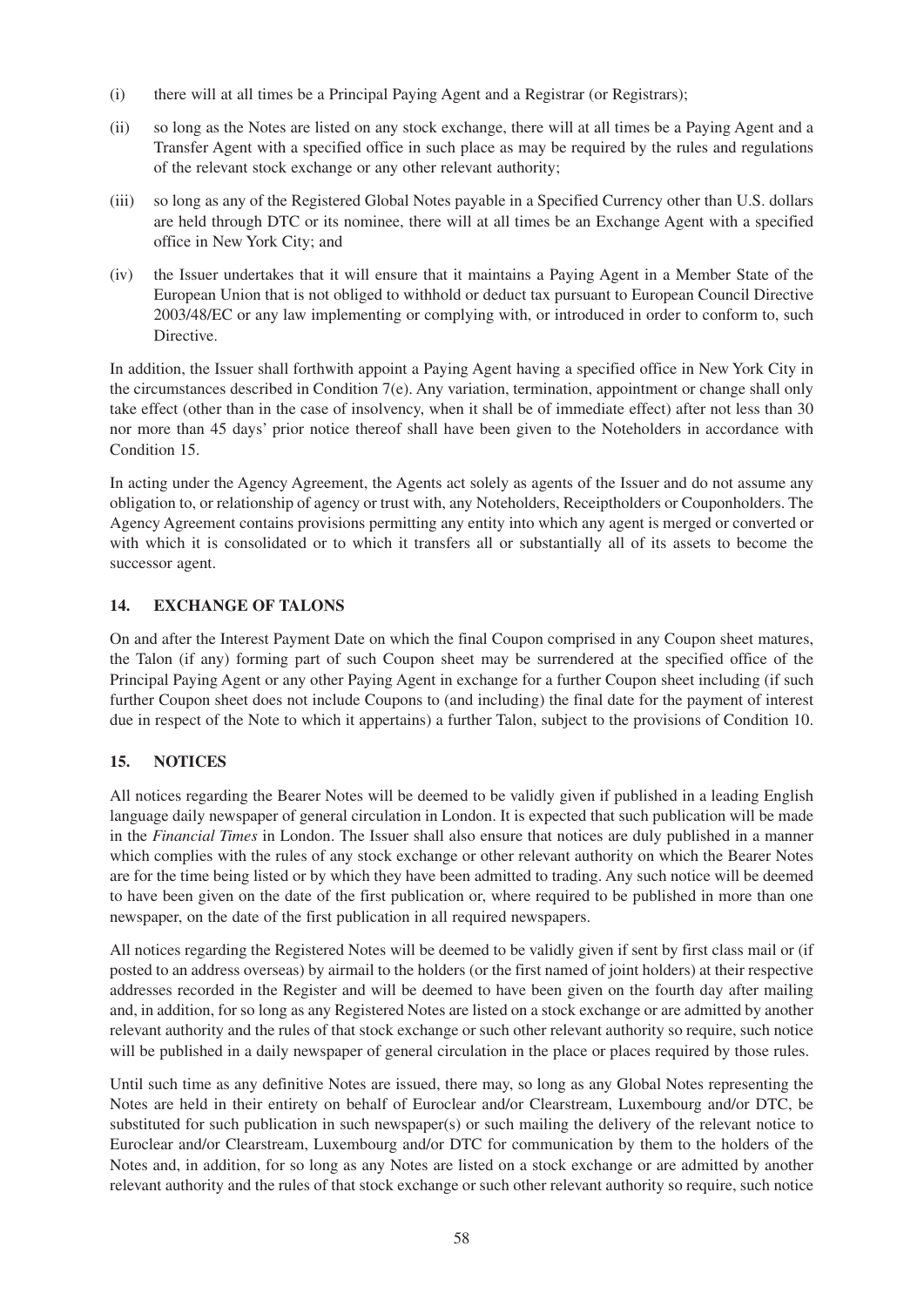(i) there will at all times be a Principal Paying Agent and a Registrar (or Registrars);

(ii) so long as the Notes are listed on any stock exchange, there will at all times be a Paying Agent and a Transfer Agent with a specified office in such place as may be required by the rules and regulations of the relevant stock exchange or any other relevant authority;

(iii) so long as any of the Registered Global Notes payable in a Specified Currency other than U.S. dollars are held through DTC or its nominee, there will at all times be an Exchange Agent with a specified office in New York City; and

(iv) the Issuer undertakes that it will ensure that it maintains a Paying Agent in a Member State of the European Union that is not obliged to withhold or deduct tax pursuant to European Council Directive 2003/48/EC or any law implementing or complying with, or introduced in order to conform to, such Directive.

In addition, the Issuer shall forthwith appoint a Paying Agent having a specified office in New York City in the circumstances described in Condition 7(e). Any variation, termination, appointment or change shall only take effect (other than in the case of insolvency, when it shall be of immediate effect) after not less than 30 nor more than 45 days' prior notice thereof shall have been given to the Noteholders in accordance with Condition 15.

In acting under the Agency Agreement, the Agents act solely as agents of the Issuer and do not assume any obligation to, or relationship of agency or trust with, any Noteholders, Receiptholders or Couponholders. The Agency Agreement contains provisions permitting any entity into which any agent is merged or converted or with which it is consolidated or to which it transfers all or substantially all of its assets to become the successor agent.

## 14. EXCHANGE OF TALONS

On and after the Interest Payment Date on which the final Coupon comprised in any Coupon sheet matures, the Talon (if any) forming part of such Coupon sheet may be surrendered at the specified office of the Principal Paying Agent or any other Paying Agent in exchange for a further Coupon sheet including (if such further Coupon sheet does not include Coupons to (and including) the final date for the payment of interest due in respect of the Note to which it appertains) a further Talon, subject to the provisions of Condition 10.

## 15. NOTICES

All notices regarding the Bearer Notes will be deemed to be validly given if published in a leading English language daily newspaper of general circulation in London. It is expected that such publication will be made in the *Financial Times* in London. The Issuer shall also ensure that notices are duly published in a manner which complies with the rules of any stock exchange or other relevant authority on which the Bearer Notes are for the time being listed or by which they have been admitted to trading. Any such notice will be deemed to have been given on the date of the first publication or, where required to be published in more than one newspaper, on the date of the first publication in all required newspapers.

All notices regarding the Registered Notes will be deemed to be validly given if sent by first class mail or (if posted to an address overseas) by airmail to the holders (or the first named of joint holders) at their respective addresses recorded in the Register and will be deemed to have been given on the fourth day after mailing and, in addition, for so long as any Registered Notes are listed on a stock exchange or are admitted by another relevant authority and the rules of that stock exchange or such other relevant authority so require, such notice will be published in a daily newspaper of general circulation in the place or places required by those rules.

Until such time as any definitive Notes are issued, there may, so long as any Global Notes representing the Notes are held in their entirety on behalf of Euroclear and/or Clearstream, Luxembourg and/or DTC, be substituted for such publication in such newspaper(s) or such mailing the delivery of the relevant notice to Euroclear and/or Clearstream, Luxembourg and/or DTC for communication by them to the holders of the Notes and, in addition, for so long as any Notes are listed on a stock exchange or are admitted by another relevant authority and the rules of that stock exchange or such other relevant authority so require, such notice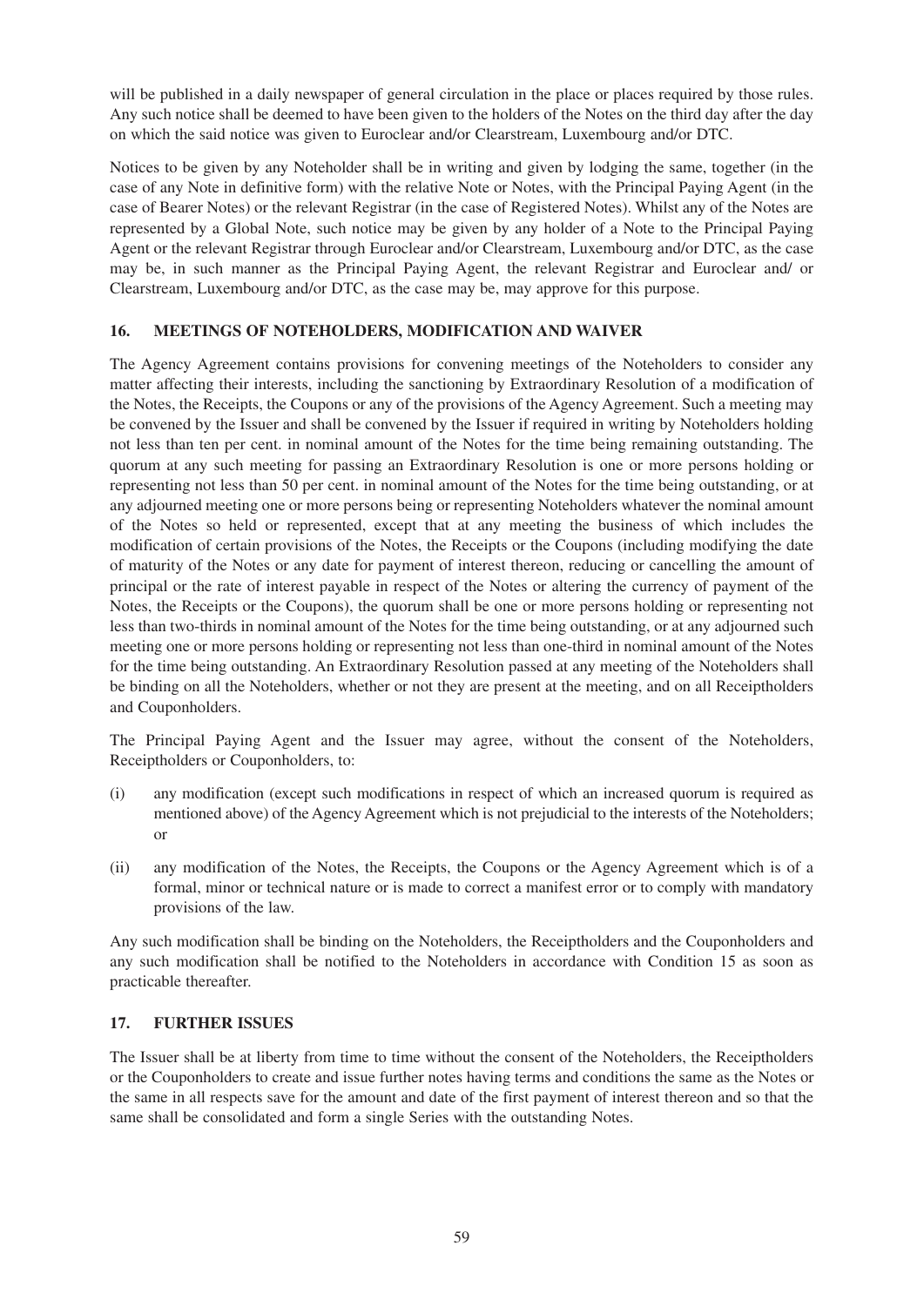will be published in a daily newspaper of general circulation in the place or places required by those rules. Any such notice shall be deemed to have been given to the holders of the Notes on the third day after the day on which the said notice was given to Euroclear and/or Clearstream, Luxembourg and/or DTC.

Notices to be given by any Noteholder shall be in writing and given by lodging the same, together (in the case of any Note in definitive form) with the relative Note or Notes, with the Principal Paying Agent (in the case of Bearer Notes) or the relevant Registrar (in the case of Registered Notes). Whilst any of the Notes are represented by a Global Note, such notice may be given by any holder of a Note to the Principal Paying Agent or the relevant Registrar through Euroclear and/or Clearstream, Luxembourg and/or DTC, as the case may be, in such manner as the Principal Paying Agent, the relevant Registrar and Euroclear and/ or Clearstream, Luxembourg and/or DTC, as the case may be, may approve for this purpose.

## 16. MEETINGS OF NOTEHOLDERS, MODIFICATION AND WAIVER

The Agency Agreement contains provisions for convening meetings of the Noteholders to consider any matter affecting their interests, including the sanctioning by Extraordinary Resolution of a modification of the Notes, the Receipts, the Coupons or any of the provisions of the Agency Agreement. Such a meeting may be convened by the Issuer and shall be convened by the Issuer if required in writing by Noteholders holding not less than ten per cent. in nominal amount of the Notes for the time being remaining outstanding. The quorum at any such meeting for passing an Extraordinary Resolution is one or more persons holding or representing not less than 50 per cent. in nominal amount of the Notes for the time being outstanding, or at any adjourned meeting one or more persons being or representing Noteholders whatever the nominal amount of the Notes so held or represented, except that at any meeting the business of which includes the modification of certain provisions of the Notes, the Receipts or the Coupons (including modifying the date of maturity of the Notes or any date for payment of interest thereon, reducing or cancelling the amount of principal or the rate of interest payable in respect of the Notes or altering the currency of payment of the Notes, the Receipts or the Coupons), the quorum shall be one or more persons holding or representing not less than two-thirds in nominal amount of the Notes for the time being outstanding, or at any adjourned such meeting one or more persons holding or representing not less than one-third in nominal amount of the Notes for the time being outstanding. An Extraordinary Resolution passed at any meeting of the Noteholders shall be binding on all the Noteholders, whether or not they are present at the meeting, and on all Receiptholders and Couponholders.

The Principal Paying Agent and the Issuer may agree, without the consent of the Noteholders, Receiptholders or Couponholders, to:

(i) any modification (except such modifications in respect of which an increased quorum is required as mentioned above) of the Agency Agreement which is not prejudicial to the interests of the Noteholders; or

(ii) any modification of the Notes, the Receipts, the Coupons or the Agency Agreement which is of a formal, minor or technical nature or is made to correct a manifest error or to comply with mandatory provisions of the law.

Any such modification shall be binding on the Noteholders, the Receiptholders and the Couponholders and any such modification shall be notified to the Noteholders in accordance with Condition 15 as soon as practicable thereafter.

## 17. FURTHER ISSUES

The Issuer shall be at liberty from time to time without the consent of the Noteholders, the Receiptholders or the Couponholders to create and issue further notes having terms and conditions the same as the Notes or the same in all respects save for the amount and date of the first payment of interest thereon and so that the same shall be consolidated and form a single Series with the outstanding Notes.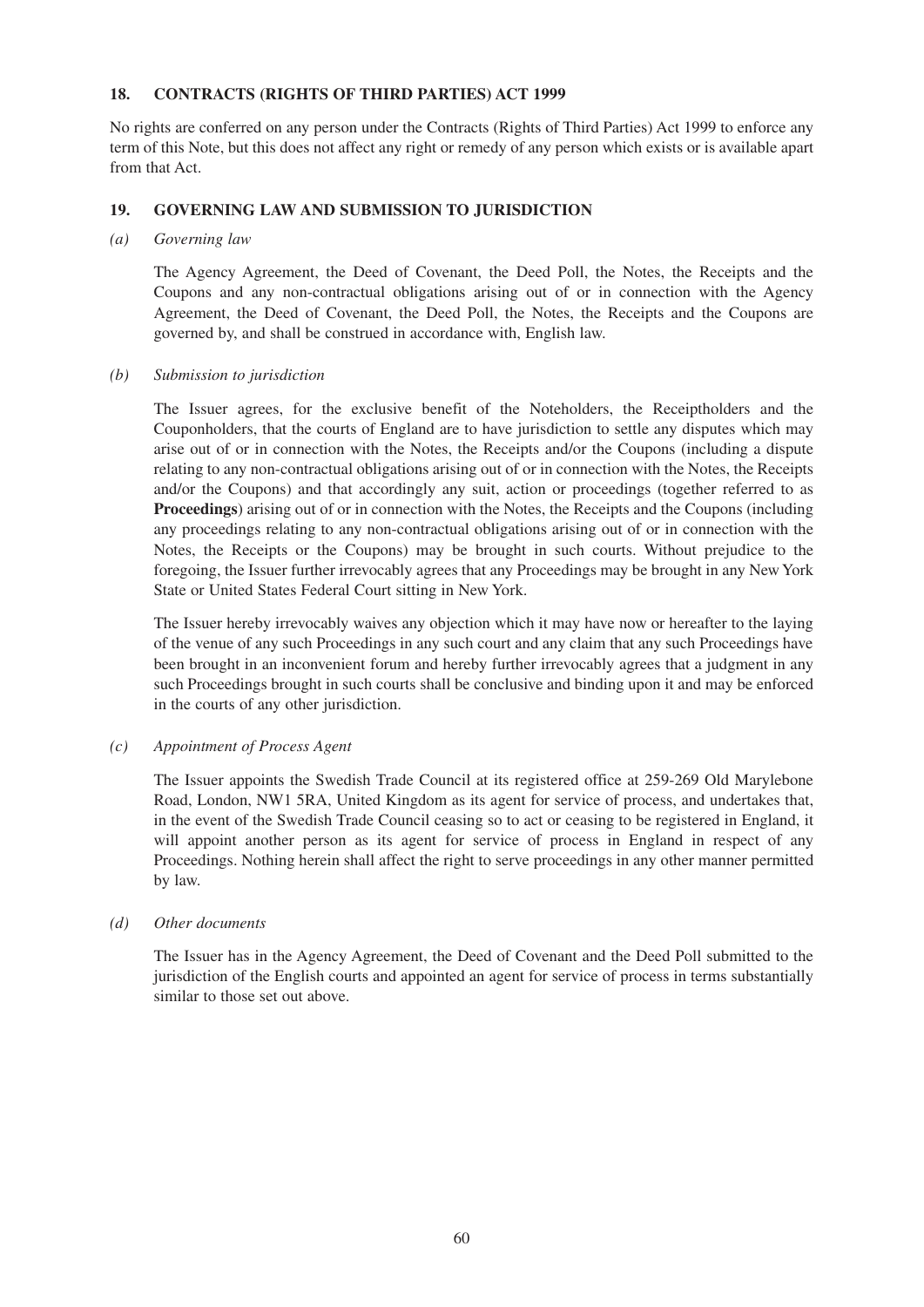## 18. CONTRACTS (RIGHTS OF THIRD PARTIES) ACT 1999

No rights are conferred on any person under the Contracts (Rights of Third Parties) Act 1999 to enforce any term of this Note, but this does not affect any right or remedy of any person which exists or is available apart from that Act.

## 19. GOVERNING LAW AND SUBMISSION TO JURISDICTION

*(a) Governing law*

The Agency Agreement, the Deed of Covenant, the Deed Poll, the Notes, the Receipts and the Coupons and any non-contractual obligations arising out of or in connection with the Agency Agreement, the Deed of Covenant, the Deed Poll, the Notes, the Receipts and the Coupons are governed by, and shall be construed in accordance with, English law.

*(b) Submission to jurisdiction*

The Issuer agrees, for the exclusive benefit of the Noteholders, the Receiptholders and the Couponholders, that the courts of England are to have jurisdiction to settle any disputes which may arise out of or in connection with the Notes, the Receipts and/or the Coupons (including a dispute relating to any non-contractual obligations arising out of or in connection with the Notes, the Receipts and/or the Coupons) and that accordingly any suit, action or proceedings (together referred to as **Proceedings**) arising out of or in connection with the Notes, the Receipts and the Coupons (including any proceedings relating to any non-contractual obligations arising out of or in connection with the Notes, the Receipts or the Coupons) may be brought in such courts. Without prejudice to the foregoing, the Issuer further irrevocably agrees that any Proceedings may be brought in any New York State or United States Federal Court sitting in New York.

The Issuer hereby irrevocably waives any objection which it may have now or hereafter to the laying of the venue of any such Proceedings in any such court and any claim that any such Proceedings have been brought in an inconvenient forum and hereby further irrevocably agrees that a judgment in any such Proceedings brought in such courts shall be conclusive and binding upon it and may be enforced in the courts of any other jurisdiction.

*(c) Appointment of Process Agent*

The Issuer appoints the Swedish Trade Council at its registered office at 259-269 Old Marylebone Road, London, NW1 5RA, United Kingdom as its agent for service of process, and undertakes that, in the event of the Swedish Trade Council ceasing so to act or ceasing to be registered in England, it will appoint another person as its agent for service of process in England in respect of any Proceedings. Nothing herein shall affect the right to serve proceedings in any other manner permitted by law.

*(d) Other documents*

The Issuer has in the Agency Agreement, the Deed of Covenant and the Deed Poll submitted to the jurisdiction of the English courts and appointed an agent for service of process in terms substantially similar to those set out above.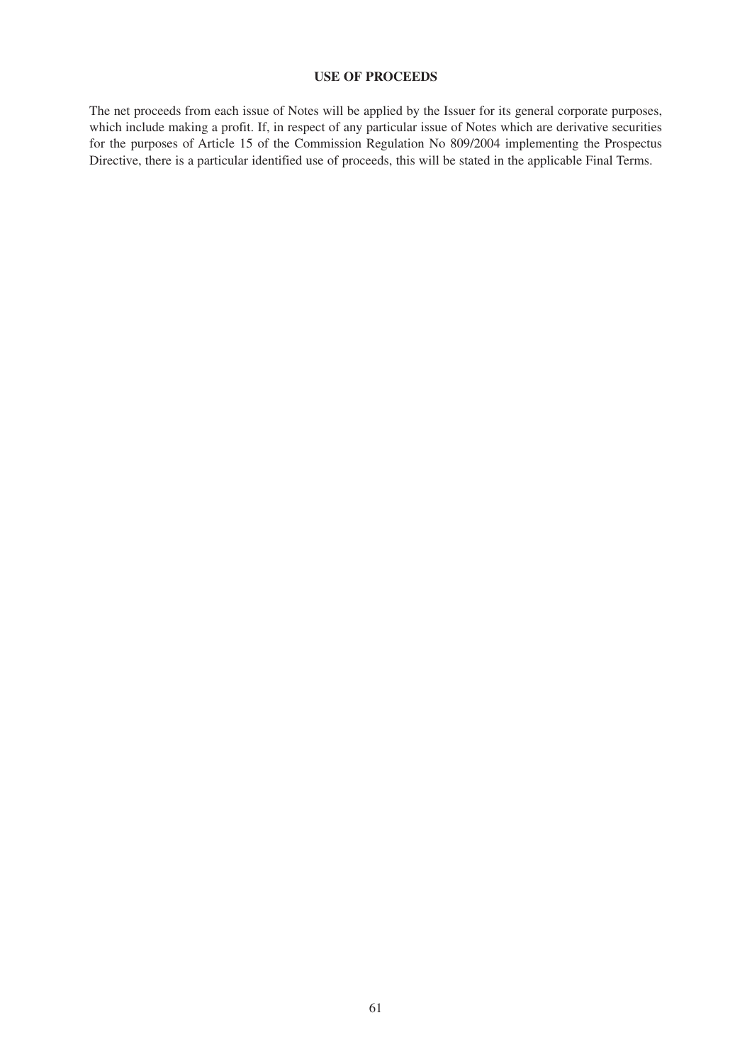## USE OF PROCEEDS

The net proceeds from each issue of Notes will be applied by the Issuer for its general corporate purposes, which include making a profit. If, in respect of any particular issue of Notes which are derivative securities for the purposes of Article 15 of the Commission Regulation No 809/2004 implementing the Prospectus Directive, there is a particular identified use of proceeds, this will be stated in the applicable Final Terms.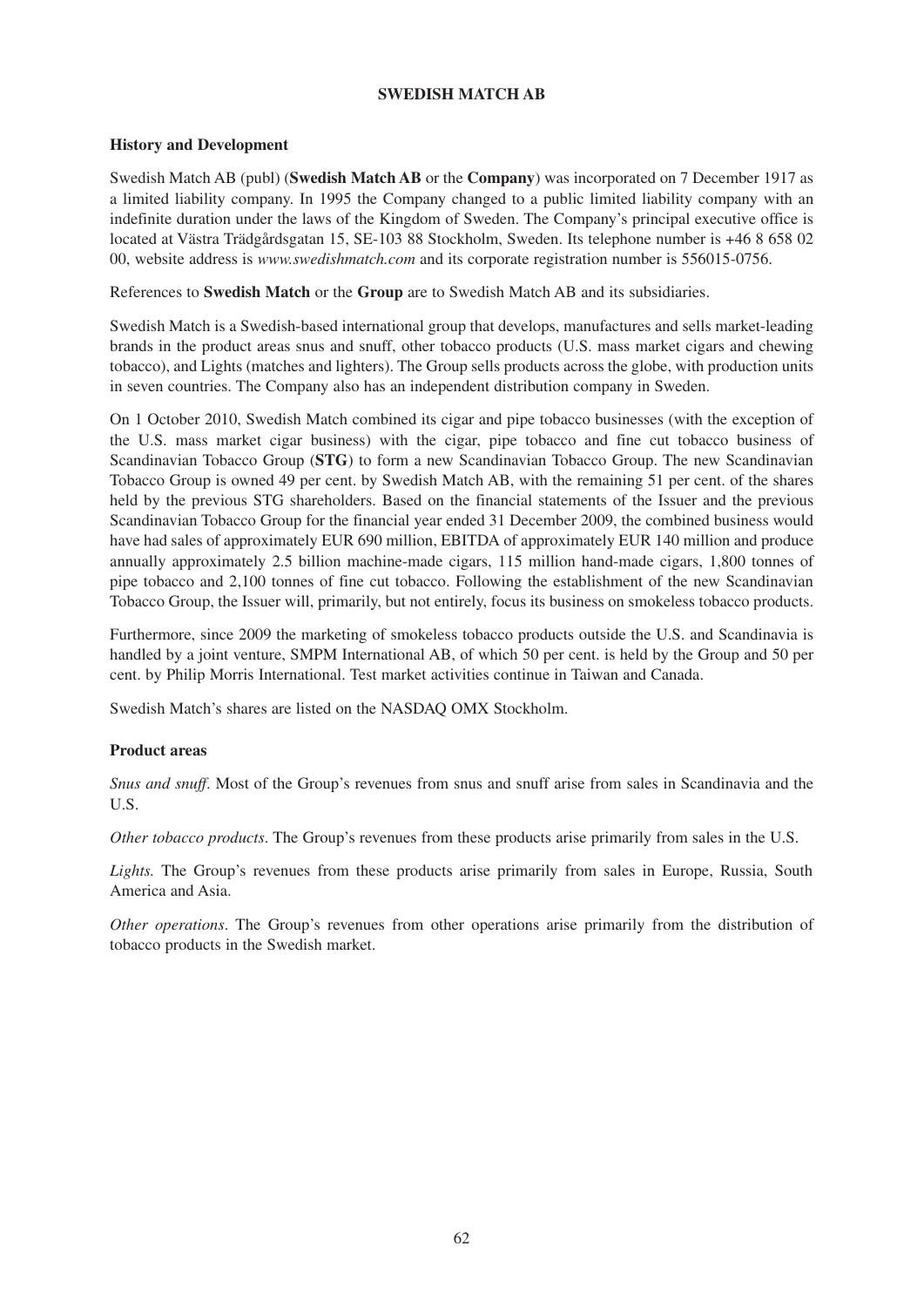# SWEDISH MATCH AB

## History and Development

Swedish Match AB (publ) (**Swedish Match AB** or the **Company**) was incorporated on 7 December 1917 as a limited liability company. In 1995 the Company changed to a public limited liability company with an indefinite duration under the laws of the Kingdom of Sweden. The Company's principal executive office is located at Västra Trädgårdsgatan 15, SE-103 88 Stockholm, Sweden. Its telephone number is +46 8 658 02 00, website address is *www.swedishmatch.com* and its corporate registration number is 556015-0756.

References to **Swedish Match** or the **Group** are to Swedish Match AB and its subsidiaries.

Swedish Match is a Swedish-based international group that develops, manufactures and sells market-leading brands in the product areas snus and snuff, other tobacco products (U.S. mass market cigars and chewing tobacco), and Lights (matches and lighters). The Group sells products across the globe, with production units in seven countries. The Company also has an independent distribution company in Sweden.

On 1 October 2010, Swedish Match combined its cigar and pipe tobacco businesses (with the exception of the U.S. mass market cigar business) with the cigar, pipe tobacco and fine cut tobacco business of Scandinavian Tobacco Group (**STG**) to form a new Scandinavian Tobacco Group. The new Scandinavian Tobacco Group is owned 49 per cent. by Swedish Match AB, with the remaining 51 per cent. of the shares held by the previous STG shareholders. Based on the financial statements of the Issuer and the previous Scandinavian Tobacco Group for the financial year ended 31 December 2009, the combined business would have had sales of approximately EUR 690 million, EBITDA of approximately EUR 140 million and produce annually approximately 2.5 billion machine-made cigars, 115 million hand-made cigars, 1,800 tonnes of pipe tobacco and 2,100 tonnes of fine cut tobacco. Following the establishment of the new Scandinavian Tobacco Group, the Issuer will, primarily, but not entirely, focus its business on smokeless tobacco products.

Furthermore, since 2009 the marketing of smokeless tobacco products outside the U.S. and Scandinavia is handled by a joint venture, SMPM International AB, of which 50 per cent. is held by the Group and 50 per cent. by Philip Morris International. Test market activities continue in Taiwan and Canada.

Swedish Match's shares are listed on the NASDAQ OMX Stockholm.

## Product areas

*Snus and snuff*. Most of the Group's revenues from snus and snuff arise from sales in Scandinavia and the U.S.

*Other tobacco products*. The Group's revenues from these products arise primarily from sales in the U.S.

*Lights.* The Group's revenues from these products arise primarily from sales in Europe, Russia, South America and Asia.

*Other operations*. The Group's revenues from other operations arise primarily from the distribution of tobacco products in the Swedish market.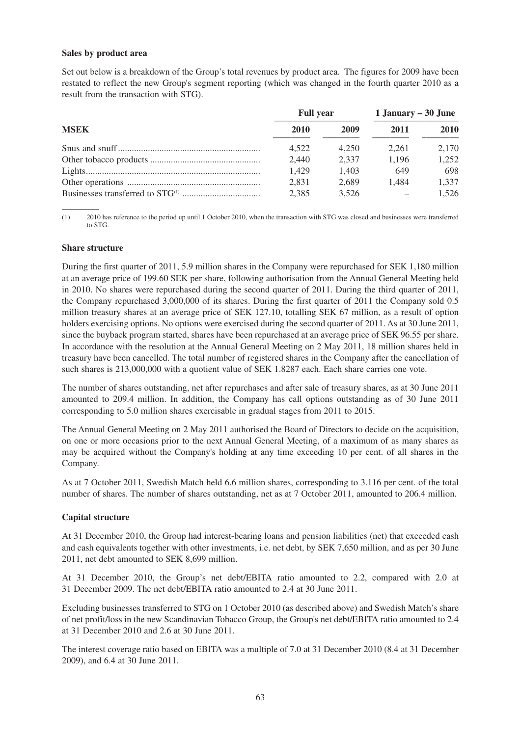**Sales by product area**

Set out below is a breakdown of the Group's total revenues by product area. The figures for 2009 have been restated to reflect the new Group's segment reporting (which was changed in the fourth quarter 2010 as a result from the transaction with STG).

| | Full year | | 1 January – 30 June | |
|---|---|---|---|---|
| **MSEK** | **2010** | **2009** | **2011** | **2010** |
| Snus and snuff | 4,522 | 4,250 | 2,261 | 2,170 |
| Other tobacco products | 2,440 | 2,337 | 1,196 | 1,252 |
| Lights | 1,429 | 1,403 | 649 | 698 |
| Other operations | 2,831 | 2,689 | 1,484 | 1,337 |
| Businesses transferred to STG[1] | 2,385 | 3,526 | – | 1,526 |

(1) 2010 has reference to the period up until 1 October 2010, when the transaction with STG was closed and businesses were transferred to STG.

**Share structure**

During the first quarter of 2011, 5.9 million shares in the Company were repurchased for SEK 1,180 million at an average price of 199.60 SEK per share, following authorisation from the Annual General Meeting held in 2010. No shares were repurchased during the second quarter of 2011. During the third quarter of 2011, the Company repurchased 3,000,000 of its shares. During the first quarter of 2011 the Company sold 0.5 million treasury shares at an average price of SEK 127.10, totalling SEK 67 million, as a result of option holders exercising options. No options were exercised during the second quarter of 2011. As at 30 June 2011, since the buyback program started, shares have been repurchased at an average price of SEK 96.55 per share. In accordance with the resolution at the Annual General Meeting on 2 May 2011, 18 million shares held in treasury have been cancelled. The total number of registered shares in the Company after the cancellation of such shares is 213,000,000 with a quotient value of SEK 1.8287 each. Each share carries one vote.

The number of shares outstanding, net after repurchases and after sale of treasury shares, as at 30 June 2011 amounted to 209.4 million. In addition, the Company has call options outstanding as of 30 June 2011 corresponding to 5.0 million shares exercisable in gradual stages from 2011 to 2015.

The Annual General Meeting on 2 May 2011 authorised the Board of Directors to decide on the acquisition, on one or more occasions prior to the next Annual General Meeting, of a maximum of as many shares as may be acquired without the Company's holding at any time exceeding 10 per cent. of all shares in the Company.

As at 7 October 2011, Swedish Match held 6.6 million shares, corresponding to 3.116 per cent. of the total number of shares. The number of shares outstanding, net as at 7 October 2011, amounted to 206.4 million.

**Capital structure**

At 31 December 2010, the Group had interest-bearing loans and pension liabilities (net) that exceeded cash and cash equivalents together with other investments, i.e. net debt, by SEK 7,650 million, and as per 30 June 2011, net debt amounted to SEK 8,699 million.

At 31 December 2010, the Group's net debt/EBITA ratio amounted to 2.2, compared with 2.0 at 31 December 2009. The net debt/EBITA ratio amounted to 2.4 at 30 June 2011.

Excluding businesses transferred to STG on 1 October 2010 (as described above) and Swedish Match's share of net profit/loss in the new Scandinavian Tobacco Group, the Group's net debt/EBITA ratio amounted to 2.4 at 31 December 2010 and 2.6 at 30 June 2011.

The interest coverage ratio based on EBITA was a multiple of 7.0 at 31 December 2010 (8.4 at 31 December 2009), and 6.4 at 30 June 2011.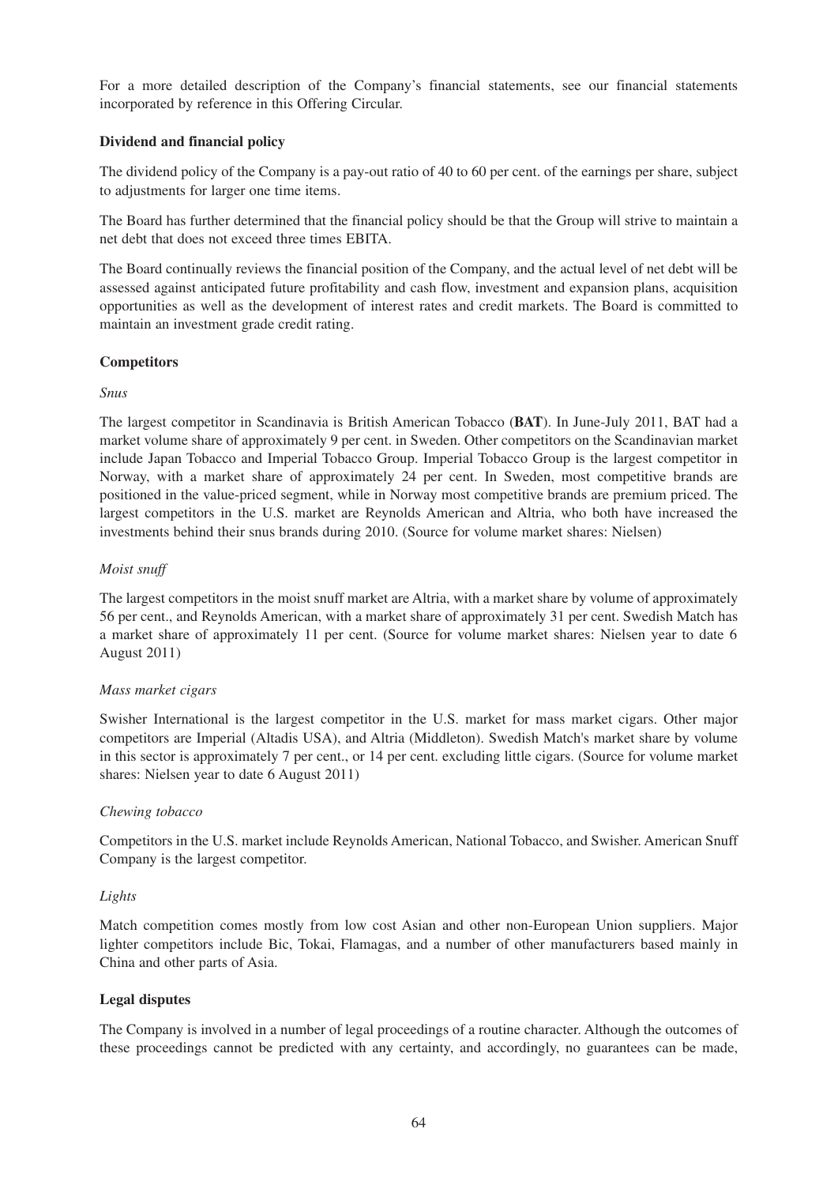For a more detailed description of the Company's financial statements, see our financial statements incorporated by reference in this Offering Circular.

### Dividend and financial policy

The dividend policy of the Company is a pay-out ratio of 40 to 60 per cent. of the earnings per share, subject to adjustments for larger one time items.

The Board has further determined that the financial policy should be that the Group will strive to maintain a net debt that does not exceed three times EBITA.

The Board continually reviews the financial position of the Company, and the actual level of net debt will be assessed against anticipated future profitability and cash flow, investment and expansion plans, acquisition opportunities as well as the development of interest rates and credit markets. The Board is committed to maintain an investment grade credit rating.

### Competitors

*Snus*

The largest competitor in Scandinavia is British American Tobacco (**BAT**). In June-July 2011, BAT had a market volume share of approximately 9 per cent. in Sweden. Other competitors on the Scandinavian market include Japan Tobacco and Imperial Tobacco Group. Imperial Tobacco Group is the largest competitor in Norway, with a market share of approximately 24 per cent. In Sweden, most competitive brands are positioned in the value-priced segment, while in Norway most competitive brands are premium priced. The largest competitors in the U.S. market are Reynolds American and Altria, who both have increased the investments behind their snus brands during 2010. (Source for volume market shares: Nielsen)

*Moist snuff*

The largest competitors in the moist snuff market are Altria, with a market share by volume of approximately 56 per cent., and Reynolds American, with a market share of approximately 31 per cent. Swedish Match has a market share of approximately 11 per cent. (Source for volume market shares: Nielsen year to date 6 August 2011)

*Mass market cigars*

Swisher International is the largest competitor in the U.S. market for mass market cigars. Other major competitors are Imperial (Altadis USA), and Altria (Middleton). Swedish Match's market share by volume in this sector is approximately 7 per cent., or 14 per cent. excluding little cigars. (Source for volume market shares: Nielsen year to date 6 August 2011)

*Chewing tobacco*

Competitors in the U.S. market include Reynolds American, National Tobacco, and Swisher. American Snuff Company is the largest competitor.

*Lights*

Match competition comes mostly from low cost Asian and other non-European Union suppliers. Major lighter competitors include Bic, Tokai, Flamagas, and a number of other manufacturers based mainly in China and other parts of Asia.

### Legal disputes

The Company is involved in a number of legal proceedings of a routine character. Although the outcomes of these proceedings cannot be predicted with any certainty, and accordingly, no guarantees can be made,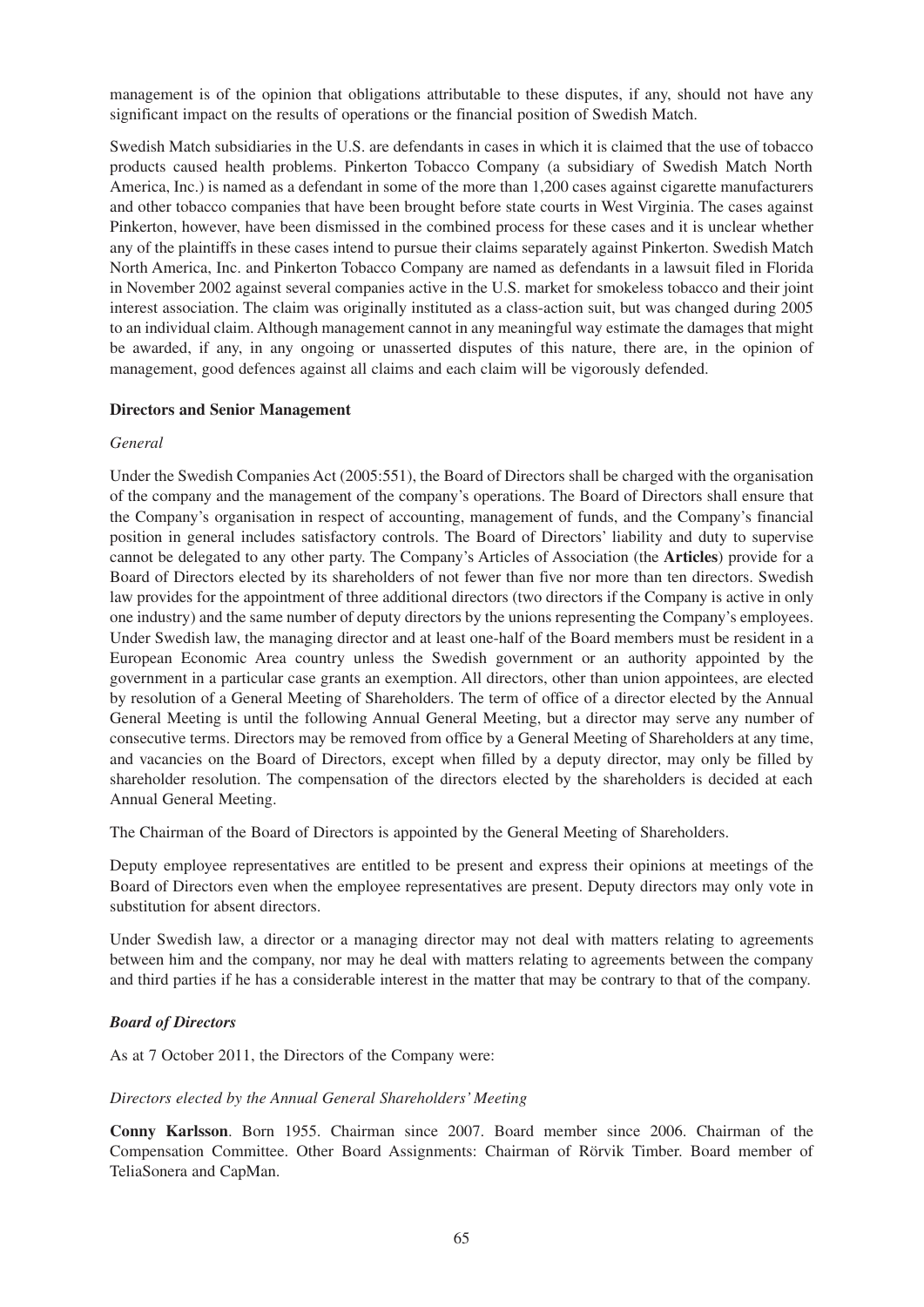management is of the opinion that obligations attributable to these disputes, if any, should not have any significant impact on the results of operations or the financial position of Swedish Match.

Swedish Match subsidiaries in the U.S. are defendants in cases in which it is claimed that the use of tobacco products caused health problems. Pinkerton Tobacco Company (a subsidiary of Swedish Match North America, Inc.) is named as a defendant in some of the more than 1,200 cases against cigarette manufacturers and other tobacco companies that have been brought before state courts in West Virginia. The cases against Pinkerton, however, have been dismissed in the combined process for these cases and it is unclear whether any of the plaintiffs in these cases intend to pursue their claims separately against Pinkerton. Swedish Match North America, Inc. and Pinkerton Tobacco Company are named as defendants in a lawsuit filed in Florida in November 2002 against several companies active in the U.S. market for smokeless tobacco and their joint interest association. The claim was originally instituted as a class-action suit, but was changed during 2005 to an individual claim. Although management cannot in any meaningful way estimate the damages that might be awarded, if any, in any ongoing or unasserted disputes of this nature, there are, in the opinion of management, good defences against all claims and each claim will be vigorously defended.

## Directors and Senior Management

*General*

Under the Swedish Companies Act (2005:551), the Board of Directors shall be charged with the organisation of the company and the management of the company's operations. The Board of Directors shall ensure that the Company's organisation in respect of accounting, management of funds, and the Company's financial position in general includes satisfactory controls. The Board of Directors' liability and duty to supervise cannot be delegated to any other party. The Company's Articles of Association (the **Articles**) provide for a Board of Directors elected by its shareholders of not fewer than five nor more than ten directors. Swedish law provides for the appointment of three additional directors (two directors if the Company is active in only one industry) and the same number of deputy directors by the unions representing the Company's employees. Under Swedish law, the managing director and at least one-half of the Board members must be resident in a European Economic Area country unless the Swedish government or an authority appointed by the government in a particular case grants an exemption. All directors, other than union appointees, are elected by resolution of a General Meeting of Shareholders. The term of office of a director elected by the Annual General Meeting is until the following Annual General Meeting, but a director may serve any number of consecutive terms. Directors may be removed from office by a General Meeting of Shareholders at any time, and vacancies on the Board of Directors, except when filled by a deputy director, may only be filled by shareholder resolution. The compensation of the directors elected by the shareholders is decided at each Annual General Meeting.

The Chairman of the Board of Directors is appointed by the General Meeting of Shareholders.

Deputy employee representatives are entitled to be present and express their opinions at meetings of the Board of Directors even when the employee representatives are present. Deputy directors may only vote in substitution for absent directors.

Under Swedish law, a director or a managing director may not deal with matters relating to agreements between him and the company, nor may he deal with matters relating to agreements between the company and third parties if he has a considerable interest in the matter that may be contrary to that of the company.

### *Board of Directors*

As at 7 October 2011, the Directors of the Company were:

*Directors elected by the Annual General Shareholders' Meeting*

**Conny Karlsson**. Born 1955. Chairman since 2007. Board member since 2006. Chairman of the Compensation Committee. Other Board Assignments: Chairman of Rörvik Timber. Board member of TeliaSonera and CapMan.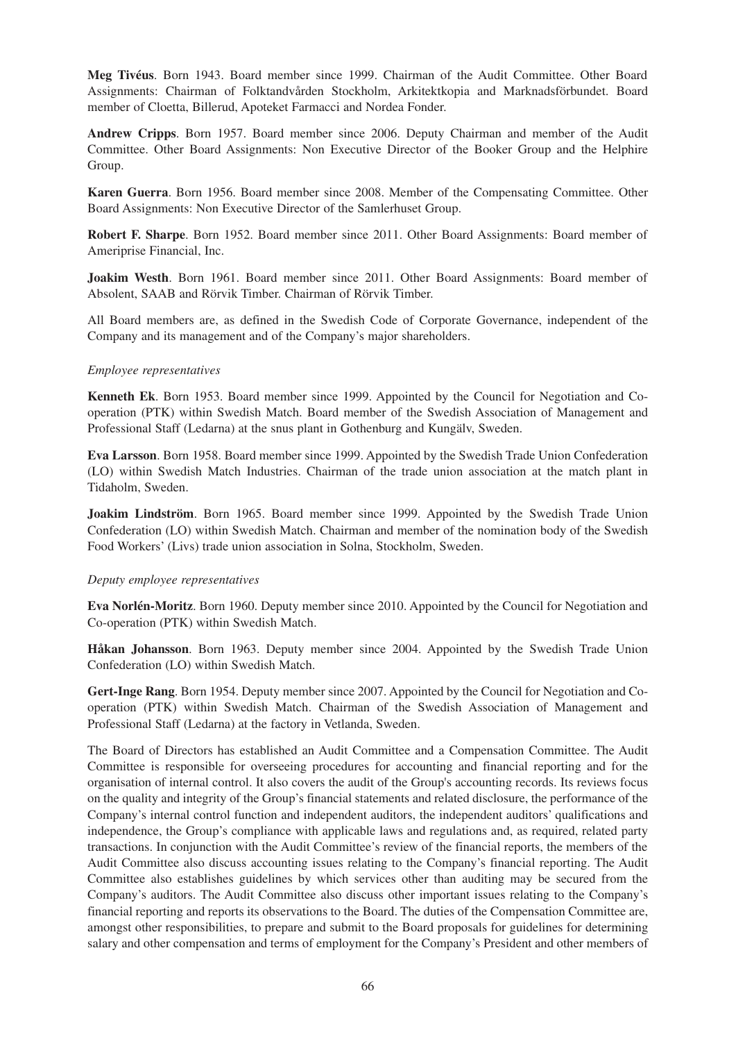**Meg Tivéus**. Born 1943. Board member since 1999. Chairman of the Audit Committee. Other Board Assignments: Chairman of Folktandvården Stockholm, Arkitektkopia and Marknadsförbundet. Board member of Cloetta, Billerud, Apoteket Farmacci and Nordea Fonder.

**Andrew Cripps**. Born 1957. Board member since 2006. Deputy Chairman and member of the Audit Committee. Other Board Assignments: Non Executive Director of the Booker Group and the Helphire Group.

**Karen Guerra**. Born 1956. Board member since 2008. Member of the Compensating Committee. Other Board Assignments: Non Executive Director of the Samlerhuset Group.

**Robert F. Sharpe**. Born 1952. Board member since 2011. Other Board Assignments: Board member of Ameriprise Financial, Inc.

**Joakim Westh**. Born 1961. Board member since 2011. Other Board Assignments: Board member of Absolent, SAAB and Rörvik Timber. Chairman of Rörvik Timber.

All Board members are, as defined in the Swedish Code of Corporate Governance, independent of the Company and its management and of the Company's major shareholders.

*Employee representatives*

**Kenneth Ek**. Born 1953. Board member since 1999. Appointed by the Council for Negotiation and Co-operation (PTK) within Swedish Match. Board member of the Swedish Association of Management and Professional Staff (Ledarna) at the snus plant in Gothenburg and Kungälv, Sweden.

**Eva Larsson**. Born 1958. Board member since 1999. Appointed by the Swedish Trade Union Confederation (LO) within Swedish Match Industries. Chairman of the trade union association at the match plant in Tidaholm, Sweden.

**Joakim Lindström**. Born 1965. Board member since 1999. Appointed by the Swedish Trade Union Confederation (LO) within Swedish Match. Chairman and member of the nomination body of the Swedish Food Workers' (Livs) trade union association in Solna, Stockholm, Sweden.

*Deputy employee representatives*

**Eva Norlén-Moritz**. Born 1960. Deputy member since 2010. Appointed by the Council for Negotiation and Co-operation (PTK) within Swedish Match.

**Håkan Johansson**. Born 1963. Deputy member since 2004. Appointed by the Swedish Trade Union Confederation (LO) within Swedish Match.

**Gert-Inge Rang**. Born 1954. Deputy member since 2007. Appointed by the Council for Negotiation and Co-operation (PTK) within Swedish Match. Chairman of the Swedish Association of Management and Professional Staff (Ledarna) at the factory in Vetlanda, Sweden.

The Board of Directors has established an Audit Committee and a Compensation Committee. The Audit Committee is responsible for overseeing procedures for accounting and financial reporting and for the organisation of internal control. It also covers the audit of the Group's accounting records. Its reviews focus on the quality and integrity of the Group's financial statements and related disclosure, the performance of the Company's internal control function and independent auditors, the independent auditors' qualifications and independence, the Group's compliance with applicable laws and regulations and, as required, related party transactions. In conjunction with the Audit Committee's review of the financial reports, the members of the Audit Committee also discuss accounting issues relating to the Company's financial reporting. The Audit Committee also establishes guidelines by which services other than auditing may be secured from the Company's auditors. The Audit Committee also discuss other important issues relating to the Company's financial reporting and reports its observations to the Board. The duties of the Compensation Committee are, amongst other responsibilities, to prepare and submit to the Board proposals for guidelines for determining salary and other compensation and terms of employment for the Company's President and other members of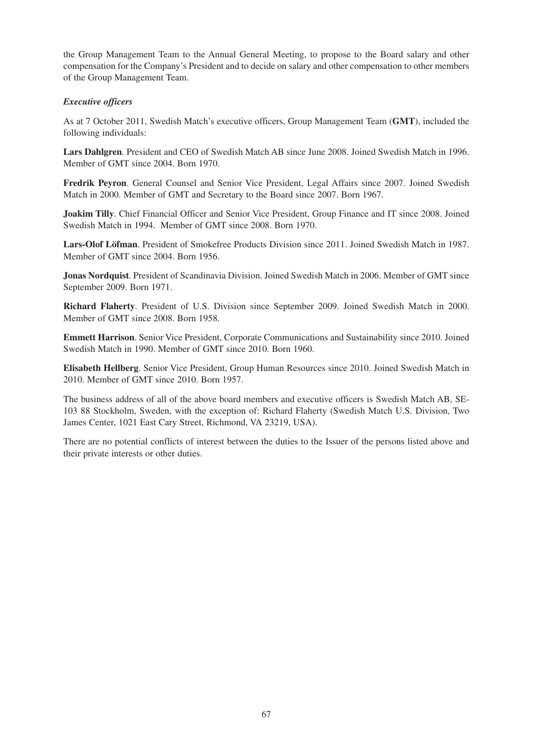the Group Management Team to the Annual General Meeting, to propose to the Board salary and other compensation for the Company's President and to decide on salary and other compensation to other members of the Group Management Team.

***Executive officers***

As at 7 October 2011, Swedish Match's executive officers, Group Management Team (**GMT**), included the following individuals:

**Lars Dahlgren**. President and CEO of Swedish Match AB since June 2008. Joined Swedish Match in 1996. Member of GMT since 2004. Born 1970.

**Fredrik Peyron**. General Counsel and Senior Vice President, Legal Affairs since 2007. Joined Swedish Match in 2000. Member of GMT and Secretary to the Board since 2007. Born 1967.

**Joakim Tilly**. Chief Financial Officer and Senior Vice President, Group Finance and IT since 2008. Joined Swedish Match in 1994. Member of GMT since 2008. Born 1970.

**Lars-Olof Löfman**. President of Smokefree Products Division since 2011. Joined Swedish Match in 1987. Member of GMT since 2004. Born 1956.

**Jonas Nordquist**. President of Scandinavia Division. Joined Swedish Match in 2006. Member of GMT since September 2009. Born 1971.

**Richard Flaherty**. President of U.S. Division since September 2009. Joined Swedish Match in 2000. Member of GMT since 2008. Born 1958.

**Emmett Harrison**. Senior Vice President, Corporate Communications and Sustainability since 2010. Joined Swedish Match in 1990. Member of GMT since 2010. Born 1960.

**Elisabeth Hellberg**. Senior Vice President, Group Human Resources since 2010. Joined Swedish Match in 2010. Member of GMT since 2010. Born 1957.

The business address of all of the above board members and executive officers is Swedish Match AB, SE-103 88 Stockholm, Sweden, with the exception of: Richard Flaherty (Swedish Match U.S. Division, Two James Center, 1021 East Cary Street, Richmond, VA 23219, USA).

There are no potential conflicts of interest between the duties to the Issuer of the persons listed above and their private interests or other duties.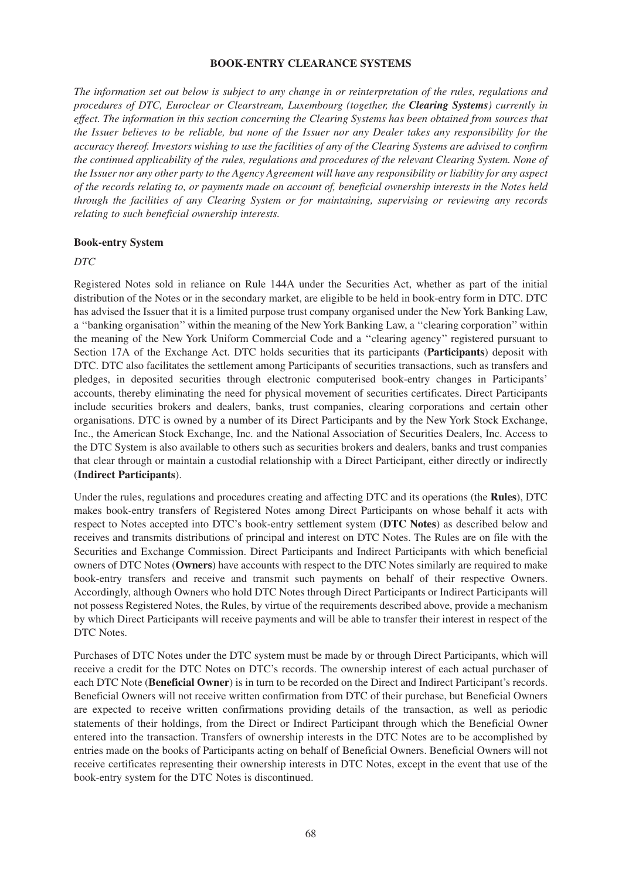# BOOK-ENTRY CLEARANCE SYSTEMS

*The information set out below is subject to any change in or reinterpretation of the rules, regulations and procedures of DTC, Euroclear or Clearstream, Luxembourg (together, the **Clearing Systems**) currently in effect. The information in this section concerning the Clearing Systems has been obtained from sources that the Issuer believes to be reliable, but none of the Issuer nor any Dealer takes any responsibility for the accuracy thereof. Investors wishing to use the facilities of any of the Clearing Systems are advised to confirm the continued applicability of the rules, regulations and procedures of the relevant Clearing System. None of the Issuer nor any other party to the Agency Agreement will have any responsibility or liability for any aspect of the records relating to, or payments made on account of, beneficial ownership interests in the Notes held through the facilities of any Clearing System or for maintaining, supervising or reviewing any records relating to such beneficial ownership interests.*

## Book-entry System

*DTC*

Registered Notes sold in reliance on Rule 144A under the Securities Act, whether as part of the initial distribution of the Notes or in the secondary market, are eligible to be held in book-entry form in DTC. DTC has advised the Issuer that it is a limited purpose trust company organised under the New York Banking Law, a ''banking organisation'' within the meaning of the New York Banking Law, a ''clearing corporation'' within the meaning of the New York Uniform Commercial Code and a ''clearing agency'' registered pursuant to Section 17A of the Exchange Act. DTC holds securities that its participants (**Participants**) deposit with DTC. DTC also facilitates the settlement among Participants of securities transactions, such as transfers and pledges, in deposited securities through electronic computerised book-entry changes in Participants' accounts, thereby eliminating the need for physical movement of securities certificates. Direct Participants include securities brokers and dealers, banks, trust companies, clearing corporations and certain other organisations. DTC is owned by a number of its Direct Participants and by the New York Stock Exchange, Inc., the American Stock Exchange, Inc. and the National Association of Securities Dealers, Inc. Access to the DTC System is also available to others such as securities brokers and dealers, banks and trust companies that clear through or maintain a custodial relationship with a Direct Participant, either directly or indirectly (**Indirect Participants**).

Under the rules, regulations and procedures creating and affecting DTC and its operations (the **Rules**), DTC makes book-entry transfers of Registered Notes among Direct Participants on whose behalf it acts with respect to Notes accepted into DTC's book-entry settlement system (**DTC Notes**) as described below and receives and transmits distributions of principal and interest on DTC Notes. The Rules are on file with the Securities and Exchange Commission. Direct Participants and Indirect Participants with which beneficial owners of DTC Notes (**Owners**) have accounts with respect to the DTC Notes similarly are required to make book-entry transfers and receive and transmit such payments on behalf of their respective Owners. Accordingly, although Owners who hold DTC Notes through Direct Participants or Indirect Participants will not possess Registered Notes, the Rules, by virtue of the requirements described above, provide a mechanism by which Direct Participants will receive payments and will be able to transfer their interest in respect of the DTC Notes.

Purchases of DTC Notes under the DTC system must be made by or through Direct Participants, which will receive a credit for the DTC Notes on DTC's records. The ownership interest of each actual purchaser of each DTC Note (**Beneficial Owner**) is in turn to be recorded on the Direct and Indirect Participant's records. Beneficial Owners will not receive written confirmation from DTC of their purchase, but Beneficial Owners are expected to receive written confirmations providing details of the transaction, as well as periodic statements of their holdings, from the Direct or Indirect Participant through which the Beneficial Owner entered into the transaction. Transfers of ownership interests in the DTC Notes are to be accomplished by entries made on the books of Participants acting on behalf of Beneficial Owners. Beneficial Owners will not receive certificates representing their ownership interests in DTC Notes, except in the event that use of the book-entry system for the DTC Notes is discontinued.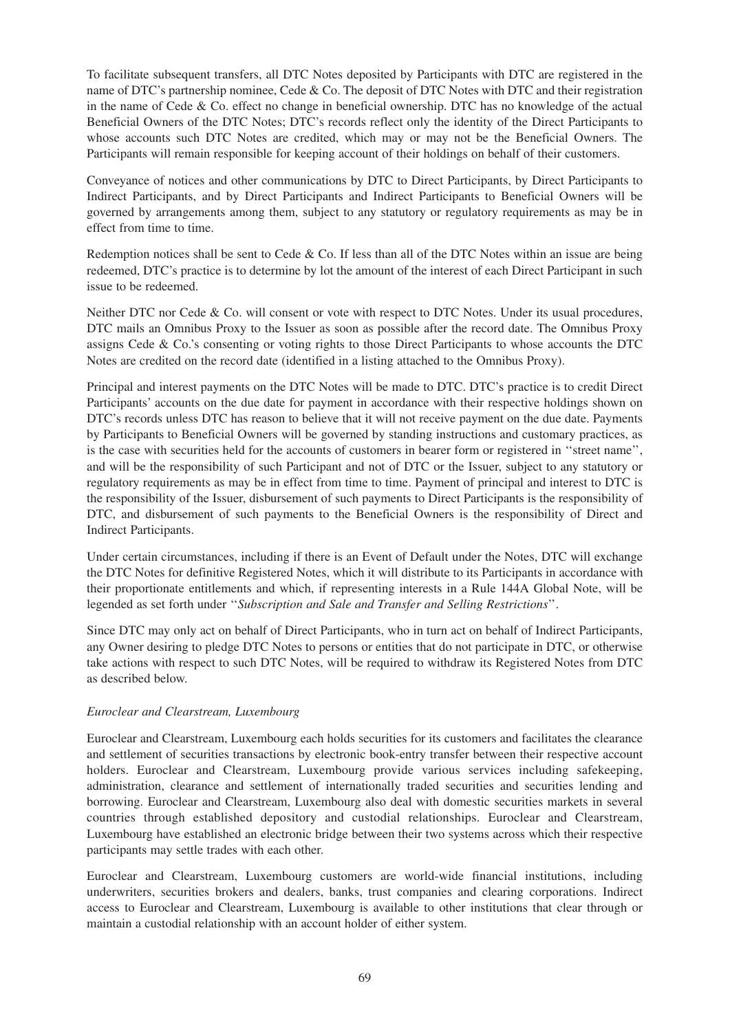To facilitate subsequent transfers, all DTC Notes deposited by Participants with DTC are registered in the name of DTC's partnership nominee, Cede & Co. The deposit of DTC Notes with DTC and their registration in the name of Cede & Co. effect no change in beneficial ownership. DTC has no knowledge of the actual Beneficial Owners of the DTC Notes; DTC's records reflect only the identity of the Direct Participants to whose accounts such DTC Notes are credited, which may or may not be the Beneficial Owners. The Participants will remain responsible for keeping account of their holdings on behalf of their customers.

Conveyance of notices and other communications by DTC to Direct Participants, by Direct Participants to Indirect Participants, and by Direct Participants and Indirect Participants to Beneficial Owners will be governed by arrangements among them, subject to any statutory or regulatory requirements as may be in effect from time to time.

Redemption notices shall be sent to Cede & Co. If less than all of the DTC Notes within an issue are being redeemed, DTC's practice is to determine by lot the amount of the interest of each Direct Participant in such issue to be redeemed.

Neither DTC nor Cede & Co. will consent or vote with respect to DTC Notes. Under its usual procedures, DTC mails an Omnibus Proxy to the Issuer as soon as possible after the record date. The Omnibus Proxy assigns Cede & Co.'s consenting or voting rights to those Direct Participants to whose accounts the DTC Notes are credited on the record date (identified in a listing attached to the Omnibus Proxy).

Principal and interest payments on the DTC Notes will be made to DTC. DTC's practice is to credit Direct Participants' accounts on the due date for payment in accordance with their respective holdings shown on DTC's records unless DTC has reason to believe that it will not receive payment on the due date. Payments by Participants to Beneficial Owners will be governed by standing instructions and customary practices, as is the case with securities held for the accounts of customers in bearer form or registered in ''street name'', and will be the responsibility of such Participant and not of DTC or the Issuer, subject to any statutory or regulatory requirements as may be in effect from time to time. Payment of principal and interest to DTC is the responsibility of the Issuer, disbursement of such payments to Direct Participants is the responsibility of DTC, and disbursement of such payments to the Beneficial Owners is the responsibility of Direct and Indirect Participants.

Under certain circumstances, including if there is an Event of Default under the Notes, DTC will exchange the DTC Notes for definitive Registered Notes, which it will distribute to its Participants in accordance with their proportionate entitlements and which, if representing interests in a Rule 144A Global Note, will be legended as set forth under ''*Subscription and Sale and Transfer and Selling Restrictions*''.

Since DTC may only act on behalf of Direct Participants, who in turn act on behalf of Indirect Participants, any Owner desiring to pledge DTC Notes to persons or entities that do not participate in DTC, or otherwise take actions with respect to such DTC Notes, will be required to withdraw its Registered Notes from DTC as described below.

*Euroclear and Clearstream, Luxembourg*

Euroclear and Clearstream, Luxembourg each holds securities for its customers and facilitates the clearance and settlement of securities transactions by electronic book-entry transfer between their respective account holders. Euroclear and Clearstream, Luxembourg provide various services including safekeeping, administration, clearance and settlement of internationally traded securities and securities lending and borrowing. Euroclear and Clearstream, Luxembourg also deal with domestic securities markets in several countries through established depository and custodial relationships. Euroclear and Clearstream, Luxembourg have established an electronic bridge between their two systems across which their respective participants may settle trades with each other.

Euroclear and Clearstream, Luxembourg customers are world-wide financial institutions, including underwriters, securities brokers and dealers, banks, trust companies and clearing corporations. Indirect access to Euroclear and Clearstream, Luxembourg is available to other institutions that clear through or maintain a custodial relationship with an account holder of either system.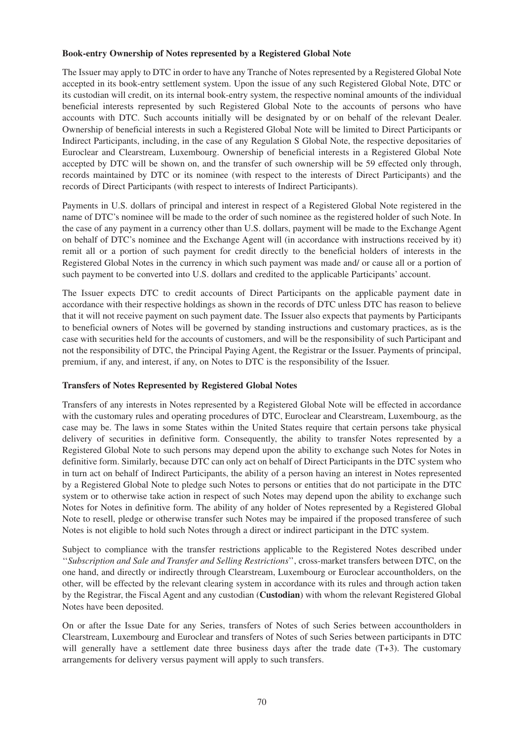**Book-entry Ownership of Notes represented by a Registered Global Note**

The Issuer may apply to DTC in order to have any Tranche of Notes represented by a Registered Global Note accepted in its book-entry settlement system. Upon the issue of any such Registered Global Note, DTC or its custodian will credit, on its internal book-entry system, the respective nominal amounts of the individual beneficial interests represented by such Registered Global Note to the accounts of persons who have accounts with DTC. Such accounts initially will be designated by or on behalf of the relevant Dealer. Ownership of beneficial interests in such a Registered Global Note will be limited to Direct Participants or Indirect Participants, including, in the case of any Regulation S Global Note, the respective depositaries of Euroclear and Clearstream, Luxembourg. Ownership of beneficial interests in a Registered Global Note accepted by DTC will be shown on, and the transfer of such ownership will be 59 effected only through, records maintained by DTC or its nominee (with respect to the interests of Direct Participants) and the records of Direct Participants (with respect to interests of Indirect Participants).

Payments in U.S. dollars of principal and interest in respect of a Registered Global Note registered in the name of DTC's nominee will be made to the order of such nominee as the registered holder of such Note. In the case of any payment in a currency other than U.S. dollars, payment will be made to the Exchange Agent on behalf of DTC's nominee and the Exchange Agent will (in accordance with instructions received by it) remit all or a portion of such payment for credit directly to the beneficial holders of interests in the Registered Global Notes in the currency in which such payment was made and/ or cause all or a portion of such payment to be converted into U.S. dollars and credited to the applicable Participants' account.

The Issuer expects DTC to credit accounts of Direct Participants on the applicable payment date in accordance with their respective holdings as shown in the records of DTC unless DTC has reason to believe that it will not receive payment on such payment date. The Issuer also expects that payments by Participants to beneficial owners of Notes will be governed by standing instructions and customary practices, as is the case with securities held for the accounts of customers, and will be the responsibility of such Participant and not the responsibility of DTC, the Principal Paying Agent, the Registrar or the Issuer. Payments of principal, premium, if any, and interest, if any, on Notes to DTC is the responsibility of the Issuer.

**Transfers of Notes Represented by Registered Global Notes**

Transfers of any interests in Notes represented by a Registered Global Note will be effected in accordance with the customary rules and operating procedures of DTC, Euroclear and Clearstream, Luxembourg, as the case may be. The laws in some States within the United States require that certain persons take physical delivery of securities in definitive form. Consequently, the ability to transfer Notes represented by a Registered Global Note to such persons may depend upon the ability to exchange such Notes for Notes in definitive form. Similarly, because DTC can only act on behalf of Direct Participants in the DTC system who in turn act on behalf of Indirect Participants, the ability of a person having an interest in Notes represented by a Registered Global Note to pledge such Notes to persons or entities that do not participate in the DTC system or to otherwise take action in respect of such Notes may depend upon the ability to exchange such Notes for Notes in definitive form. The ability of any holder of Notes represented by a Registered Global Note to resell, pledge or otherwise transfer such Notes may be impaired if the proposed transferee of such Notes is not eligible to hold such Notes through a direct or indirect participant in the DTC system.

Subject to compliance with the transfer restrictions applicable to the Registered Notes described under ''*Subscription and Sale and Transfer and Selling Restrictions*'', cross-market transfers between DTC, on the one hand, and directly or indirectly through Clearstream, Luxembourg or Euroclear accountholders, on the other, will be effected by the relevant clearing system in accordance with its rules and through action taken by the Registrar, the Fiscal Agent and any custodian (**Custodian**) with whom the relevant Registered Global Notes have been deposited.

On or after the Issue Date for any Series, transfers of Notes of such Series between accountholders in Clearstream, Luxembourg and Euroclear and transfers of Notes of such Series between participants in DTC will generally have a settlement date three business days after the trade date (T+3). The customary arrangements for delivery versus payment will apply to such transfers.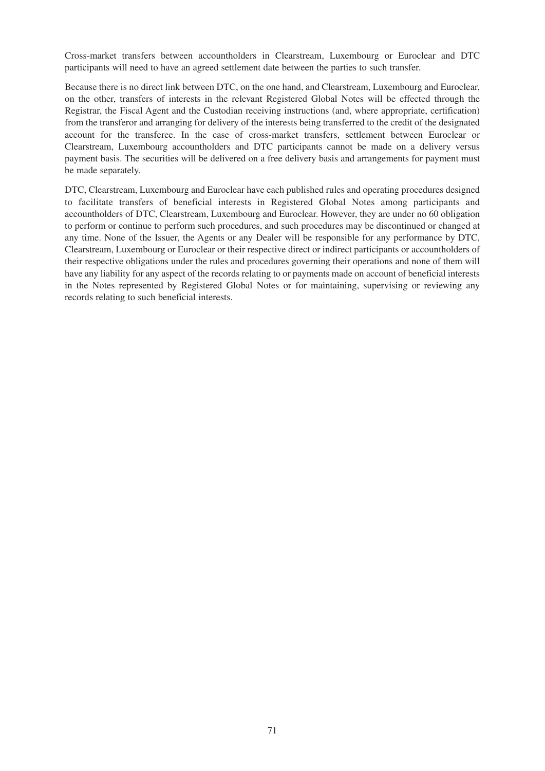Cross-market transfers between accountholders in Clearstream, Luxembourg or Euroclear and DTC participants will need to have an agreed settlement date between the parties to such transfer.

Because there is no direct link between DTC, on the one hand, and Clearstream, Luxembourg and Euroclear, on the other, transfers of interests in the relevant Registered Global Notes will be effected through the Registrar, the Fiscal Agent and the Custodian receiving instructions (and, where appropriate, certification) from the transferor and arranging for delivery of the interests being transferred to the credit of the designated account for the transferee. In the case of cross-market transfers, settlement between Euroclear or Clearstream, Luxembourg accountholders and DTC participants cannot be made on a delivery versus payment basis. The securities will be delivered on a free delivery basis and arrangements for payment must be made separately.

DTC, Clearstream, Luxembourg and Euroclear have each published rules and operating procedures designed to facilitate transfers of beneficial interests in Registered Global Notes among participants and accountholders of DTC, Clearstream, Luxembourg and Euroclear. However, they are under no 60 obligation to perform or continue to perform such procedures, and such procedures may be discontinued or changed at any time. None of the Issuer, the Agents or any Dealer will be responsible for any performance by DTC, Clearstream, Luxembourg or Euroclear or their respective direct or indirect participants or accountholders of their respective obligations under the rules and procedures governing their operations and none of them will have any liability for any aspect of the records relating to or payments made on account of beneficial interests in the Notes represented by Registered Global Notes or for maintaining, supervising or reviewing any records relating to such beneficial interests.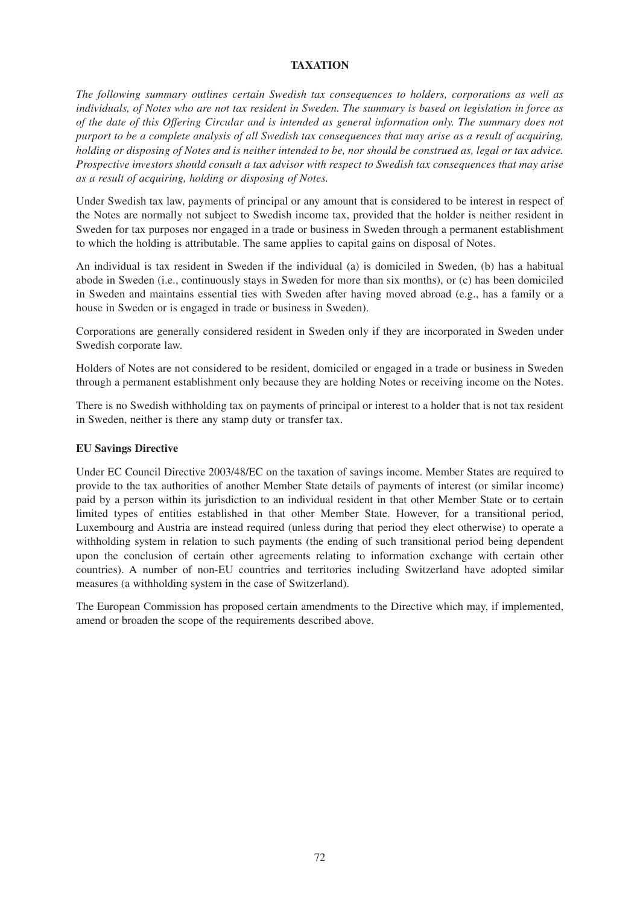# TAXATION

*The following summary outlines certain Swedish tax consequences to holders, corporations as well as individuals, of Notes who are not tax resident in Sweden. The summary is based on legislation in force as of the date of this Offering Circular and is intended as general information only. The summary does not purport to be a complete analysis of all Swedish tax consequences that may arise as a result of acquiring, holding or disposing of Notes and is neither intended to be, nor should be construed as, legal or tax advice. Prospective investors should consult a tax advisor with respect to Swedish tax consequences that may arise as a result of acquiring, holding or disposing of Notes.*

Under Swedish tax law, payments of principal or any amount that is considered to be interest in respect of the Notes are normally not subject to Swedish income tax, provided that the holder is neither resident in Sweden for tax purposes nor engaged in a trade or business in Sweden through a permanent establishment to which the holding is attributable. The same applies to capital gains on disposal of Notes.

An individual is tax resident in Sweden if the individual (a) is domiciled in Sweden, (b) has a habitual abode in Sweden (i.e., continuously stays in Sweden for more than six months), or (c) has been domiciled in Sweden and maintains essential ties with Sweden after having moved abroad (e.g., has a family or a house in Sweden or is engaged in trade or business in Sweden).

Corporations are generally considered resident in Sweden only if they are incorporated in Sweden under Swedish corporate law.

Holders of Notes are not considered to be resident, domiciled or engaged in a trade or business in Sweden through a permanent establishment only because they are holding Notes or receiving income on the Notes.

There is no Swedish withholding tax on payments of principal or interest to a holder that is not tax resident in Sweden, neither is there any stamp duty or transfer tax.

## EU Savings Directive

Under EC Council Directive 2003/48/EC on the taxation of savings income. Member States are required to provide to the tax authorities of another Member State details of payments of interest (or similar income) paid by a person within its jurisdiction to an individual resident in that other Member State or to certain limited types of entities established in that other Member State. However, for a transitional period, Luxembourg and Austria are instead required (unless during that period they elect otherwise) to operate a withholding system in relation to such payments (the ending of such transitional period being dependent upon the conclusion of certain other agreements relating to information exchange with certain other countries). A number of non-EU countries and territories including Switzerland have adopted similar measures (a withholding system in the case of Switzerland).

The European Commission has proposed certain amendments to the Directive which may, if implemented, amend or broaden the scope of the requirements described above.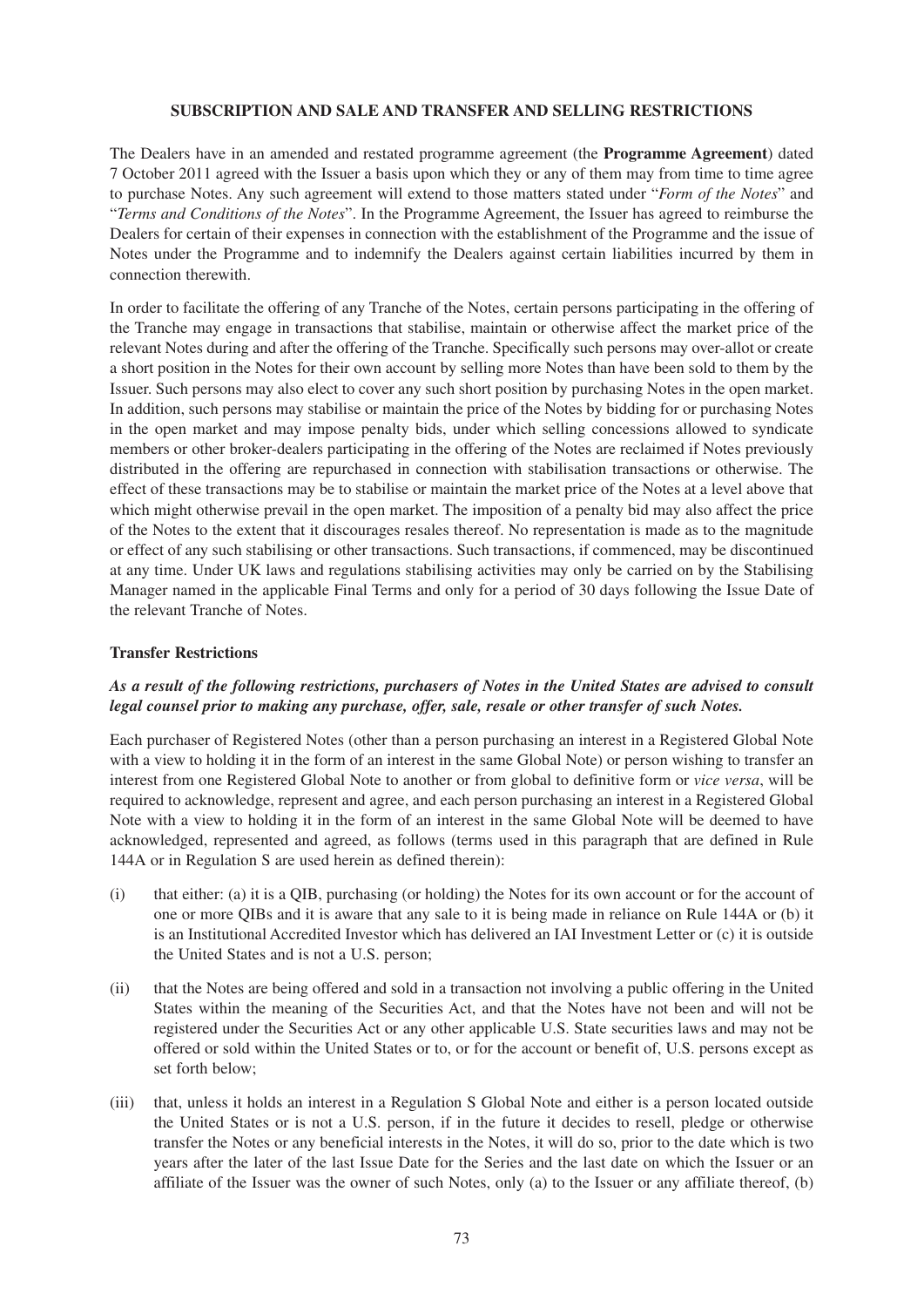## SUBSCRIPTION AND SALE AND TRANSFER AND SELLING RESTRICTIONS

The Dealers have in an amended and restated programme agreement (the **Programme Agreement**) dated 7 October 2011 agreed with the Issuer a basis upon which they or any of them may from time to time agree to purchase Notes. Any such agreement will extend to those matters stated under "*Form of the Notes*" and "*Terms and Conditions of the Notes*". In the Programme Agreement, the Issuer has agreed to reimburse the Dealers for certain of their expenses in connection with the establishment of the Programme and the issue of Notes under the Programme and to indemnify the Dealers against certain liabilities incurred by them in connection therewith.

In order to facilitate the offering of any Tranche of the Notes, certain persons participating in the offering of the Tranche may engage in transactions that stabilise, maintain or otherwise affect the market price of the relevant Notes during and after the offering of the Tranche. Specifically such persons may over-allot or create a short position in the Notes for their own account by selling more Notes than have been sold to them by the Issuer. Such persons may also elect to cover any such short position by purchasing Notes in the open market. In addition, such persons may stabilise or maintain the price of the Notes by bidding for or purchasing Notes in the open market and may impose penalty bids, under which selling concessions allowed to syndicate members or other broker-dealers participating in the offering of the Notes are reclaimed if Notes previously distributed in the offering are repurchased in connection with stabilisation transactions or otherwise. The effect of these transactions may be to stabilise or maintain the market price of the Notes at a level above that which might otherwise prevail in the open market. The imposition of a penalty bid may also affect the price of the Notes to the extent that it discourages resales thereof. No representation is made as to the magnitude or effect of any such stabilising or other transactions. Such transactions, if commenced, may be discontinued at any time. Under UK laws and regulations stabilising activities may only be carried on by the Stabilising Manager named in the applicable Final Terms and only for a period of 30 days following the Issue Date of the relevant Tranche of Notes.

### Transfer Restrictions

***As a result of the following restrictions, purchasers of Notes in the United States are advised to consult legal counsel prior to making any purchase, offer, sale, resale or other transfer of such Notes.***

Each purchaser of Registered Notes (other than a person purchasing an interest in a Registered Global Note with a view to holding it in the form of an interest in the same Global Note) or person wishing to transfer an interest from one Registered Global Note to another or from global to definitive form or *vice versa*, will be required to acknowledge, represent and agree, and each person purchasing an interest in a Registered Global Note with a view to holding it in the form of an interest in the same Global Note will be deemed to have acknowledged, represented and agreed, as follows (terms used in this paragraph that are defined in Rule 144A or in Regulation S are used herein as defined therein):

(i) that either: (a) it is a QIB, purchasing (or holding) the Notes for its own account or for the account of one or more QIBs and it is aware that any sale to it is being made in reliance on Rule 144A or (b) it is an Institutional Accredited Investor which has delivered an IAI Investment Letter or (c) it is outside the United States and is not a U.S. person;

(ii) that the Notes are being offered and sold in a transaction not involving a public offering in the United States within the meaning of the Securities Act, and that the Notes have not been and will not be registered under the Securities Act or any other applicable U.S. State securities laws and may not be offered or sold within the United States or to, or for the account or benefit of, U.S. persons except as set forth below;

(iii) that, unless it holds an interest in a Regulation S Global Note and either is a person located outside the United States or is not a U.S. person, if in the future it decides to resell, pledge or otherwise transfer the Notes or any beneficial interests in the Notes, it will do so, prior to the date which is two years after the later of the last Issue Date for the Series and the last date on which the Issuer or an affiliate of the Issuer was the owner of such Notes, only (a) to the Issuer or any affiliate thereof, (b)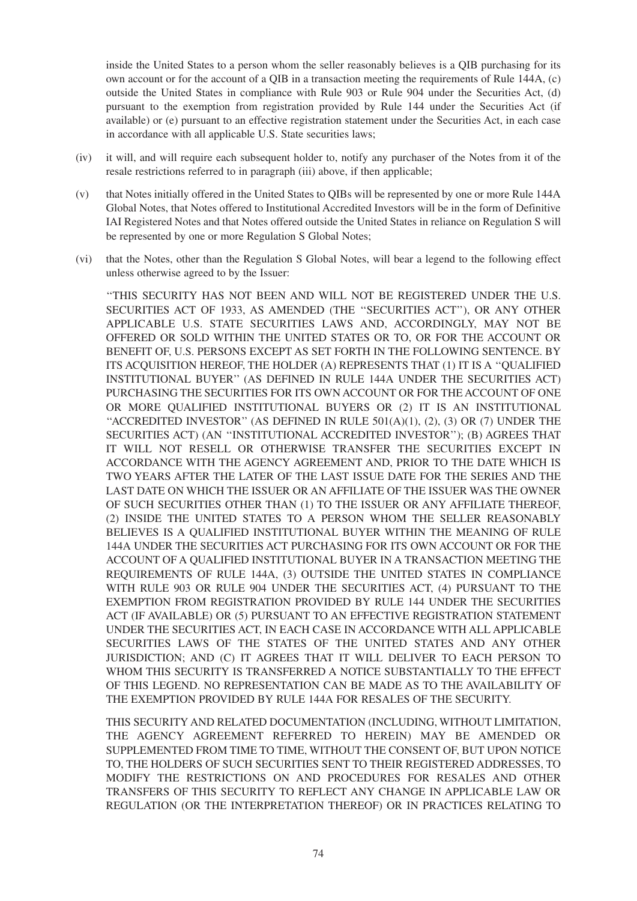inside the United States to a person whom the seller reasonably believes is a QIB purchasing for its own account or for the account of a QIB in a transaction meeting the requirements of Rule 144A, (c) outside the United States in compliance with Rule 903 or Rule 904 under the Securities Act, (d) pursuant to the exemption from registration provided by Rule 144 under the Securities Act (if available) or (e) pursuant to an effective registration statement under the Securities Act, in each case in accordance with all applicable U.S. State securities laws;

(iv) it will, and will require each subsequent holder to, notify any purchaser of the Notes from it of the resale restrictions referred to in paragraph (iii) above, if then applicable;

(v) that Notes initially offered in the United States to QIBs will be represented by one or more Rule 144A Global Notes, that Notes offered to Institutional Accredited Investors will be in the form of Definitive IAI Registered Notes and that Notes offered outside the United States in reliance on Regulation S will be represented by one or more Regulation S Global Notes;

(vi) that the Notes, other than the Regulation S Global Notes, will bear a legend to the following effect unless otherwise agreed to by the Issuer:

"THIS SECURITY HAS NOT BEEN AND WILL NOT BE REGISTERED UNDER THE U.S. SECURITIES ACT OF 1933, AS AMENDED (THE "SECURITIES ACT"), OR ANY OTHER APPLICABLE U.S. STATE SECURITIES LAWS AND, ACCORDINGLY, MAY NOT BE OFFERED OR SOLD WITHIN THE UNITED STATES OR TO, OR FOR THE ACCOUNT OR BENEFIT OF, U.S. PERSONS EXCEPT AS SET FORTH IN THE FOLLOWING SENTENCE. BY ITS ACQUISITION HEREOF, THE HOLDER (A) REPRESENTS THAT (1) IT IS A "QUALIFIED INSTITUTIONAL BUYER" (AS DEFINED IN RULE 144A UNDER THE SECURITIES ACT) PURCHASING THE SECURITIES FOR ITS OWN ACCOUNT OR FOR THE ACCOUNT OF ONE OR MORE QUALIFIED INSTITUTIONAL BUYERS OR (2) IT IS AN INSTITUTIONAL "ACCREDITED INVESTOR" (AS DEFINED IN RULE 501(A)(1), (2), (3) OR (7) UNDER THE SECURITIES ACT) (AN "INSTITUTIONAL ACCREDITED INVESTOR"); (B) AGREES THAT IT WILL NOT RESELL OR OTHERWISE TRANSFER THE SECURITIES EXCEPT IN ACCORDANCE WITH THE AGENCY AGREEMENT AND, PRIOR TO THE DATE WHICH IS TWO YEARS AFTER THE LATER OF THE LAST ISSUE DATE FOR THE SERIES AND THE LAST DATE ON WHICH THE ISSUER OR AN AFFILIATE OF THE ISSUER WAS THE OWNER OF SUCH SECURITIES OTHER THAN (1) TO THE ISSUER OR ANY AFFILIATE THEREOF, (2) INSIDE THE UNITED STATES TO A PERSON WHOM THE SELLER REASONABLY BELIEVES IS A QUALIFIED INSTITUTIONAL BUYER WITHIN THE MEANING OF RULE 144A UNDER THE SECURITIES ACT PURCHASING FOR ITS OWN ACCOUNT OR FOR THE ACCOUNT OF A QUALIFIED INSTITUTIONAL BUYER IN A TRANSACTION MEETING THE REQUIREMENTS OF RULE 144A, (3) OUTSIDE THE UNITED STATES IN COMPLIANCE WITH RULE 903 OR RULE 904 UNDER THE SECURITIES ACT, (4) PURSUANT TO THE EXEMPTION FROM REGISTRATION PROVIDED BY RULE 144 UNDER THE SECURITIES ACT (IF AVAILABLE) OR (5) PURSUANT TO AN EFFECTIVE REGISTRATION STATEMENT UNDER THE SECURITIES ACT, IN EACH CASE IN ACCORDANCE WITH ALL APPLICABLE SECURITIES LAWS OF THE STATES OF THE UNITED STATES AND ANY OTHER JURISDICTION; AND (C) IT AGREES THAT IT WILL DELIVER TO EACH PERSON TO WHOM THIS SECURITY IS TRANSFERRED A NOTICE SUBSTANTIALLY TO THE EFFECT OF THIS LEGEND. NO REPRESENTATION CAN BE MADE AS TO THE AVAILABILITY OF THE EXEMPTION PROVIDED BY RULE 144A FOR RESALES OF THE SECURITY.

THIS SECURITY AND RELATED DOCUMENTATION (INCLUDING, WITHOUT LIMITATION, THE AGENCY AGREEMENT REFERRED TO HEREIN) MAY BE AMENDED OR SUPPLEMENTED FROM TIME TO TIME, WITHOUT THE CONSENT OF, BUT UPON NOTICE TO, THE HOLDERS OF SUCH SECURITIES SENT TO THEIR REGISTERED ADDRESSES, TO MODIFY THE RESTRICTIONS ON AND PROCEDURES FOR RESALES AND OTHER TRANSFERS OF THIS SECURITY TO REFLECT ANY CHANGE IN APPLICABLE LAW OR REGULATION (OR THE INTERPRETATION THEREOF) OR IN PRACTICES RELATING TO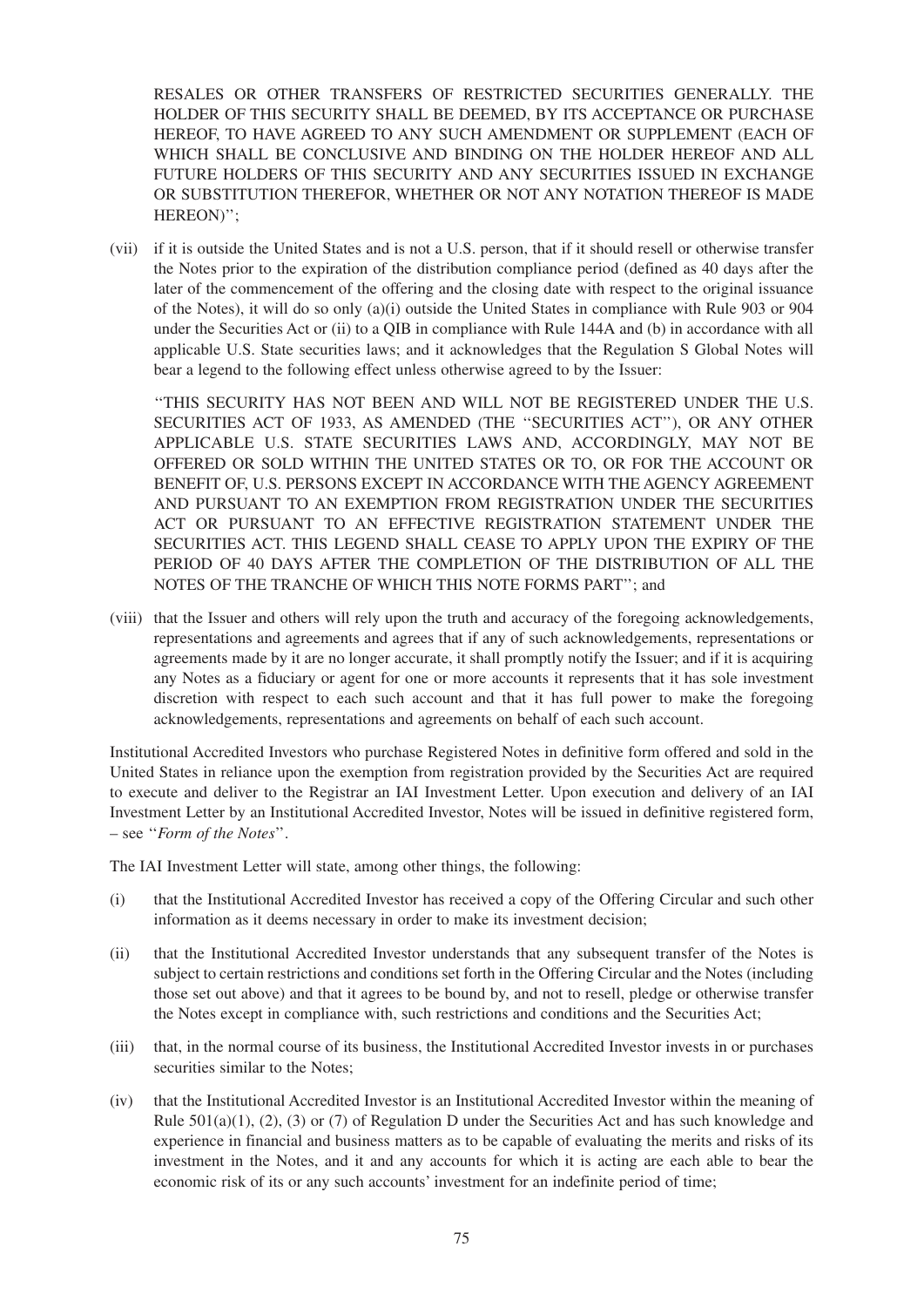RESALES OR OTHER TRANSFERS OF RESTRICTED SECURITIES GENERALLY. THE HOLDER OF THIS SECURITY SHALL BE DEEMED, BY ITS ACCEPTANCE OR PURCHASE HEREOF, TO HAVE AGREED TO ANY SUCH AMENDMENT OR SUPPLEMENT (EACH OF WHICH SHALL BE CONCLUSIVE AND BINDING ON THE HOLDER HEREOF AND ALL FUTURE HOLDERS OF THIS SECURITY AND ANY SECURITIES ISSUED IN EXCHANGE OR SUBSTITUTION THEREFOR, WHETHER OR NOT ANY NOTATION THEREOF IS MADE HEREON)'';

(vii) if it is outside the United States and is not a U.S. person, that if it should resell or otherwise transfer the Notes prior to the expiration of the distribution compliance period (defined as 40 days after the later of the commencement of the offering and the closing date with respect to the original issuance of the Notes), it will do so only (a)(i) outside the United States in compliance with Rule 903 or 904 under the Securities Act or (ii) to a QIB in compliance with Rule 144A and (b) in accordance with all applicable U.S. State securities laws; and it acknowledges that the Regulation S Global Notes will bear a legend to the following effect unless otherwise agreed to by the Issuer:

''THIS SECURITY HAS NOT BEEN AND WILL NOT BE REGISTERED UNDER THE U.S. SECURITIES ACT OF 1933, AS AMENDED (THE ''SECURITIES ACT''), OR ANY OTHER APPLICABLE U.S. STATE SECURITIES LAWS AND, ACCORDINGLY, MAY NOT BE OFFERED OR SOLD WITHIN THE UNITED STATES OR TO, OR FOR THE ACCOUNT OR BENEFIT OF, U.S. PERSONS EXCEPT IN ACCORDANCE WITH THE AGENCY AGREEMENT AND PURSUANT TO AN EXEMPTION FROM REGISTRATION UNDER THE SECURITIES ACT OR PURSUANT TO AN EFFECTIVE REGISTRATION STATEMENT UNDER THE SECURITIES ACT. THIS LEGEND SHALL CEASE TO APPLY UPON THE EXPIRY OF THE PERIOD OF 40 DAYS AFTER THE COMPLETION OF THE DISTRIBUTION OF ALL THE NOTES OF THE TRANCHE OF WHICH THIS NOTE FORMS PART''; and

(viii) that the Issuer and others will rely upon the truth and accuracy of the foregoing acknowledgements, representations and agreements and agrees that if any of such acknowledgements, representations or agreements made by it are no longer accurate, it shall promptly notify the Issuer; and if it is acquiring any Notes as a fiduciary or agent for one or more accounts it represents that it has sole investment discretion with respect to each such account and that it has full power to make the foregoing acknowledgements, representations and agreements on behalf of each such account.

Institutional Accredited Investors who purchase Registered Notes in definitive form offered and sold in the United States in reliance upon the exemption from registration provided by the Securities Act are required to execute and deliver to the Registrar an IAI Investment Letter. Upon execution and delivery of an IAI Investment Letter by an Institutional Accredited Investor, Notes will be issued in definitive registered form, – see ''*Form of the Notes*''.

The IAI Investment Letter will state, among other things, the following:

(i) that the Institutional Accredited Investor has received a copy of the Offering Circular and such other information as it deems necessary in order to make its investment decision;

(ii) that the Institutional Accredited Investor understands that any subsequent transfer of the Notes is subject to certain restrictions and conditions set forth in the Offering Circular and the Notes (including those set out above) and that it agrees to be bound by, and not to resell, pledge or otherwise transfer the Notes except in compliance with, such restrictions and conditions and the Securities Act;

(iii) that, in the normal course of its business, the Institutional Accredited Investor invests in or purchases securities similar to the Notes;

(iv) that the Institutional Accredited Investor is an Institutional Accredited Investor within the meaning of Rule 501(a)(1), (2), (3) or (7) of Regulation D under the Securities Act and has such knowledge and experience in financial and business matters as to be capable of evaluating the merits and risks of its investment in the Notes, and it and any accounts for which it is acting are each able to bear the economic risk of its or any such accounts' investment for an indefinite period of time;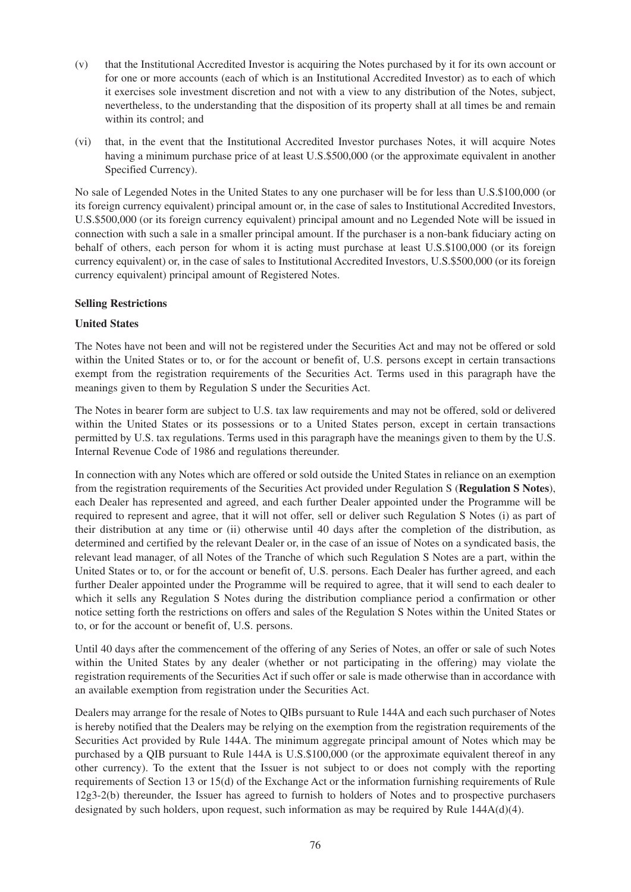(v) that the Institutional Accredited Investor is acquiring the Notes purchased by it for its own account or for one or more accounts (each of which is an Institutional Accredited Investor) as to each of which it exercises sole investment discretion and not with a view to any distribution of the Notes, subject, nevertheless, to the understanding that the disposition of its property shall at all times be and remain within its control; and

(vi) that, in the event that the Institutional Accredited Investor purchases Notes, it will acquire Notes having a minimum purchase price of at least U.S.$500,000 (or the approximate equivalent in another Specified Currency).

No sale of Legended Notes in the United States to any one purchaser will be for less than U.S.$100,000 (or its foreign currency equivalent) principal amount or, in the case of sales to Institutional Accredited Investors, U.S.$500,000 (or its foreign currency equivalent) principal amount and no Legended Note will be issued in connection with such a sale in a smaller principal amount. If the purchaser is a non-bank fiduciary acting on behalf of others, each person for whom it is acting must purchase at least U.S.$100,000 (or its foreign currency equivalent) or, in the case of sales to Institutional Accredited Investors, U.S.$500,000 (or its foreign currency equivalent) principal amount of Registered Notes.

**Selling Restrictions**

**United States**

The Notes have not been and will not be registered under the Securities Act and may not be offered or sold within the United States or to, or for the account or benefit of, U.S. persons except in certain transactions exempt from the registration requirements of the Securities Act. Terms used in this paragraph have the meanings given to them by Regulation S under the Securities Act.

The Notes in bearer form are subject to U.S. tax law requirements and may not be offered, sold or delivered within the United States or its possessions or to a United States person, except in certain transactions permitted by U.S. tax regulations. Terms used in this paragraph have the meanings given to them by the U.S. Internal Revenue Code of 1986 and regulations thereunder.

In connection with any Notes which are offered or sold outside the United States in reliance on an exemption from the registration requirements of the Securities Act provided under Regulation S (**Regulation S Notes**), each Dealer has represented and agreed, and each further Dealer appointed under the Programme will be required to represent and agree, that it will not offer, sell or deliver such Regulation S Notes (i) as part of their distribution at any time or (ii) otherwise until 40 days after the completion of the distribution, as determined and certified by the relevant Dealer or, in the case of an issue of Notes on a syndicated basis, the relevant lead manager, of all Notes of the Tranche of which such Regulation S Notes are a part, within the United States or to, or for the account or benefit of, U.S. persons. Each Dealer has further agreed, and each further Dealer appointed under the Programme will be required to agree, that it will send to each dealer to which it sells any Regulation S Notes during the distribution compliance period a confirmation or other notice setting forth the restrictions on offers and sales of the Regulation S Notes within the United States or to, or for the account or benefit of, U.S. persons.

Until 40 days after the commencement of the offering of any Series of Notes, an offer or sale of such Notes within the United States by any dealer (whether or not participating in the offering) may violate the registration requirements of the Securities Act if such offer or sale is made otherwise than in accordance with an available exemption from registration under the Securities Act.

Dealers may arrange for the resale of Notes to QIBs pursuant to Rule 144A and each such purchaser of Notes is hereby notified that the Dealers may be relying on the exemption from the registration requirements of the Securities Act provided by Rule 144A. The minimum aggregate principal amount of Notes which may be purchased by a QIB pursuant to Rule 144A is U.S.$100,000 (or the approximate equivalent thereof in any other currency). To the extent that the Issuer is not subject to or does not comply with the reporting requirements of Section 13 or 15(d) of the Exchange Act or the information furnishing requirements of Rule 12g3-2(b) thereunder, the Issuer has agreed to furnish to holders of Notes and to prospective purchasers designated by such holders, upon request, such information as may be required by Rule 144A(d)(4).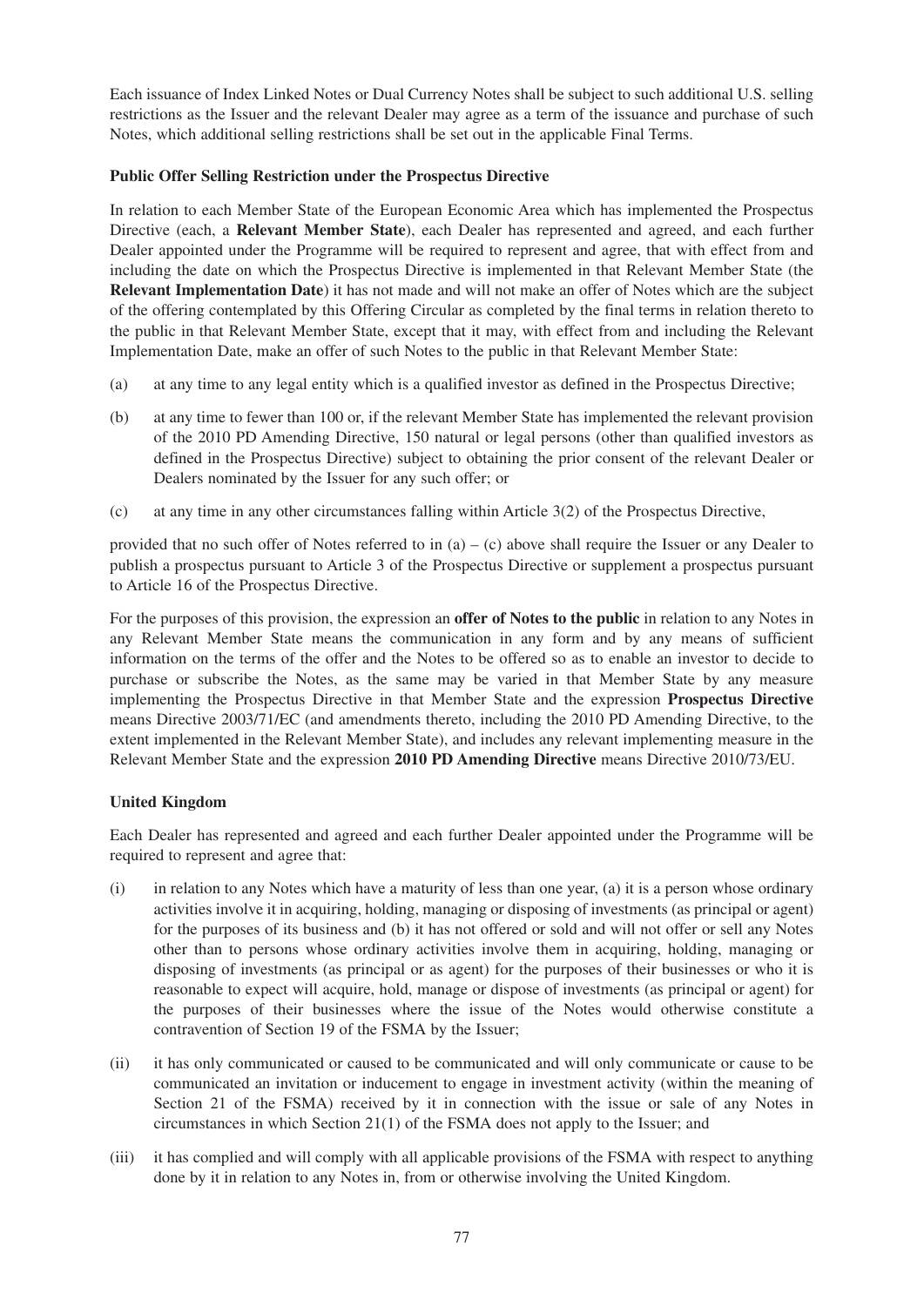Each issuance of Index Linked Notes or Dual Currency Notes shall be subject to such additional U.S. selling restrictions as the Issuer and the relevant Dealer may agree as a term of the issuance and purchase of such Notes, which additional selling restrictions shall be set out in the applicable Final Terms.

**Public Offer Selling Restriction under the Prospectus Directive**

In relation to each Member State of the European Economic Area which has implemented the Prospectus Directive (each, a **Relevant Member State**), each Dealer has represented and agreed, and each further Dealer appointed under the Programme will be required to represent and agree, that with effect from and including the date on which the Prospectus Directive is implemented in that Relevant Member State (the **Relevant Implementation Date**) it has not made and will not make an offer of Notes which are the subject of the offering contemplated by this Offering Circular as completed by the final terms in relation thereto to the public in that Relevant Member State, except that it may, with effect from and including the Relevant Implementation Date, make an offer of such Notes to the public in that Relevant Member State:

(a) at any time to any legal entity which is a qualified investor as defined in the Prospectus Directive;

(b) at any time to fewer than 100 or, if the relevant Member State has implemented the relevant provision of the 2010 PD Amending Directive, 150 natural or legal persons (other than qualified investors as defined in the Prospectus Directive) subject to obtaining the prior consent of the relevant Dealer or Dealers nominated by the Issuer for any such offer; or

(c) at any time in any other circumstances falling within Article 3(2) of the Prospectus Directive,

provided that no such offer of Notes referred to in (a) – (c) above shall require the Issuer or any Dealer to publish a prospectus pursuant to Article 3 of the Prospectus Directive or supplement a prospectus pursuant to Article 16 of the Prospectus Directive.

For the purposes of this provision, the expression an **offer of Notes to the public** in relation to any Notes in any Relevant Member State means the communication in any form and by any means of sufficient information on the terms of the offer and the Notes to be offered so as to enable an investor to decide to purchase or subscribe the Notes, as the same may be varied in that Member State by any measure implementing the Prospectus Directive in that Member State and the expression **Prospectus Directive** means Directive 2003/71/EC (and amendments thereto, including the 2010 PD Amending Directive, to the extent implemented in the Relevant Member State), and includes any relevant implementing measure in the Relevant Member State and the expression **2010 PD Amending Directive** means Directive 2010/73/EU.

**United Kingdom**

Each Dealer has represented and agreed and each further Dealer appointed under the Programme will be required to represent and agree that:

(i) in relation to any Notes which have a maturity of less than one year, (a) it is a person whose ordinary activities involve it in acquiring, holding, managing or disposing of investments (as principal or agent) for the purposes of its business and (b) it has not offered or sold and will not offer or sell any Notes other than to persons whose ordinary activities involve them in acquiring, holding, managing or disposing of investments (as principal or as agent) for the purposes of their businesses or who it is reasonable to expect will acquire, hold, manage or dispose of investments (as principal or agent) for the purposes of their businesses where the issue of the Notes would otherwise constitute a contravention of Section 19 of the FSMA by the Issuer;

(ii) it has only communicated or caused to be communicated and will only communicate or cause to be communicated an invitation or inducement to engage in investment activity (within the meaning of Section 21 of the FSMA) received by it in connection with the issue or sale of any Notes in circumstances in which Section 21(1) of the FSMA does not apply to the Issuer; and

(iii) it has complied and will comply with all applicable provisions of the FSMA with respect to anything done by it in relation to any Notes in, from or otherwise involving the United Kingdom.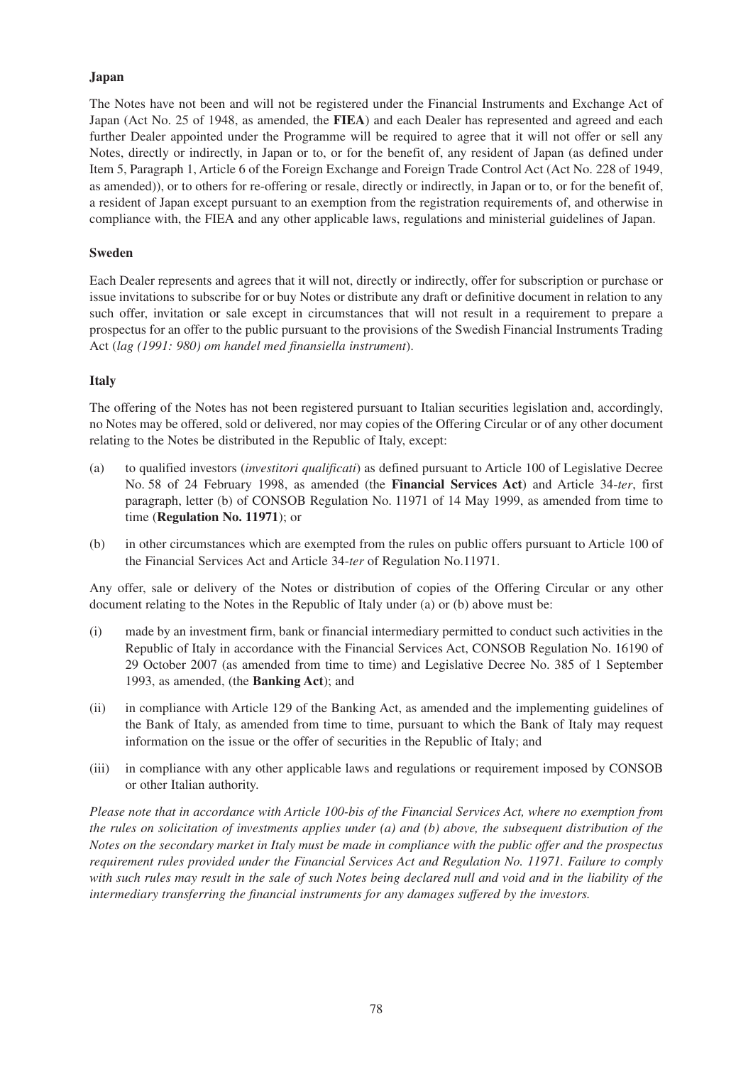**Japan**

The Notes have not been and will not be registered under the Financial Instruments and Exchange Act of Japan (Act No. 25 of 1948, as amended, the **FIEA**) and each Dealer has represented and agreed and each further Dealer appointed under the Programme will be required to agree that it will not offer or sell any Notes, directly or indirectly, in Japan or to, or for the benefit of, any resident of Japan (as defined under Item 5, Paragraph 1, Article 6 of the Foreign Exchange and Foreign Trade Control Act (Act No. 228 of 1949, as amended)), or to others for re-offering or resale, directly or indirectly, in Japan or to, or for the benefit of, a resident of Japan except pursuant to an exemption from the registration requirements of, and otherwise in compliance with, the FIEA and any other applicable laws, regulations and ministerial guidelines of Japan.

**Sweden**

Each Dealer represents and agrees that it will not, directly or indirectly, offer for subscription or purchase or issue invitations to subscribe for or buy Notes or distribute any draft or definitive document in relation to any such offer, invitation or sale except in circumstances that will not result in a requirement to prepare a prospectus for an offer to the public pursuant to the provisions of the Swedish Financial Instruments Trading Act (*lag (1991: 980) om handel med finansiella instrument*).

**Italy**

The offering of the Notes has not been registered pursuant to Italian securities legislation and, accordingly, no Notes may be offered, sold or delivered, nor may copies of the Offering Circular or of any other document relating to the Notes be distributed in the Republic of Italy, except:

(a) to qualified investors (*investitori qualificati*) as defined pursuant to Article 100 of Legislative Decree No. 58 of 24 February 1998, as amended (the **Financial Services Act**) and Article 34-*ter*, first paragraph, letter (b) of CONSOB Regulation No. 11971 of 14 May 1999, as amended from time to time (**Regulation No. 11971**); or

(b) in other circumstances which are exempted from the rules on public offers pursuant to Article 100 of the Financial Services Act and Article 34-*ter* of Regulation No.11971.

Any offer, sale or delivery of the Notes or distribution of copies of the Offering Circular or any other document relating to the Notes in the Republic of Italy under (a) or (b) above must be:

(i) made by an investment firm, bank or financial intermediary permitted to conduct such activities in the Republic of Italy in accordance with the Financial Services Act, CONSOB Regulation No. 16190 of 29 October 2007 (as amended from time to time) and Legislative Decree No. 385 of 1 September 1993, as amended, (the **Banking Act**); and

(ii) in compliance with Article 129 of the Banking Act, as amended and the implementing guidelines of the Bank of Italy, as amended from time to time, pursuant to which the Bank of Italy may request information on the issue or the offer of securities in the Republic of Italy; and

(iii) in compliance with any other applicable laws and regulations or requirement imposed by CONSOB or other Italian authority.

*Please note that in accordance with Article 100-bis of the Financial Services Act, where no exemption from the rules on solicitation of investments applies under (a) and (b) above, the subsequent distribution of the Notes on the secondary market in Italy must be made in compliance with the public offer and the prospectus requirement rules provided under the Financial Services Act and Regulation No. 11971. Failure to comply with such rules may result in the sale of such Notes being declared null and void and in the liability of the intermediary transferring the financial instruments for any damages suffered by the investors.*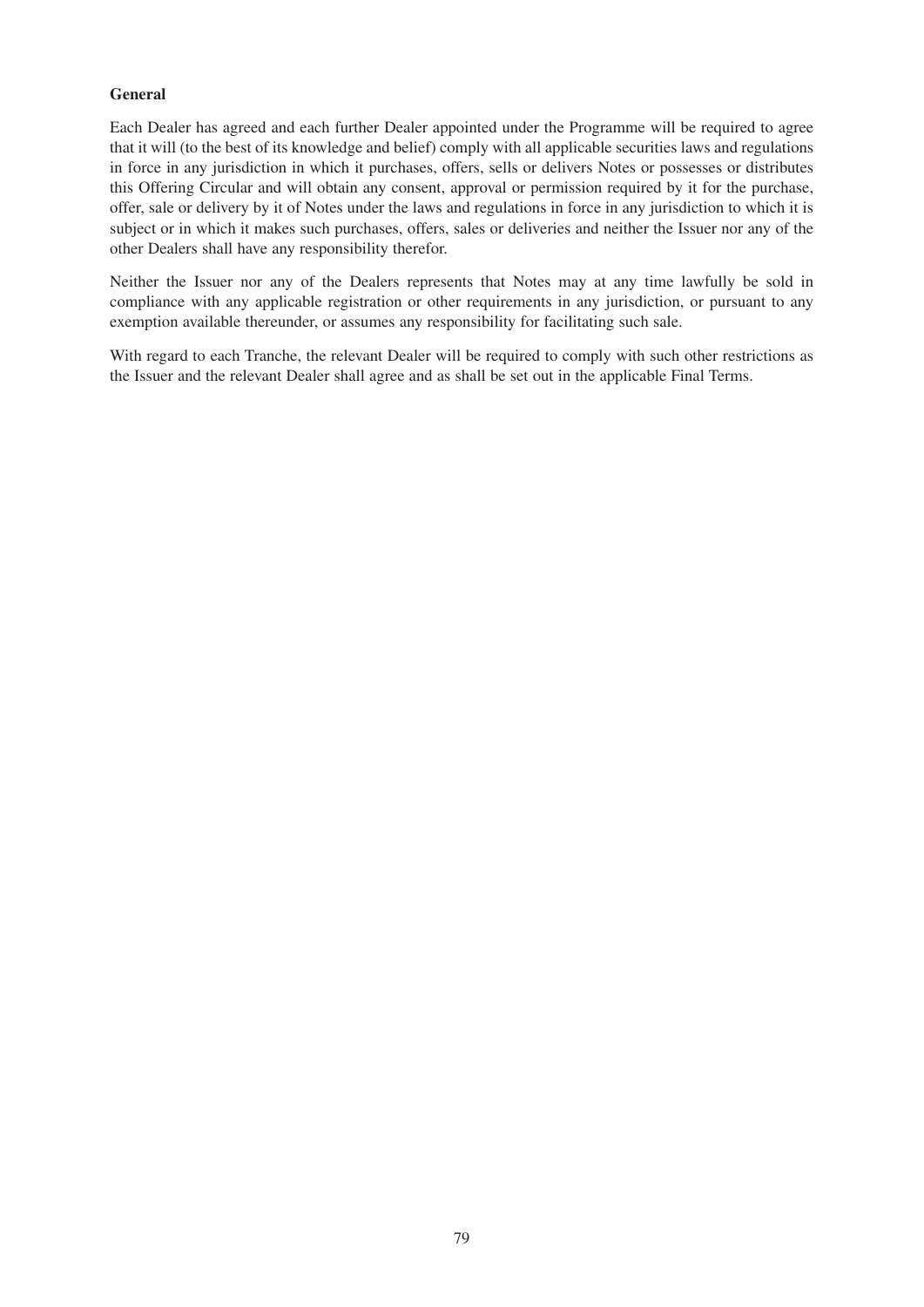**General**

Each Dealer has agreed and each further Dealer appointed under the Programme will be required to agree that it will (to the best of its knowledge and belief) comply with all applicable securities laws and regulations in force in any jurisdiction in which it purchases, offers, sells or delivers Notes or possesses or distributes this Offering Circular and will obtain any consent, approval or permission required by it for the purchase, offer, sale or delivery by it of Notes under the laws and regulations in force in any jurisdiction to which it is subject or in which it makes such purchases, offers, sales or deliveries and neither the Issuer nor any of the other Dealers shall have any responsibility therefor.

Neither the Issuer nor any of the Dealers represents that Notes may at any time lawfully be sold in compliance with any applicable registration or other requirements in any jurisdiction, or pursuant to any exemption available thereunder, or assumes any responsibility for facilitating such sale.

With regard to each Tranche, the relevant Dealer will be required to comply with such other restrictions as the Issuer and the relevant Dealer shall agree and as shall be set out in the applicable Final Terms.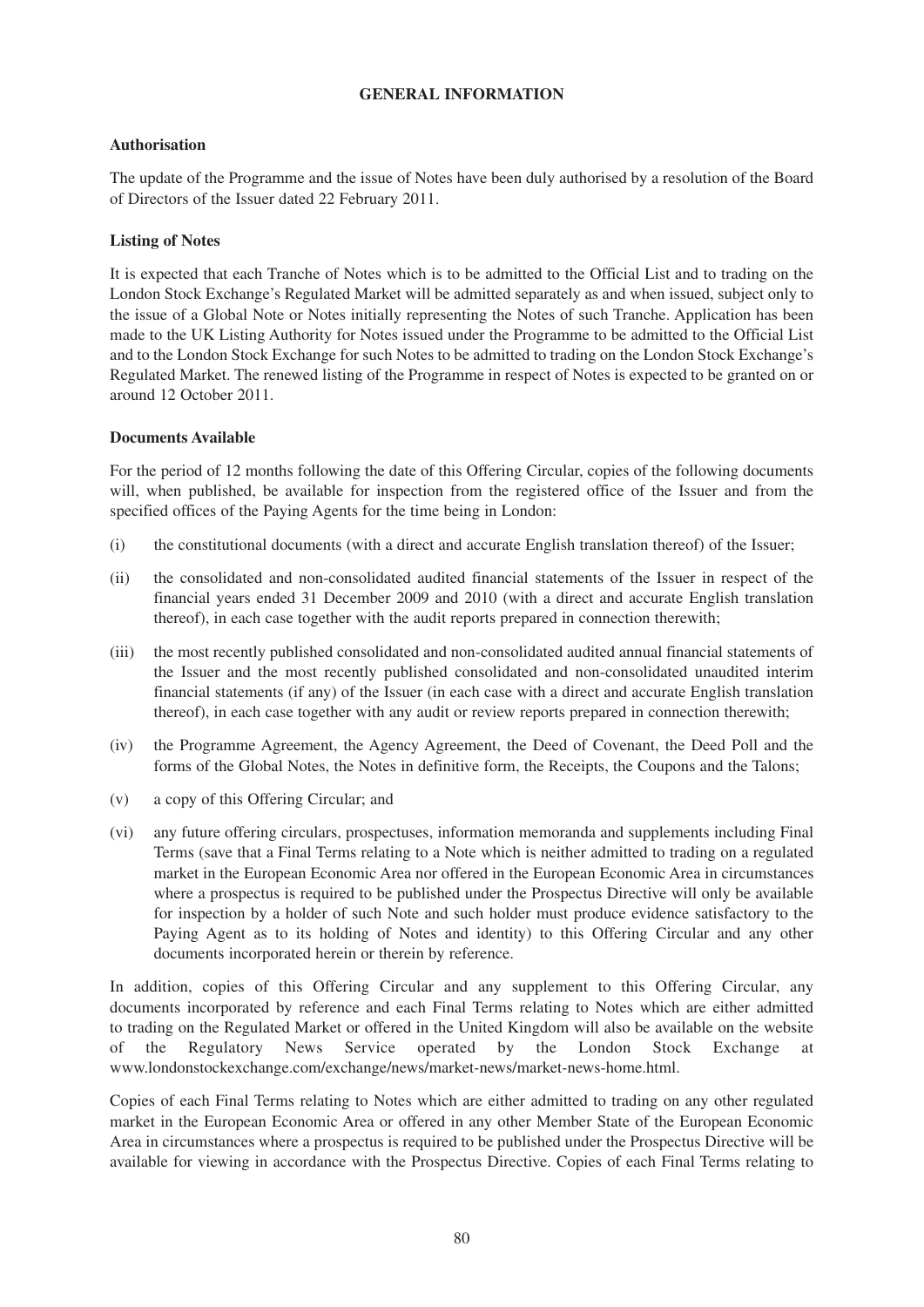# GENERAL INFORMATION

## Authorisation

The update of the Programme and the issue of Notes have been duly authorised by a resolution of the Board of Directors of the Issuer dated 22 February 2011.

## Listing of Notes

It is expected that each Tranche of Notes which is to be admitted to the Official List and to trading on the London Stock Exchange's Regulated Market will be admitted separately as and when issued, subject only to the issue of a Global Note or Notes initially representing the Notes of such Tranche. Application has been made to the UK Listing Authority for Notes issued under the Programme to be admitted to the Official List and to the London Stock Exchange for such Notes to be admitted to trading on the London Stock Exchange's Regulated Market. The renewed listing of the Programme in respect of Notes is expected to be granted on or around 12 October 2011.

## Documents Available

For the period of 12 months following the date of this Offering Circular, copies of the following documents will, when published, be available for inspection from the registered office of the Issuer and from the specified offices of the Paying Agents for the time being in London:

(i) the constitutional documents (with a direct and accurate English translation thereof) of the Issuer;

(ii) the consolidated and non-consolidated audited financial statements of the Issuer in respect of the financial years ended 31 December 2009 and 2010 (with a direct and accurate English translation thereof), in each case together with the audit reports prepared in connection therewith;

(iii) the most recently published consolidated and non-consolidated audited annual financial statements of the Issuer and the most recently published consolidated and non-consolidated unaudited interim financial statements (if any) of the Issuer (in each case with a direct and accurate English translation thereof), in each case together with any audit or review reports prepared in connection therewith;

(iv) the Programme Agreement, the Agency Agreement, the Deed of Covenant, the Deed Poll and the forms of the Global Notes, the Notes in definitive form, the Receipts, the Coupons and the Talons;

(v) a copy of this Offering Circular; and

(vi) any future offering circulars, prospectuses, information memoranda and supplements including Final Terms (save that a Final Terms relating to a Note which is neither admitted to trading on a regulated market in the European Economic Area nor offered in the European Economic Area in circumstances where a prospectus is required to be published under the Prospectus Directive will only be available for inspection by a holder of such Note and such holder must produce evidence satisfactory to the Paying Agent as to its holding of Notes and identity) to this Offering Circular and any other documents incorporated herein or therein by reference.

In addition, copies of this Offering Circular and any supplement to this Offering Circular, any documents incorporated by reference and each Final Terms relating to Notes which are either admitted to trading on the Regulated Market or offered in the United Kingdom will also be available on the website of the Regulatory News Service operated by the London Stock Exchange at www.londonstockexchange.com/exchange/news/market-news/market-news-home.html.

Copies of each Final Terms relating to Notes which are either admitted to trading on any other regulated market in the European Economic Area or offered in any other Member State of the European Economic Area in circumstances where a prospectus is required to be published under the Prospectus Directive will be available for viewing in accordance with the Prospectus Directive. Copies of each Final Terms relating to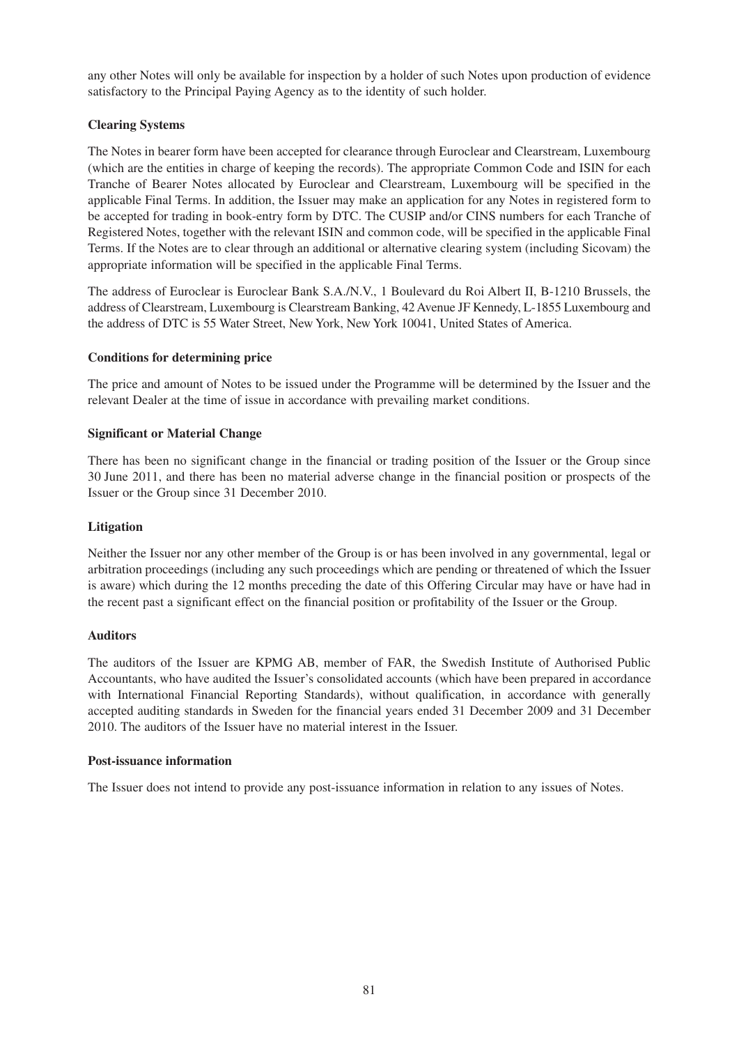any other Notes will only be available for inspection by a holder of such Notes upon production of evidence satisfactory to the Principal Paying Agency as to the identity of such holder.

**Clearing Systems**

The Notes in bearer form have been accepted for clearance through Euroclear and Clearstream, Luxembourg (which are the entities in charge of keeping the records). The appropriate Common Code and ISIN for each Tranche of Bearer Notes allocated by Euroclear and Clearstream, Luxembourg will be specified in the applicable Final Terms. In addition, the Issuer may make an application for any Notes in registered form to be accepted for trading in book-entry form by DTC. The CUSIP and/or CINS numbers for each Tranche of Registered Notes, together with the relevant ISIN and common code, will be specified in the applicable Final Terms. If the Notes are to clear through an additional or alternative clearing system (including Sicovam) the appropriate information will be specified in the applicable Final Terms.

The address of Euroclear is Euroclear Bank S.A./N.V., 1 Boulevard du Roi Albert II, B-1210 Brussels, the address of Clearstream, Luxembourg is Clearstream Banking, 42 Avenue JF Kennedy, L-1855 Luxembourg and the address of DTC is 55 Water Street, New York, New York 10041, United States of America.

**Conditions for determining price**

The price and amount of Notes to be issued under the Programme will be determined by the Issuer and the relevant Dealer at the time of issue in accordance with prevailing market conditions.

**Significant or Material Change**

There has been no significant change in the financial or trading position of the Issuer or the Group since 30 June 2011, and there has been no material adverse change in the financial position or prospects of the Issuer or the Group since 31 December 2010.

**Litigation**

Neither the Issuer nor any other member of the Group is or has been involved in any governmental, legal or arbitration proceedings (including any such proceedings which are pending or threatened of which the Issuer is aware) which during the 12 months preceding the date of this Offering Circular may have or have had in the recent past a significant effect on the financial position or profitability of the Issuer or the Group.

**Auditors**

The auditors of the Issuer are KPMG AB, member of FAR, the Swedish Institute of Authorised Public Accountants, who have audited the Issuer's consolidated accounts (which have been prepared in accordance with International Financial Reporting Standards), without qualification, in accordance with generally accepted auditing standards in Sweden for the financial years ended 31 December 2009 and 31 December 2010. The auditors of the Issuer have no material interest in the Issuer.

**Post-issuance information**

The Issuer does not intend to provide any post-issuance information in relation to any issues of Notes.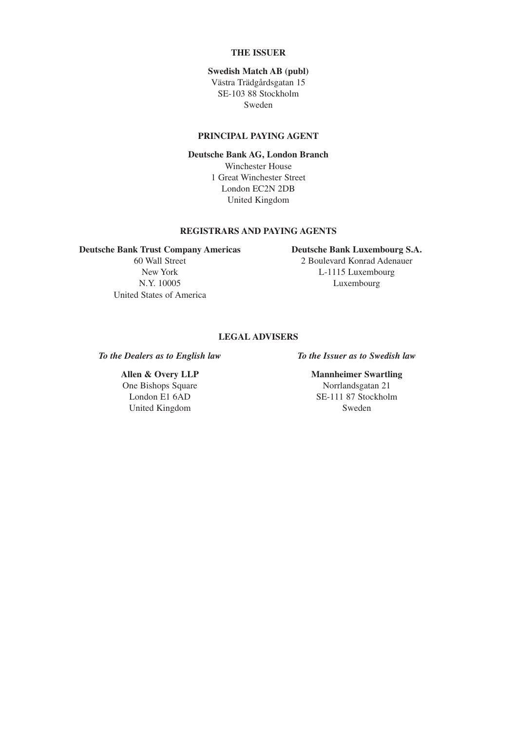**THE ISSUER**

**Swedish Match AB (publ)**
Västra Trädgårdsgatan 15
SE-103 88 Stockholm
Sweden

**PRINCIPAL PAYING AGENT**

**Deutsche Bank AG, London Branch**
Winchester House
1 Great Winchester Street
London EC2N 2DB
United Kingdom

**REGISTRARS AND PAYING AGENTS**

**Deutsche Bank Trust Company Americas**
60 Wall Street
New York
N.Y. 10005
United States of America

**Deutsche Bank Luxembourg S.A.**
2 Boulevard Konrad Adenauer
L-1115 Luxembourg
Luxembourg

**LEGAL ADVISERS**

***To the Dealers as to English law***

**Allen & Overy LLP**
One Bishops Square
London E1 6AD
United Kingdom

***To the Issuer as to Swedish law***

**Mannheimer Swartling**
Norrlandsgatan 21
SE-111 87 Stockholm
Sweden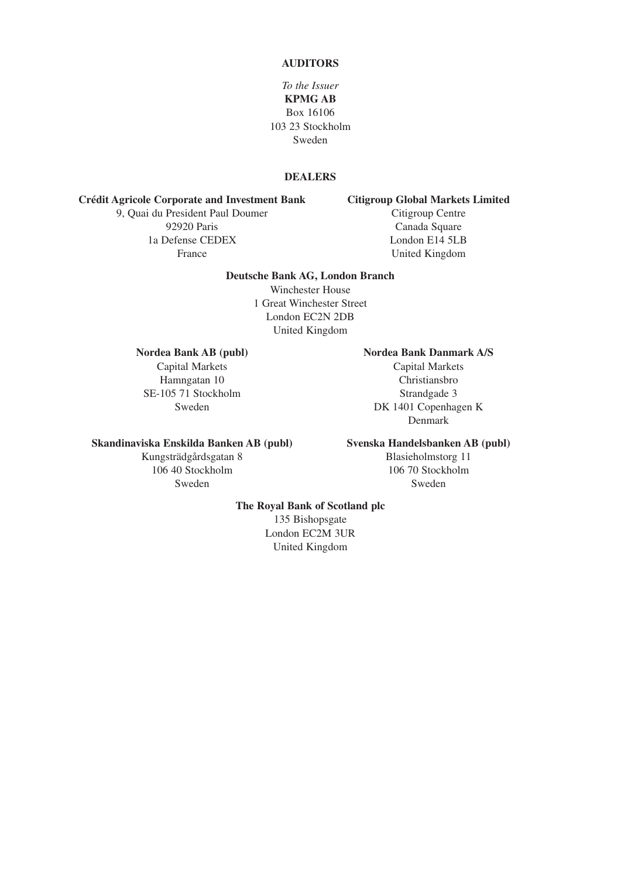## AUDITORS

*To the Issuer*

**KPMG AB**
Box 16106
103 23 Stockholm
Sweden

## DEALERS

**Crédit Agricole Corporate and Investment Bank**
9, Quai du President Paul Doumer
92920 Paris
1a Defense CEDEX
France

**Citigroup Global Markets Limited**
Citigroup Centre
Canada Square
London E14 5LB
United Kingdom

**Deutsche Bank AG, London Branch**
Winchester House
1 Great Winchester Street
London EC2N 2DB
United Kingdom

**Nordea Bank AB (publ)**
Capital Markets
Hamngatan 10
SE-105 71 Stockholm
Sweden

**Nordea Bank Danmark A/S**
Capital Markets
Christiansbro
Strandgade 3
DK 1401 Copenhagen K
Denmark

**Skandinaviska Enskilda Banken AB (publ)**
Kungsträdgårdsgatan 8
106 40 Stockholm
Sweden

**Svenska Handelsbanken AB (publ)**
Blasieholmstorg 11
106 70 Stockholm
Sweden

**The Royal Bank of Scotland plc**
135 Bishopsgate
London EC2M 3UR
United Kingdom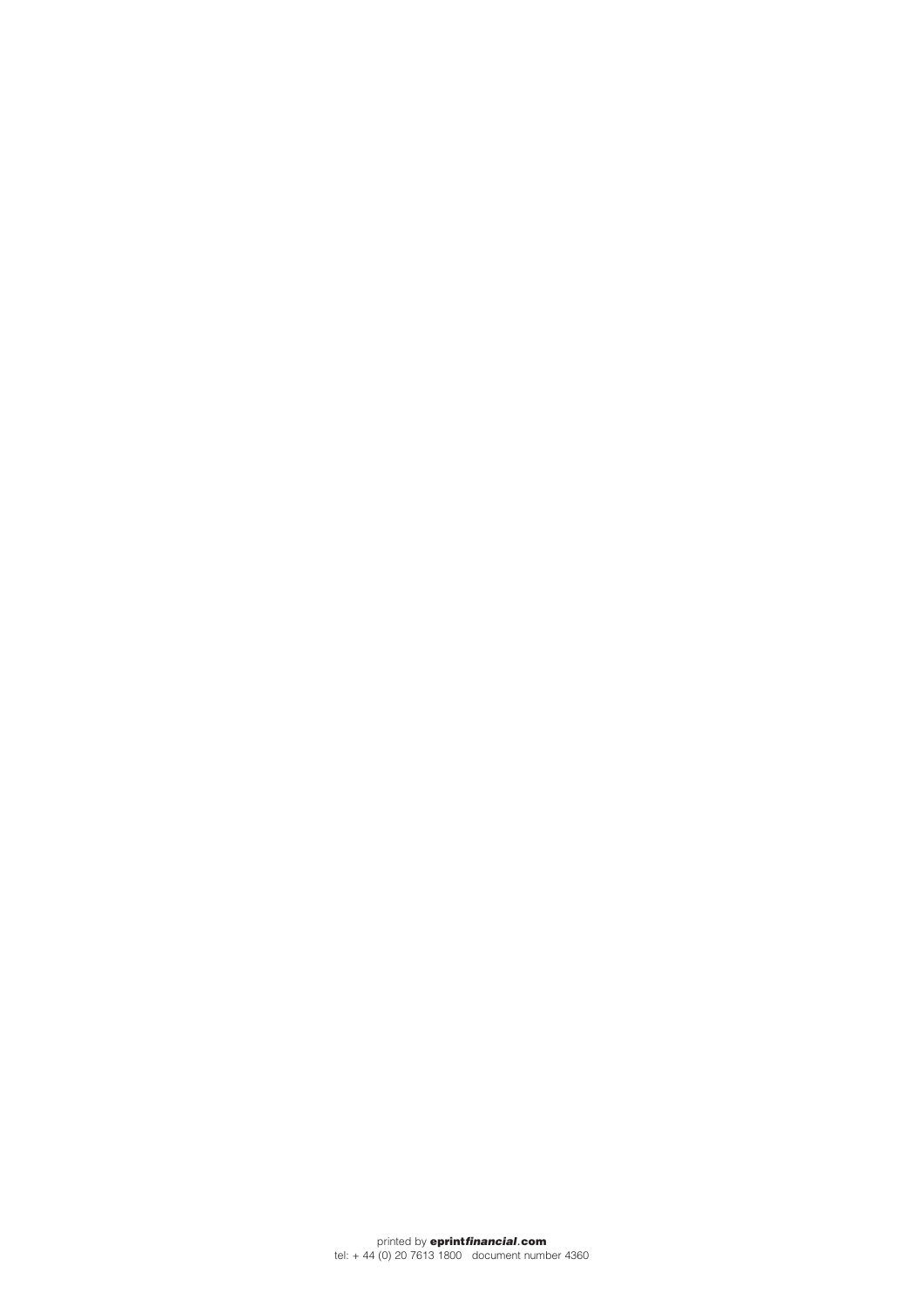printed by **eprint*financial*.com**
tel: + 44 (0) 20 7613 1800 document number 4360